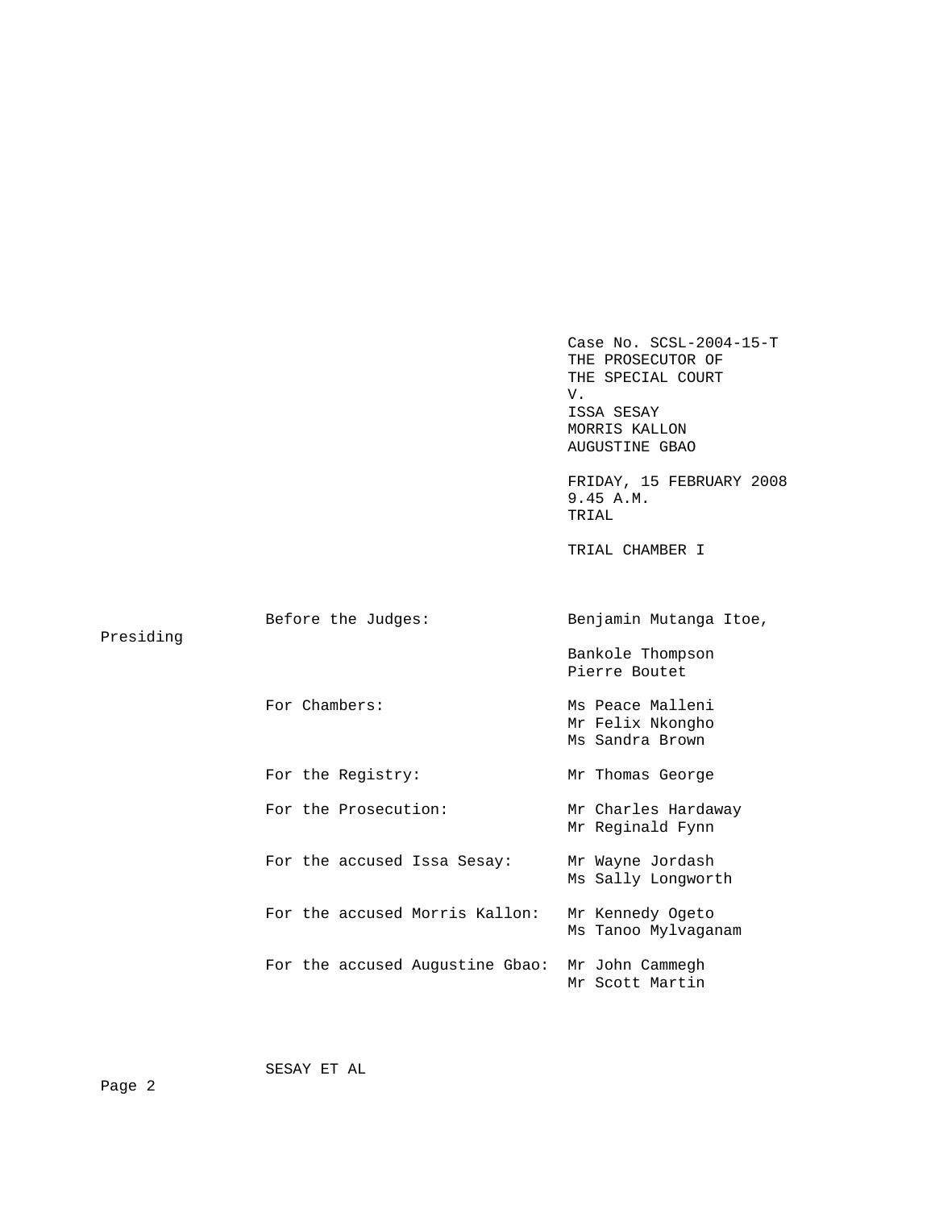Case No. SCSL-2004-15-T
THE PROSECUTOR OF
THE SPECIAL COURT
V.
ISSA SESAY
MORRIS KALLON
AUGUSTINE GBAO

FRIDAY, 15 FEBRUARY 2008
9.45 A.M.
TRIAL

TRIAL CHAMBER I

| | |
|---|---|
| Before the Judges: | Benjamin Mutanga Itoe, Presiding |
| | Bankole Thompson |
| | Pierre Boutet |
| For Chambers: | Ms Peace Malleni |
| | Mr Felix Nkongho |
| | Ms Sandra Brown |
| For the Registry: | Mr Thomas George |
| For the Prosecution: | Mr Charles Hardaway |
| | Mr Reginald Fynn |
| For the accused Issa Sesay: | Mr Wayne Jordash |
| | Ms Sally Longworth |
| For the accused Morris Kallon: | Mr Kennedy Ogeto |
| | Ms Tanoo Mylvaganam |
| For the accused Augustine Gbao: | Mr John Cammegh |
| | Mr Scott Martin |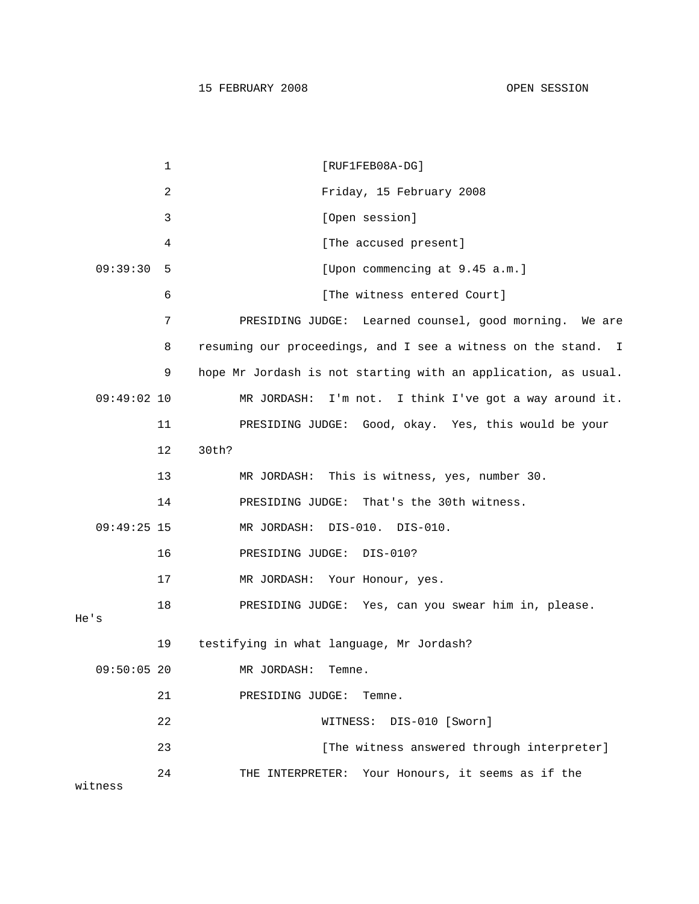[RUF1FEB08A-DG]

Friday, 15 February 2008

[Open session]

[The accused present]

[Upon commencing at 9.45 a.m.]

[The witness entered Court]

PRESIDING JUDGE: Learned counsel, good morning. We are resuming our proceedings, and I see a witness on the stand. I hope Mr Jordash is not starting with an application, as usual.

MR JORDASH: I'm not. I think I've got a way around it.

PRESIDING JUDGE: Good, okay. Yes, this would be your 30th?

MR JORDASH: This is witness, yes, number 30.

PRESIDING JUDGE: That's the 30th witness.

MR JORDASH: DIS-010. DIS-010.

PRESIDING JUDGE: DIS-010?

MR JORDASH: Your Honour, yes.

PRESIDING JUDGE: Yes, can you swear him in, please. He's testifying in what language, Mr Jordash?

MR JORDASH: Temne.

PRESIDING JUDGE: Temne.

WITNESS: DIS-010 [Sworn]

[The witness answered through interpreter]

THE INTERPRETER: Your Honours, it seems as if the witness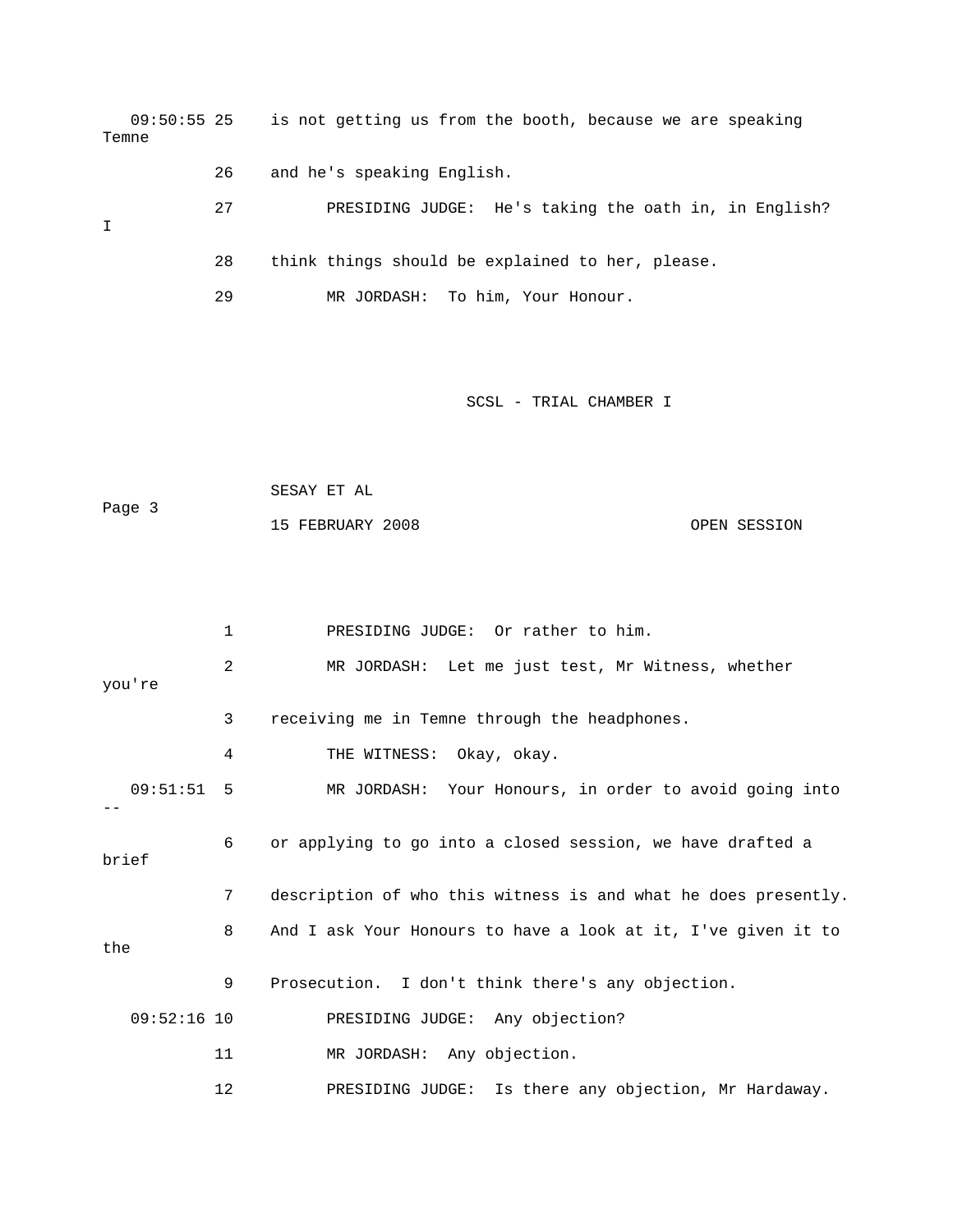09:50:55 25 is not getting us from the booth, because we are speaking Temne

26 and he's speaking English.

27 PRESIDING JUDGE: He's taking the oath in, in English? I

28 think things should be explained to her, please.

29 MR JORDASH: To him, Your Honour.

1 PRESIDING JUDGE: Or rather to him.

2 MR JORDASH: Let me just test, Mr Witness, whether you're

3 receiving me in Temne through the headphones.

4 THE WITNESS: Okay, okay.

09:51:51 5 MR JORDASH: Your Honours, in order to avoid going into --

6 or applying to go into a closed session, we have drafted a brief

7 description of who this witness is and what he does presently.

8 And I ask Your Honours to have a look at it, I've given it to the

9 Prosecution. I don't think there's any objection.

09:52:16 10 PRESIDING JUDGE: Any objection?

11 MR JORDASH: Any objection.

12 PRESIDING JUDGE: Is there any objection, Mr Hardaway.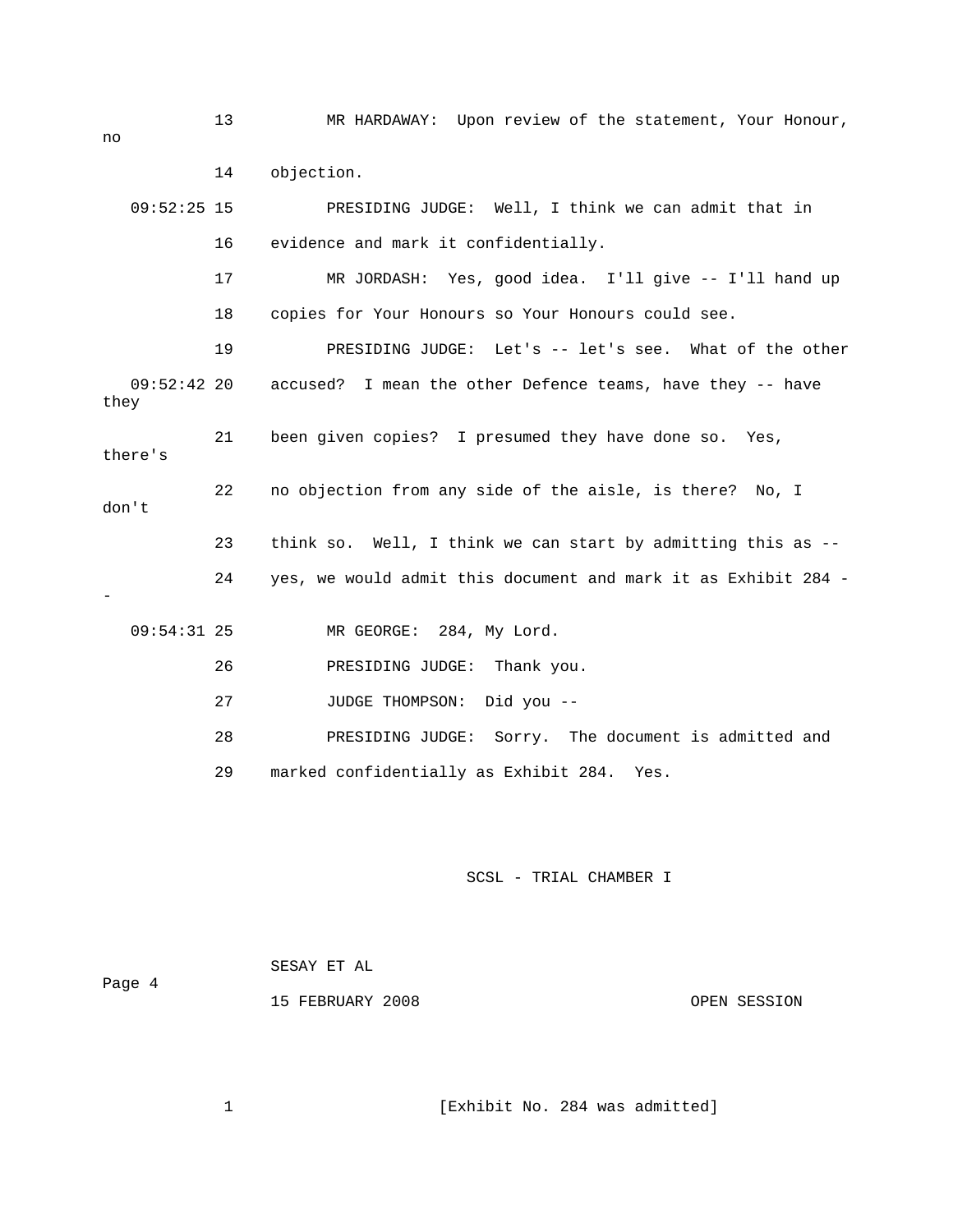13 MR HARDAWAY: Upon review of the statement, Your Honour, no

14 objection.

09:52:25 15 PRESIDING JUDGE: Well, I think we can admit that in

16 evidence and mark it confidentially.

17 MR JORDASH: Yes, good idea. I'll give -- I'll hand up

18 copies for Your Honours so Your Honours could see.

19 PRESIDING JUDGE: Let's -- let's see. What of the other

09:52:42 20 accused? I mean the other Defence teams, have they -- have they

21 been given copies? I presumed they have done so. Yes, there's

22 no objection from any side of the aisle, is there? No, I don't

23 think so. Well, I think we can start by admitting this as --

24 yes, we would admit this document and mark it as Exhibit 284 --

09:54:31 25 MR GEORGE: 284, My Lord.

26 PRESIDING JUDGE: Thank you.

27 JUDGE THOMPSON: Did you --

28 PRESIDING JUDGE: Sorry. The document is admitted and

29 marked confidentially as Exhibit 284. Yes.

1 [Exhibit No. 284 was admitted]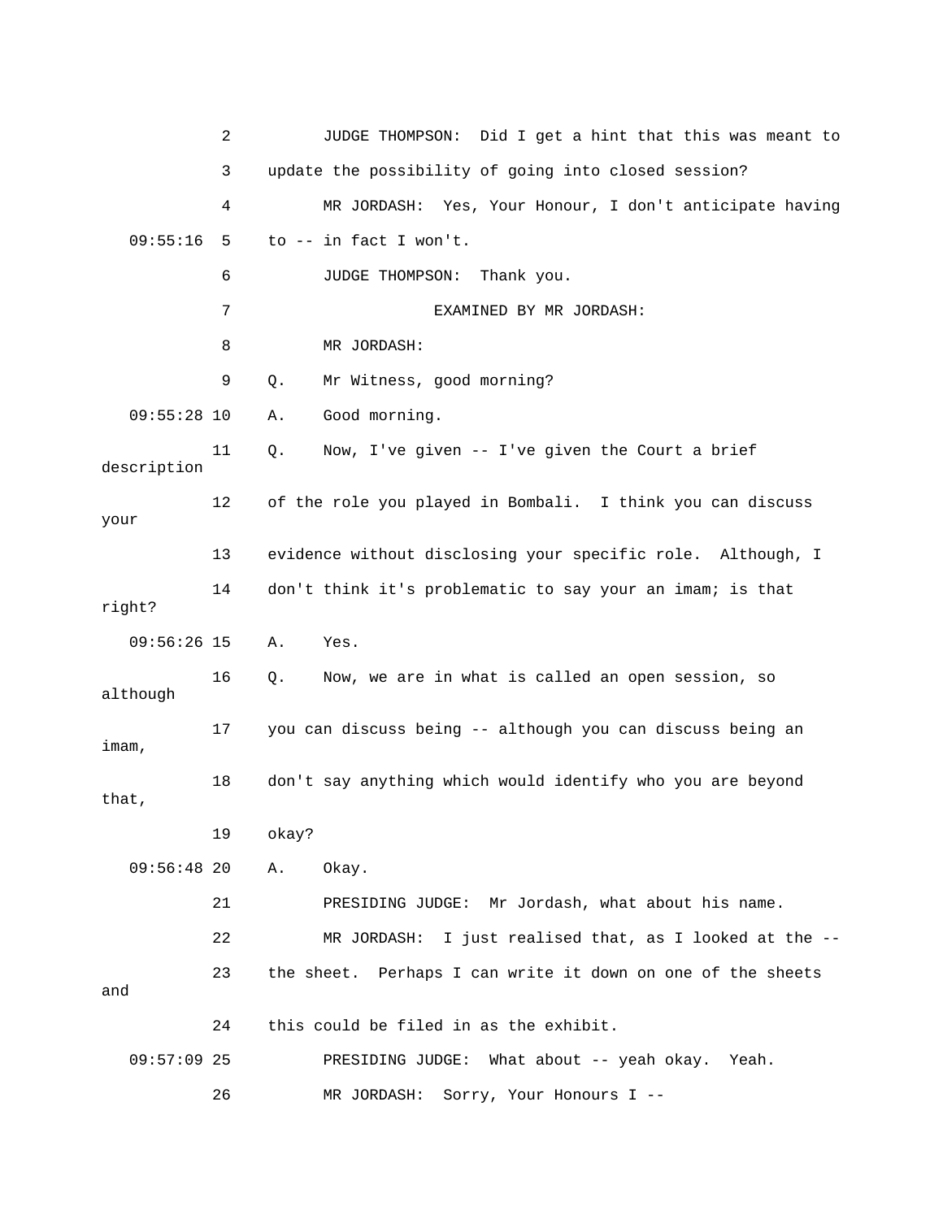2 JUDGE THOMPSON: Did I get a hint that this was meant to

3 update the possibility of going into closed session?

4 MR JORDASH: Yes, Your Honour, I don't anticipate having

09:55:16 5 to -- in fact I won't.

6 JUDGE THOMPSON: Thank you.

7 EXAMINED BY MR JORDASH:

8 MR JORDASH:

9 Q. Mr Witness, good morning?

09:55:28 10 A. Good morning.

11 Q. Now, I've given -- I've given the Court a brief description

12 of the role you played in Bombali. I think you can discuss your

13 evidence without disclosing your specific role. Although, I

14 don't think it's problematic to say your an imam; is that right?

09:56:26 15 A. Yes.

16 Q. Now, we are in what is called an open session, so although

17 you can discuss being -- although you can discuss being an imam,

18 don't say anything which would identify who you are beyond that,

19 okay?

09:56:48 20 A. Okay.

21 PRESIDING JUDGE: Mr Jordash, what about his name.

22 MR JORDASH: I just realised that, as I looked at the --

23 the sheet. Perhaps I can write it down on one of the sheets and

24 this could be filed in as the exhibit.

09:57:09 25 PRESIDING JUDGE: What about -- yeah okay. Yeah.

26 MR JORDASH: Sorry, Your Honours I --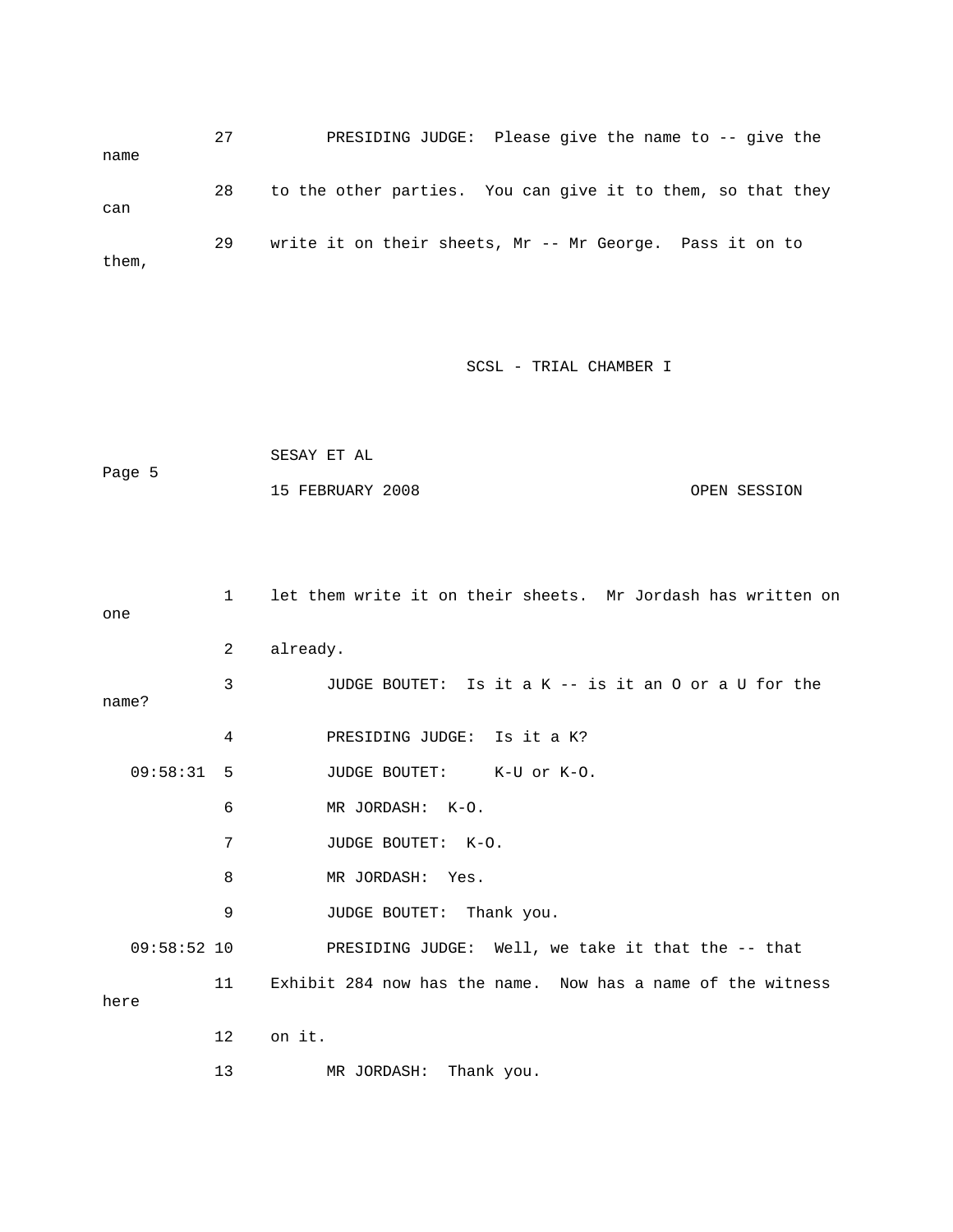27 PRESIDING JUDGE: Please give the name to -- give the name

28 to the other parties. You can give it to them, so that they can

29 write it on their sheets, Mr -- Mr George. Pass it on to them,

1 let them write it on their sheets. Mr Jordash has written on one

2 already.

3 JUDGE BOUTET: Is it a K -- is it an O or a U for the name?

4 PRESIDING JUDGE: Is it a K?

09:58:31 5 JUDGE BOUTET: K-U or K-O.

6 MR JORDASH: K-O.

7 JUDGE BOUTET: K-O.

8 MR JORDASH: Yes.

9 JUDGE BOUTET: Thank you.

09:58:52 10 PRESIDING JUDGE: Well, we take it that the -- that

11 Exhibit 284 now has the name. Now has a name of the witness here

12 on it.

13 MR JORDASH: Thank you.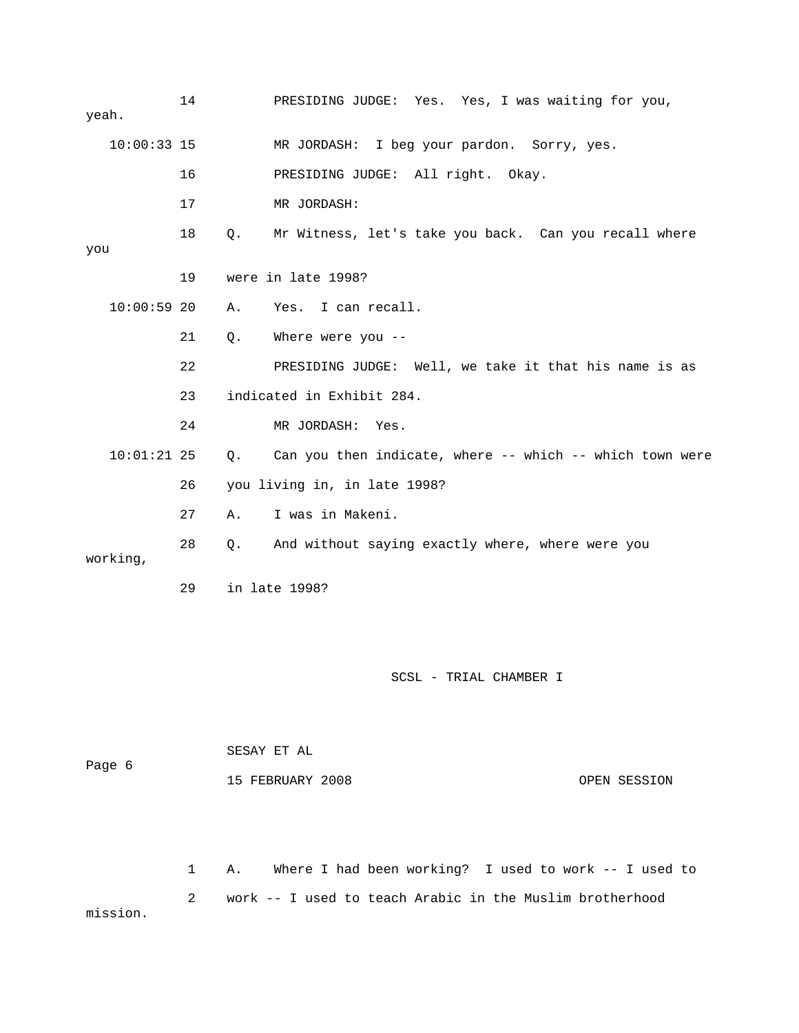14 PRESIDING JUDGE: Yes. Yes, I was waiting for you, yeah.

10:00:33 15 MR JORDASH: I beg your pardon. Sorry, yes.

16 PRESIDING JUDGE: All right. Okay.

17 MR JORDASH:

18 Q. Mr Witness, let's take you back. Can you recall where you

19 were in late 1998?

10:00:59 20 A. Yes. I can recall.

21 Q. Where were you --

22 PRESIDING JUDGE: Well, we take it that his name is as

23 indicated in Exhibit 284.

24 MR JORDASH: Yes.

10:01:21 25 Q. Can you then indicate, where -- which -- which town were

26 you living in, in late 1998?

27 A. I was in Makeni.

28 Q. And without saying exactly where, where were you working,

29 in late 1998?

1 A. Where I had been working? I used to work -- I used to

2 work -- I used to teach Arabic in the Muslim brotherhood mission.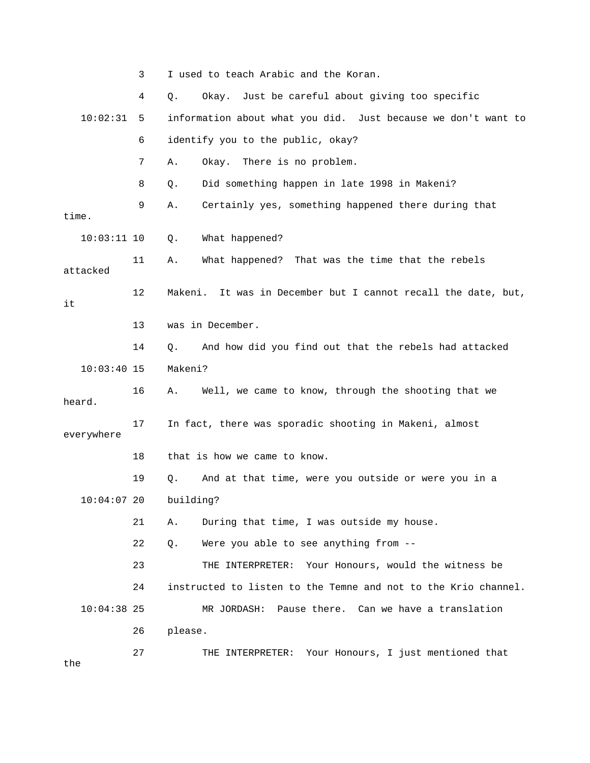3 I used to teach Arabic and the Koran.

4 Q. Okay. Just be careful about giving too specific

10:02:31 5 information about what you did. Just because we don't want to

6 identify you to the public, okay?

7 A. Okay. There is no problem.

8 Q. Did something happen in late 1998 in Makeni?

9 A. Certainly yes, something happened there during that time.

10:03:11 10 Q. What happened?

11 A. What happened? That was the time that the rebels attacked

12 Makeni. It was in December but I cannot recall the date, but, it

13 was in December.

14 Q. And how did you find out that the rebels had attacked

10:03:40 15 Makeni?

16 A. Well, we came to know, through the shooting that we heard.

17 In fact, there was sporadic shooting in Makeni, almost everywhere

18 that is how we came to know.

19 Q. And at that time, were you outside or were you in a

10:04:07 20 building?

21 A. During that time, I was outside my house.

22 Q. Were you able to see anything from --

23 THE INTERPRETER: Your Honours, would the witness be

24 instructed to listen to the Temne and not to the Krio channel.

10:04:38 25 MR JORDASH: Pause there. Can we have a translation

26 please.

27 THE INTERPRETER: Your Honours, I just mentioned that the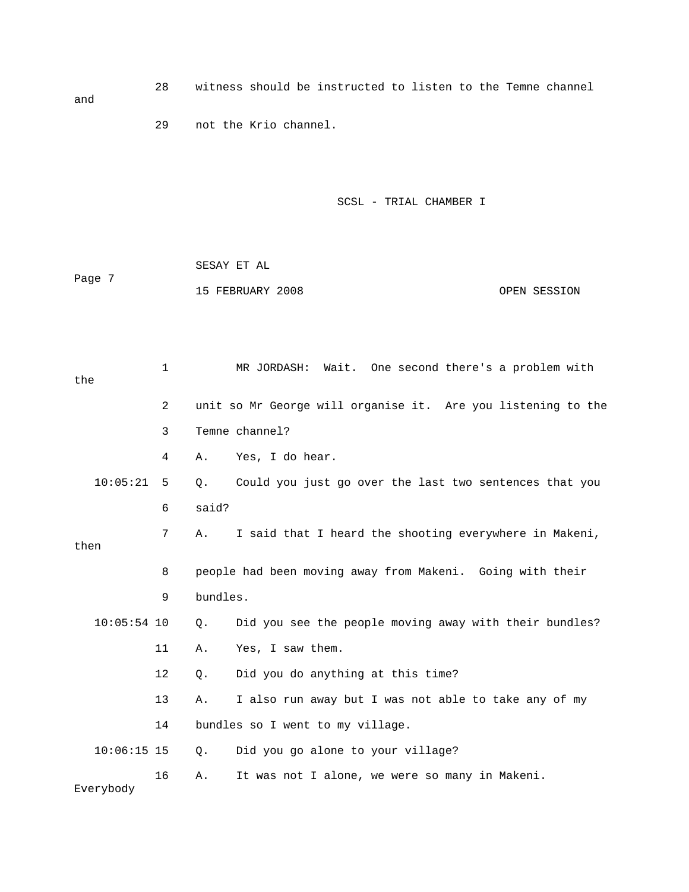28 witness should be instructed to listen to the Temne channel and

29 not the Krio channel.

1 MR JORDASH: Wait. One second there's a problem with the

2 unit so Mr George will organise it. Are you listening to the

3 Temne channel?

4 A. Yes, I do hear.

10:05:21 5 Q. Could you just go over the last two sentences that you

6 said?

7 A. I said that I heard the shooting everywhere in Makeni, then

8 people had been moving away from Makeni. Going with their

9 bundles.

10:05:54 10 Q. Did you see the people moving away with their bundles?

11 A. Yes, I saw them.

12 Q. Did you do anything at this time?

13 A. I also run away but I was not able to take any of my

14 bundles so I went to my village.

10:06:15 15 Q. Did you go alone to your village?

16 A. It was not I alone, we were so many in Makeni. Everybody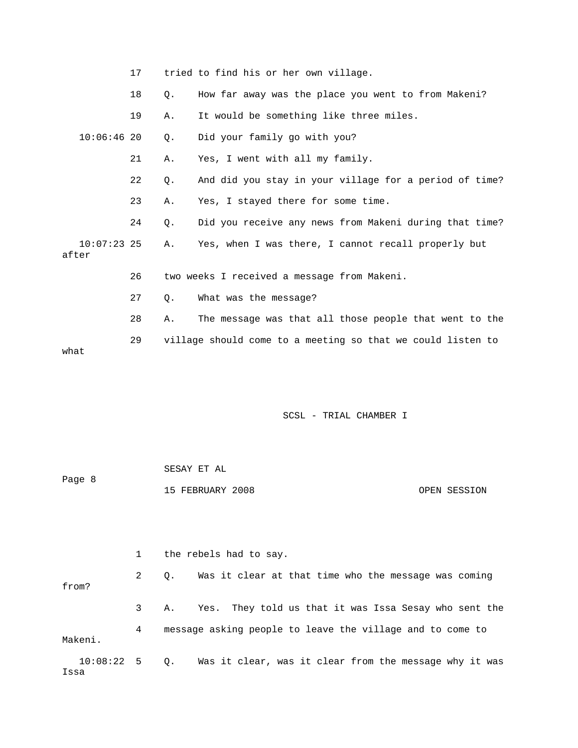17 tried to find his or her own village.

18 Q. How far away was the place you went to from Makeni?

19 A. It would be something like three miles.

10:06:46 20 Q. Did your family go with you?

21 A. Yes, I went with all my family.

22 Q. And did you stay in your village for a period of time?

23 A. Yes, I stayed there for some time.

24 Q. Did you receive any news from Makeni during that time?

10:07:23 25 A. Yes, when I was there, I cannot recall properly but after

26 two weeks I received a message from Makeni.

27 Q. What was the message?

28 A. The message was that all those people that went to the

29 village should come to a meeting so that we could listen to what

1 the rebels had to say.

2 Q. Was it clear at that time who the message was coming from?

3 A. Yes. They told us that it was Issa Sesay who sent the

4 message asking people to leave the village and to come to Makeni.

10:08:22 5 Q. Was it clear, was it clear from the message why it was Issa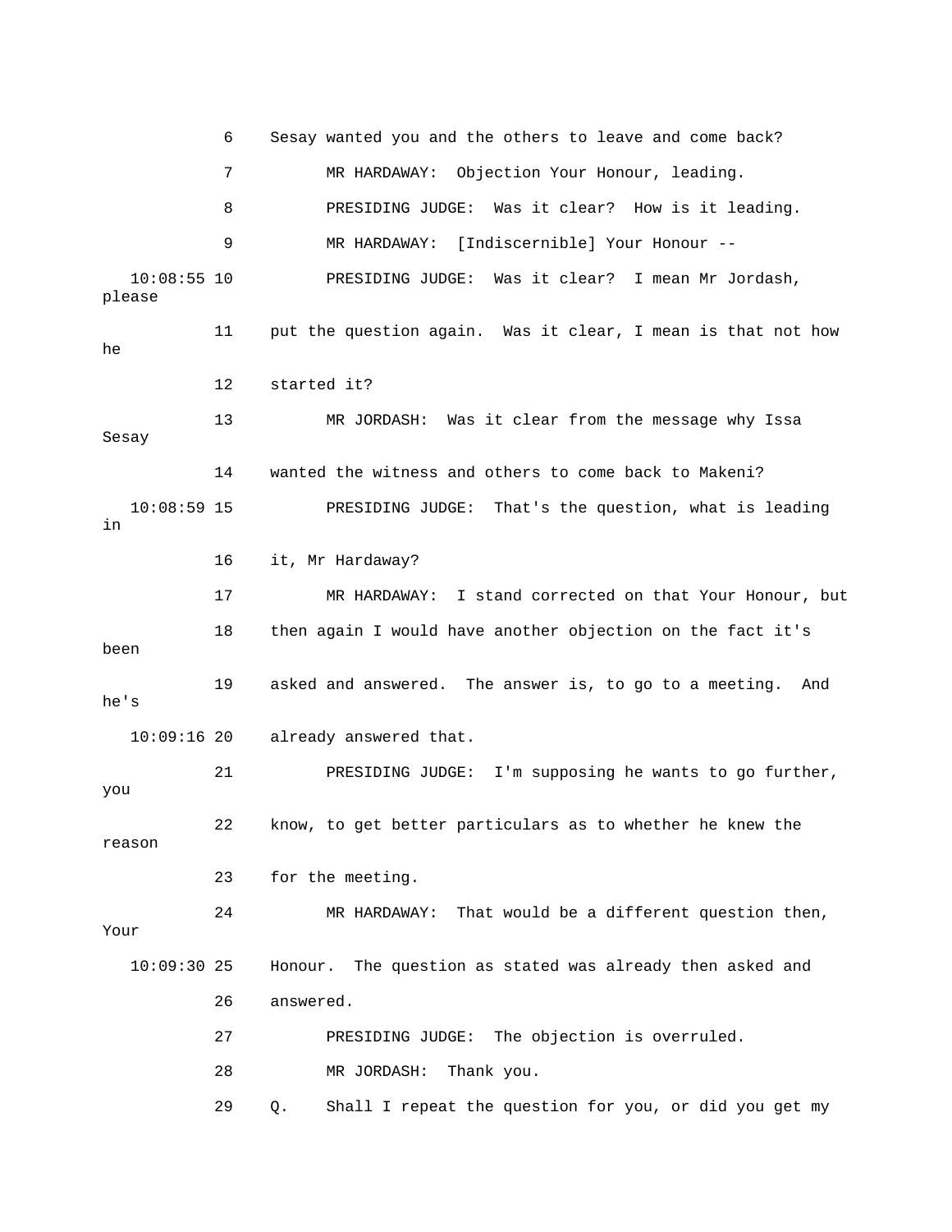6 Sesay wanted you and the others to leave and come back?

7 MR HARDAWAY: Objection Your Honour, leading.

8 PRESIDING JUDGE: Was it clear? How is it leading.

9 MR HARDAWAY: [Indiscernible] Your Honour --

10:08:55 10 PRESIDING JUDGE: Was it clear? I mean Mr Jordash, please

11 put the question again. Was it clear, I mean is that not how he

12 started it?

13 MR JORDASH: Was it clear from the message why Issa Sesay

14 wanted the witness and others to come back to Makeni?

10:08:59 15 PRESIDING JUDGE: That's the question, what is leading in

16 it, Mr Hardaway?

17 MR HARDAWAY: I stand corrected on that Your Honour, but

18 then again I would have another objection on the fact it's been

19 asked and answered. The answer is, to go to a meeting. And he's

10:09:16 20 already answered that.

21 PRESIDING JUDGE: I'm supposing he wants to go further, you

22 know, to get better particulars as to whether he knew the reason

23 for the meeting.

24 MR HARDAWAY: That would be a different question then, Your

10:09:30 25 Honour. The question as stated was already then asked and

26 answered.

27 PRESIDING JUDGE: The objection is overruled.

28 MR JORDASH: Thank you.

29 Q. Shall I repeat the question for you, or did you get my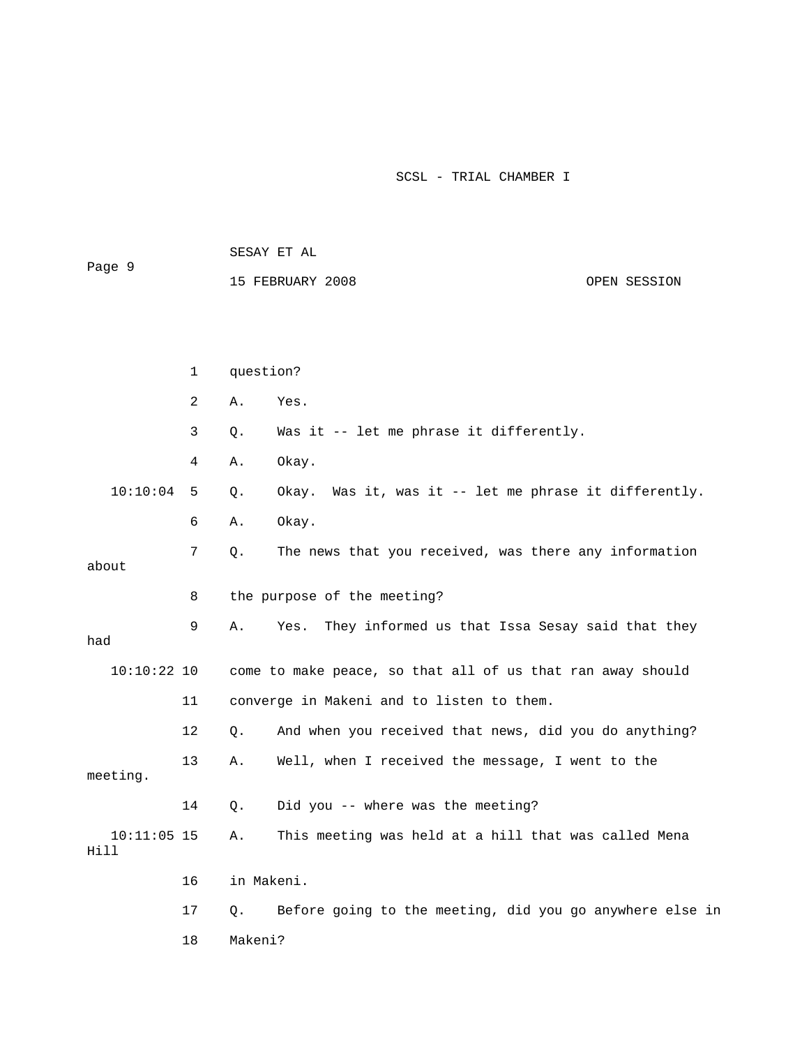1 question?

2 A. Yes.

3 Q. Was it -- let me phrase it differently.

4 A. Okay.

10:10:04 5 Q. Okay. Was it, was it -- let me phrase it differently.

6 A. Okay.

7 Q. The news that you received, was there any information about

8 the purpose of the meeting?

9 A. Yes. They informed us that Issa Sesay said that they had

10:10:22 10 come to make peace, so that all of us that ran away should

11 converge in Makeni and to listen to them.

12 Q. And when you received that news, did you do anything?

13 A. Well, when I received the message, I went to the meeting.

14 Q. Did you -- where was the meeting?

10:11:05 15 A. This meeting was held at a hill that was called Mena Hill

16 in Makeni.

17 Q. Before going to the meeting, did you go anywhere else in

18 Makeni?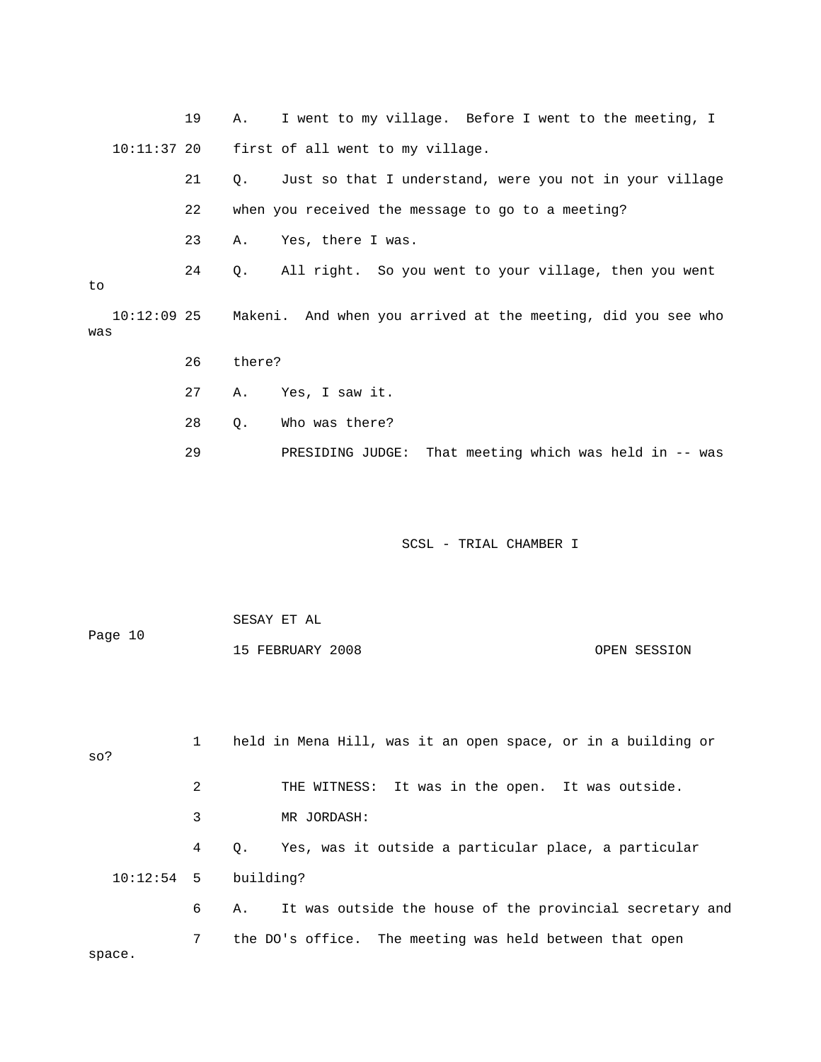19 A. I went to my village. Before I went to the meeting, I

10:11:37 20 first of all went to my village.

21 Q. Just so that I understand, were you not in your village

22 when you received the message to go to a meeting?

23 A. Yes, there I was.

24 Q. All right. So you went to your village, then you went to

10:12:09 25 Makeni. And when you arrived at the meeting, did you see who was

26 there?

27 A. Yes, I saw it.

28 Q. Who was there?

29 PRESIDING JUDGE: That meeting which was held in -- was

1 held in Mena Hill, was it an open space, or in a building or so?

2 THE WITNESS: It was in the open. It was outside.

3 MR JORDASH:

4 Q. Yes, was it outside a particular place, a particular

10:12:54 5 building?

6 A. It was outside the house of the provincial secretary and

7 the DO's office. The meeting was held between that open space.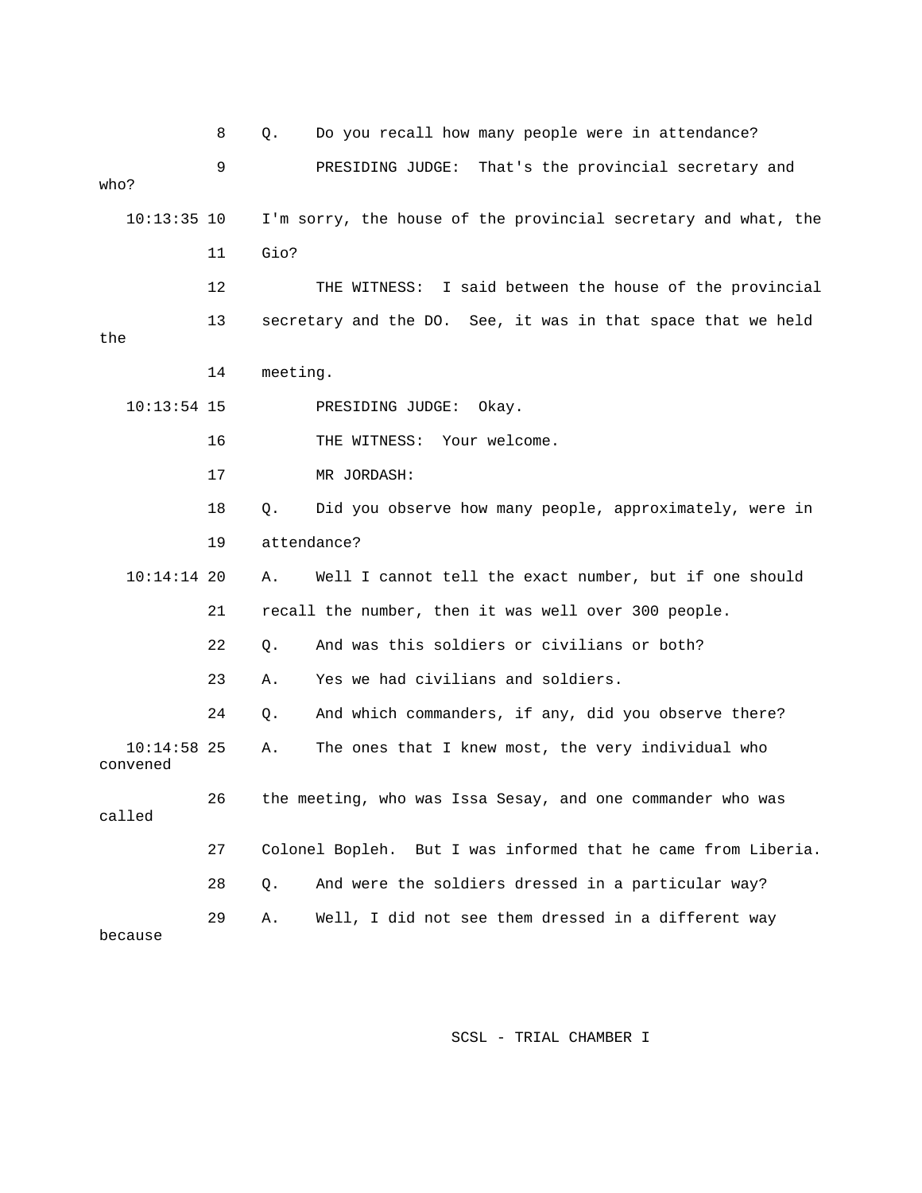8 Q. Do you recall how many people were in attendance?

9 PRESIDING JUDGE: That's the provincial secretary and who?

10:13:35 10 I'm sorry, the house of the provincial secretary and what, the

11 Gio?

12 THE WITNESS: I said between the house of the provincial

13 secretary and the DO. See, it was in that space that we held the

14 meeting.

10:13:54 15 PRESIDING JUDGE: Okay.

16 THE WITNESS: Your welcome.

17 MR JORDASH:

18 Q. Did you observe how many people, approximately, were in

19 attendance?

10:14:14 20 A. Well I cannot tell the exact number, but if one should

21 recall the number, then it was well over 300 people.

22 Q. And was this soldiers or civilians or both?

23 A. Yes we had civilians and soldiers.

24 Q. And which commanders, if any, did you observe there?

10:14:58 25 A. The ones that I knew most, the very individual who convened

26 the meeting, who was Issa Sesay, and one commander who was called

27 Colonel Bopleh. But I was informed that he came from Liberia.

28 Q. And were the soldiers dressed in a particular way?

29 A. Well, I did not see them dressed in a different way because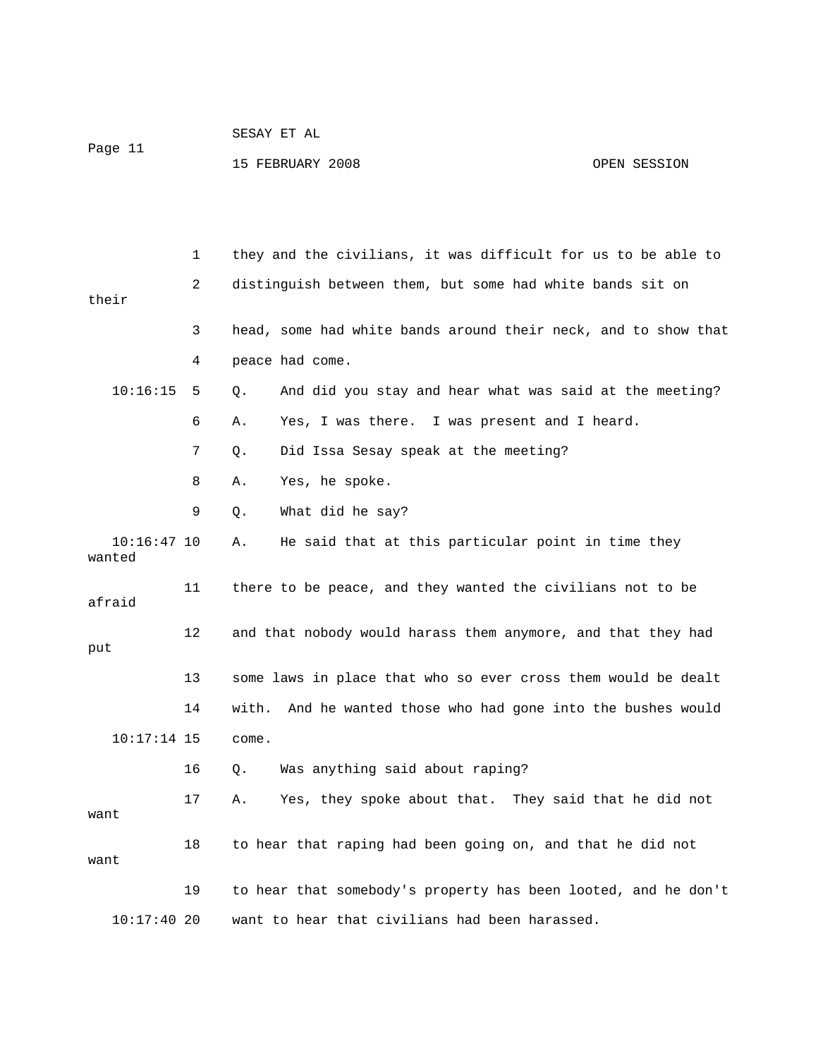they and the civilians, it was difficult for us to be able to distinguish between them, but some had white bands sit on their head, some had white bands around their neck, and to show that peace had come.

Q. And did you stay and hear what was said at the meeting?

A. Yes, I was there. I was present and I heard.

Q. Did Issa Sesay speak at the meeting?

A. Yes, he spoke.

Q. What did he say?

A. He said that at this particular point in time they wanted there to be peace, and they wanted the civilians not to be afraid and that nobody would harass them anymore, and that they had put some laws in place that who so ever cross them would be dealt with. And he wanted those who had gone into the bushes would come.

Q. Was anything said about raping?

A. Yes, they spoke about that. They said that he did not want to hear that raping had been going on, and that he did not want to hear that somebody's property has been looted, and he don't want to hear that civilians had been harassed.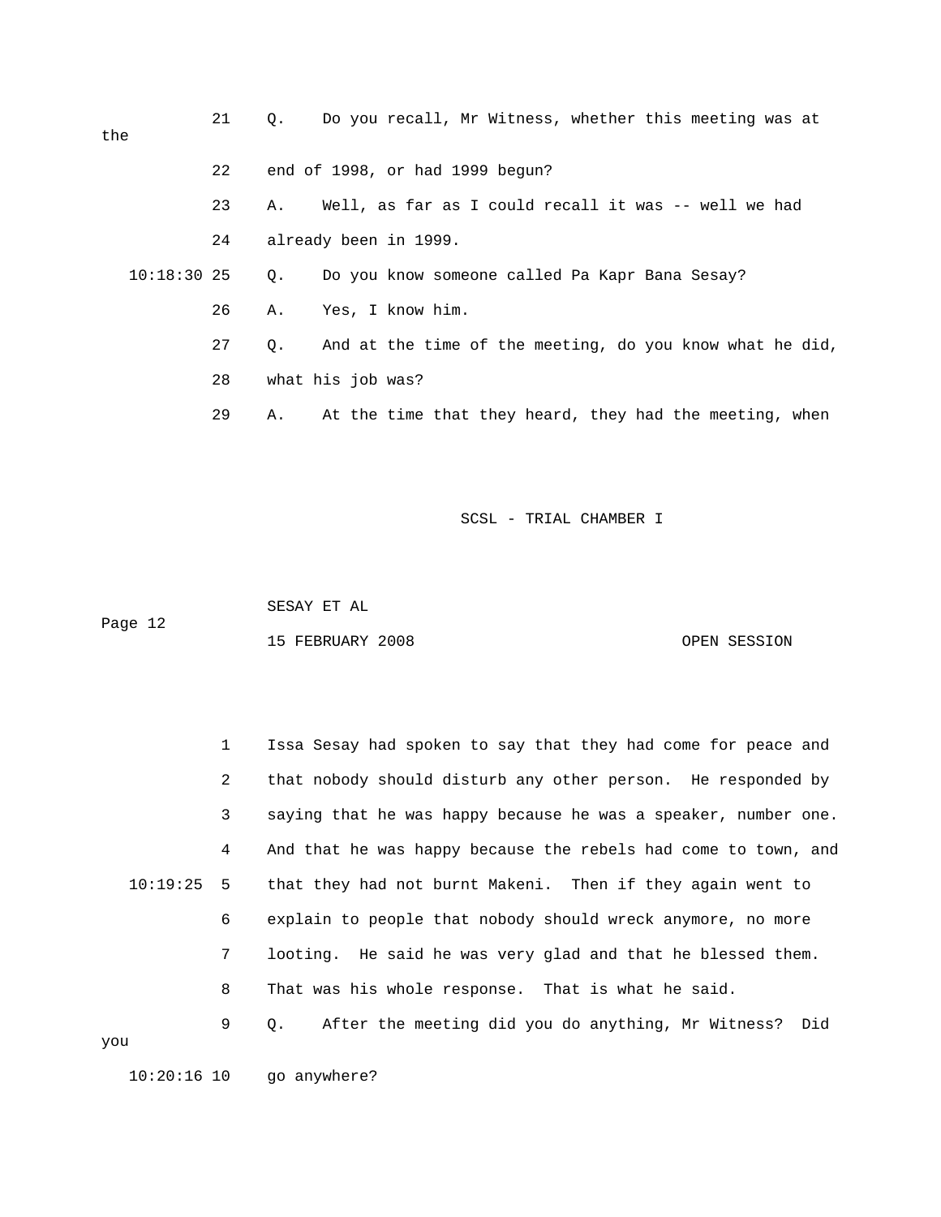21 Q. Do you recall, Mr Witness, whether this meeting was at the

22 end of 1998, or had 1999 begun?

23 A. Well, as far as I could recall it was -- well we had

24 already been in 1999.

10:18:30 25 Q. Do you know someone called Pa Kapr Bana Sesay?

26 A. Yes, I know him.

27 Q. And at the time of the meeting, do you know what he did,

28 what his job was?

29 A. At the time that they heard, they had the meeting, when

1 Issa Sesay had spoken to say that they had come for peace and

2 that nobody should disturb any other person. He responded by

3 saying that he was happy because he was a speaker, number one.

4 And that he was happy because the rebels had come to town, and

10:19:25 5 that they had not burnt Makeni. Then if they again went to

6 explain to people that nobody should wreck anymore, no more

7 looting. He said he was very glad and that he blessed them.

8 That was his whole response. That is what he said.

9 Q. After the meeting did you do anything, Mr Witness? Did you

10:20:16 10 go anywhere?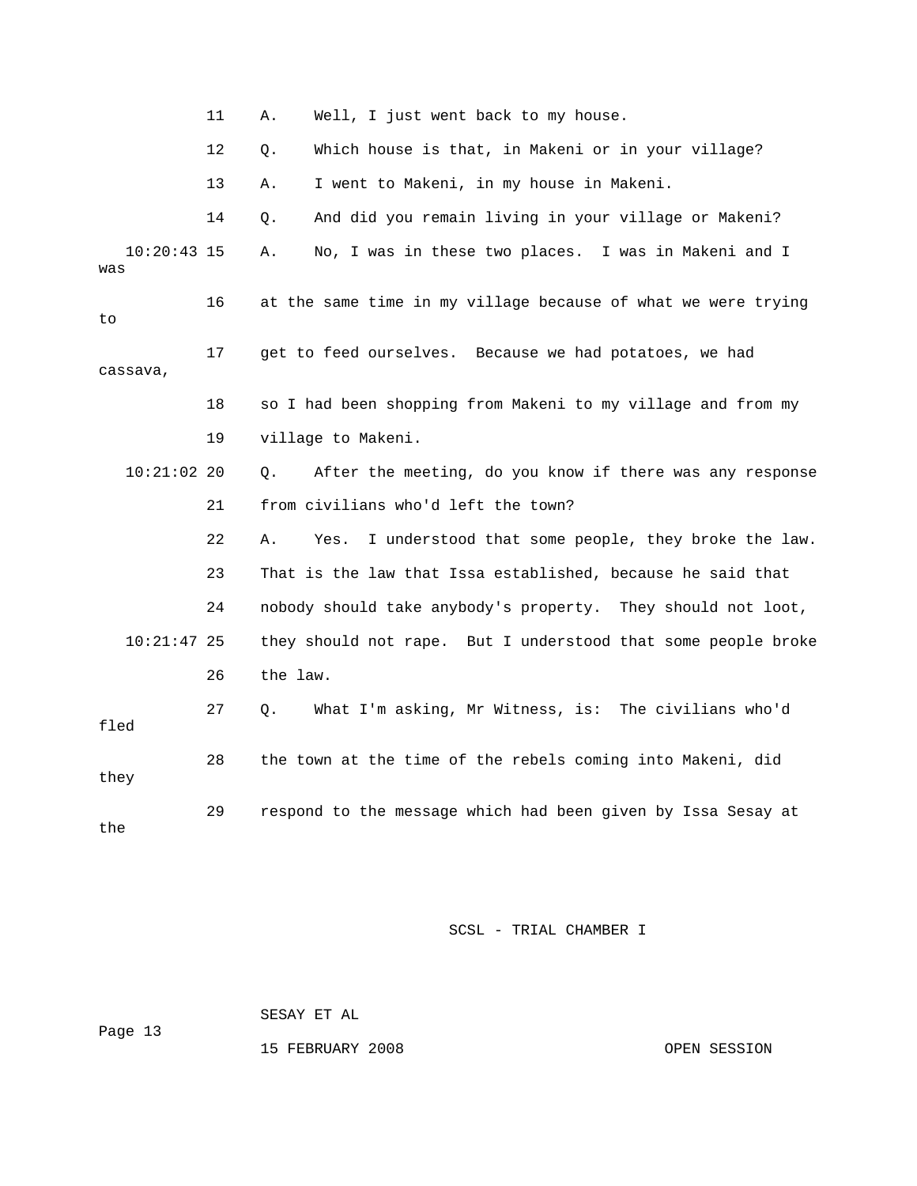11 A. Well, I just went back to my house.

12 Q. Which house is that, in Makeni or in your village?

13 A. I went to Makeni, in my house in Makeni.

14 Q. And did you remain living in your village or Makeni?

10:20:43 15 A. No, I was in these two places. I was in Makeni and I was

16 at the same time in my village because of what we were trying to

17 get to feed ourselves. Because we had potatoes, we had cassava,

18 so I had been shopping from Makeni to my village and from my

19 village to Makeni.

10:21:02 20 Q. After the meeting, do you know if there was any response

21 from civilians who'd left the town?

22 A. Yes. I understood that some people, they broke the law.

23 That is the law that Issa established, because he said that

24 nobody should take anybody's property. They should not loot,

10:21:47 25 they should not rape. But I understood that some people broke

26 the law.

27 Q. What I'm asking, Mr Witness, is: The civilians who'd fled

28 the town at the time of the rebels coming into Makeni, did they

29 respond to the message which had been given by Issa Sesay at the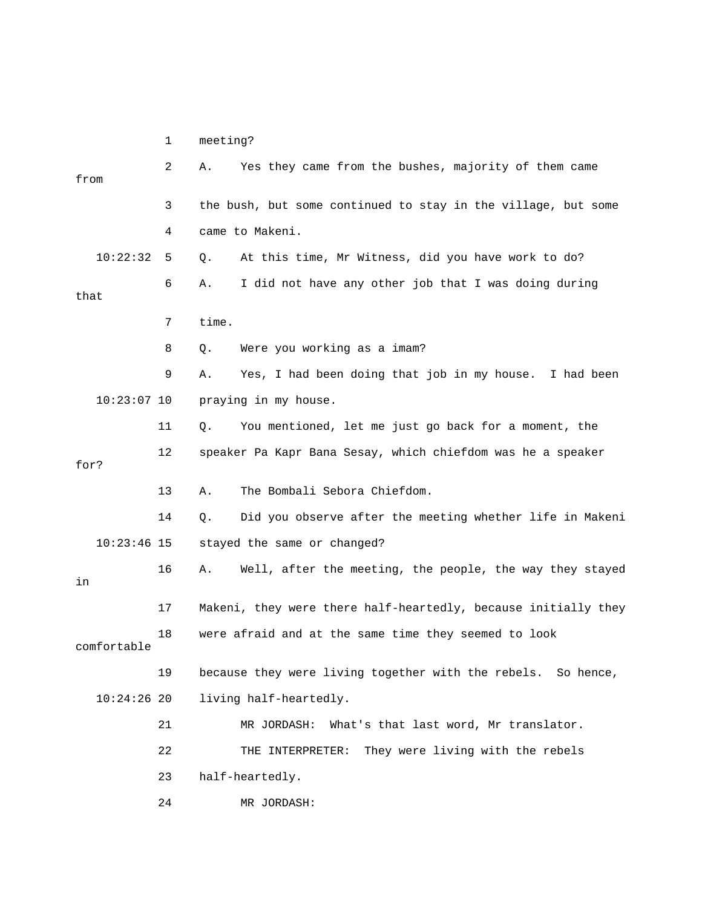1 meeting?

2 A. Yes they came from the bushes, majority of them came from

3 the bush, but some continued to stay in the village, but some

4 came to Makeni.

10:22:32 5 Q. At this time, Mr Witness, did you have work to do?

6 A. I did not have any other job that I was doing during that

7 time.

8 Q. Were you working as a imam?

9 A. Yes, I had been doing that job in my house. I had been

10:23:07 10 praying in my house.

11 Q. You mentioned, let me just go back for a moment, the

12 speaker Pa Kapr Bana Sesay, which chiefdom was he a speaker for?

13 A. The Bombali Sebora Chiefdom.

14 Q. Did you observe after the meeting whether life in Makeni

10:23:46 15 stayed the same or changed?

16 A. Well, after the meeting, the people, the way they stayed in

17 Makeni, they were there half-heartedly, because initially they

18 were afraid and at the same time they seemed to look comfortable

19 because they were living together with the rebels. So hence,

10:24:26 20 living half-heartedly.

21 MR JORDASH: What's that last word, Mr translator.

22 THE INTERPRETER: They were living with the rebels

23 half-heartedly.

24 MR JORDASH: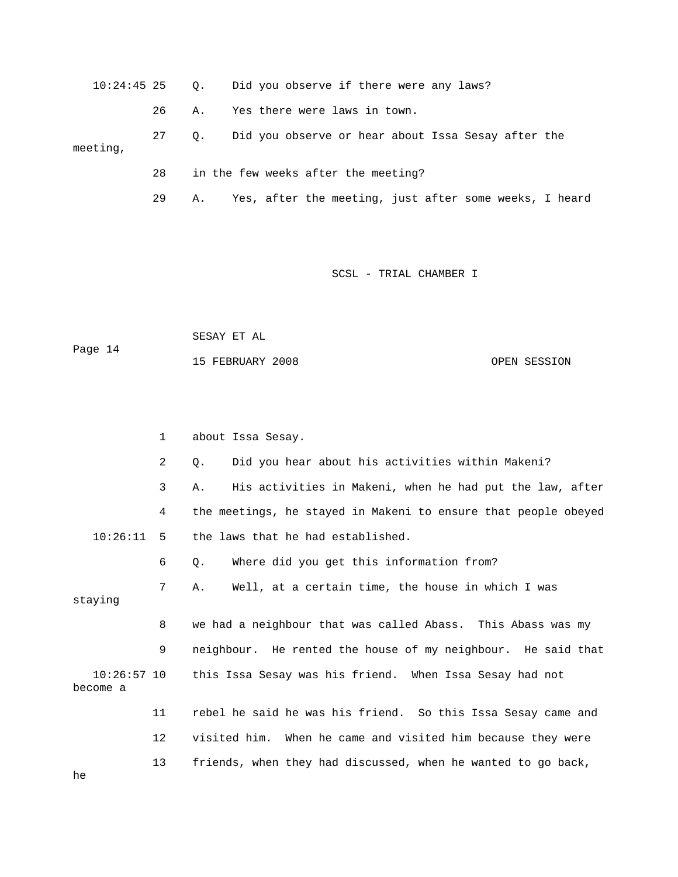10:24:45 25 Q. Did you observe if there were any laws?

26 A. Yes there were laws in town.

27 Q. Did you observe or hear about Issa Sesay after the meeting,

28 in the few weeks after the meeting?

29 A. Yes, after the meeting, just after some weeks, I heard

1 about Issa Sesay.

2 Q. Did you hear about his activities within Makeni?

3 A. His activities in Makeni, when he had put the law, after

4 the meetings, he stayed in Makeni to ensure that people obeyed

10:26:11 5 the laws that he had established.

6 Q. Where did you get this information from?

7 A. Well, at a certain time, the house in which I was staying

8 we had a neighbour that was called Abass. This Abass was my

9 neighbour. He rented the house of my neighbour. He said that

10:26:57 10 this Issa Sesay was his friend. When Issa Sesay had not become a

11 rebel he said he was his friend. So this Issa Sesay came and

12 visited him. When he came and visited him because they were

13 friends, when they had discussed, when he wanted to go back, he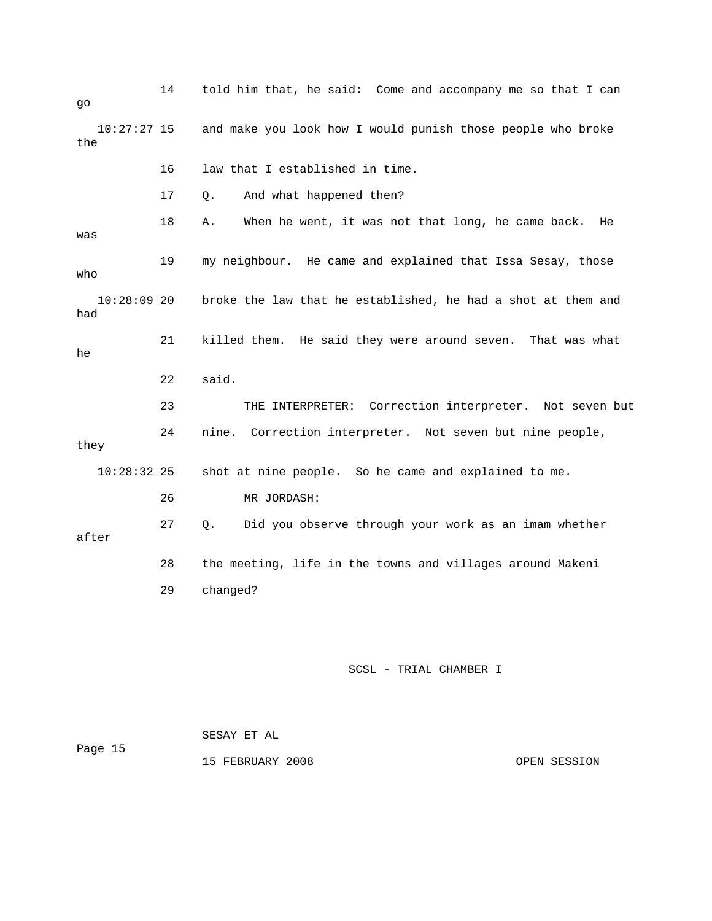14 told him that, he said: Come and accompany me so that I can go

10:27:27 15 and make you look how I would punish those people who broke the

16 law that I established in time.

17 Q. And what happened then?

18 A. When he went, it was not that long, he came back. He was

19 my neighbour. He came and explained that Issa Sesay, those who

10:28:09 20 broke the law that he established, he had a shot at them and had

21 killed them. He said they were around seven. That was what he

22 said.

23 THE INTERPRETER: Correction interpreter. Not seven but

24 nine. Correction interpreter. Not seven but nine people, they

10:28:32 25 shot at nine people. So he came and explained to me.

26 MR JORDASH:

27 Q. Did you observe through your work as an imam whether after

28 the meeting, life in the towns and villages around Makeni

29 changed?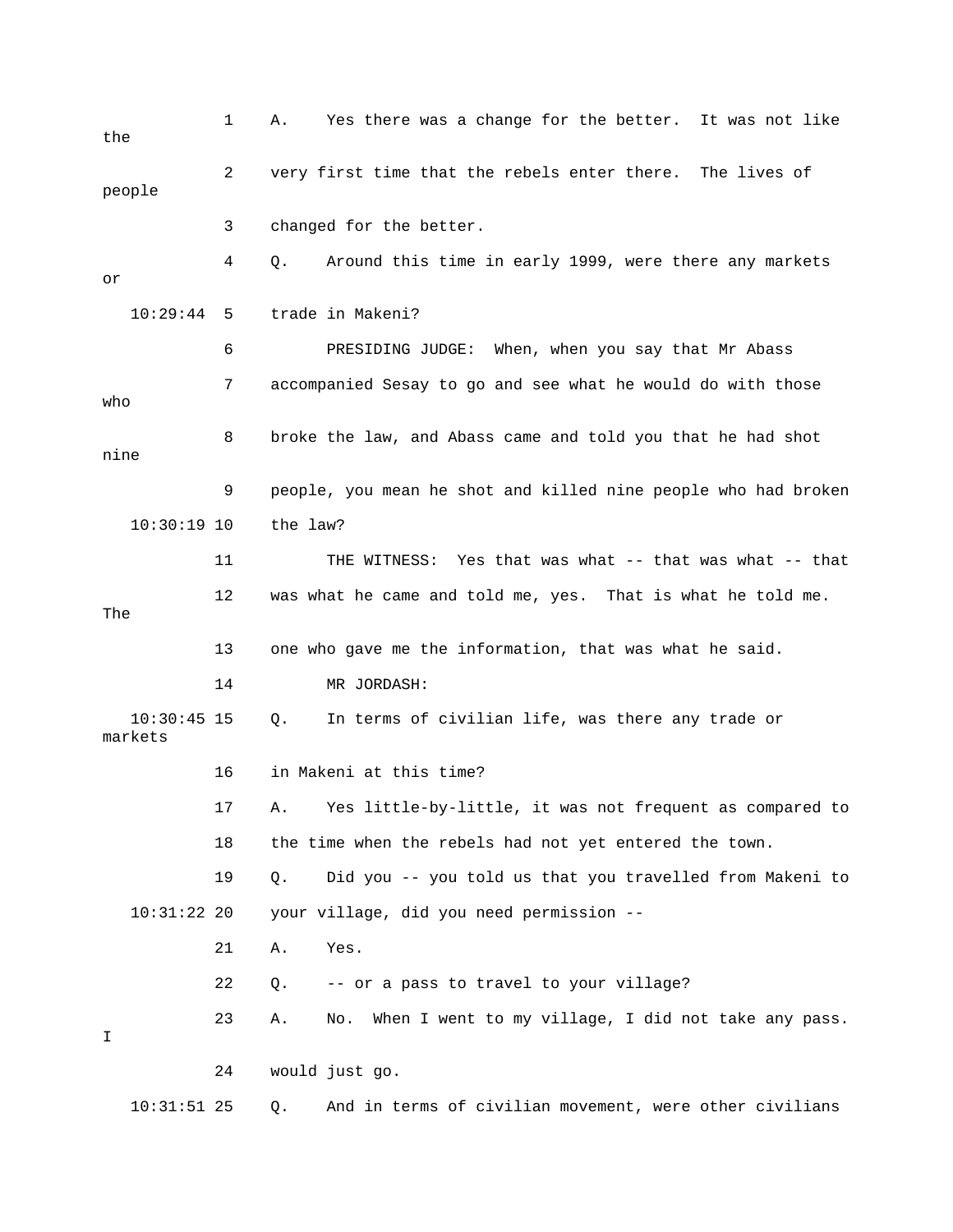1 A. Yes there was a change for the better. It was not like the

2 very first time that the rebels enter there. The lives of people

3 changed for the better.

4 Q. Around this time in early 1999, were there any markets or

10:29:44 5 trade in Makeni?

6 PRESIDING JUDGE: When, when you say that Mr Abass

7 accompanied Sesay to go and see what he would do with those who

8 broke the law, and Abass came and told you that he had shot nine

9 people, you mean he shot and killed nine people who had broken

10:30:19 10 the law?

11 THE WITNESS: Yes that was what -- that was what -- that

12 was what he came and told me, yes. That is what he told me. The

13 one who gave me the information, that was what he said.

14 MR JORDASH:

10:30:45 15 Q. In terms of civilian life, was there any trade or markets

16 in Makeni at this time?

17 A. Yes little-by-little, it was not frequent as compared to

18 the time when the rebels had not yet entered the town.

19 Q. Did you -- you told us that you travelled from Makeni to

10:31:22 20 your village, did you need permission --

21 A. Yes.

22 Q. -- or a pass to travel to your village?

23 A. No. When I went to my village, I did not take any pass. I

24 would just go.

10:31:51 25 Q. And in terms of civilian movement, were other civilians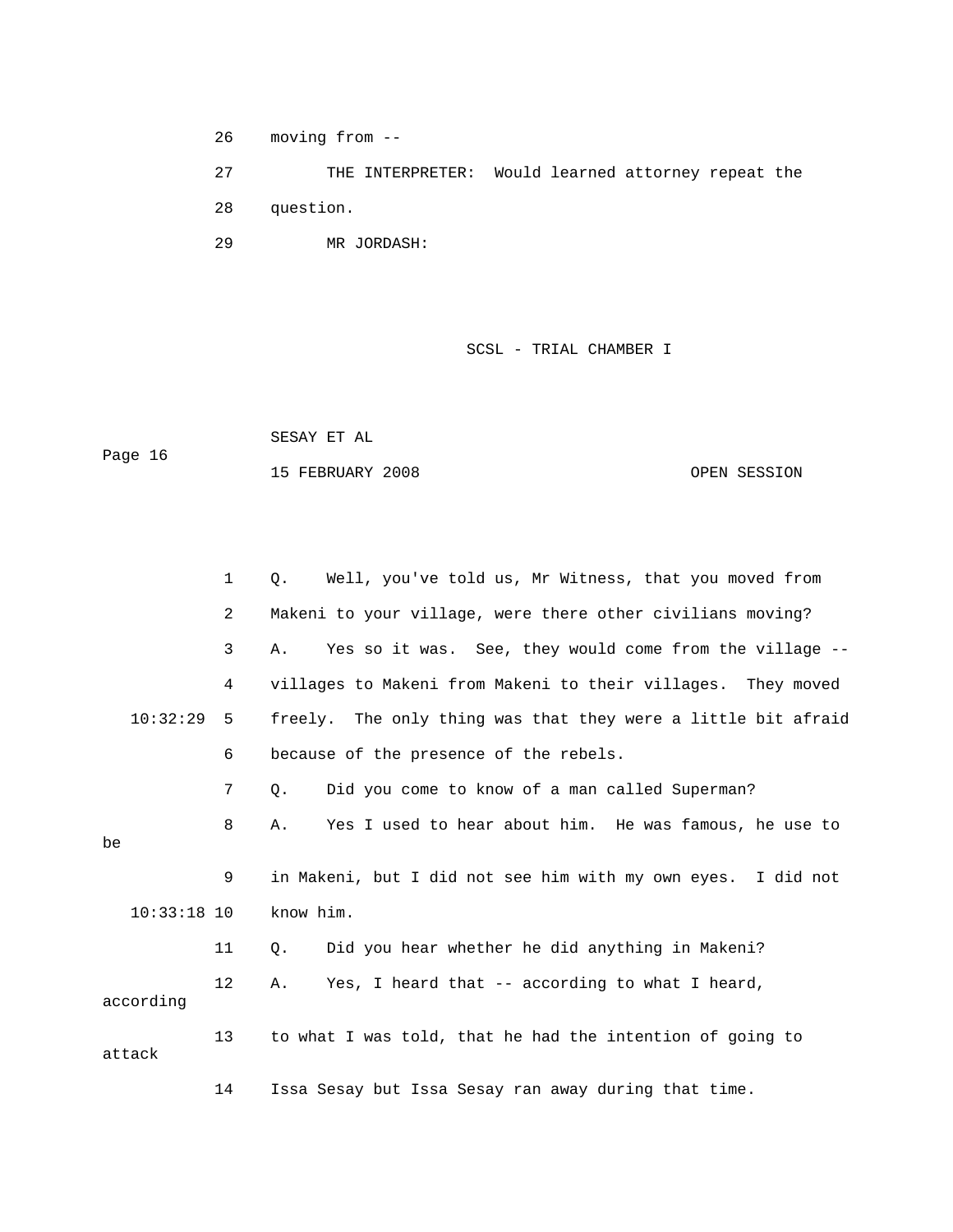26 moving from --

27 THE INTERPRETER: Would learned attorney repeat the

28 question.

29 MR JORDASH:

1 Q. Well, you've told us, Mr Witness, that you moved from

2 Makeni to your village, were there other civilians moving?

3 A. Yes so it was. See, they would come from the village --

4 villages to Makeni from Makeni to their villages. They moved

10:32:29 5 freely. The only thing was that they were a little bit afraid

6 because of the presence of the rebels.

7 Q. Did you come to know of a man called Superman?

8 A. Yes I used to hear about him. He was famous, he use to be

9 in Makeni, but I did not see him with my own eyes. I did not

10:33:18 10 know him.

11 Q. Did you hear whether he did anything in Makeni?

12 A. Yes, I heard that -- according to what I heard, according

13 to what I was told, that he had the intention of going to attack

14 Issa Sesay but Issa Sesay ran away during that time.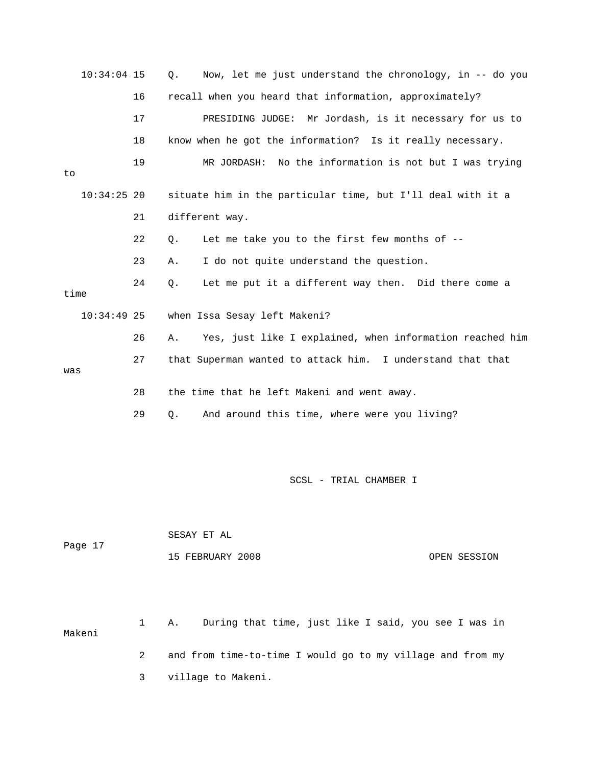10:34:04 15 Q. Now, let me just understand the chronology, in -- do you

16 recall when you heard that information, approximately?

17 PRESIDING JUDGE: Mr Jordash, is it necessary for us to

18 know when he got the information? Is it really necessary.

19 MR JORDASH: No the information is not but I was trying to

10:34:25 20 situate him in the particular time, but I'll deal with it a

21 different way.

22 Q. Let me take you to the first few months of --

23 A. I do not quite understand the question.

24 Q. Let me put it a different way then. Did there come a time

10:34:49 25 when Issa Sesay left Makeni?

26 A. Yes, just like I explained, when information reached him

27 that Superman wanted to attack him. I understand that that was

28 the time that he left Makeni and went away.

29 Q. And around this time, where were you living?

1 A. During that time, just like I said, you see I was in Makeni

2 and from time-to-time I would go to my village and from my

3 village to Makeni.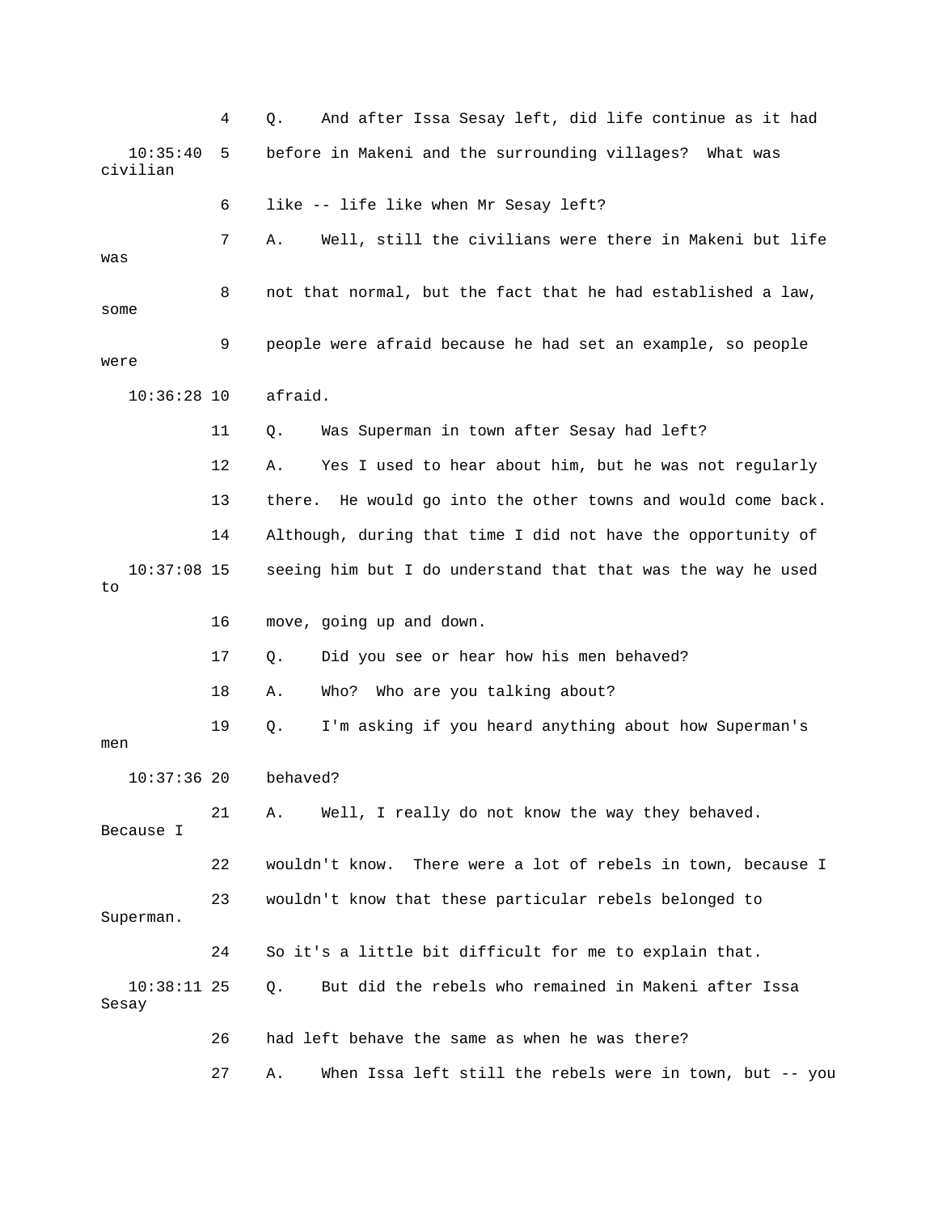4 Q. And after Issa Sesay left, did life continue as it had

10:35:40 5 before in Makeni and the surrounding villages? What was civilian

6 like -- life like when Mr Sesay left?

7 A. Well, still the civilians were there in Makeni but life was

8 not that normal, but the fact that he had established a law, some

9 people were afraid because he had set an example, so people were

10:36:28 10 afraid.

11 Q. Was Superman in town after Sesay had left?

12 A. Yes I used to hear about him, but he was not regularly

13 there. He would go into the other towns and would come back.

14 Although, during that time I did not have the opportunity of

10:37:08 15 seeing him but I do understand that that was the way he used to

16 move, going up and down.

17 Q. Did you see or hear how his men behaved?

18 A. Who? Who are you talking about?

19 Q. I'm asking if you heard anything about how Superman's men

10:37:36 20 behaved?

21 A. Well, I really do not know the way they behaved. Because I

22 wouldn't know. There were a lot of rebels in town, because I

23 wouldn't know that these particular rebels belonged to Superman.

24 So it's a little bit difficult for me to explain that.

10:38:11 25 Q. But did the rebels who remained in Makeni after Issa Sesay

26 had left behave the same as when he was there?

27 A. When Issa left still the rebels were in town, but -- you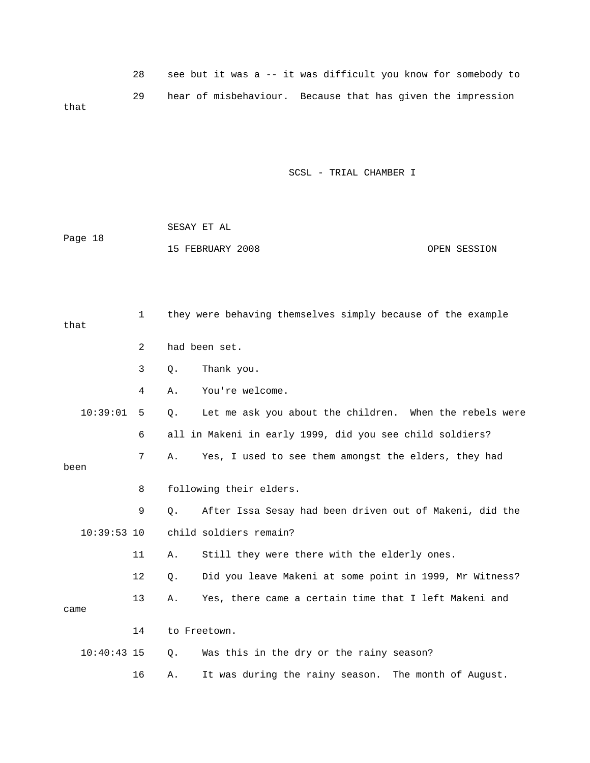28 see but it was a -- it was difficult you know for somebody to

29 hear of misbehaviour. Because that has given the impression that

1 they were behaving themselves simply because of the example that

2 had been set.

3 Q. Thank you.

4 A. You're welcome.

10:39:01 5 Q. Let me ask you about the children. When the rebels were

6 all in Makeni in early 1999, did you see child soldiers?

7 A. Yes, I used to see them amongst the elders, they had been

8 following their elders.

9 Q. After Issa Sesay had been driven out of Makeni, did the

10:39:53 10 child soldiers remain?

11 A. Still they were there with the elderly ones.

12 Q. Did you leave Makeni at some point in 1999, Mr Witness?

13 A. Yes, there came a certain time that I left Makeni and came

14 to Freetown.

10:40:43 15 Q. Was this in the dry or the rainy season?

16 A. It was during the rainy season. The month of August.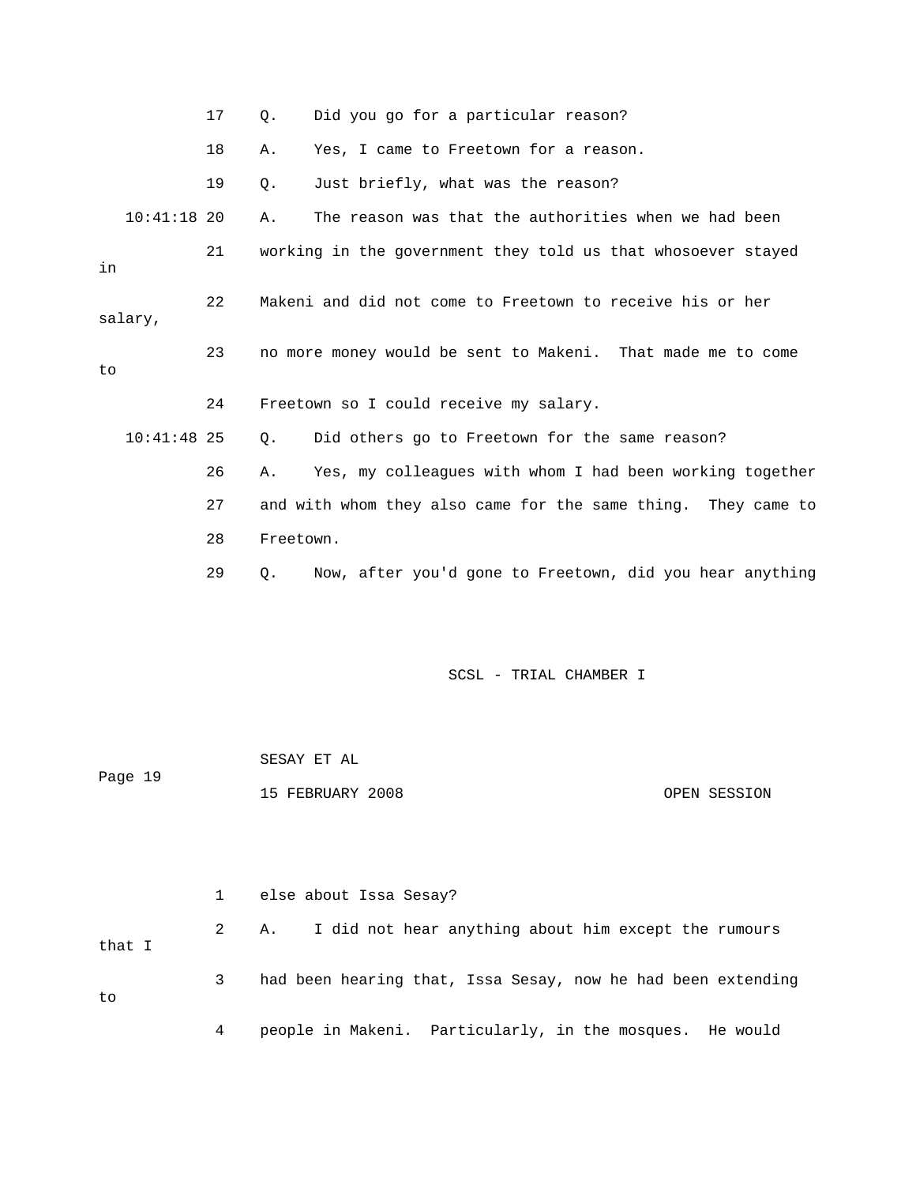17 Q. Did you go for a particular reason?

18 A. Yes, I came to Freetown for a reason.

19 Q. Just briefly, what was the reason?

10:41:18 20 A. The reason was that the authorities when we had been

21 working in the government they told us that whosoever stayed in

22 Makeni and did not come to Freetown to receive his or her salary,

23 no more money would be sent to Makeni. That made me to come to

24 Freetown so I could receive my salary.

10:41:48 25 Q. Did others go to Freetown for the same reason?

26 A. Yes, my colleagues with whom I had been working together

27 and with whom they also came for the same thing. They came to

28 Freetown.

29 Q. Now, after you'd gone to Freetown, did you hear anything

1 else about Issa Sesay?

2 A. I did not hear anything about him except the rumours that I

3 had been hearing that, Issa Sesay, now he had been extending to

4 people in Makeni. Particularly, in the mosques. He would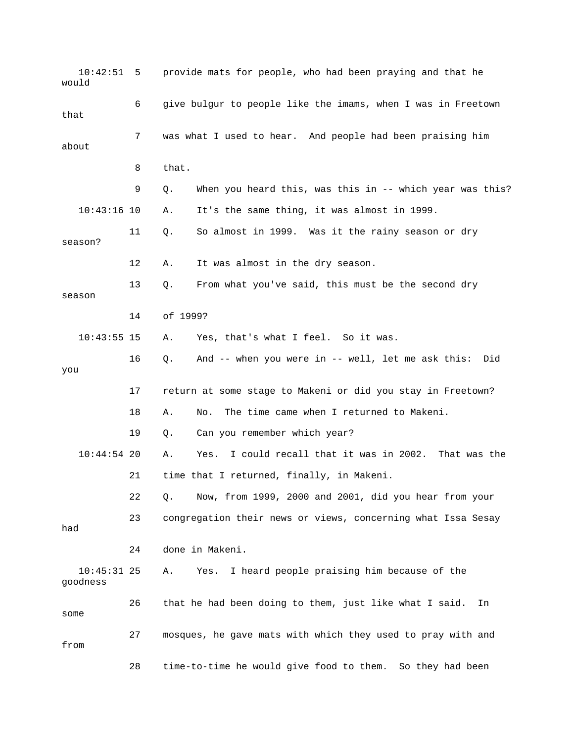10:42:51 5 provide mats for people, who had been praying and that he would

6 give bulgur to people like the imams, when I was in Freetown that

7 was what I used to hear. And people had been praising him about

8 that.

9 Q. When you heard this, was this in -- which year was this?

10:43:16 10 A. It's the same thing, it was almost in 1999.

11 Q. So almost in 1999. Was it the rainy season or dry season?

12 A. It was almost in the dry season.

13 Q. From what you've said, this must be the second dry season

14 of 1999?

10:43:55 15 A. Yes, that's what I feel. So it was.

16 Q. And -- when you were in -- well, let me ask this: Did you

17 return at some stage to Makeni or did you stay in Freetown?

18 A. No. The time came when I returned to Makeni.

19 Q. Can you remember which year?

10:44:54 20 A. Yes. I could recall that it was in 2002. That was the

21 time that I returned, finally, in Makeni.

22 Q. Now, from 1999, 2000 and 2001, did you hear from your

23 congregation their news or views, concerning what Issa Sesay had

24 done in Makeni.

10:45:31 25 A. Yes. I heard people praising him because of the goodness

26 that he had been doing to them, just like what I said. In some

27 mosques, he gave mats with which they used to pray with and from

28 time-to-time he would give food to them. So they had been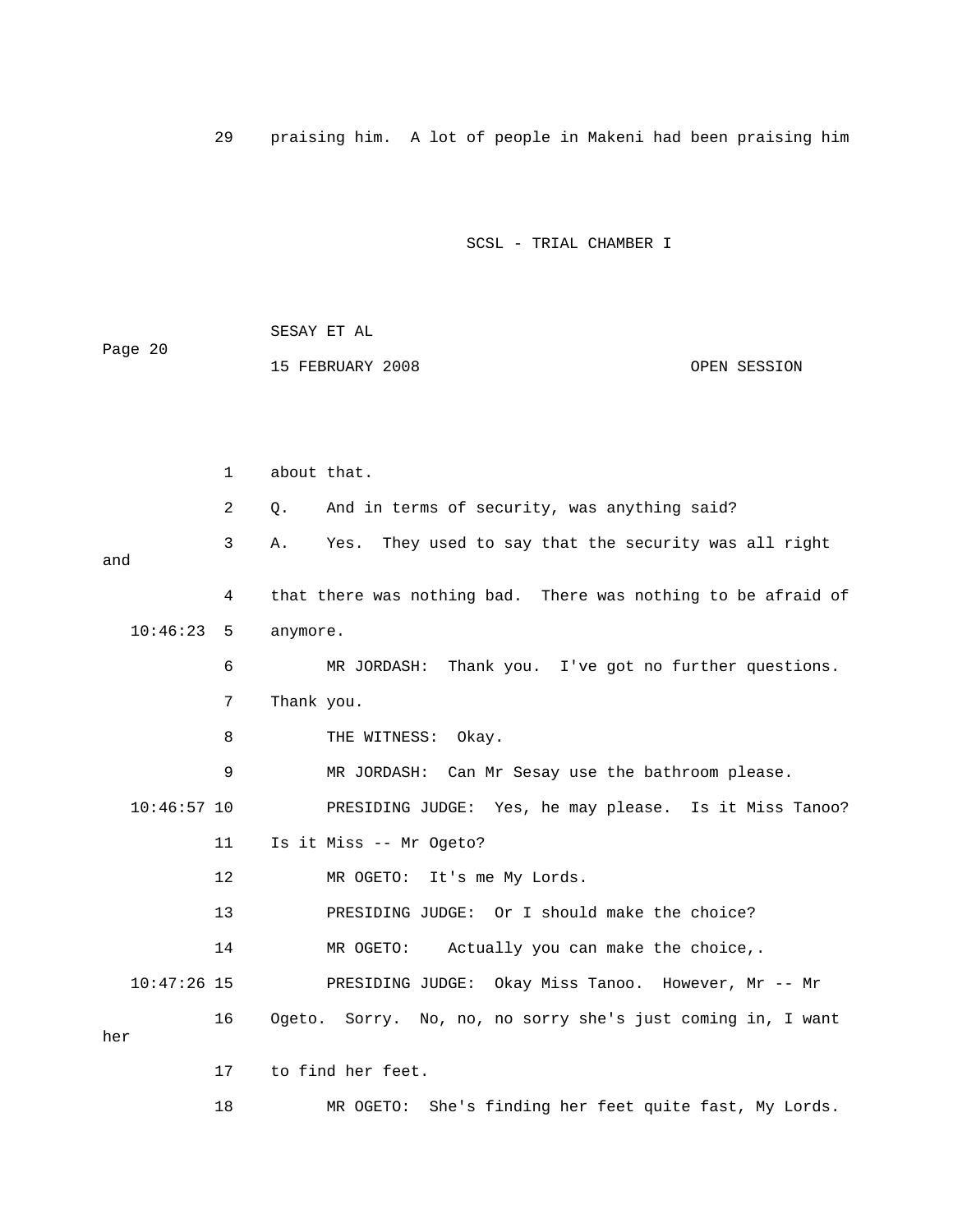29 praising him. A lot of people in Makeni had been praising him

1 about that.

2 Q. And in terms of security, was anything said?

3 A. Yes. They used to say that the security was all right and

4 that there was nothing bad. There was nothing to be afraid of

10:46:23 5 anymore.

6 MR JORDASH: Thank you. I've got no further questions.

7 Thank you.

8 THE WITNESS: Okay.

9 MR JORDASH: Can Mr Sesay use the bathroom please.

10:46:57 10 PRESIDING JUDGE: Yes, he may please. Is it Miss Tanoo?

11 Is it Miss -- Mr Ogeto?

12 MR OGETO: It's me My Lords.

13 PRESIDING JUDGE: Or I should make the choice?

14 MR OGETO: Actually you can make the choice,.

10:47:26 15 PRESIDING JUDGE: Okay Miss Tanoo. However, Mr -- Mr

16 Ogeto. Sorry. No, no, no sorry she's just coming in, I want her

17 to find her feet.

18 MR OGETO: She's finding her feet quite fast, My Lords.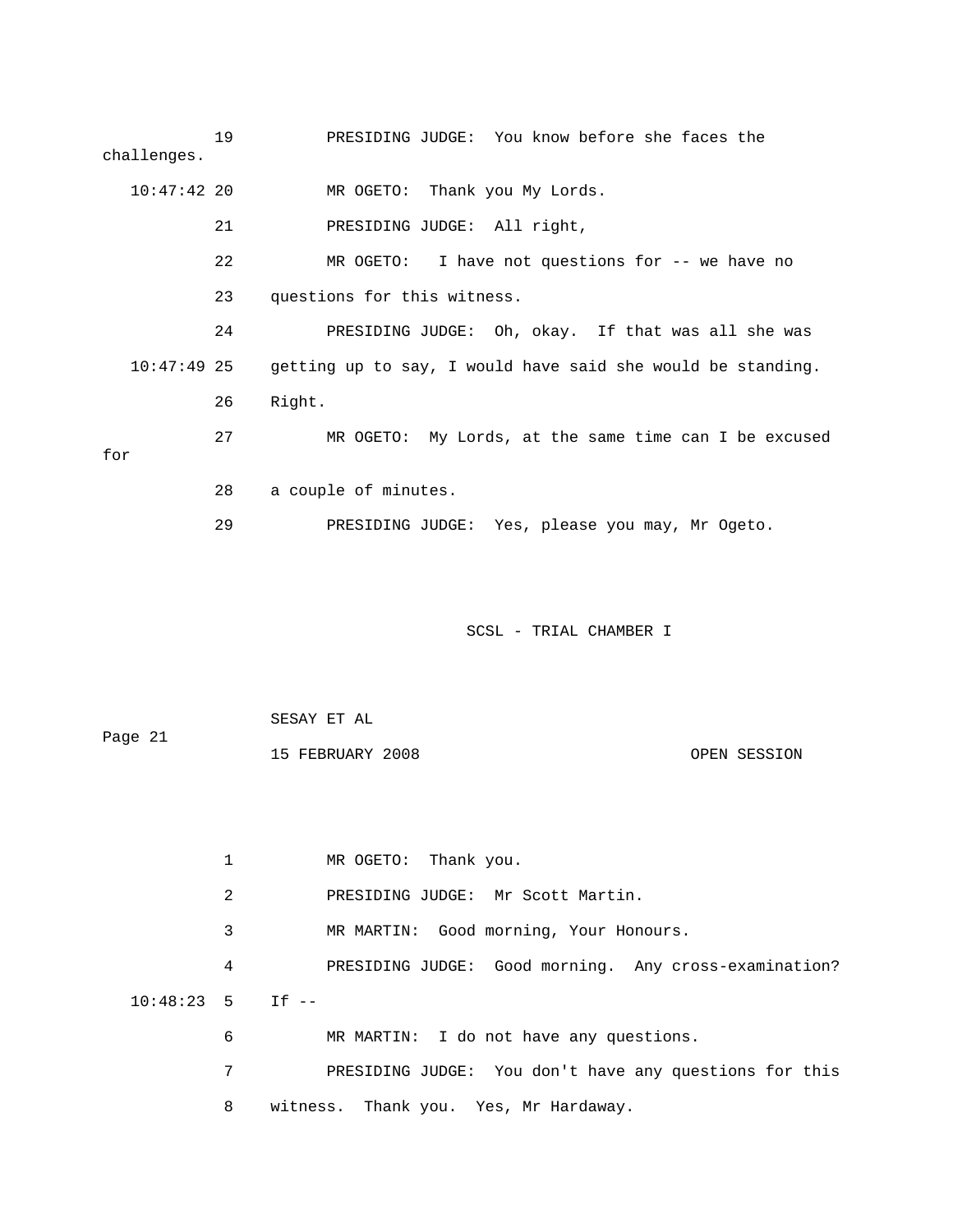19 PRESIDING JUDGE: You know before she faces the challenges.

10:47:42 20 MR OGETO: Thank you My Lords.

21 PRESIDING JUDGE: All right,

22 MR OGETO: I have not questions for -- we have no

23 questions for this witness.

24 PRESIDING JUDGE: Oh, okay. If that was all she was

10:47:49 25 getting up to say, I would have said she would be standing.

26 Right.

27 MR OGETO: My Lords, at the same time can I be excused for

28 a couple of minutes.

29 PRESIDING JUDGE: Yes, please you may, Mr Ogeto.

1 MR OGETO: Thank you.

2 PRESIDING JUDGE: Mr Scott Martin.

3 MR MARTIN: Good morning, Your Honours.

4 PRESIDING JUDGE: Good morning. Any cross-examination?

10:48:23 5 If --

6 MR MARTIN: I do not have any questions.

7 PRESIDING JUDGE: You don't have any questions for this

8 witness. Thank you. Yes, Mr Hardaway.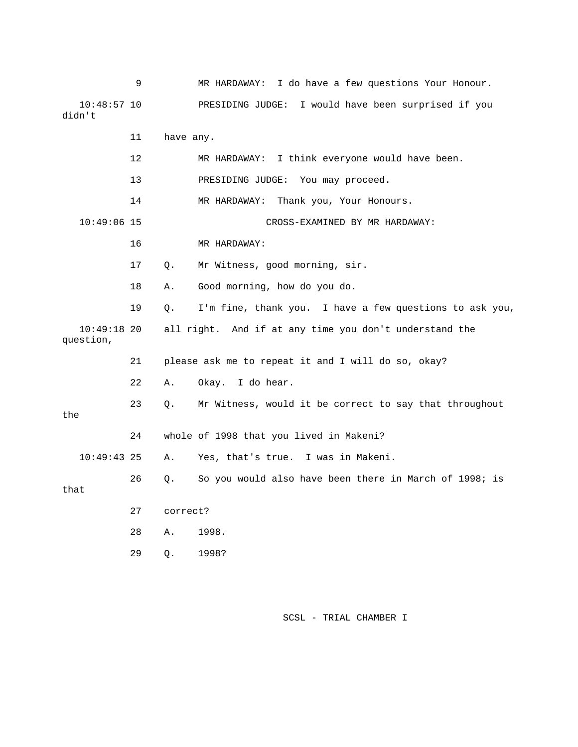9 MR HARDAWAY: I do have a few questions Your Honour.

10:48:57 10 PRESIDING JUDGE: I would have been surprised if you didn't

11 have any.

12 MR HARDAWAY: I think everyone would have been.

13 PRESIDING JUDGE: You may proceed.

14 MR HARDAWAY: Thank you, Your Honours.

10:49:06 15 CROSS-EXAMINED BY MR HARDAWAY:

16 MR HARDAWAY:

17 Q. Mr Witness, good morning, sir.

18 A. Good morning, how do you do.

19 Q. I'm fine, thank you. I have a few questions to ask you,

10:49:18 20 all right. And if at any time you don't understand the question,

21 please ask me to repeat it and I will do so, okay?

22 A. Okay. I do hear.

23 Q. Mr Witness, would it be correct to say that throughout the

24 whole of 1998 that you lived in Makeni?

10:49:43 25 A. Yes, that's true. I was in Makeni.

26 Q. So you would also have been there in March of 1998; is that

27 correct?

28 A. 1998.

29 Q. 1998?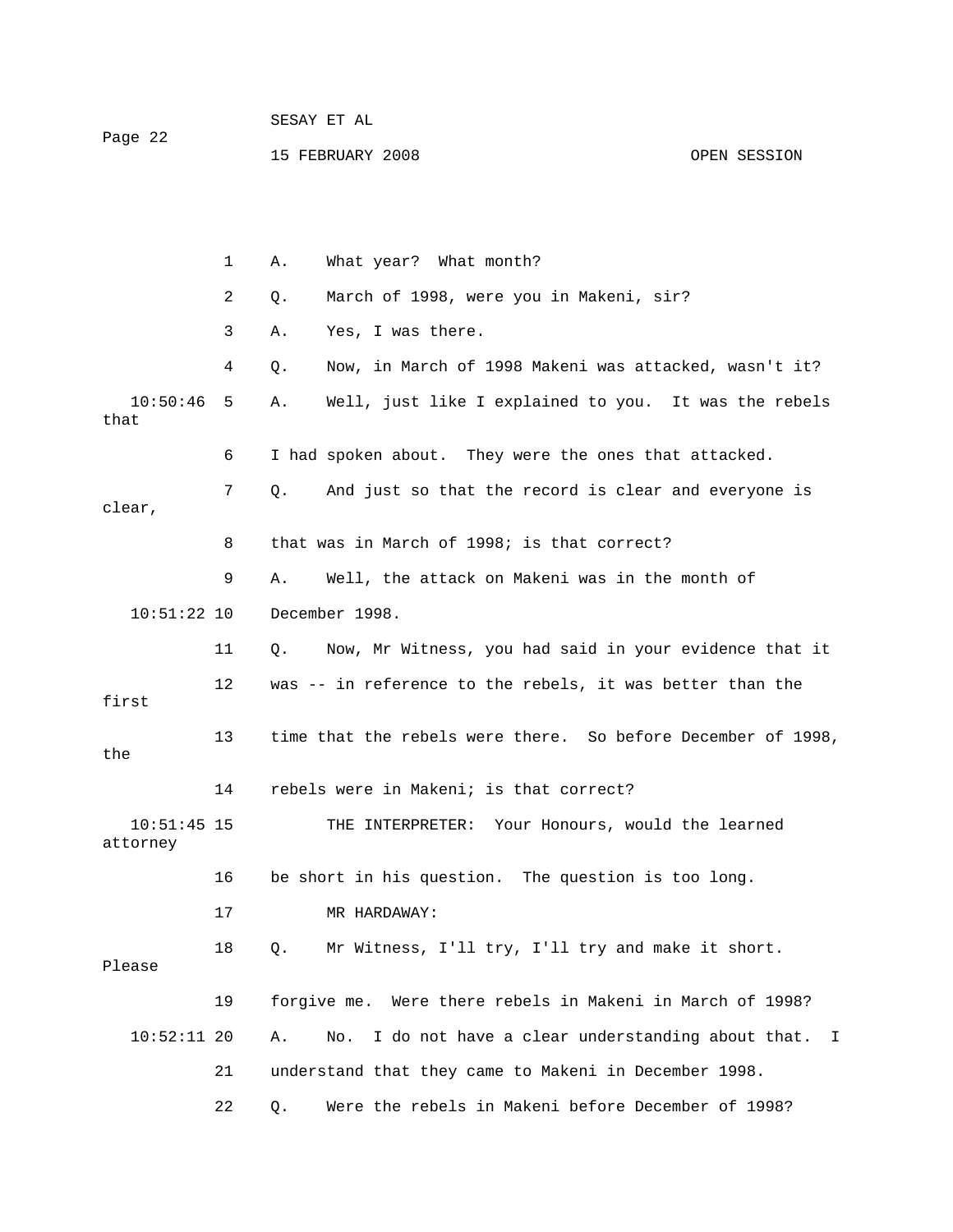1 A. What year? What month?

2 Q. March of 1998, were you in Makeni, sir?

3 A. Yes, I was there.

4 Q. Now, in March of 1998 Makeni was attacked, wasn't it?

10:50:46 5 A. Well, just like I explained to you. It was the rebels that

6 I had spoken about. They were the ones that attacked.

7 Q. And just so that the record is clear and everyone is clear,

8 that was in March of 1998; is that correct?

9 A. Well, the attack on Makeni was in the month of

10:51:22 10 December 1998.

11 Q. Now, Mr Witness, you had said in your evidence that it

12 was -- in reference to the rebels, it was better than the first

13 time that the rebels were there. So before December of 1998, the

14 rebels were in Makeni; is that correct?

10:51:45 15 THE INTERPRETER: Your Honours, would the learned attorney

16 be short in his question. The question is too long.

17 MR HARDAWAY:

18 Q. Mr Witness, I'll try, I'll try and make it short. Please

19 forgive me. Were there rebels in Makeni in March of 1998?

10:52:11 20 A. No. I do not have a clear understanding about that. I

21 understand that they came to Makeni in December 1998.

22 Q. Were the rebels in Makeni before December of 1998?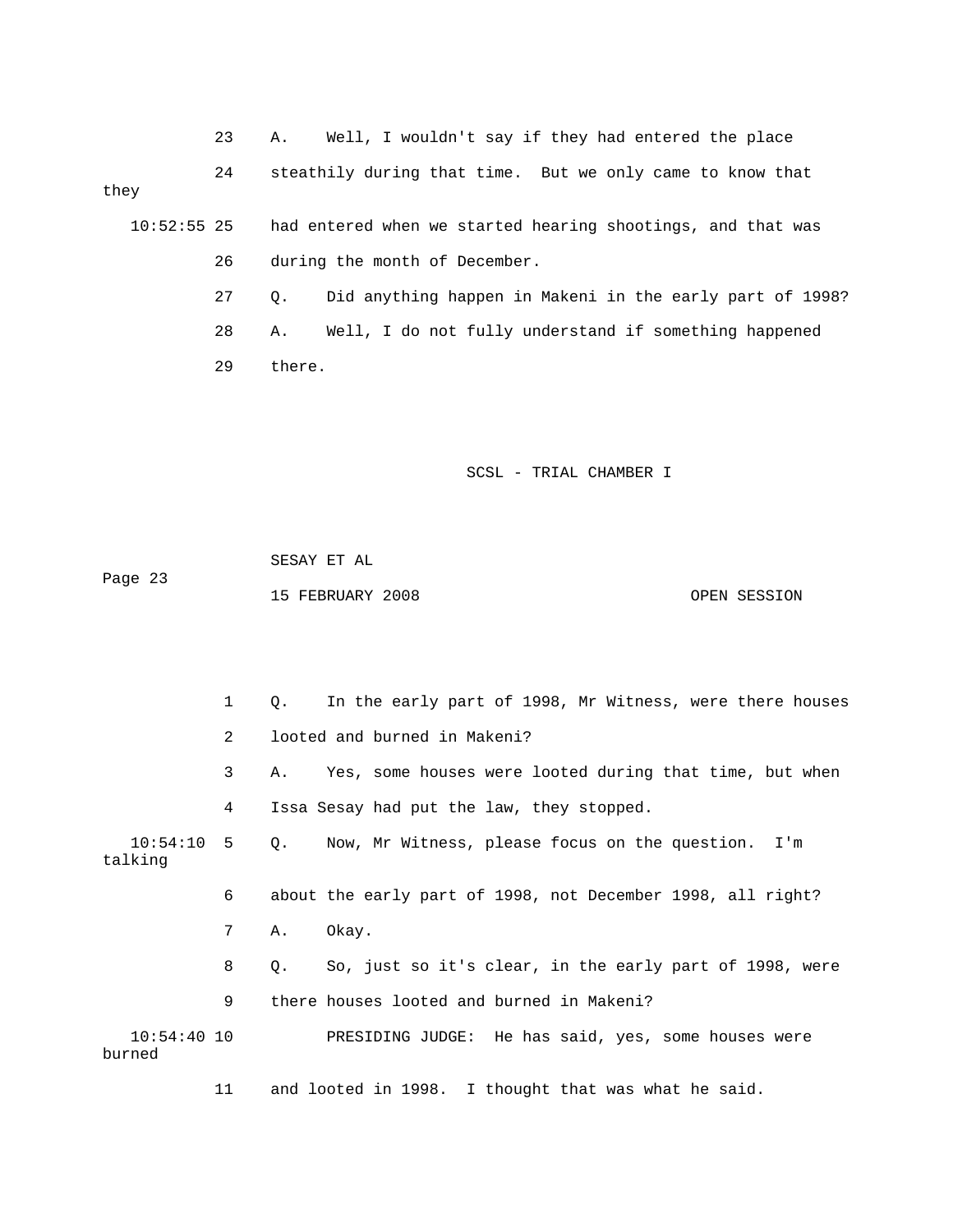23 A. Well, I wouldn't say if they had entered the place

24 steathily during that time. But we only came to know that they

10:52:55 25 had entered when we started hearing shootings, and that was

26 during the month of December.

27 Q. Did anything happen in Makeni in the early part of 1998?

28 A. Well, I do not fully understand if something happened

29 there.

1 Q. In the early part of 1998, Mr Witness, were there houses

2 looted and burned in Makeni?

3 A. Yes, some houses were looted during that time, but when

4 Issa Sesay had put the law, they stopped.

10:54:10 5 Q. Now, Mr Witness, please focus on the question. I'm talking

6 about the early part of 1998, not December 1998, all right?

7 A. Okay.

8 Q. So, just so it's clear, in the early part of 1998, were

9 there houses looted and burned in Makeni?

10:54:40 10 PRESIDING JUDGE: He has said, yes, some houses were burned

11 and looted in 1998. I thought that was what he said.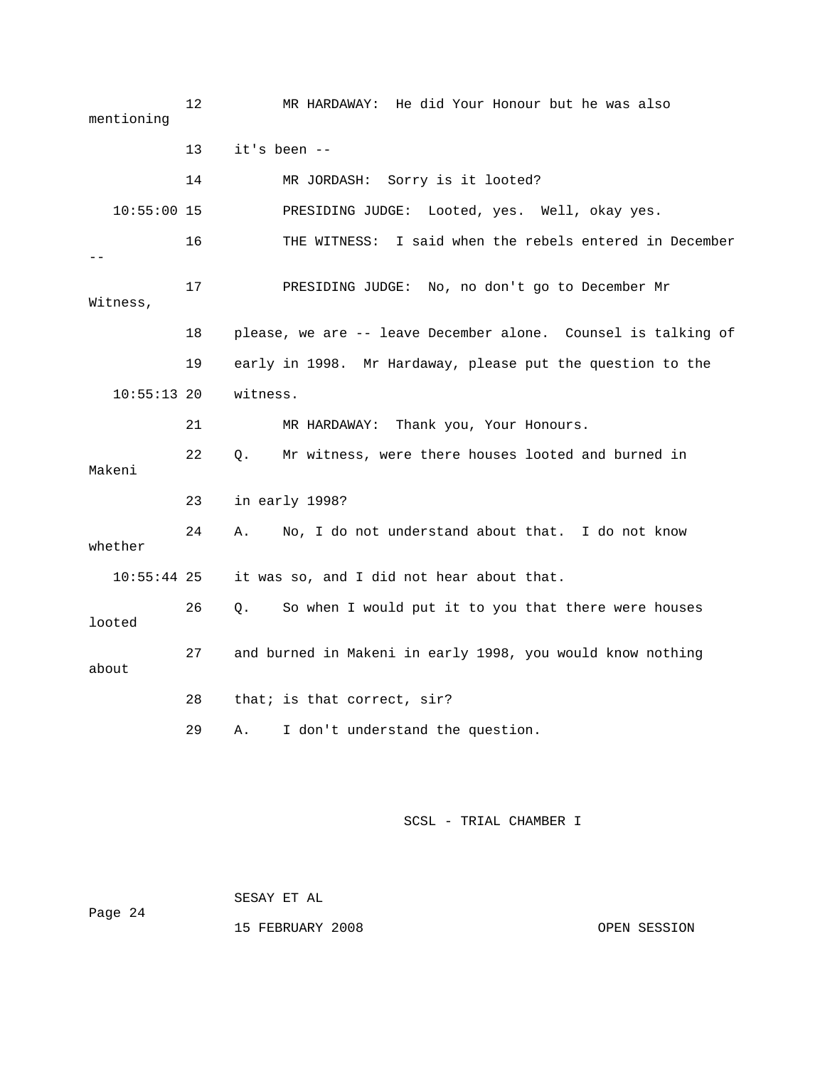12 MR HARDAWAY: He did Your Honour but he was also mentioning

13 it's been --

14 MR JORDASH: Sorry is it looted?

10:55:00 15 PRESIDING JUDGE: Looted, yes. Well, okay yes.

16 THE WITNESS: I said when the rebels entered in December --

17 PRESIDING JUDGE: No, no don't go to December Mr Witness,

18 please, we are -- leave December alone. Counsel is talking of

19 early in 1998. Mr Hardaway, please put the question to the

10:55:13 20 witness.

21 MR HARDAWAY: Thank you, Your Honours.

22 Q. Mr witness, were there houses looted and burned in Makeni

23 in early 1998?

24 A. No, I do not understand about that. I do not know whether

10:55:44 25 it was so, and I did not hear about that.

26 Q. So when I would put it to you that there were houses looted

27 and burned in Makeni in early 1998, you would know nothing about

28 that; is that correct, sir?

29 A. I don't understand the question.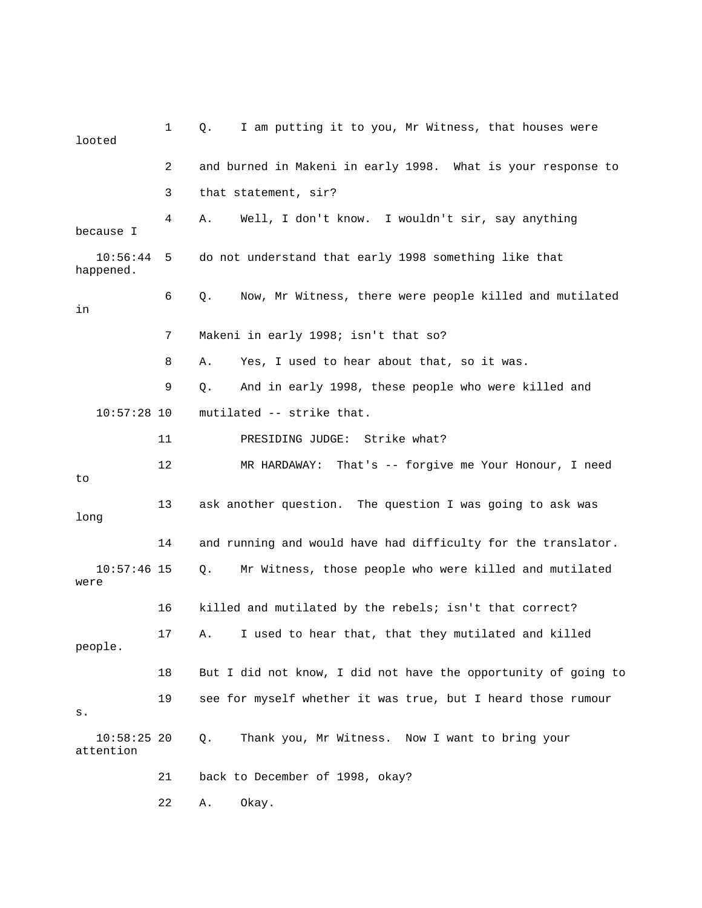1 Q. I am putting it to you, Mr Witness, that houses were looted

2 and burned in Makeni in early 1998. What is your response to

3 that statement, sir?

4 A. Well, I don't know. I wouldn't sir, say anything because I

10:56:44 5 do not understand that early 1998 something like that happened.

6 Q. Now, Mr Witness, there were people killed and mutilated in

7 Makeni in early 1998; isn't that so?

8 A. Yes, I used to hear about that, so it was.

9 Q. And in early 1998, these people who were killed and

10:57:28 10 mutilated -- strike that.

11 PRESIDING JUDGE: Strike what?

12 MR HARDAWAY: That's -- forgive me Your Honour, I need to

13 ask another question. The question I was going to ask was long

14 and running and would have had difficulty for the translator.

10:57:46 15 Q. Mr Witness, those people who were killed and mutilated were

16 killed and mutilated by the rebels; isn't that correct?

17 A. I used to hear that, that they mutilated and killed people.

18 But I did not know, I did not have the opportunity of going to

19 see for myself whether it was true, but I heard those rumours.

10:58:25 20 Q. Thank you, Mr Witness. Now I want to bring your attention

21 back to December of 1998, okay?

22 A. Okay.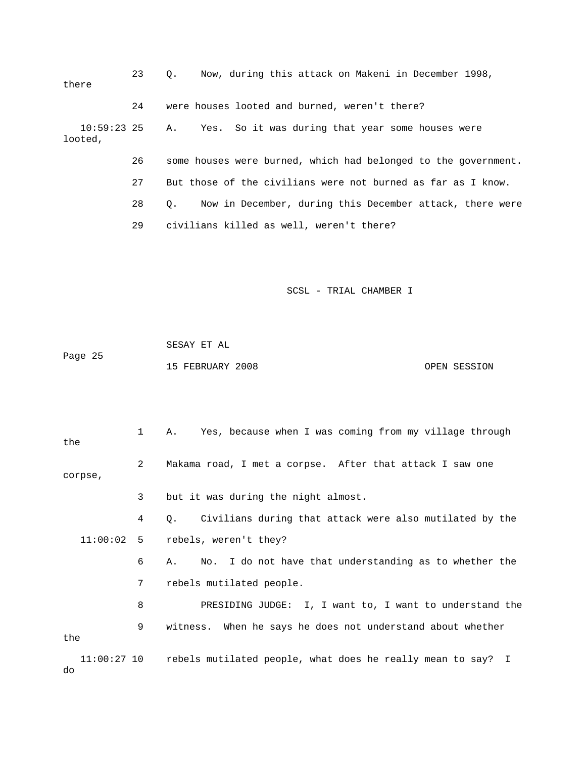23 Q. Now, during this attack on Makeni in December 1998, there

24 were houses looted and burned, weren't there?

10:59:23 25 A. Yes. So it was during that year some houses were looted,

26 some houses were burned, which had belonged to the government.

27 But those of the civilians were not burned as far as I know.

28 Q. Now in December, during this December attack, there were

29 civilians killed as well, weren't there?

1 A. Yes, because when I was coming from my village through the

2 Makama road, I met a corpse. After that attack I saw one corpse,

3 but it was during the night almost.

4 Q. Civilians during that attack were also mutilated by the

11:00:02 5 rebels, weren't they?

6 A. No. I do not have that understanding as to whether the

7 rebels mutilated people.

8 PRESIDING JUDGE: I, I want to, I want to understand the

9 witness. When he says he does not understand about whether the

11:00:27 10 rebels mutilated people, what does he really mean to say? I do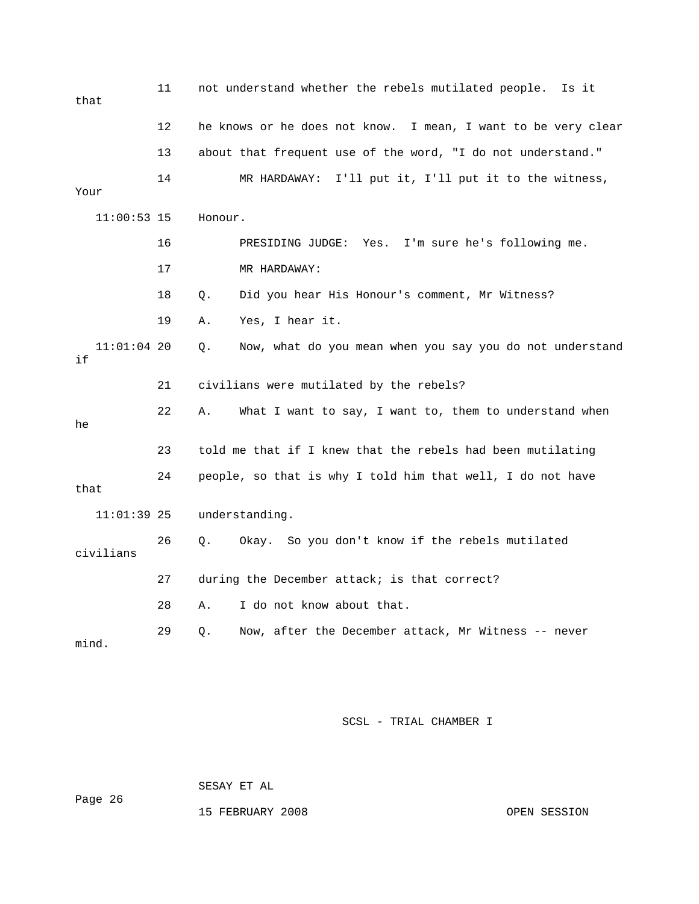11 not understand whether the rebels mutilated people. Is it that

12 he knows or he does not know. I mean, I want to be very clear

13 about that frequent use of the word, "I do not understand."

14 MR HARDAWAY: I'll put it, I'll put it to the witness, Your

11:00:53 15 Honour.

16 PRESIDING JUDGE: Yes. I'm sure he's following me.

17 MR HARDAWAY:

18 Q. Did you hear His Honour's comment, Mr Witness?

19 A. Yes, I hear it.

11:01:04 20 Q. Now, what do you mean when you say you do not understand if

21 civilians were mutilated by the rebels?

22 A. What I want to say, I want to, them to understand when he

23 told me that if I knew that the rebels had been mutilating

24 people, so that is why I told him that well, I do not have that

11:01:39 25 understanding.

26 Q. Okay. So you don't know if the rebels mutilated civilians

27 during the December attack; is that correct?

28 A. I do not know about that.

29 Q. Now, after the December attack, Mr Witness -- never mind.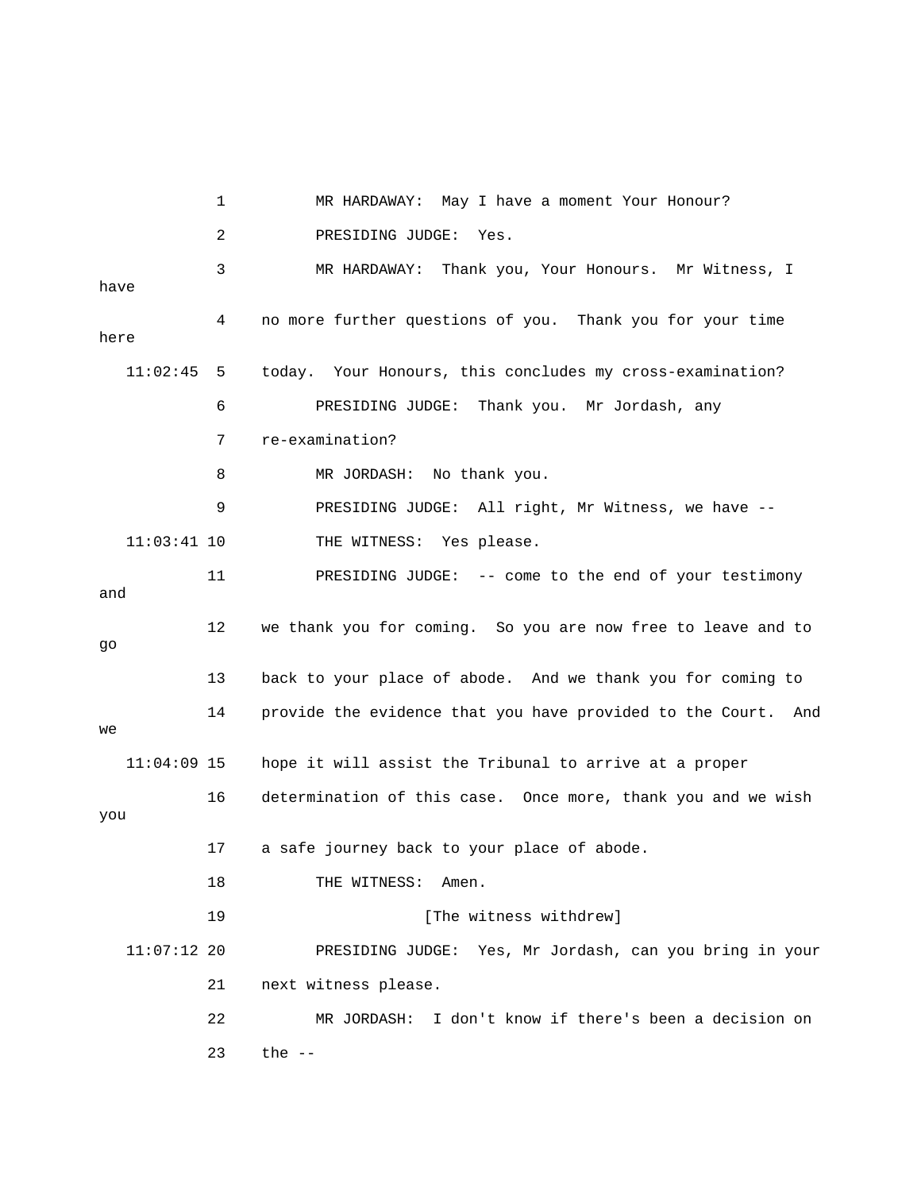1 MR HARDAWAY: May I have a moment Your Honour?

2 PRESIDING JUDGE: Yes.

3 MR HARDAWAY: Thank you, Your Honours. Mr Witness, I have

4 no more further questions of you. Thank you for your time here

11:02:45 5 today. Your Honours, this concludes my cross-examination?

6 PRESIDING JUDGE: Thank you. Mr Jordash, any

7 re-examination?

8 MR JORDASH: No thank you.

9 PRESIDING JUDGE: All right, Mr Witness, we have --

11:03:41 10 THE WITNESS: Yes please.

11 PRESIDING JUDGE: -- come to the end of your testimony and

12 we thank you for coming. So you are now free to leave and to go

13 back to your place of abode. And we thank you for coming to

14 provide the evidence that you have provided to the Court. And we

11:04:09 15 hope it will assist the Tribunal to arrive at a proper

16 determination of this case. Once more, thank you and we wish you

17 a safe journey back to your place of abode.

18 THE WITNESS: Amen.

19 [The witness withdrew]

11:07:12 20 PRESIDING JUDGE: Yes, Mr Jordash, can you bring in your

21 next witness please.

22 MR JORDASH: I don't know if there's been a decision on

23 the --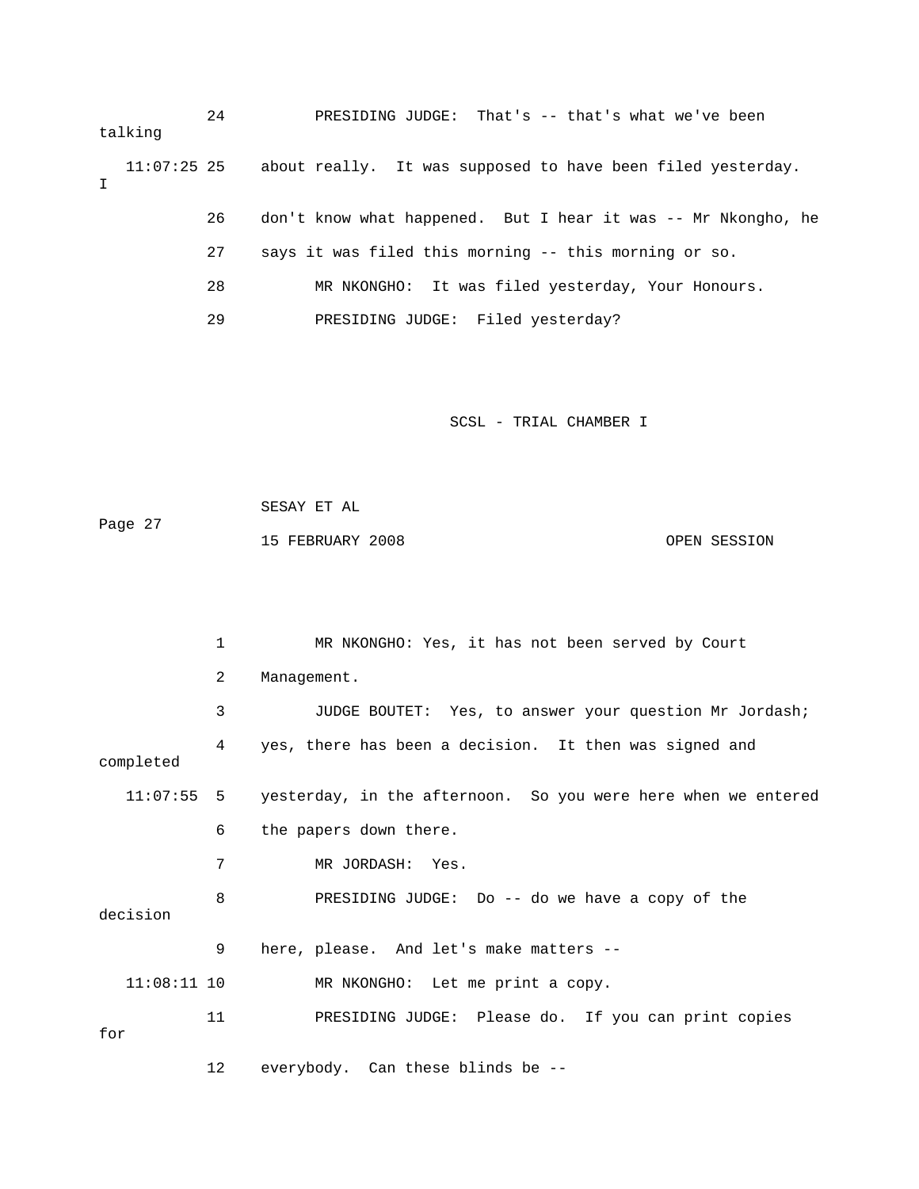24 PRESIDING JUDGE: That's -- that's what we've been talking

11:07:25 25 about really. It was supposed to have been filed yesterday. I

26 don't know what happened. But I hear it was -- Mr Nkongho, he

27 says it was filed this morning -- this morning or so.

28 MR NKONGHO: It was filed yesterday, Your Honours.

29 PRESIDING JUDGE: Filed yesterday?

SCSL - TRIAL CHAMBER I

SESAY ET AL

Page 27

15 FEBRUARY 2008 OPEN SESSION

1 MR NKONGHO: Yes, it has not been served by Court

2 Management.

3 JUDGE BOUTET: Yes, to answer your question Mr Jordash;

4 yes, there has been a decision. It then was signed and completed

11:07:55 5 yesterday, in the afternoon. So you were here when we entered

6 the papers down there.

7 MR JORDASH: Yes.

8 PRESIDING JUDGE: Do -- do we have a copy of the decision

9 here, please. And let's make matters --

11:08:11 10 MR NKONGHO: Let me print a copy.

11 PRESIDING JUDGE: Please do. If you can print copies for

12 everybody. Can these blinds be --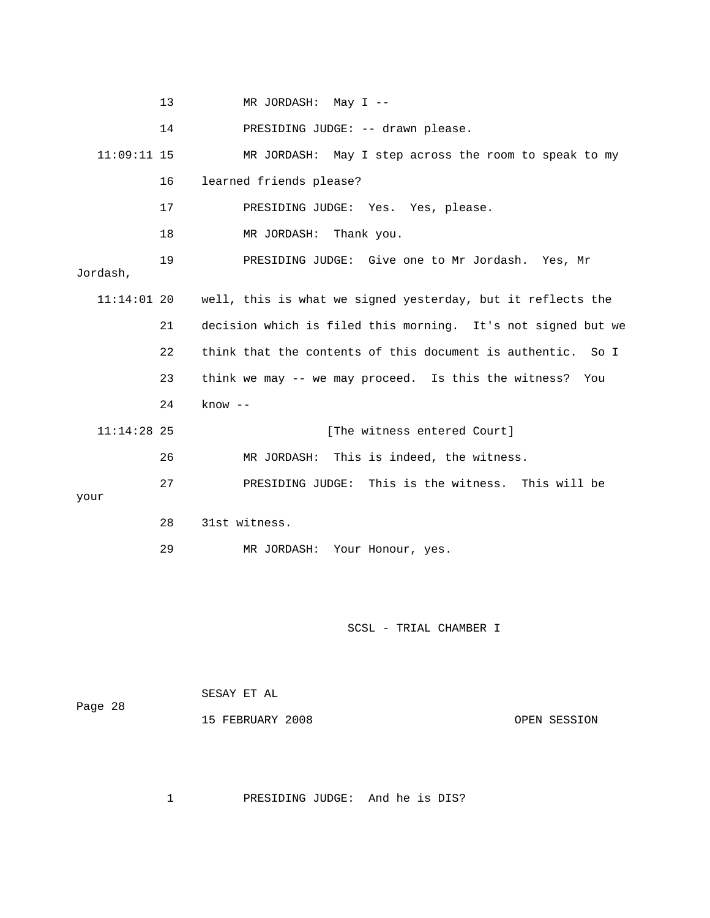13 MR JORDASH: May I --

14 PRESIDING JUDGE: -- drawn please.

11:09:11 15 MR JORDASH: May I step across the room to speak to my

16 learned friends please?

17 PRESIDING JUDGE: Yes. Yes, please.

18 MR JORDASH: Thank you.

19 PRESIDING JUDGE: Give one to Mr Jordash. Yes, Mr Jordash,

11:14:01 20 well, this is what we signed yesterday, but it reflects the

21 decision which is filed this morning. It's not signed but we

22 think that the contents of this document is authentic. So I

23 think we may -- we may proceed. Is this the witness? You

24 know --

11:14:28 25 [The witness entered Court]

26 MR JORDASH: This is indeed, the witness.

27 PRESIDING JUDGE: This is the witness. This will be your

28 31st witness.

29 MR JORDASH: Your Honour, yes.

SESAY ET AL

15 FEBRUARY 2008 OPEN SESSION

1 PRESIDING JUDGE: And he is DIS?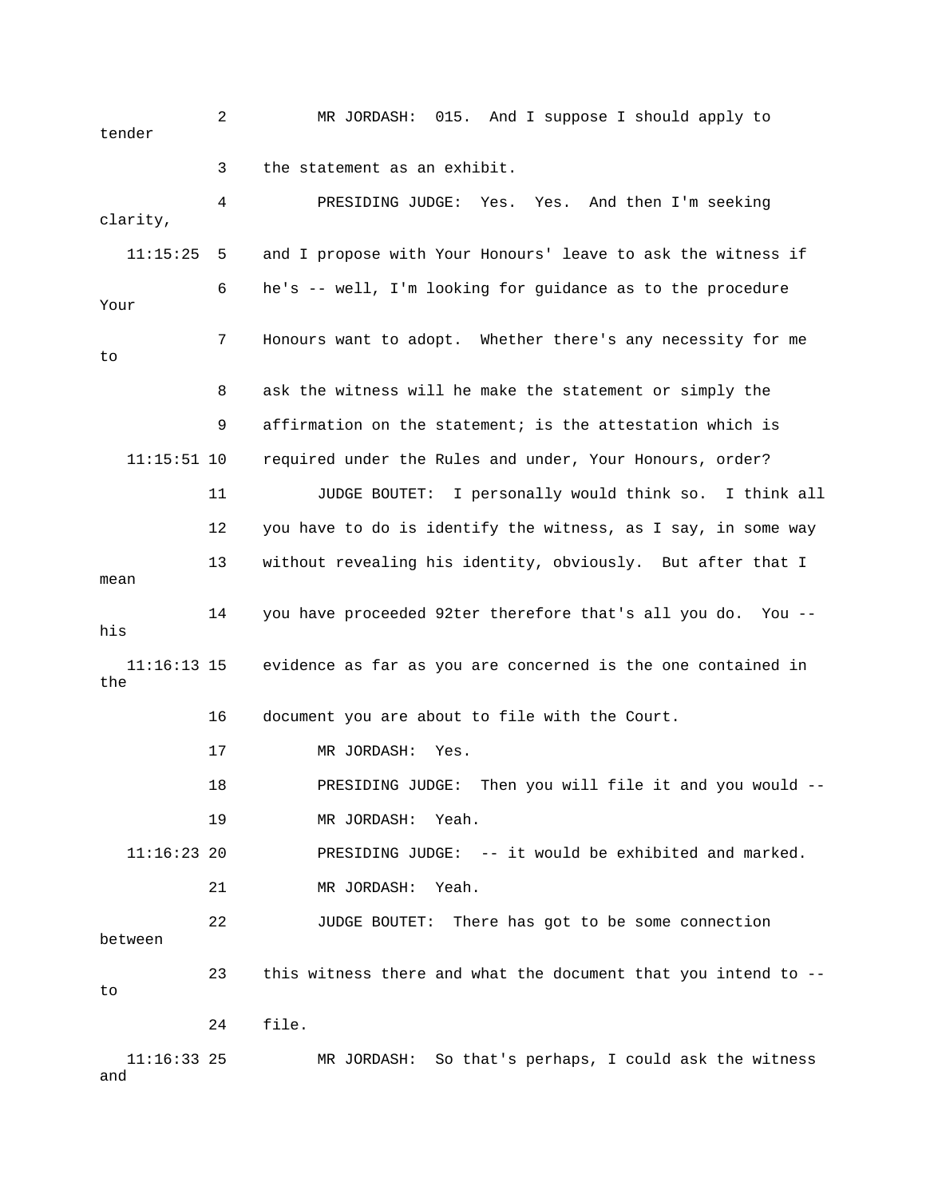2 MR JORDASH: 015. And I suppose I should apply to tender

3 the statement as an exhibit.

4 PRESIDING JUDGE: Yes. Yes. And then I'm seeking clarity,

11:15:25 5 and I propose with Your Honours' leave to ask the witness if

6 he's -- well, I'm looking for guidance as to the procedure Your

7 Honours want to adopt. Whether there's any necessity for me to

8 ask the witness will he make the statement or simply the

9 affirmation on the statement; is the attestation which is

11:15:51 10 required under the Rules and under, Your Honours, order?

11 JUDGE BOUTET: I personally would think so. I think all

12 you have to do is identify the witness, as I say, in some way

13 without revealing his identity, obviously. But after that I mean

14 you have proceeded 92ter therefore that's all you do. You -- his

11:16:13 15 evidence as far as you are concerned is the one contained in the

16 document you are about to file with the Court.

17 MR JORDASH: Yes.

18 PRESIDING JUDGE: Then you will file it and you would --

19 MR JORDASH: Yeah.

11:16:23 20 PRESIDING JUDGE: -- it would be exhibited and marked.

21 MR JORDASH: Yeah.

22 JUDGE BOUTET: There has got to be some connection between

23 this witness there and what the document that you intend to -- to

24 file.

11:16:33 25 MR JORDASH: So that's perhaps, I could ask the witness and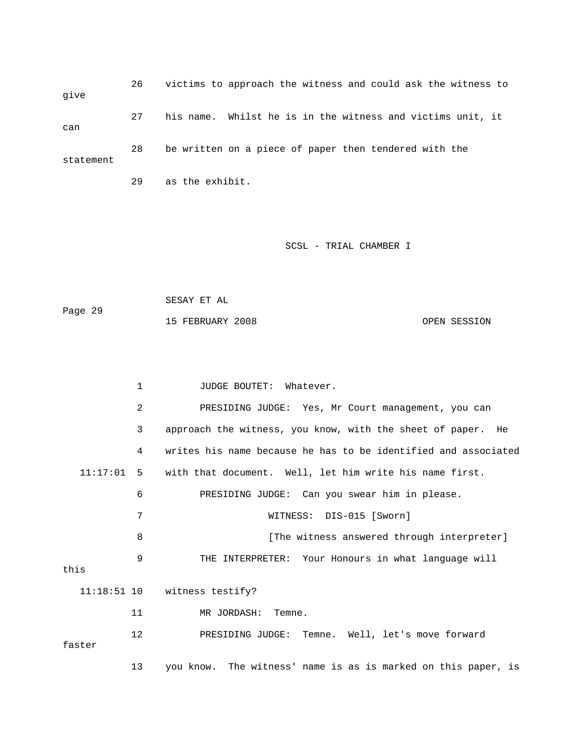26 victims to approach the witness and could ask the witness to give

27 his name. Whilst he is in the witness and victims unit, it can

28 be written on a piece of paper then tendered with the statement

29 as the exhibit.

SCSL - TRIAL CHAMBER I

SESAY ET AL

Page 29

15 FEBRUARY 2008 OPEN SESSION

1 JUDGE BOUTET: Whatever.

2 PRESIDING JUDGE: Yes, Mr Court management, you can

3 approach the witness, you know, with the sheet of paper. He

4 writes his name because he has to be identified and associated

11:17:01 5 with that document. Well, let him write his name first.

6 PRESIDING JUDGE: Can you swear him in please.

7 WITNESS: DIS-015 [Sworn]

8 [The witness answered through interpreter]

9 THE INTERPRETER: Your Honours in what language will this

11:18:51 10 witness testify?

11 MR JORDASH: Temne.

12 PRESIDING JUDGE: Temne. Well, let's move forward faster

13 you know. The witness' name is as is marked on this paper, is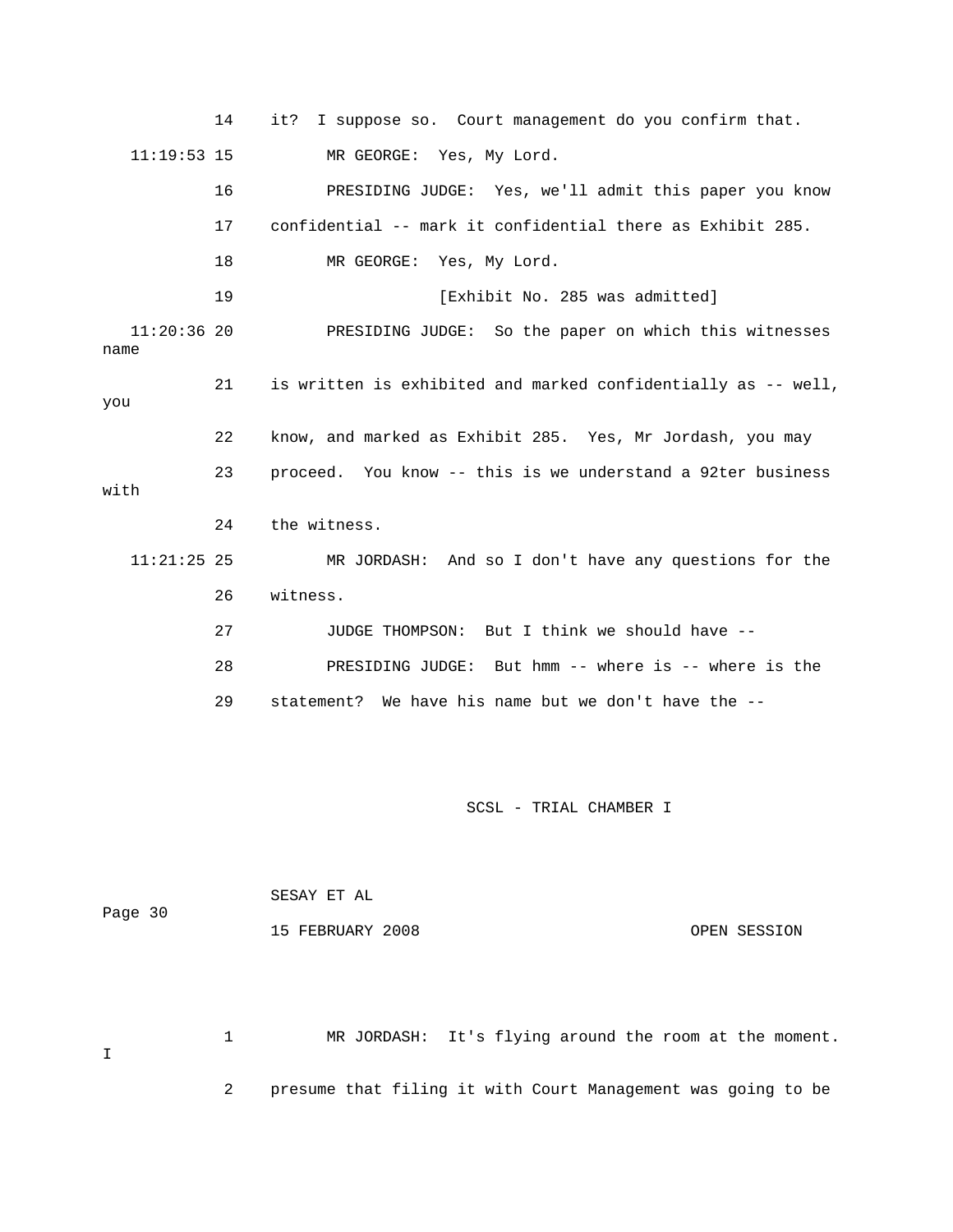14 it? I suppose so. Court management do you confirm that.

11:19:53 15 MR GEORGE: Yes, My Lord.

16 PRESIDING JUDGE: Yes, we'll admit this paper you know

17 confidential -- mark it confidential there as Exhibit 285.

18 MR GEORGE: Yes, My Lord.

19 [Exhibit No. 285 was admitted]

11:20:36 20 PRESIDING JUDGE: So the paper on which this witnesses name

21 is written is exhibited and marked confidentially as -- well, you

22 know, and marked as Exhibit 285. Yes, Mr Jordash, you may

23 proceed. You know -- this is we understand a 92ter business with

24 the witness.

11:21:25 25 MR JORDASH: And so I don't have any questions for the

26 witness.

27 JUDGE THOMPSON: But I think we should have --

28 PRESIDING JUDGE: But hmm -- where is -- where is the

29 statement? We have his name but we don't have the --

1 MR JORDASH: It's flying around the room at the moment. I

2 presume that filing it with Court Management was going to be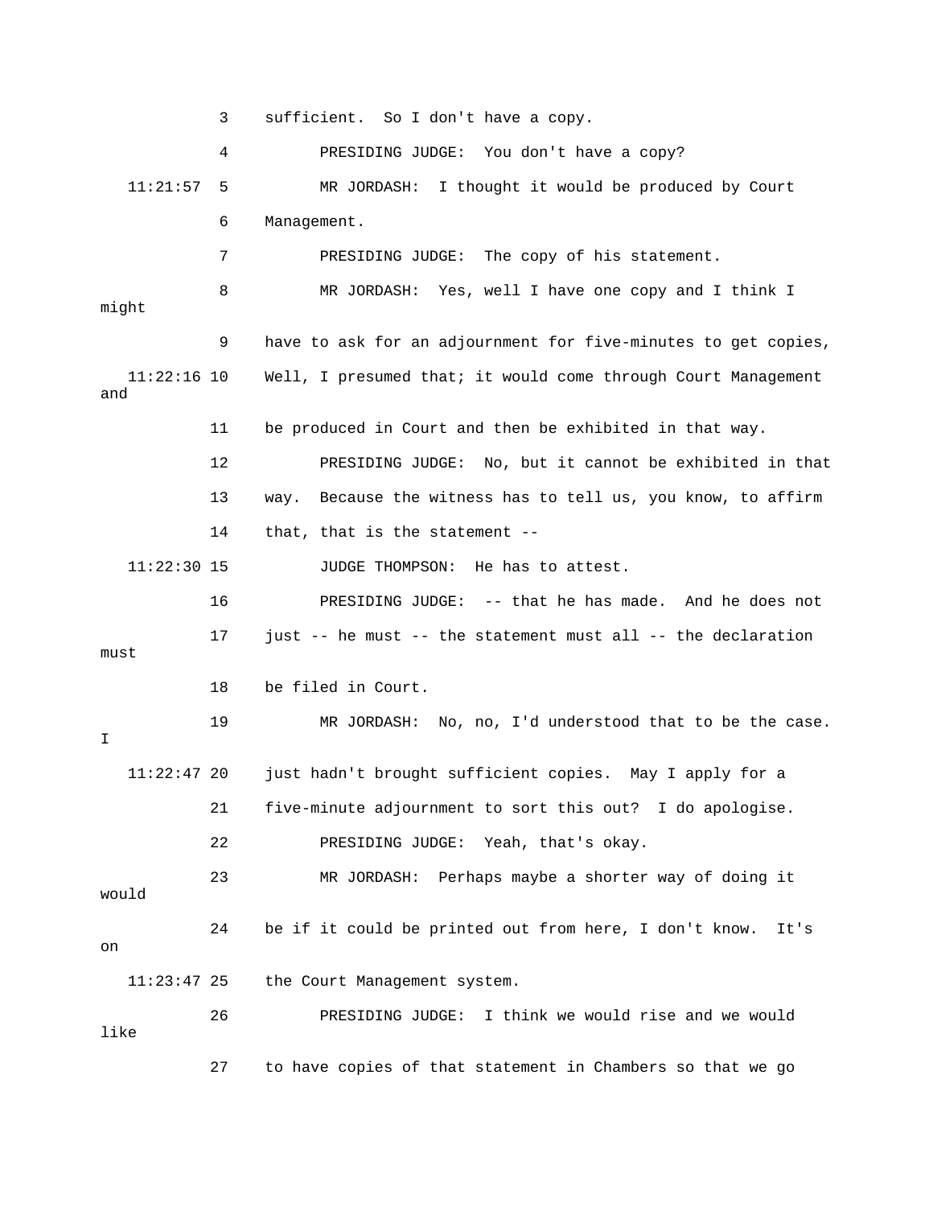3 sufficient. So I don't have a copy.

4 PRESIDING JUDGE: You don't have a copy?

11:21:57 5 MR JORDASH: I thought it would be produced by Court

6 Management.

7 PRESIDING JUDGE: The copy of his statement.

8 MR JORDASH: Yes, well I have one copy and I think I might

9 have to ask for an adjournment for five-minutes to get copies,

11:22:16 10 Well, I presumed that; it would come through Court Management and

11 be produced in Court and then be exhibited in that way.

12 PRESIDING JUDGE: No, but it cannot be exhibited in that

13 way. Because the witness has to tell us, you know, to affirm

14 that, that is the statement --

11:22:30 15 JUDGE THOMPSON: He has to attest.

16 PRESIDING JUDGE: -- that he has made. And he does not

17 just -- he must -- the statement must all -- the declaration must

18 be filed in Court.

19 MR JORDASH: No, no, I'd understood that to be the case. I

11:22:47 20 just hadn't brought sufficient copies. May I apply for a

21 five-minute adjournment to sort this out? I do apologise.

22 PRESIDING JUDGE: Yeah, that's okay.

23 MR JORDASH: Perhaps maybe a shorter way of doing it would

24 be if it could be printed out from here, I don't know. It's on

11:23:47 25 the Court Management system.

26 PRESIDING JUDGE: I think we would rise and we would like

27 to have copies of that statement in Chambers so that we go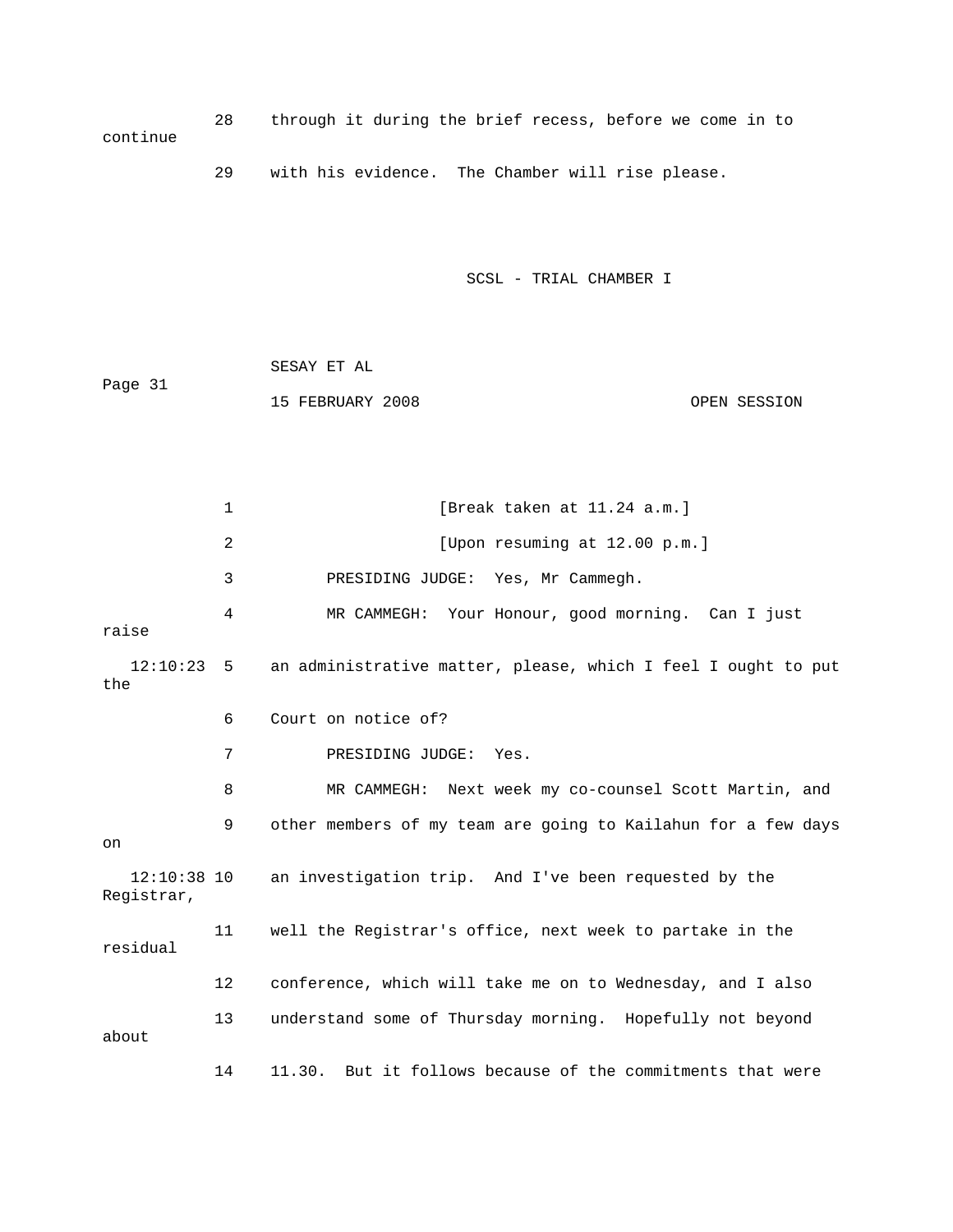28 through it during the brief recess, before we come in to continue

29 with his evidence. The Chamber will rise please.

SCSL - TRIAL CHAMBER I

SESAY ET AL

15 FEBRUARY 2008 OPEN SESSION

1 [Break taken at 11.24 a.m.]

2 [Upon resuming at 12.00 p.m.]

3 PRESIDING JUDGE: Yes, Mr Cammegh.

4 MR CAMMEGH: Your Honour, good morning. Can I just raise

12:10:23 5 an administrative matter, please, which I feel I ought to put the

6 Court on notice of?

7 PRESIDING JUDGE: Yes.

8 MR CAMMEGH: Next week my co-counsel Scott Martin, and

9 other members of my team are going to Kailahun for a few days on

12:10:38 10 an investigation trip. And I've been requested by the Registrar,

11 well the Registrar's office, next week to partake in the residual

12 conference, which will take me on to Wednesday, and I also

13 understand some of Thursday morning. Hopefully not beyond about

14 11.30. But it follows because of the commitments that were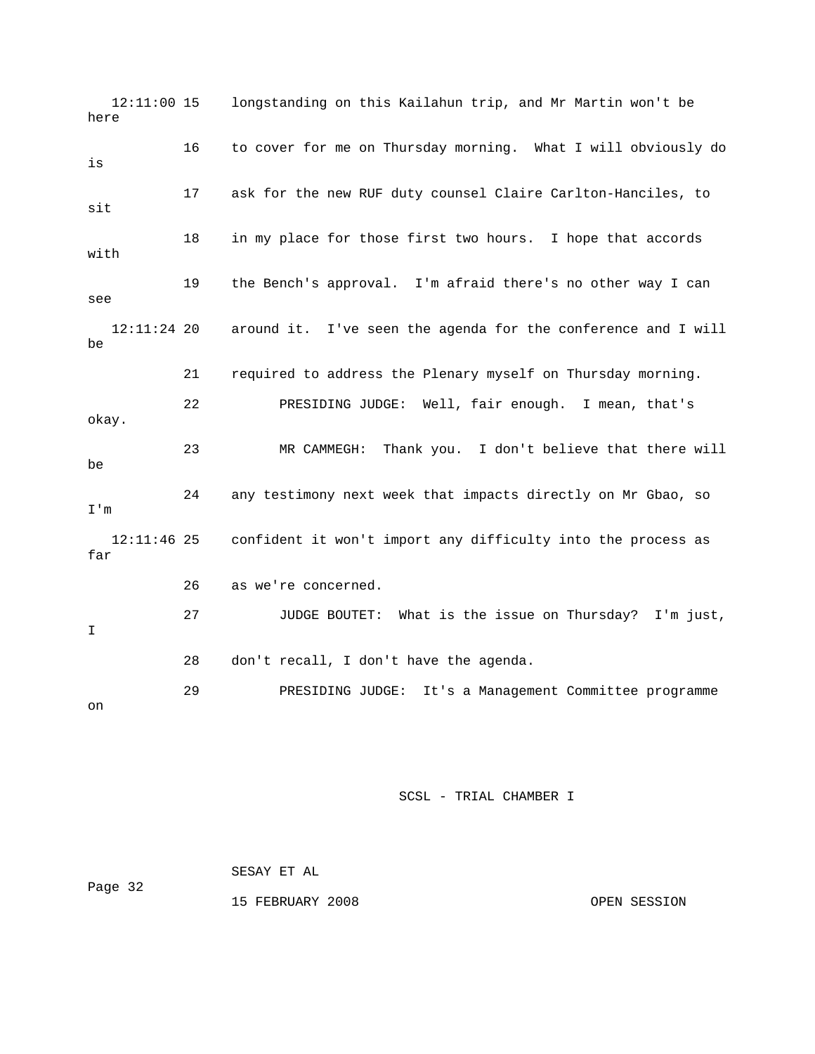12:11:00 15 longstanding on this Kailahun trip, and Mr Martin won't be here

16 to cover for me on Thursday morning. What I will obviously do is

17 ask for the new RUF duty counsel Claire Carlton-Hanciles, to sit

18 in my place for those first two hours. I hope that accords with

19 the Bench's approval. I'm afraid there's no other way I can see

12:11:24 20 around it. I've seen the agenda for the conference and I will be

21 required to address the Plenary myself on Thursday morning.

22 PRESIDING JUDGE: Well, fair enough. I mean, that's okay.

23 MR CAMMEGH: Thank you. I don't believe that there will be

24 any testimony next week that impacts directly on Mr Gbao, so I'm

12:11:46 25 confident it won't import any difficulty into the process as far

26 as we're concerned.

27 JUDGE BOUTET: What is the issue on Thursday? I'm just, I

28 don't recall, I don't have the agenda.

29 PRESIDING JUDGE: It's a Management Committee programme on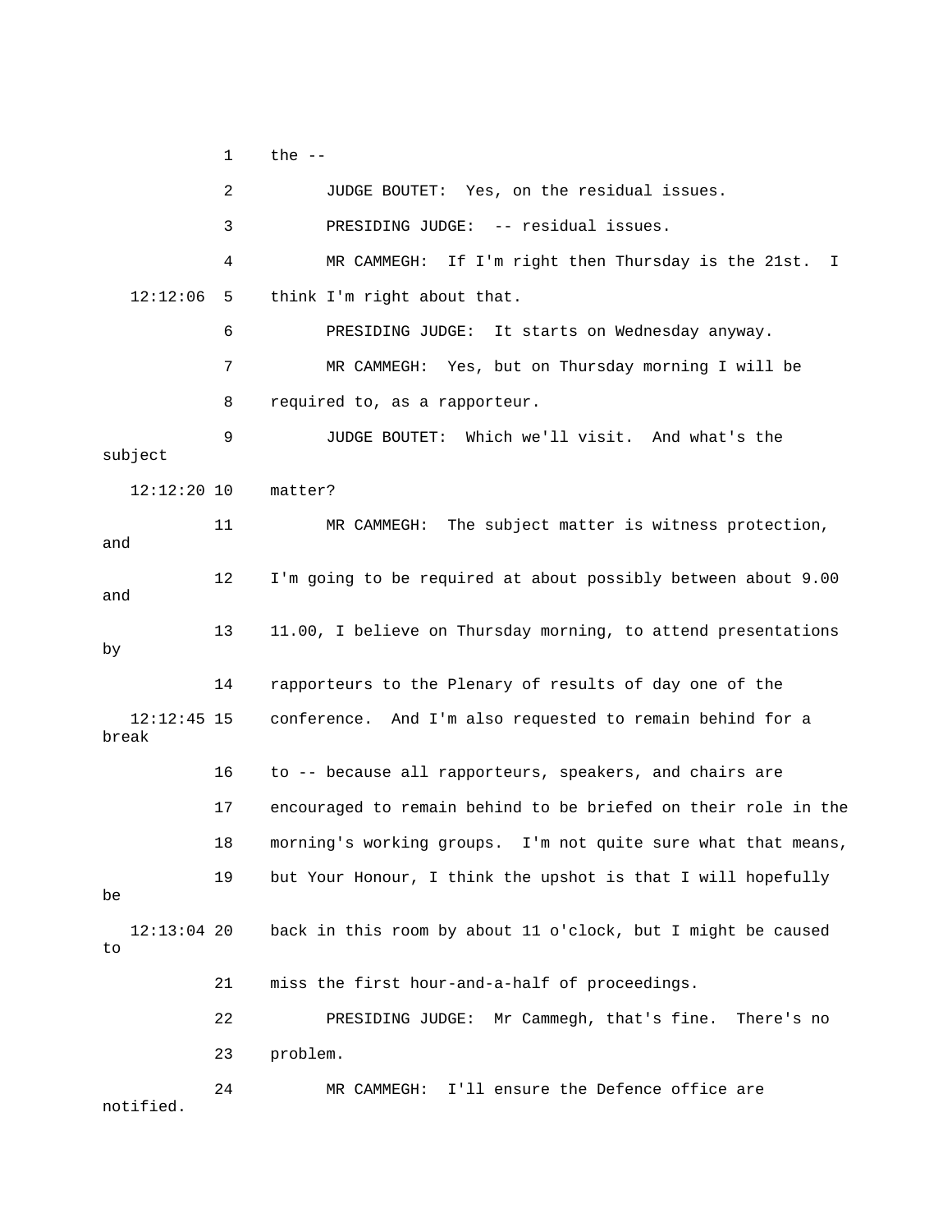1 the --

2 JUDGE BOUTET: Yes, on the residual issues.

3 PRESIDING JUDGE: -- residual issues.

4 MR CAMMEGH: If I'm right then Thursday is the 21st. I

12:12:06 5 think I'm right about that.

6 PRESIDING JUDGE: It starts on Wednesday anyway.

7 MR CAMMEGH: Yes, but on Thursday morning I will be

8 required to, as a rapporteur.

9 JUDGE BOUTET: Which we'll visit. And what's the subject

12:12:20 10 matter?

11 MR CAMMEGH: The subject matter is witness protection, and

12 I'm going to be required at about possibly between about 9.00 and

13 11.00, I believe on Thursday morning, to attend presentations by

14 rapporteurs to the Plenary of results of day one of the

12:12:45 15 conference. And I'm also requested to remain behind for a break

16 to -- because all rapporteurs, speakers, and chairs are

17 encouraged to remain behind to be briefed on their role in the

18 morning's working groups. I'm not quite sure what that means,

19 but Your Honour, I think the upshot is that I will hopefully be

12:13:04 20 back in this room by about 11 o'clock, but I might be caused to

21 miss the first hour-and-a-half of proceedings.

22 PRESIDING JUDGE: Mr Cammegh, that's fine. There's no

23 problem.

24 MR CAMMEGH: I'll ensure the Defence office are notified.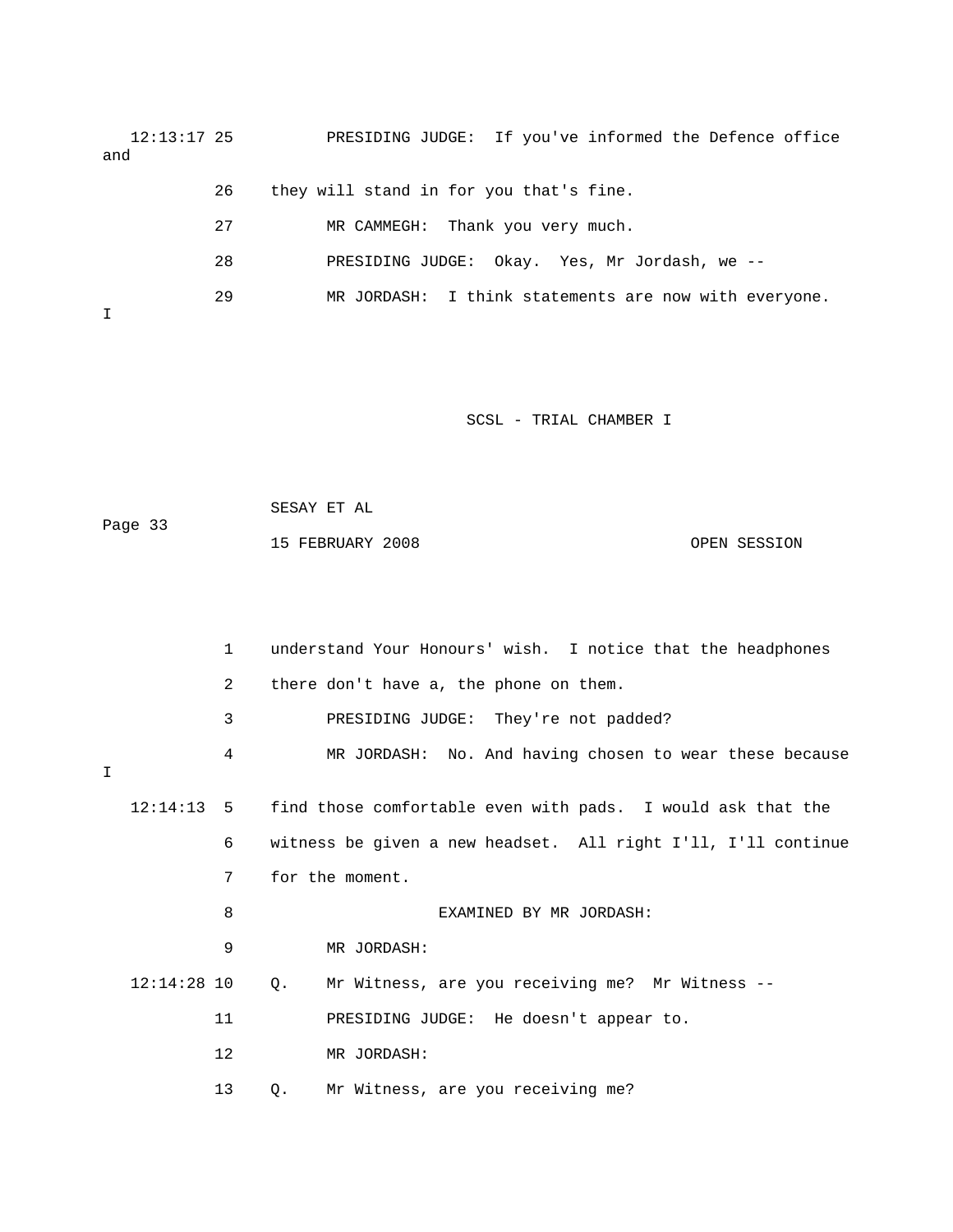12:13:17 25 PRESIDING JUDGE: If you've informed the Defence office and

26 they will stand in for you that's fine.

27 MR CAMMEGH: Thank you very much.

28 PRESIDING JUDGE: Okay. Yes, Mr Jordash, we --

29 MR JORDASH: I think statements are now with everyone. I

1 understand Your Honours' wish. I notice that the headphones

2 there don't have a, the phone on them.

3 PRESIDING JUDGE: They're not padded?

4 MR JORDASH: No. And having chosen to wear these because I

12:14:13 5 find those comfortable even with pads. I would ask that the

6 witness be given a new headset. All right I'll, I'll continue

7 for the moment.

8 EXAMINED BY MR JORDASH:

9 MR JORDASH:

12:14:28 10 Q. Mr Witness, are you receiving me? Mr Witness --

11 PRESIDING JUDGE: He doesn't appear to.

12 MR JORDASH:

13 Q. Mr Witness, are you receiving me?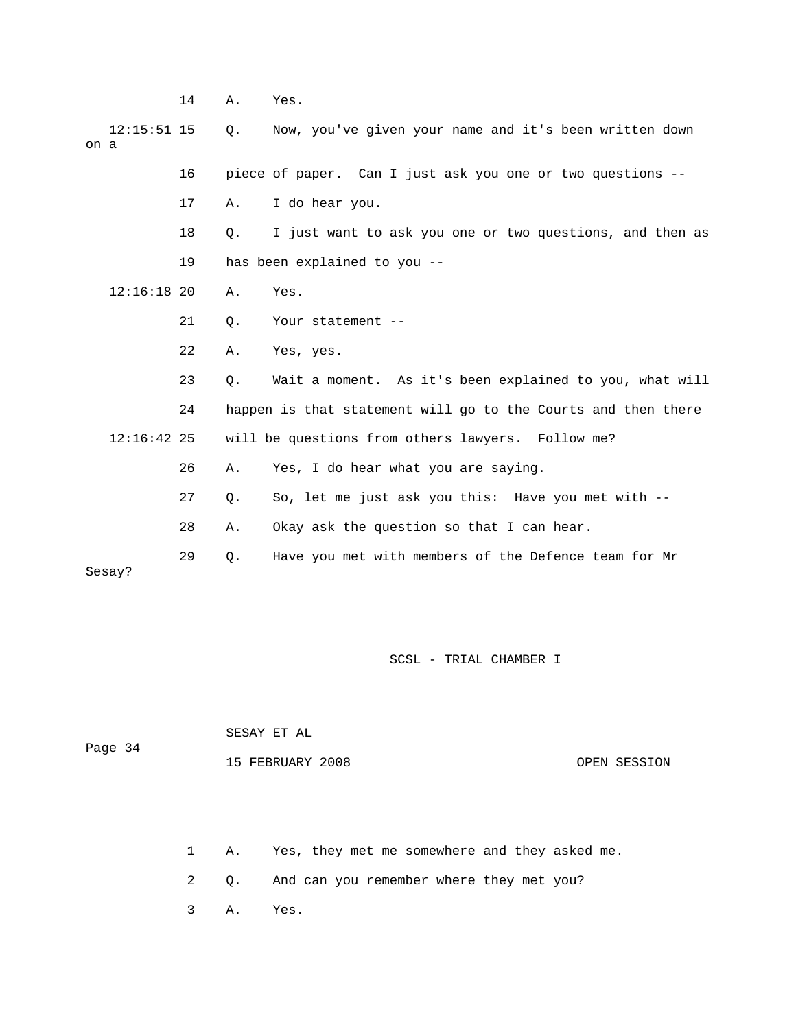14 A. Yes.

12:15:51 15 Q. Now, you've given your name and it's been written down on a

16 piece of paper. Can I just ask you one or two questions --

17 A. I do hear you.

18 Q. I just want to ask you one or two questions, and then as

19 has been explained to you --

12:16:18 20 A. Yes.

21 Q. Your statement --

22 A. Yes, yes.

23 Q. Wait a moment. As it's been explained to you, what will

24 happen is that statement will go to the Courts and then there

12:16:42 25 will be questions from others lawyers. Follow me?

26 A. Yes, I do hear what you are saying.

27 Q. So, let me just ask you this: Have you met with --

28 A. Okay ask the question so that I can hear.

29 Q. Have you met with members of the Defence team for Mr Sesay?

1 A. Yes, they met me somewhere and they asked me.

2 Q. And can you remember where they met you?

3 A. Yes.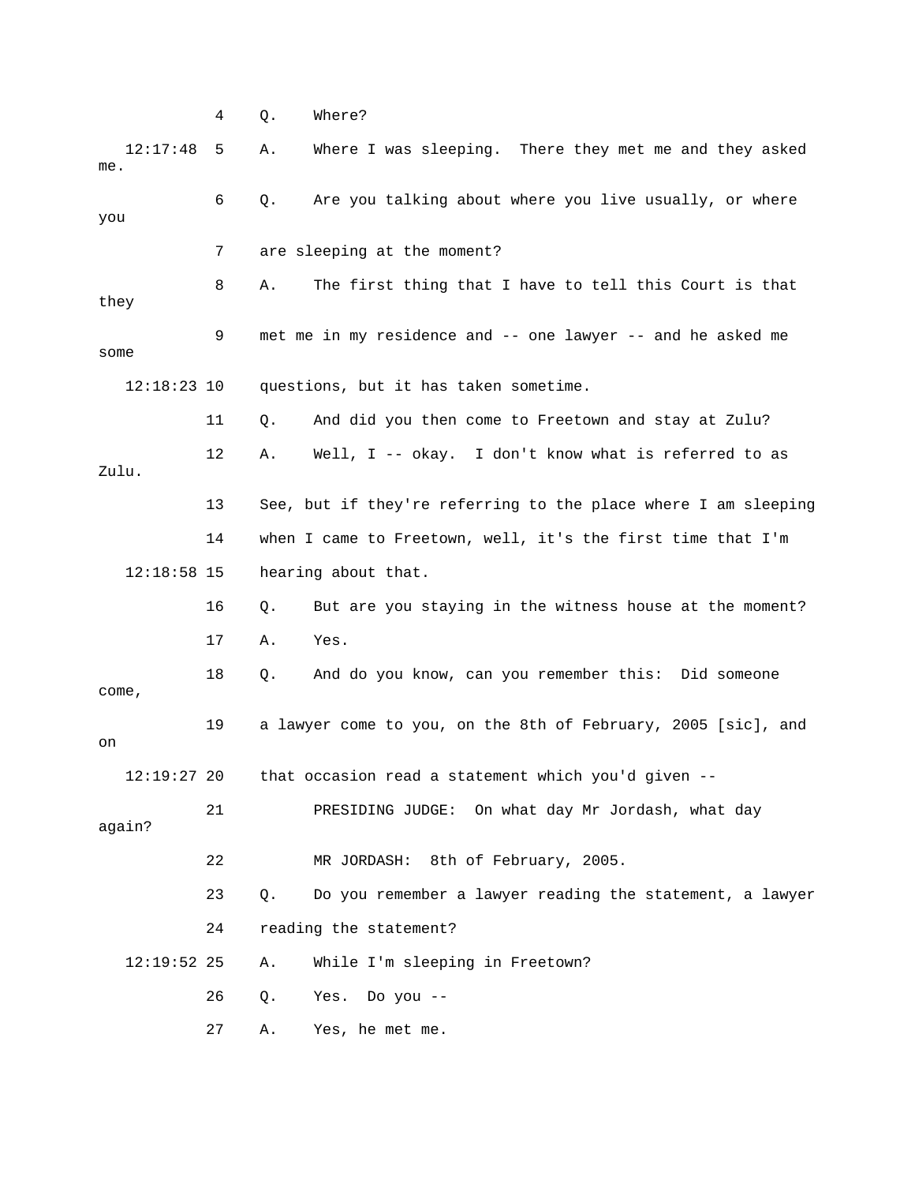4 Q. Where?

12:17:48 5 A. Where I was sleeping. There they met me and they asked me.

6 Q. Are you talking about where you live usually, or where you

7 are sleeping at the moment?

8 A. The first thing that I have to tell this Court is that they

9 met me in my residence and -- one lawyer -- and he asked me some

12:18:23 10 questions, but it has taken sometime.

11 Q. And did you then come to Freetown and stay at Zulu?

12 A. Well, I -- okay. I don't know what is referred to as Zulu.

13 See, but if they're referring to the place where I am sleeping

14 when I came to Freetown, well, it's the first time that I'm

12:18:58 15 hearing about that.

16 Q. But are you staying in the witness house at the moment?

17 A. Yes.

18 Q. And do you know, can you remember this: Did someone come,

19 a lawyer come to you, on the 8th of February, 2005 [sic], and on

12:19:27 20 that occasion read a statement which you'd given --

21 PRESIDING JUDGE: On what day Mr Jordash, what day again?

22 MR JORDASH: 8th of February, 2005.

23 Q. Do you remember a lawyer reading the statement, a lawyer

24 reading the statement?

12:19:52 25 A. While I'm sleeping in Freetown?

26 Q. Yes. Do you --

27 A. Yes, he met me.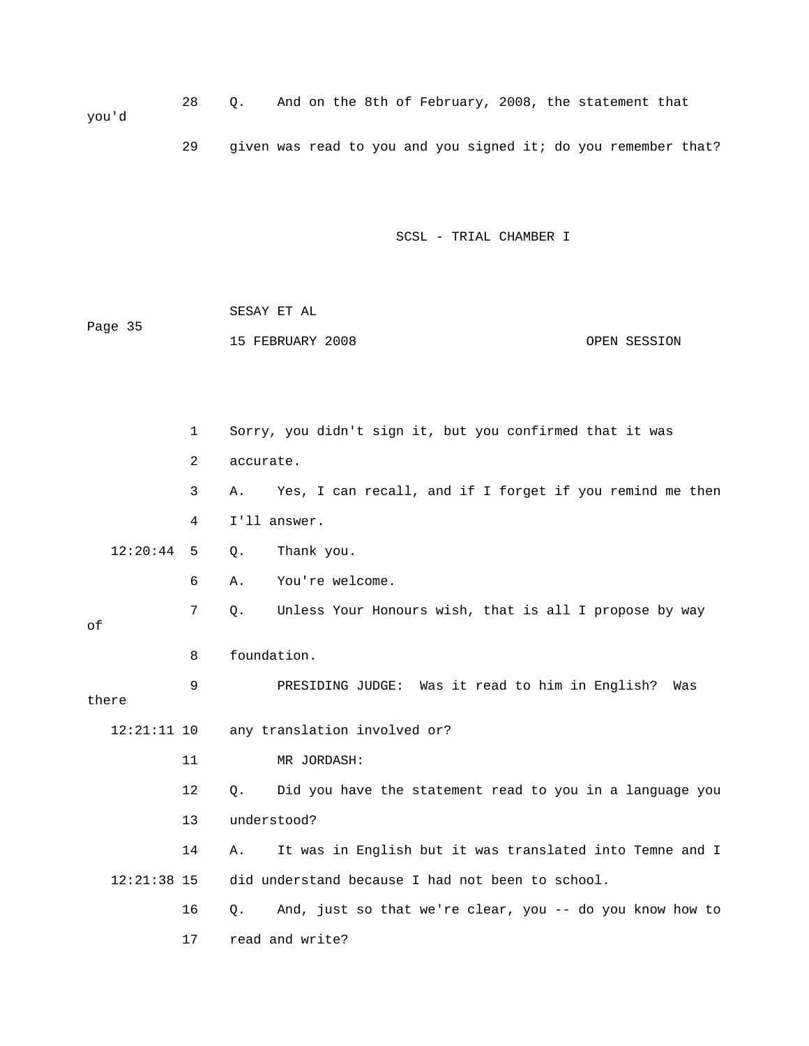28 Q. And on the 8th of February, 2008, the statement that you'd

29 given was read to you and you signed it; do you remember that?

1 Sorry, you didn't sign it, but you confirmed that it was

2 accurate.

3 A. Yes, I can recall, and if I forget if you remind me then

4 I'll answer.

12:20:44 5 Q. Thank you.

6 A. You're welcome.

7 Q. Unless Your Honours wish, that is all I propose by way of

8 foundation.

9 PRESIDING JUDGE: Was it read to him in English? Was there

12:21:11 10 any translation involved or?

11 MR JORDASH:

12 Q. Did you have the statement read to you in a language you

13 understood?

14 A. It was in English but it was translated into Temne and I

12:21:38 15 did understand because I had not been to school.

16 Q. And, just so that we're clear, you -- do you know how to

17 read and write?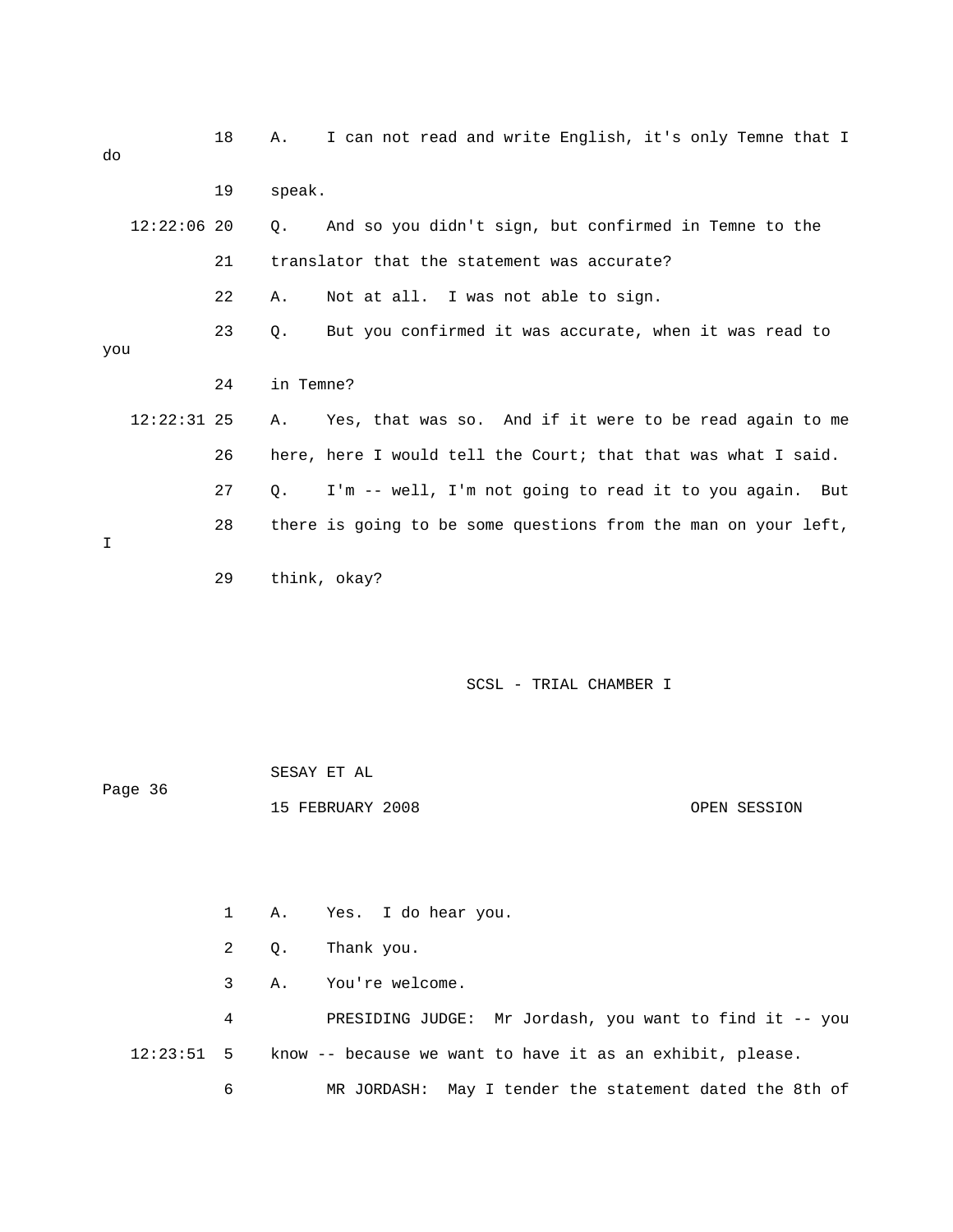18 A. I can not read and write English, it's only Temne that I do

19 speak.

12:22:06 20 Q. And so you didn't sign, but confirmed in Temne to the

21 translator that the statement was accurate?

22 A. Not at all. I was not able to sign.

23 Q. But you confirmed it was accurate, when it was read to you

24 in Temne?

12:22:31 25 A. Yes, that was so. And if it were to be read again to me

26 here, here I would tell the Court; that that was what I said.

27 Q. I'm -- well, I'm not going to read it to you again. But

28 there is going to be some questions from the man on your left, I

29 think, okay?

1 A. Yes. I do hear you.

2 Q. Thank you.

3 A. You're welcome.

4 PRESIDING JUDGE: Mr Jordash, you want to find it -- you

12:23:51 5 know -- because we want to have it as an exhibit, please.

6 MR JORDASH: May I tender the statement dated the 8th of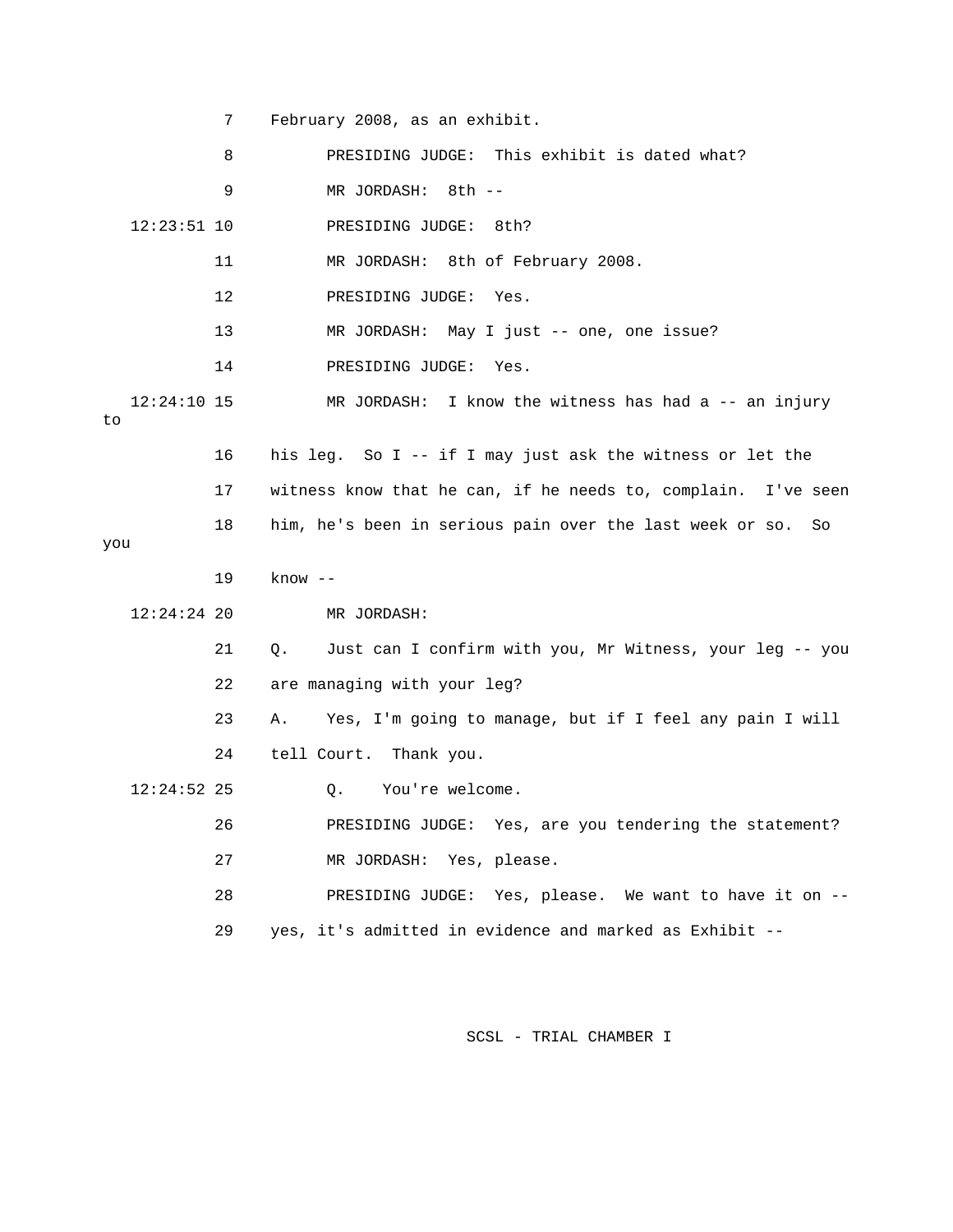7 February 2008, as an exhibit.

8 PRESIDING JUDGE: This exhibit is dated what?

9 MR JORDASH: 8th --

12:23:51 10 PRESIDING JUDGE: 8th?

11 MR JORDASH: 8th of February 2008.

12 PRESIDING JUDGE: Yes.

13 MR JORDASH: May I just -- one, one issue?

14 PRESIDING JUDGE: Yes.

12:24:10 15 MR JORDASH: I know the witness has had a -- an injury to

16 his leg. So I -- if I may just ask the witness or let the

17 witness know that he can, if he needs to, complain. I've seen

18 him, he's been in serious pain over the last week or so. So you

19 know --

12:24:24 20 MR JORDASH:

21 Q. Just can I confirm with you, Mr Witness, your leg -- you

22 are managing with your leg?

23 A. Yes, I'm going to manage, but if I feel any pain I will

24 tell Court. Thank you.

12:24:52 25 Q. You're welcome.

26 PRESIDING JUDGE: Yes, are you tendering the statement?

27 MR JORDASH: Yes, please.

28 PRESIDING JUDGE: Yes, please. We want to have it on --

29 yes, it's admitted in evidence and marked as Exhibit --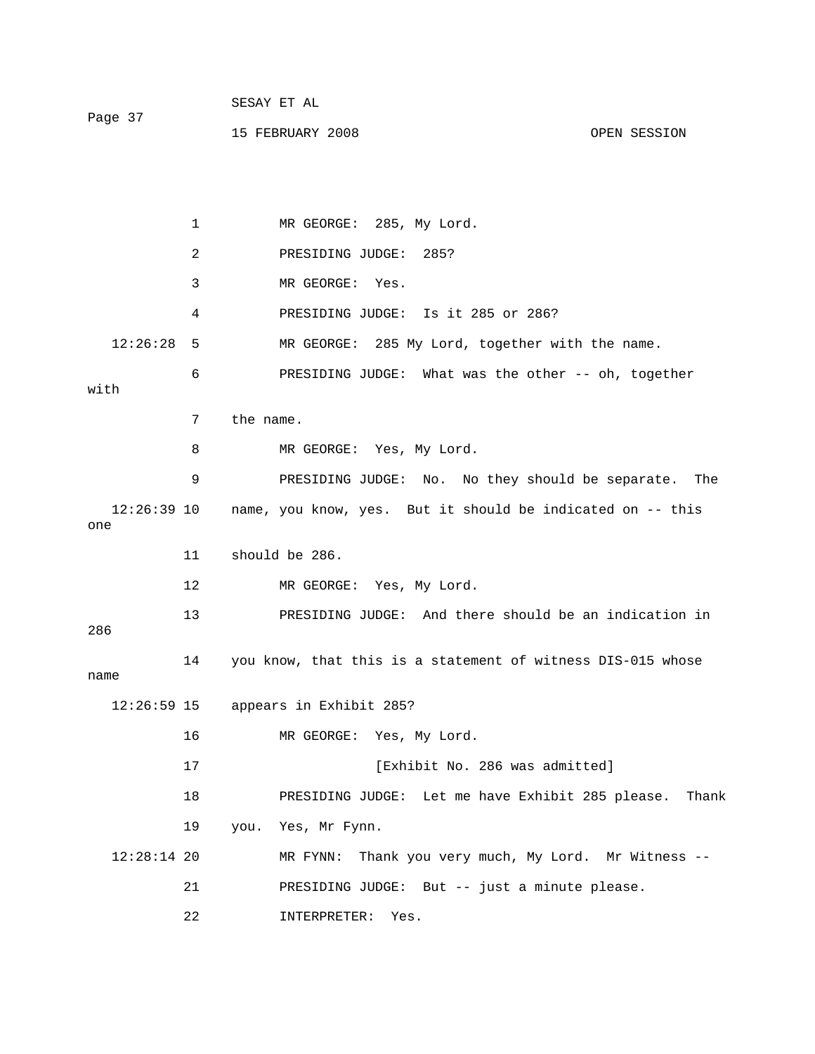1 MR GEORGE: 285, My Lord.

2 PRESIDING JUDGE: 285?

3 MR GEORGE: Yes.

4 PRESIDING JUDGE: Is it 285 or 286?

12:26:28 5 MR GEORGE: 285 My Lord, together with the name.

6 PRESIDING JUDGE: What was the other -- oh, together with

7 the name.

8 MR GEORGE: Yes, My Lord.

9 PRESIDING JUDGE: No. No they should be separate. The

12:26:39 10 name, you know, yes. But it should be indicated on -- this one

11 should be 286.

12 MR GEORGE: Yes, My Lord.

13 PRESIDING JUDGE: And there should be an indication in 286

14 you know, that this is a statement of witness DIS-015 whose name

12:26:59 15 appears in Exhibit 285?

16 MR GEORGE: Yes, My Lord.

17 [Exhibit No. 286 was admitted]

18 PRESIDING JUDGE: Let me have Exhibit 285 please. Thank

19 you. Yes, Mr Fynn.

12:28:14 20 MR FYNN: Thank you very much, My Lord. Mr Witness --

21 PRESIDING JUDGE: But -- just a minute please.

22 INTERPRETER: Yes.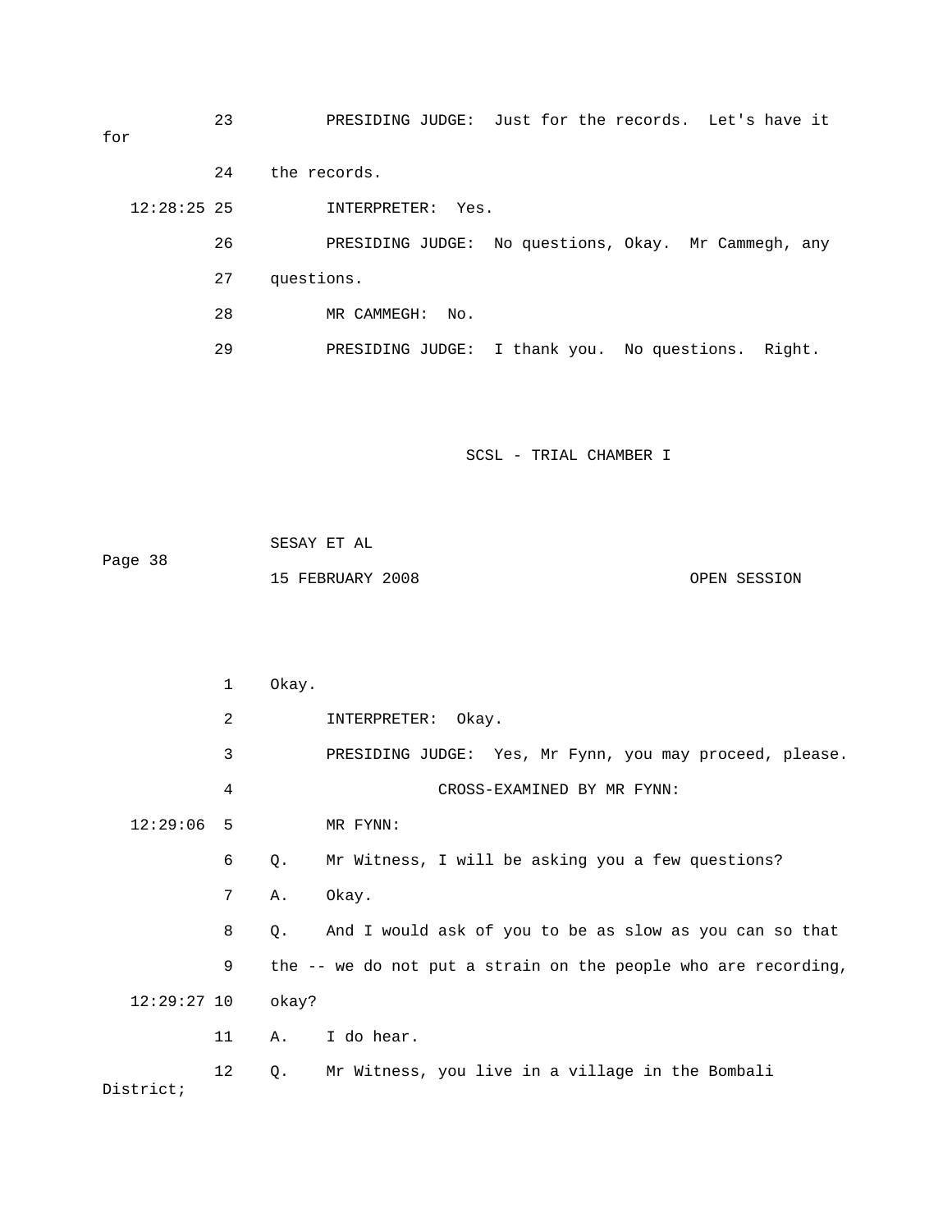23 PRESIDING JUDGE: Just for the records. Let's have it for

24 the records.

12:28:25 25 INTERPRETER: Yes.

26 PRESIDING JUDGE: No questions, Okay. Mr Cammegh, any

27 questions.

28 MR CAMMEGH: No.

29 PRESIDING JUDGE: I thank you. No questions. Right.

SCSL - TRIAL CHAMBER I

SESAY ET AL

Page 38

15 FEBRUARY 2008 OPEN SESSION

1 Okay.

2 INTERPRETER: Okay.

3 PRESIDING JUDGE: Yes, Mr Fynn, you may proceed, please.

4 CROSS-EXAMINED BY MR FYNN:

12:29:06 5 MR FYNN:

6 Q. Mr Witness, I will be asking you a few questions?

7 A. Okay.

8 Q. And I would ask of you to be as slow as you can so that

9 the -- we do not put a strain on the people who are recording,

12:29:27 10 okay?

11 A. I do hear.

12 Q. Mr Witness, you live in a village in the Bombali District;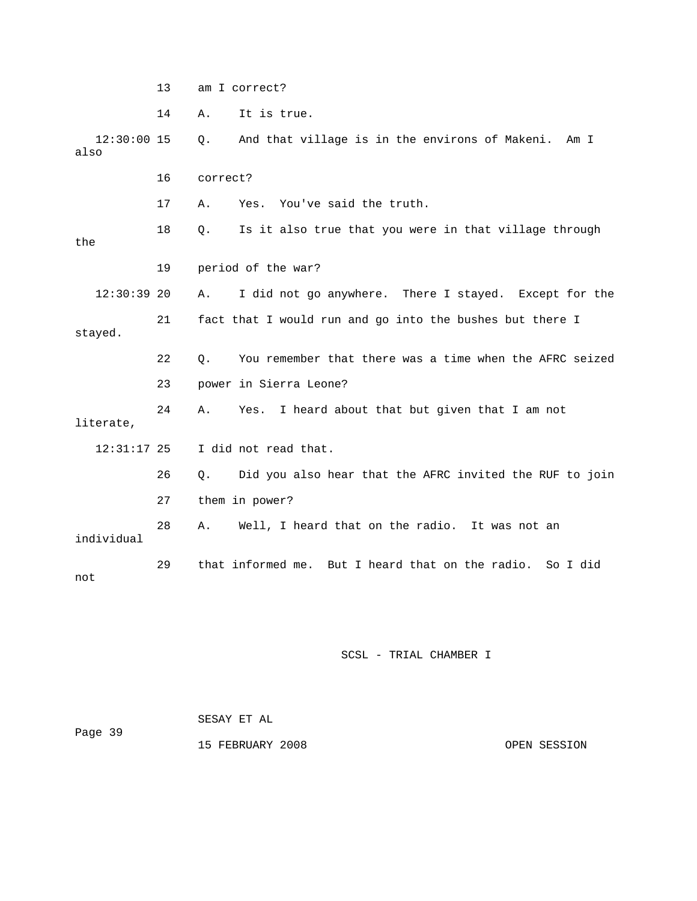13 am I correct?

14 A. It is true.

12:30:00 15 Q. And that village is in the environs of Makeni. Am I also

16 correct?

17 A. Yes. You've said the truth.

18 Q. Is it also true that you were in that village through the

19 period of the war?

12:30:39 20 A. I did not go anywhere. There I stayed. Except for the

21 fact that I would run and go into the bushes but there I stayed.

22 Q. You remember that there was a time when the AFRC seized

23 power in Sierra Leone?

24 A. Yes. I heard about that but given that I am not literate,

12:31:17 25 I did not read that.

26 Q. Did you also hear that the AFRC invited the RUF to join

27 them in power?

28 A. Well, I heard that on the radio. It was not an individual

29 that informed me. But I heard that on the radio. So I did not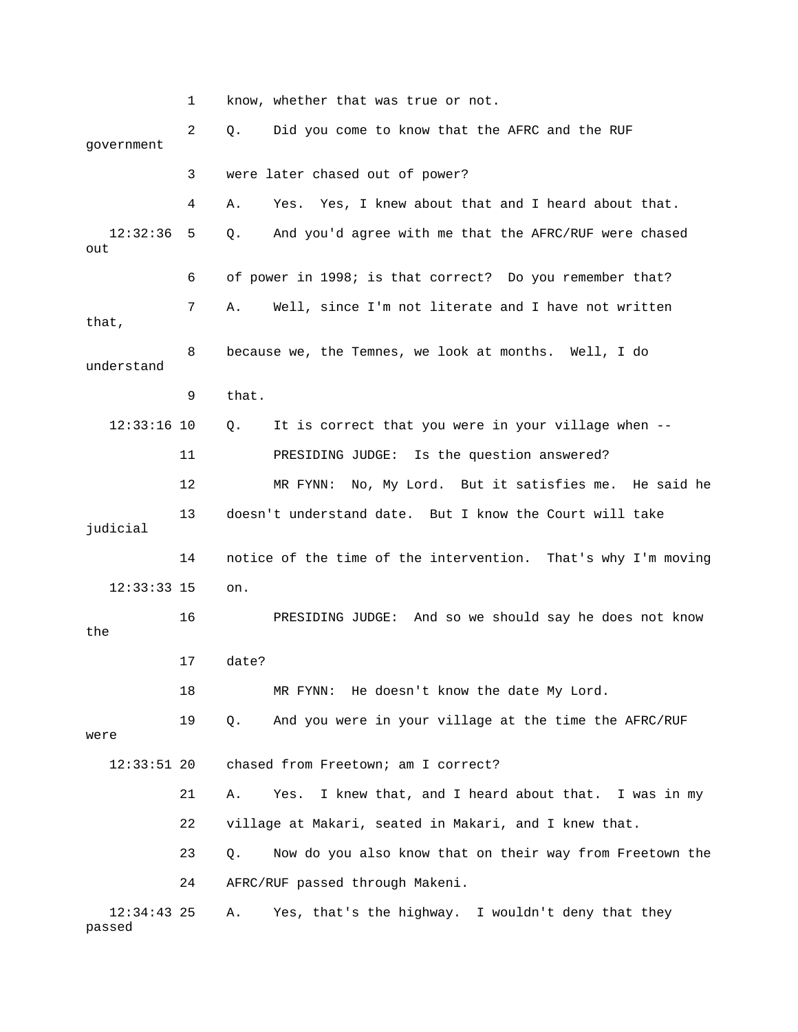1 know, whether that was true or not.

2 Q. Did you come to know that the AFRC and the RUF government

3 were later chased out of power?

4 A. Yes. Yes, I knew about that and I heard about that.

12:32:36 5 Q. And you'd agree with me that the AFRC/RUF were chased out

6 of power in 1998; is that correct? Do you remember that?

7 A. Well, since I'm not literate and I have not written that,

8 because we, the Temnes, we look at months. Well, I do understand

9 that.

12:33:16 10 Q. It is correct that you were in your village when --

11 PRESIDING JUDGE: Is the question answered?

12 MR FYNN: No, My Lord. But it satisfies me. He said he

13 doesn't understand date. But I know the Court will take judicial

14 notice of the time of the intervention. That's why I'm moving

12:33:33 15 on.

16 PRESIDING JUDGE: And so we should say he does not know the

17 date?

18 MR FYNN: He doesn't know the date My Lord.

19 Q. And you were in your village at the time the AFRC/RUF were

12:33:51 20 chased from Freetown; am I correct?

21 A. Yes. I knew that, and I heard about that. I was in my

22 village at Makari, seated in Makari, and I knew that.

23 Q. Now do you also know that on their way from Freetown the

24 AFRC/RUF passed through Makeni.

12:34:43 25 A. Yes, that's the highway. I wouldn't deny that they passed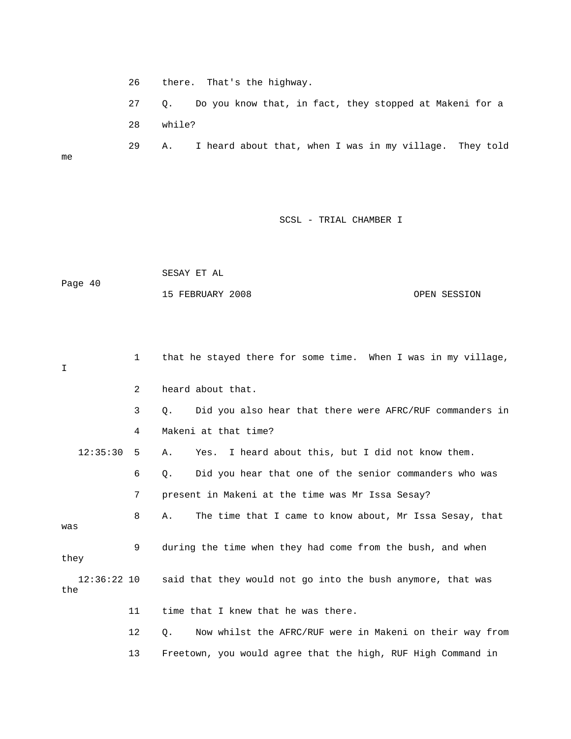26 there. That's the highway.

27 Q. Do you know that, in fact, they stopped at Makeni for a

28 while?

29 A. I heard about that, when I was in my village. They told me

1 that he stayed there for some time. When I was in my village, I

2 heard about that.

3 Q. Did you also hear that there were AFRC/RUF commanders in

4 Makeni at that time?

12:35:30 5 A. Yes. I heard about this, but I did not know them.

6 Q. Did you hear that one of the senior commanders who was

7 present in Makeni at the time was Mr Issa Sesay?

8 A. The time that I came to know about, Mr Issa Sesay, that was

9 during the time when they had come from the bush, and when they

12:36:22 10 said that they would not go into the bush anymore, that was the

11 time that I knew that he was there.

12 Q. Now whilst the AFRC/RUF were in Makeni on their way from

13 Freetown, you would agree that the high, RUF High Command in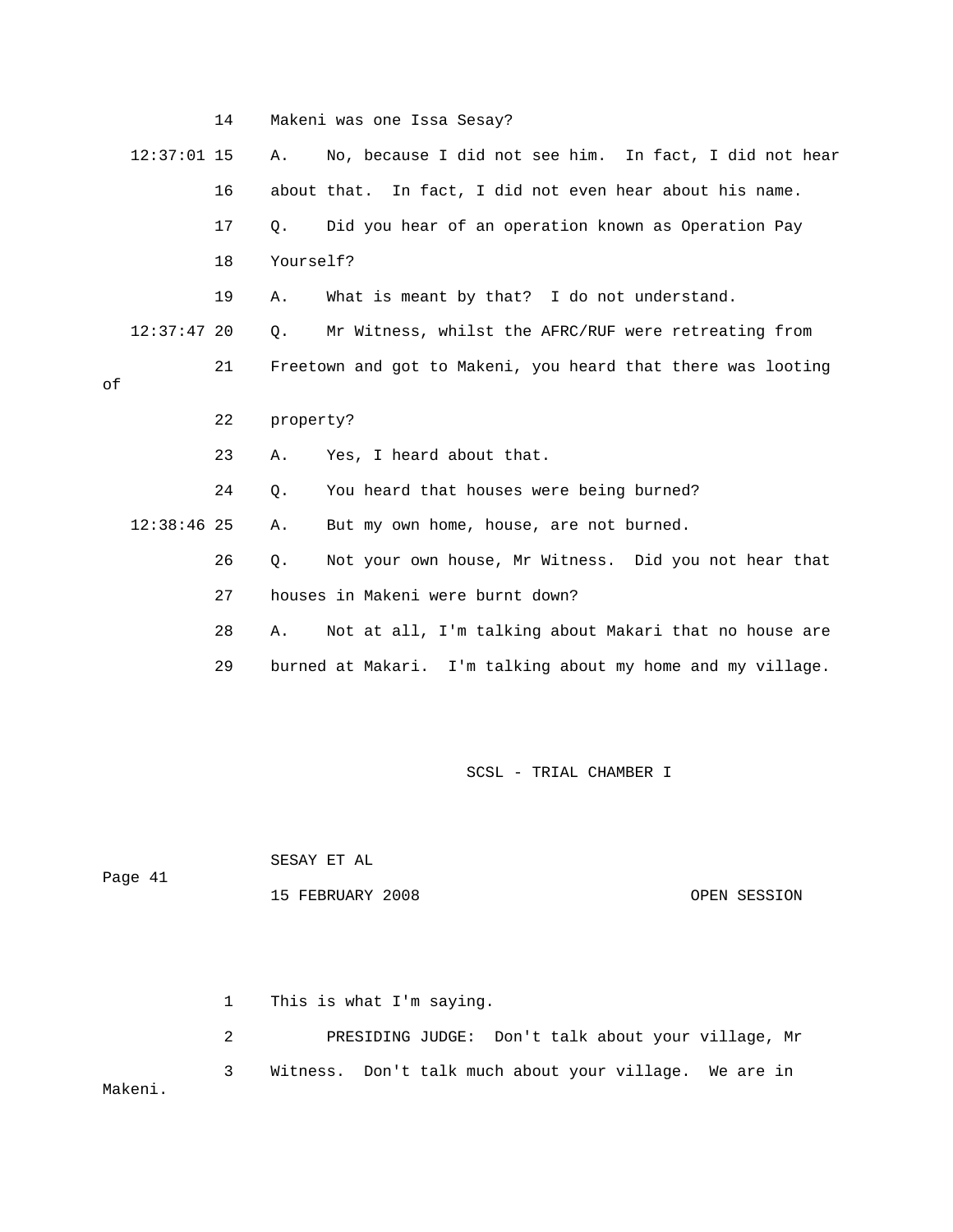14 Makeni was one Issa Sesay?

12:37:01 15 A. No, because I did not see him. In fact, I did not hear

16 about that. In fact, I did not even hear about his name.

17 Q. Did you hear of an operation known as Operation Pay

18 Yourself?

19 A. What is meant by that? I do not understand.

12:37:47 20 Q. Mr Witness, whilst the AFRC/RUF were retreating from

21 Freetown and got to Makeni, you heard that there was looting of

22 property?

23 A. Yes, I heard about that.

24 Q. You heard that houses were being burned?

12:38:46 25 A. But my own home, house, are not burned.

26 Q. Not your own house, Mr Witness. Did you not hear that

27 houses in Makeni were burnt down?

28 A. Not at all, I'm talking about Makari that no house are

29 burned at Makari. I'm talking about my home and my village.

1 This is what I'm saying.

2 PRESIDING JUDGE: Don't talk about your village, Mr

3 Witness. Don't talk much about your village. We are in Makeni.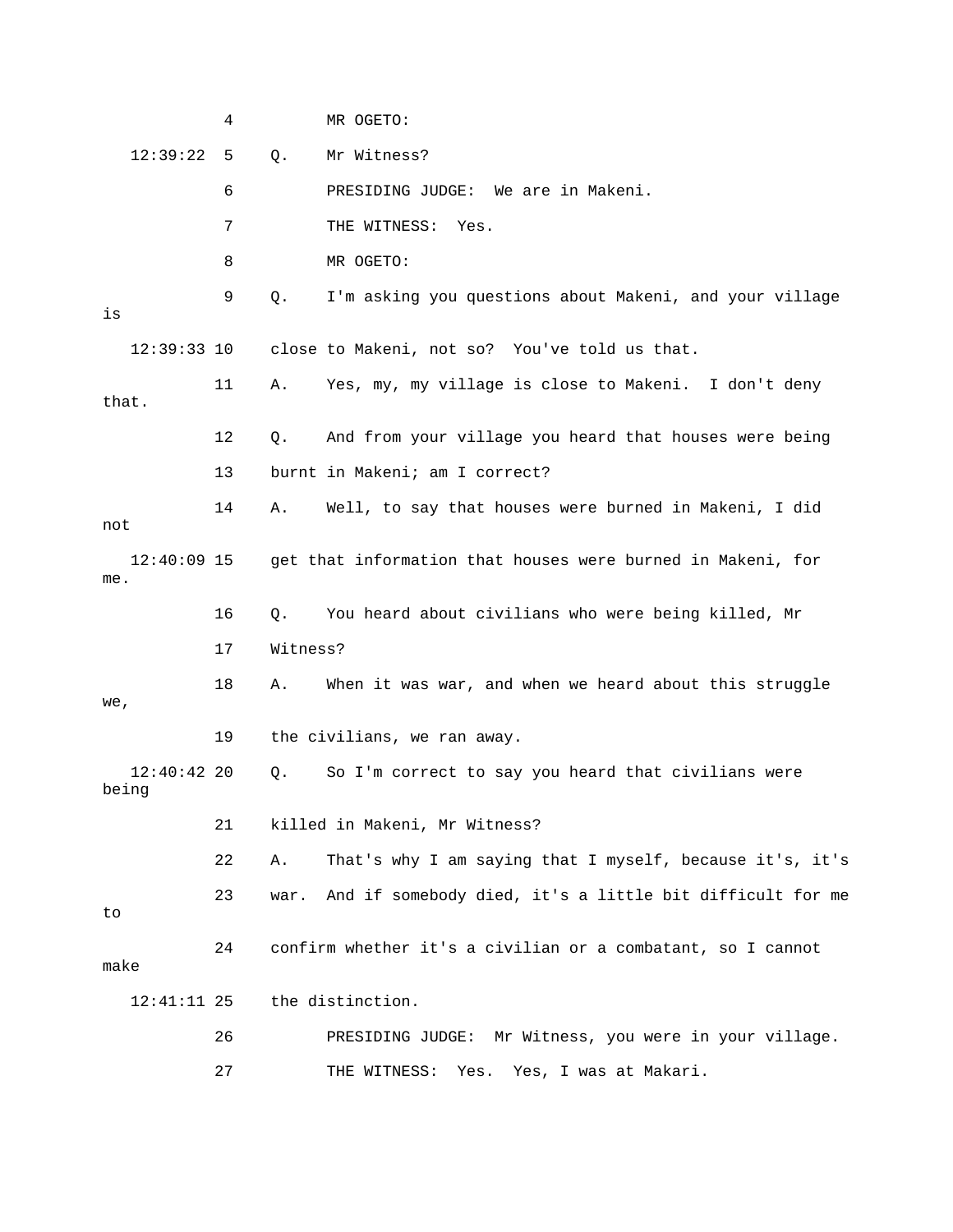4 MR OGETO:

12:39:22 5 Q. Mr Witness?

6 PRESIDING JUDGE: We are in Makeni.

7 THE WITNESS: Yes.

8 MR OGETO:

9 Q. I'm asking you questions about Makeni, and your village is

12:39:33 10 close to Makeni, not so? You've told us that.

11 A. Yes, my, my village is close to Makeni. I don't deny that.

12 Q. And from your village you heard that houses were being

13 burnt in Makeni; am I correct?

14 A. Well, to say that houses were burned in Makeni, I did not

12:40:09 15 get that information that houses were burned in Makeni, for me.

16 Q. You heard about civilians who were being killed, Mr

17 Witness?

18 A. When it was war, and when we heard about this struggle we,

19 the civilians, we ran away.

12:40:42 20 Q. So I'm correct to say you heard that civilians were being

21 killed in Makeni, Mr Witness?

22 A. That's why I am saying that I myself, because it's, it's

23 war. And if somebody died, it's a little bit difficult for me to

24 confirm whether it's a civilian or a combatant, so I cannot make

12:41:11 25 the distinction.

26 PRESIDING JUDGE: Mr Witness, you were in your village.

27 THE WITNESS: Yes. Yes, I was at Makari.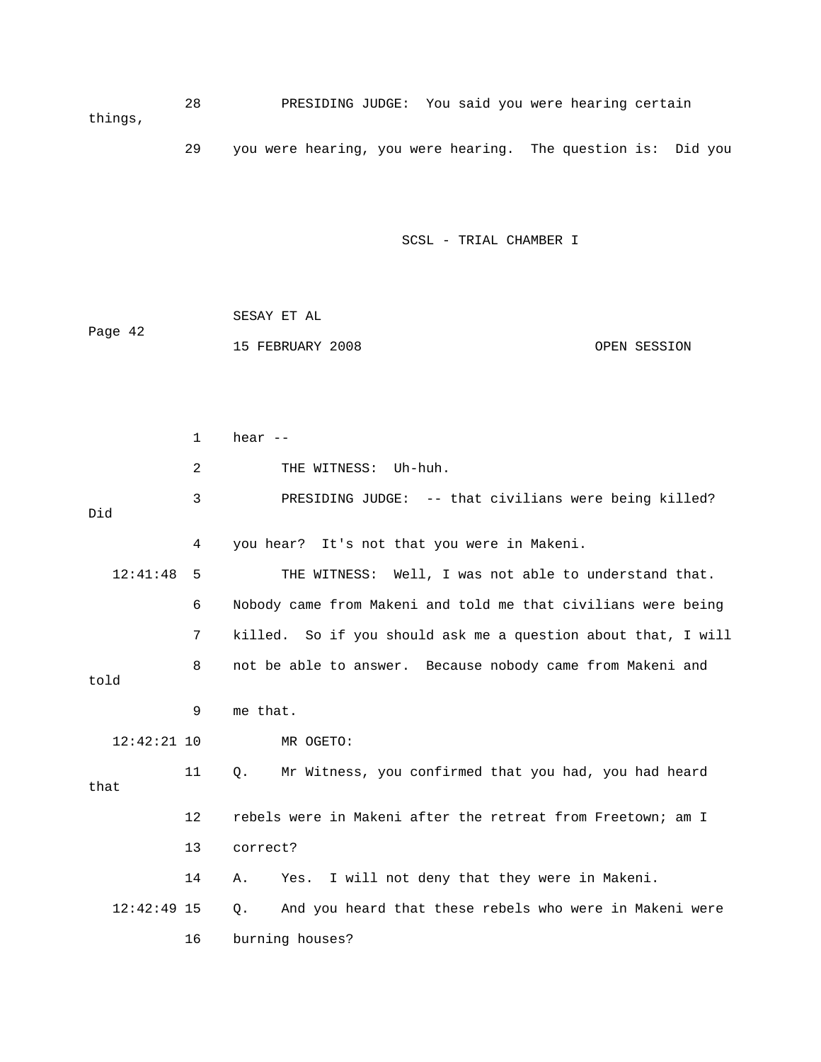28 PRESIDING JUDGE: You said you were hearing certain things,

29 you were hearing, you were hearing. The question is: Did you

1 hear --

2 THE WITNESS: Uh-huh.

3 PRESIDING JUDGE: -- that civilians were being killed? Did

4 you hear? It's not that you were in Makeni.

12:41:48 5 THE WITNESS: Well, I was not able to understand that.

6 Nobody came from Makeni and told me that civilians were being

7 killed. So if you should ask me a question about that, I will

8 not be able to answer. Because nobody came from Makeni and told

9 me that.

12:42:21 10 MR OGETO:

11 Q. Mr Witness, you confirmed that you had, you had heard that

12 rebels were in Makeni after the retreat from Freetown; am I

13 correct?

14 A. Yes. I will not deny that they were in Makeni.

12:42:49 15 Q. And you heard that these rebels who were in Makeni were

16 burning houses?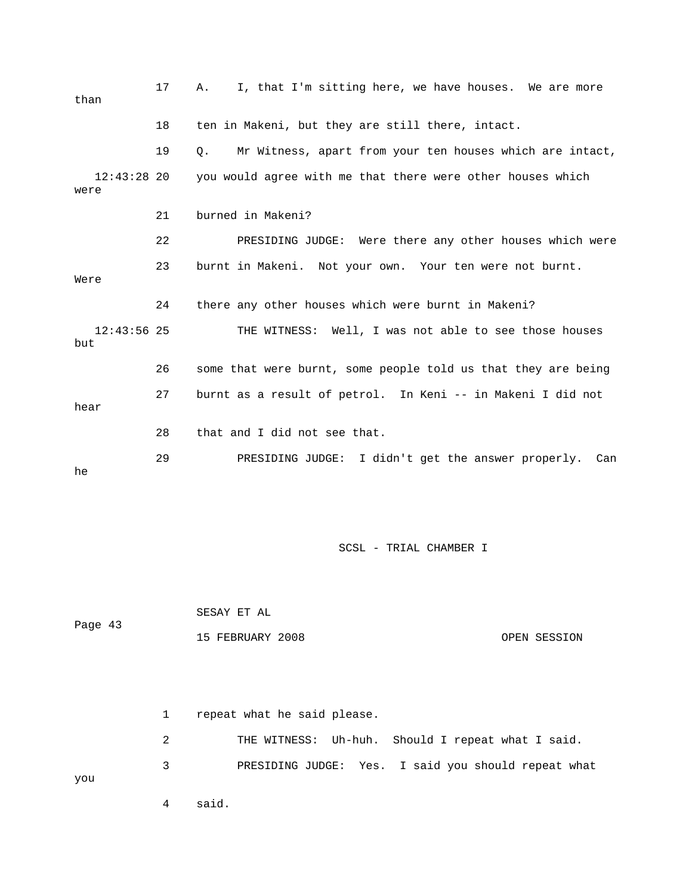17 A. I, that I'm sitting here, we have houses. We are more than

18 ten in Makeni, but they are still there, intact.

19 Q. Mr Witness, apart from your ten houses which are intact,

12:43:28 20 you would agree with me that there were other houses which were

21 burned in Makeni?

22 PRESIDING JUDGE: Were there any other houses which were

23 burnt in Makeni. Not your own. Your ten were not burnt. Were

24 there any other houses which were burnt in Makeni?

12:43:56 25 THE WITNESS: Well, I was not able to see those houses but

26 some that were burnt, some people told us that they are being

27 burnt as a result of petrol. In Keni -- in Makeni I did not hear

28 that and I did not see that.

29 PRESIDING JUDGE: I didn't get the answer properly. Can he

Page 43

1 repeat what he said please.

2 THE WITNESS: Uh-huh. Should I repeat what I said.

3 PRESIDING JUDGE: Yes. I said you should repeat what you

4 said.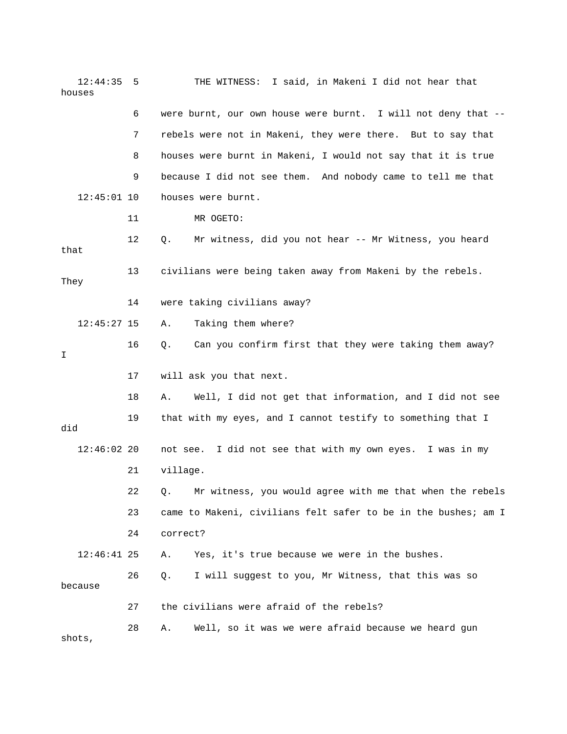12:44:35 5 THE WITNESS: I said, in Makeni I did not hear that houses

6 were burnt, our own house were burnt. I will not deny that --

7 rebels were not in Makeni, they were there. But to say that

8 houses were burnt in Makeni, I would not say that it is true

9 because I did not see them. And nobody came to tell me that

12:45:01 10 houses were burnt.

11 MR OGETO:

12 Q. Mr witness, did you not hear -- Mr Witness, you heard that

13 civilians were being taken away from Makeni by the rebels. They

14 were taking civilians away?

12:45:27 15 A. Taking them where?

16 Q. Can you confirm first that they were taking them away? I

17 will ask you that next.

18 A. Well, I did not get that information, and I did not see

19 that with my eyes, and I cannot testify to something that I did

12:46:02 20 not see. I did not see that with my own eyes. I was in my

21 village.

22 Q. Mr witness, you would agree with me that when the rebels

23 came to Makeni, civilians felt safer to be in the bushes; am I

24 correct?

12:46:41 25 A. Yes, it's true because we were in the bushes.

26 Q. I will suggest to you, Mr Witness, that this was so because

27 the civilians were afraid of the rebels?

28 A. Well, so it was we were afraid because we heard gun shots,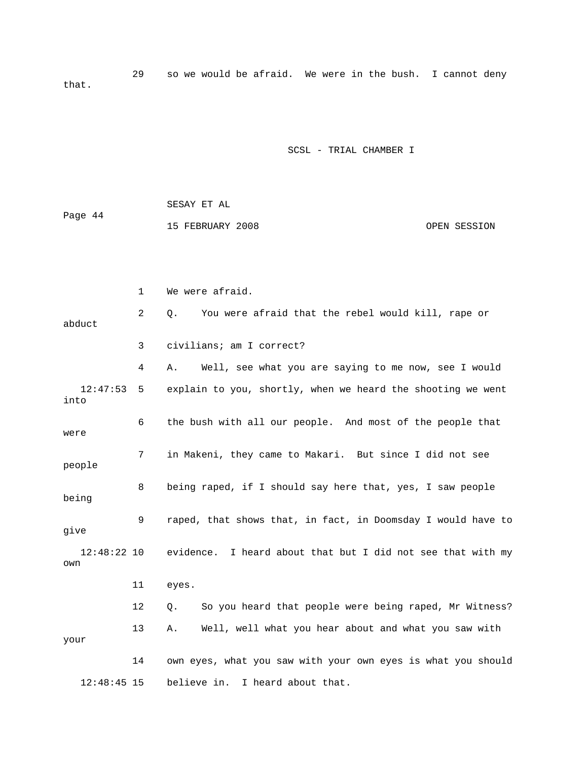29 so we would be afraid. We were in the bush. I cannot deny that.

1 We were afraid.

2 Q. You were afraid that the rebel would kill, rape or abduct

3 civilians; am I correct?

4 A. Well, see what you are saying to me now, see I would

12:47:53 5 explain to you, shortly, when we heard the shooting we went into

6 the bush with all our people. And most of the people that were

7 in Makeni, they came to Makari. But since I did not see people

8 being raped, if I should say here that, yes, I saw people being

9 raped, that shows that, in fact, in Doomsday I would have to give

12:48:22 10 evidence. I heard about that but I did not see that with my own

11 eyes.

12 Q. So you heard that people were being raped, Mr Witness?

13 A. Well, well what you hear about and what you saw with your

14 own eyes, what you saw with your own eyes is what you should

12:48:45 15 believe in. I heard about that.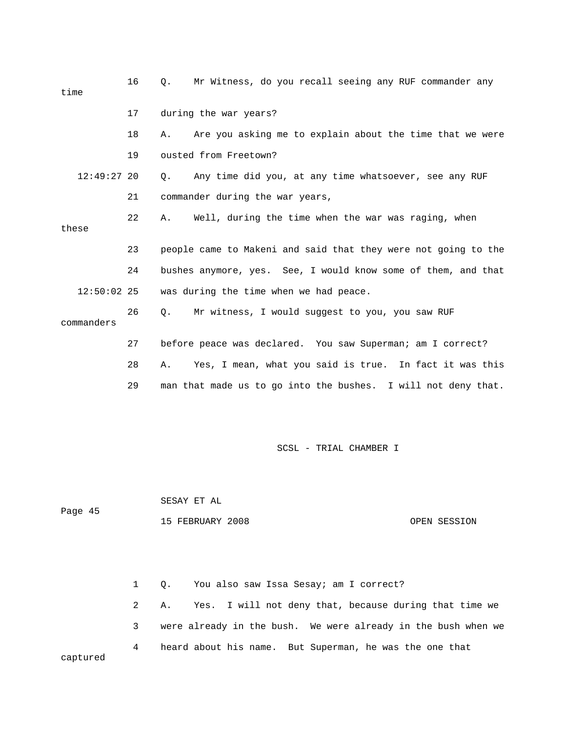16 Q. Mr Witness, do you recall seeing any RUF commander any time

17 during the war years?

18 A. Are you asking me to explain about the time that we were

19 ousted from Freetown?

12:49:27 20 Q. Any time did you, at any time whatsoever, see any RUF

21 commander during the war years,

22 A. Well, during the time when the war was raging, when these

23 people came to Makeni and said that they were not going to the

24 bushes anymore, yes. See, I would know some of them, and that

12:50:02 25 was during the time when we had peace.

26 Q. Mr witness, I would suggest to you, you saw RUF commanders

27 before peace was declared. You saw Superman; am I correct?

28 A. Yes, I mean, what you said is true. In fact it was this

29 man that made us to go into the bushes. I will not deny that.

1 Q. You also saw Issa Sesay; am I correct?

2 A. Yes. I will not deny that, because during that time we

3 were already in the bush. We were already in the bush when we

4 heard about his name. But Superman, he was the one that captured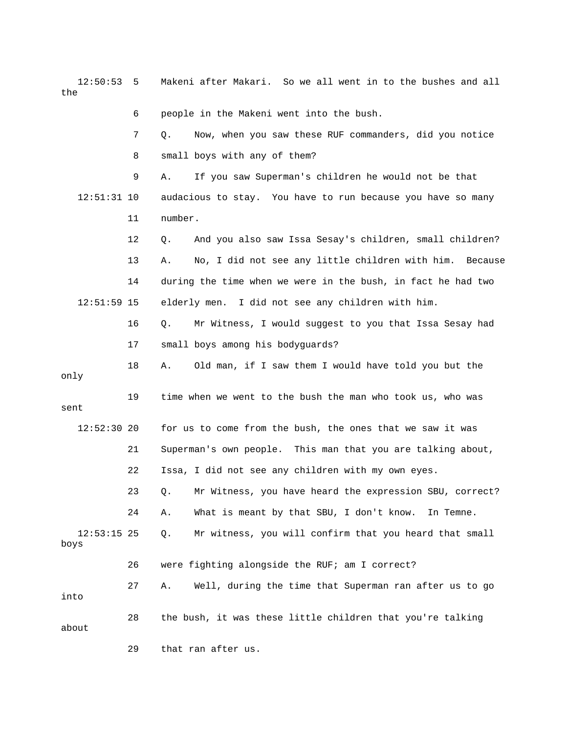12:50:53 5 Makeni after Makari. So we all went in to the bushes and all the

6 people in the Makeni went into the bush.

7 Q. Now, when you saw these RUF commanders, did you notice

8 small boys with any of them?

9 A. If you saw Superman's children he would not be that

12:51:31 10 audacious to stay. You have to run because you have so many

11 number.

12 Q. And you also saw Issa Sesay's children, small children?

13 A. No, I did not see any little children with him. Because

14 during the time when we were in the bush, in fact he had two

12:51:59 15 elderly men. I did not see any children with him.

16 Q. Mr Witness, I would suggest to you that Issa Sesay had

17 small boys among his bodyguards?

18 A. Old man, if I saw them I would have told you but the only

19 time when we went to the bush the man who took us, who was sent

12:52:30 20 for us to come from the bush, the ones that we saw it was

21 Superman's own people. This man that you are talking about,

22 Issa, I did not see any children with my own eyes.

23 Q. Mr Witness, you have heard the expression SBU, correct?

24 A. What is meant by that SBU, I don't know. In Temne.

12:53:15 25 Q. Mr witness, you will confirm that you heard that small boys

26 were fighting alongside the RUF; am I correct?

27 A. Well, during the time that Superman ran after us to go into

28 the bush, it was these little children that you're talking about

29 that ran after us.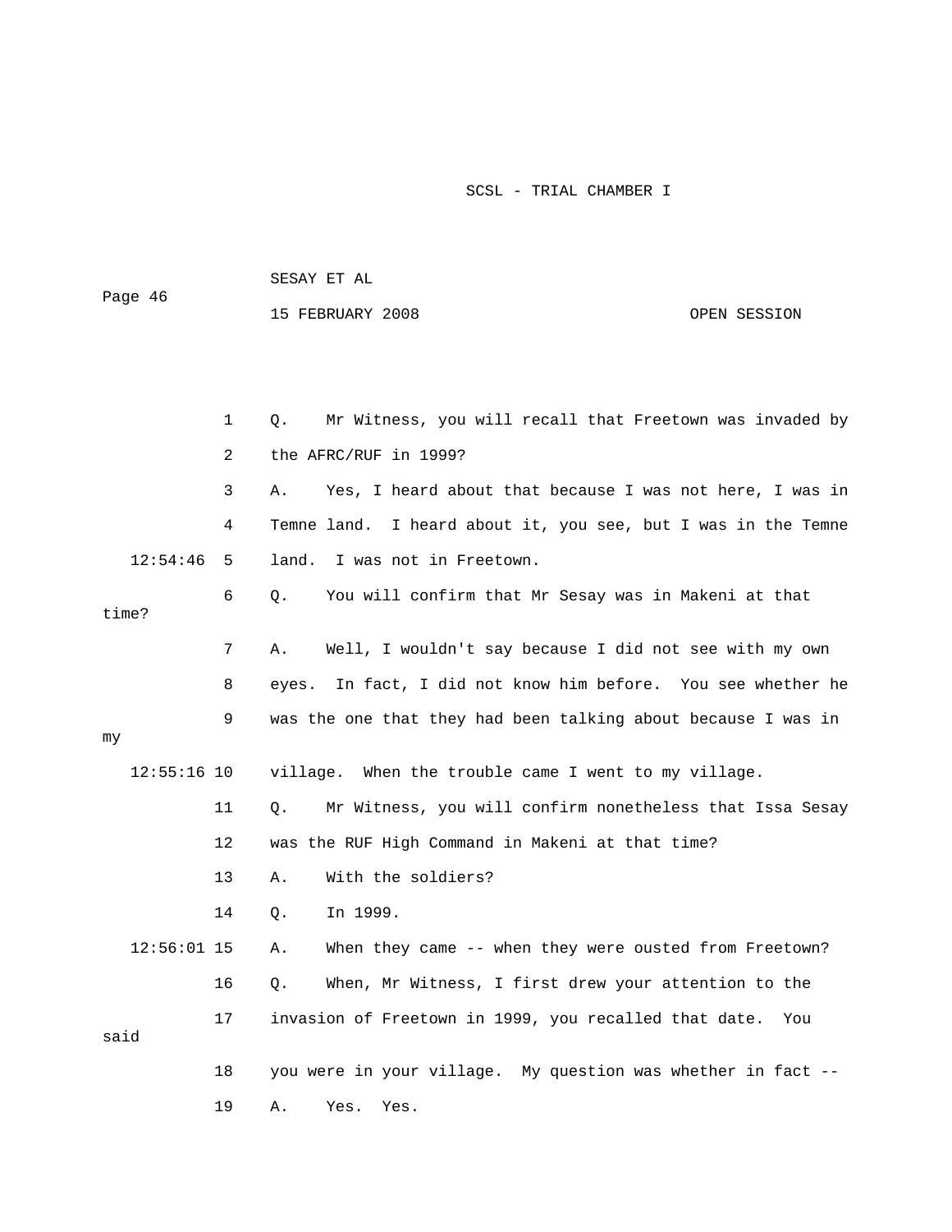1 Q. Mr Witness, you will recall that Freetown was invaded by

2 the AFRC/RUF in 1999?

3 A. Yes, I heard about that because I was not here, I was in

4 Temne land. I heard about it, you see, but I was in the Temne

12:54:46 5 land. I was not in Freetown.

6 Q. You will confirm that Mr Sesay was in Makeni at that time?

7 A. Well, I wouldn't say because I did not see with my own

8 eyes. In fact, I did not know him before. You see whether he

9 was the one that they had been talking about because I was in my

12:55:16 10 village. When the trouble came I went to my village.

11 Q. Mr Witness, you will confirm nonetheless that Issa Sesay

12 was the RUF High Command in Makeni at that time?

13 A. With the soldiers?

14 Q. In 1999.

12:56:01 15 A. When they came -- when they were ousted from Freetown?

16 Q. When, Mr Witness, I first drew your attention to the

17 invasion of Freetown in 1999, you recalled that date. You said

18 you were in your village. My question was whether in fact --

19 A. Yes. Yes.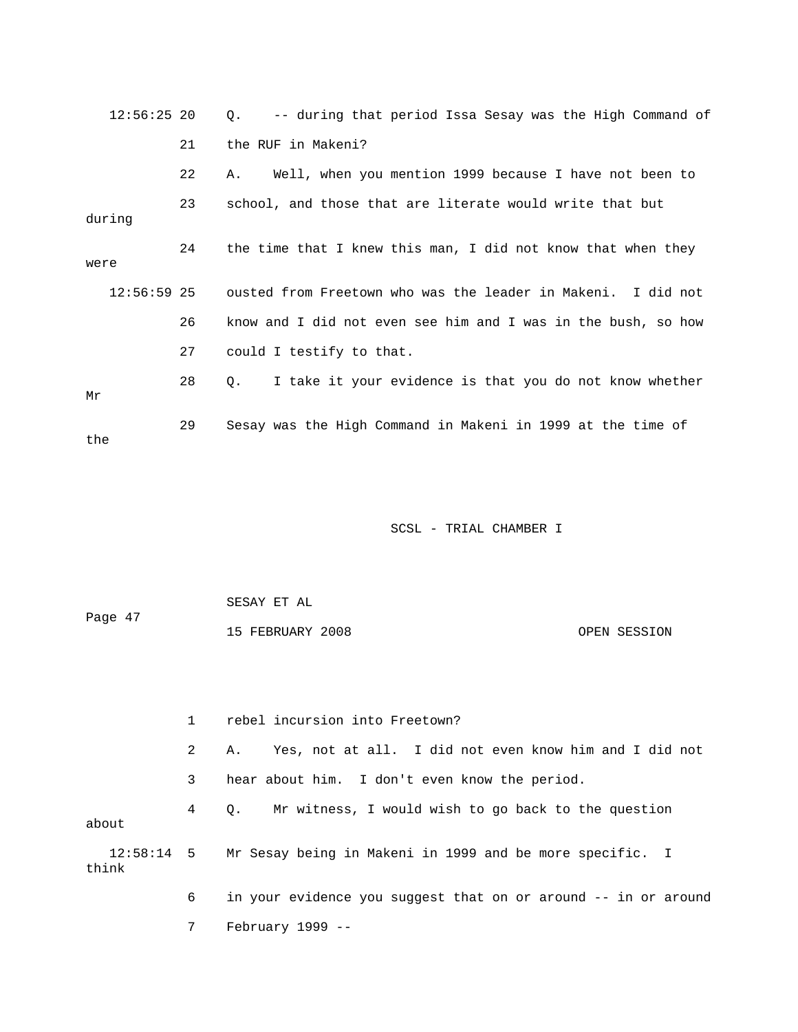12:56:25 20 Q. -- during that period Issa Sesay was the High Command of

21 the RUF in Makeni?

22 A. Well, when you mention 1999 because I have not been to

23 school, and those that are literate would write that but during

24 the time that I knew this man, I did not know that when they were

12:56:59 25 ousted from Freetown who was the leader in Makeni. I did not

26 know and I did not even see him and I was in the bush, so how

27 could I testify to that.

28 Q. I take it your evidence is that you do not know whether Mr

29 Sesay was the High Command in Makeni in 1999 at the time of the

1 rebel incursion into Freetown?

2 A. Yes, not at all. I did not even know him and I did not

3 hear about him. I don't even know the period.

4 Q. Mr witness, I would wish to go back to the question about

12:58:14 5 Mr Sesay being in Makeni in 1999 and be more specific. I think

6 in your evidence you suggest that on or around -- in or around

7 February 1999 --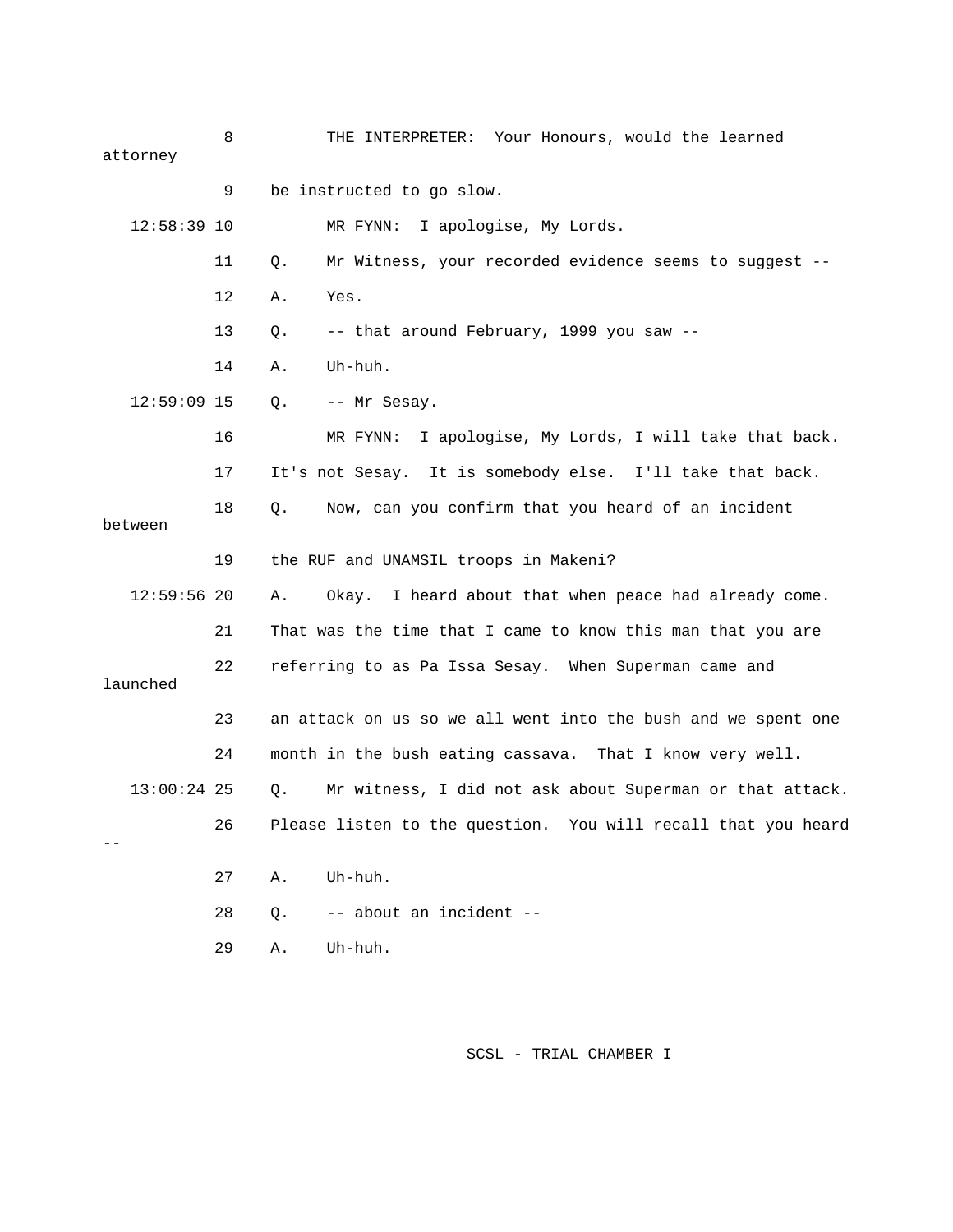8 THE INTERPRETER: Your Honours, would the learned attorney

9 be instructed to go slow.

12:58:39 10 MR FYNN: I apologise, My Lords.

11 Q. Mr Witness, your recorded evidence seems to suggest --

12 A. Yes.

13 Q. -- that around February, 1999 you saw --

14 A. Uh-huh.

12:59:09 15 Q. -- Mr Sesay.

16 MR FYNN: I apologise, My Lords, I will take that back.

17 It's not Sesay. It is somebody else. I'll take that back.

18 Q. Now, can you confirm that you heard of an incident between

19 the RUF and UNAMSIL troops in Makeni?

12:59:56 20 A. Okay. I heard about that when peace had already come.

21 That was the time that I came to know this man that you are

22 referring to as Pa Issa Sesay. When Superman came and launched

23 an attack on us so we all went into the bush and we spent one

24 month in the bush eating cassava. That I know very well.

13:00:24 25 Q. Mr witness, I did not ask about Superman or that attack.

26 Please listen to the question. You will recall that you heard --

27 A. Uh-huh.

28 Q. -- about an incident --

29 A. Uh-huh.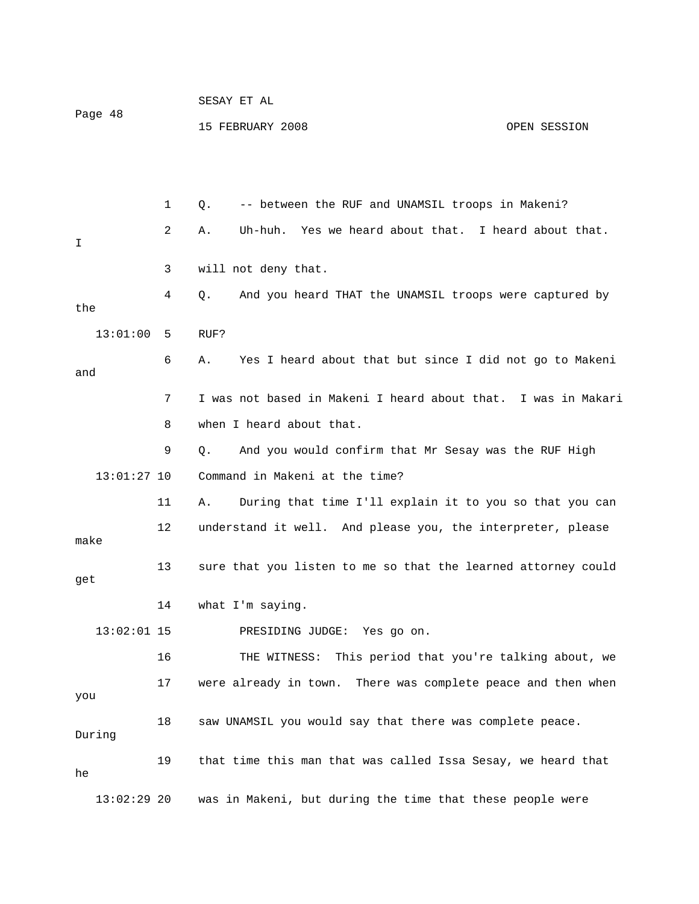Q. -- between the RUF and UNAMSIL troops in Makeni?

A. Uh-huh. Yes we heard about that. I heard about that. I will not deny that.

Q. And you heard THAT the UNAMSIL troops were captured by the RUF?

A. Yes I heard about that but since I did not go to Makeni and I was not based in Makeni I heard about that. I was in Makari when I heard about that.

Q. And you would confirm that Mr Sesay was the RUF High Command in Makeni at the time?

A. During that time I'll explain it to you so that you can understand it well. And please you, the interpreter, please make sure that you listen to me so that the learned attorney could get what I'm saying.

PRESIDING JUDGE: Yes go on.

THE WITNESS: This period that you're talking about, we were already in town. There was complete peace and then when you saw UNAMSIL you would say that there was complete peace. During that time this man that was called Issa Sesay, we heard that he was in Makeni, but during the time that these people were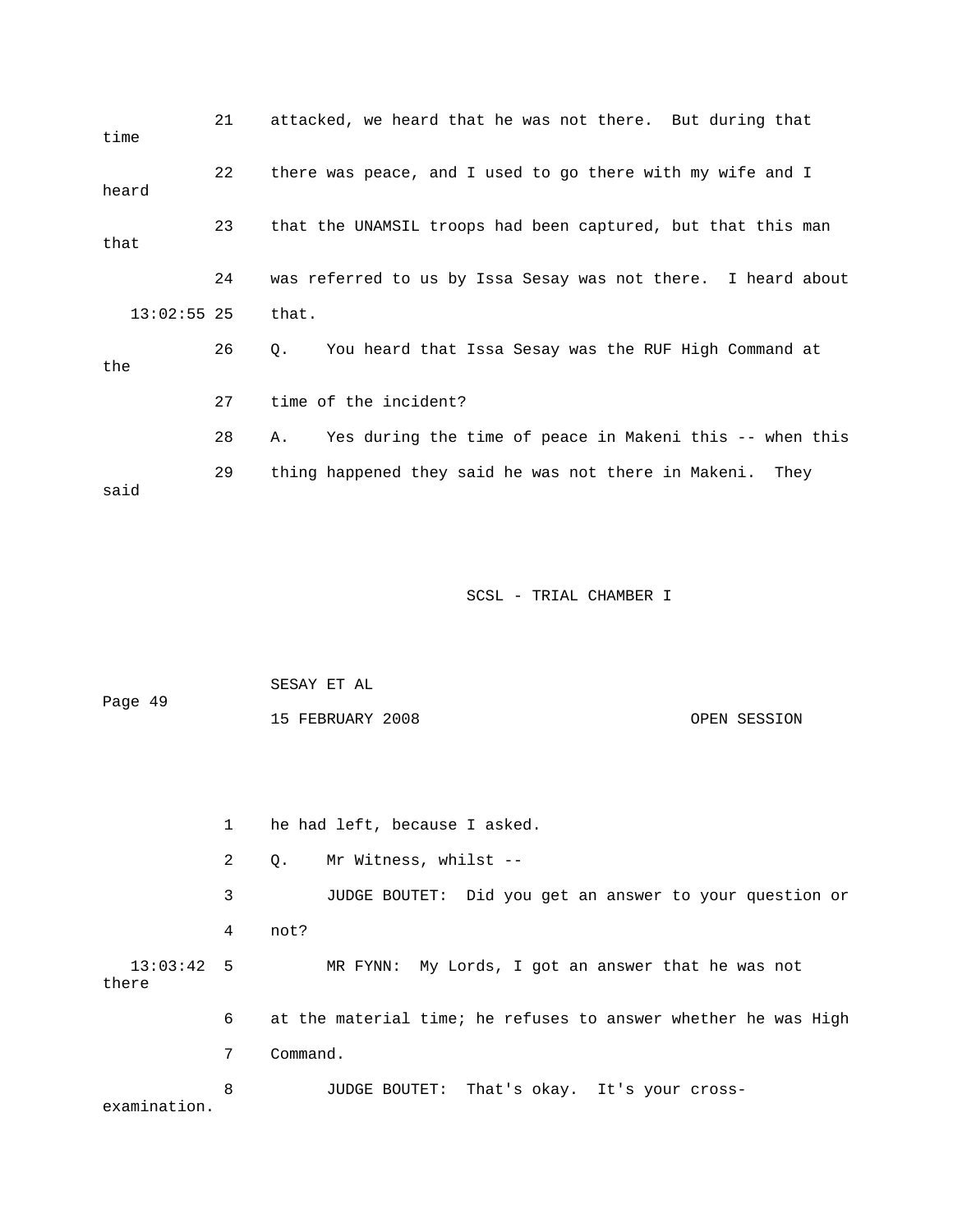21 attacked, we heard that he was not there. But during that time

22 there was peace, and I used to go there with my wife and I heard

23 that the UNAMSIL troops had been captured, but that this man that

24 was referred to us by Issa Sesay was not there. I heard about

13:02:55 25 that.

26 Q. You heard that Issa Sesay was the RUF High Command at the

27 time of the incident?

28 A. Yes during the time of peace in Makeni this -- when this

29 thing happened they said he was not there in Makeni. They said

1 he had left, because I asked.

2 Q. Mr Witness, whilst --

3 JUDGE BOUTET: Did you get an answer to your question or

4 not?

13:03:42 5 MR FYNN: My Lords, I got an answer that he was not there

6 at the material time; he refuses to answer whether he was High

7 Command.

8 JUDGE BOUTET: That's okay. It's your cross-examination.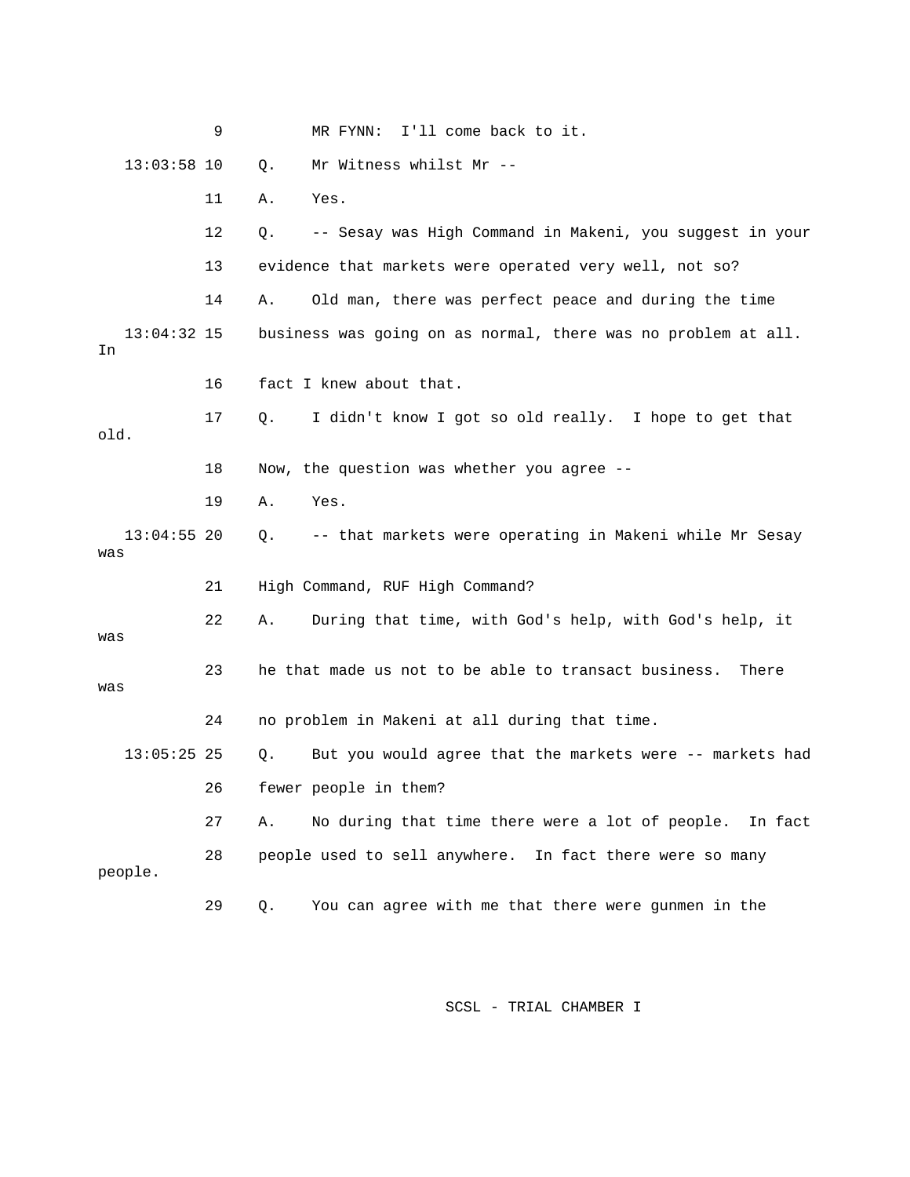9 MR FYNN: I'll come back to it.

13:03:58 10 Q. Mr Witness whilst Mr --

11 A. Yes.

12 Q. -- Sesay was High Command in Makeni, you suggest in your

13 evidence that markets were operated very well, not so?

14 A. Old man, there was perfect peace and during the time

13:04:32 15 business was going on as normal, there was no problem at all. In

16 fact I knew about that.

17 Q. I didn't know I got so old really. I hope to get that old.

18 Now, the question was whether you agree --

19 A. Yes.

13:04:55 20 Q. -- that markets were operating in Makeni while Mr Sesay was

21 High Command, RUF High Command?

22 A. During that time, with God's help, with God's help, it was

23 he that made us not to be able to transact business. There was

24 no problem in Makeni at all during that time.

13:05:25 25 Q. But you would agree that the markets were -- markets had

26 fewer people in them?

27 A. No during that time there were a lot of people. In fact

28 people used to sell anywhere. In fact there were so many people.

29 Q. You can agree with me that there were gunmen in the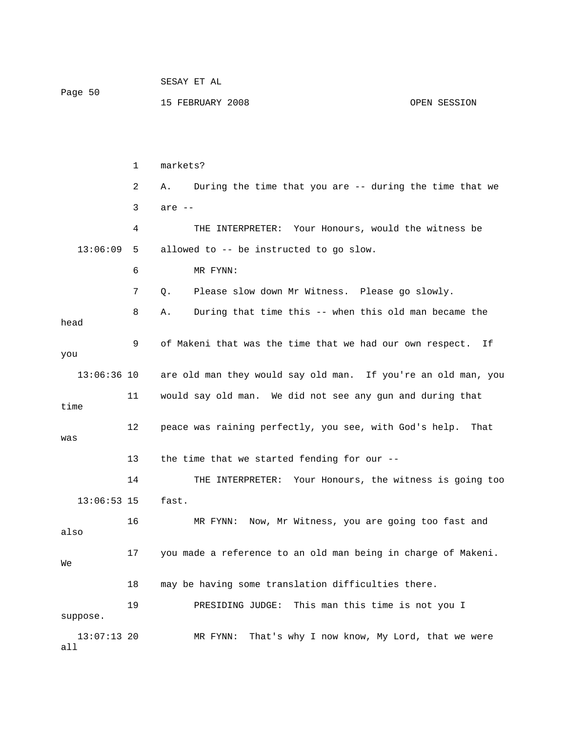1 markets?

2 A. During the time that you are -- during the time that we

3 are --

4 THE INTERPRETER: Your Honours, would the witness be

13:06:09 5 allowed to -- be instructed to go slow.

6 MR FYNN:

7 Q. Please slow down Mr Witness. Please go slowly.

8 A. During that time this -- when this old man became the head

9 of Makeni that was the time that we had our own respect. If you

13:06:36 10 are old man they would say old man. If you're an old man, you

11 would say old man. We did not see any gun and during that time

12 peace was raining perfectly, you see, with God's help. That was

13 the time that we started fending for our --

14 THE INTERPRETER: Your Honours, the witness is going too

13:06:53 15 fast.

16 MR FYNN: Now, Mr Witness, you are going too fast and also

17 you made a reference to an old man being in charge of Makeni. We

18 may be having some translation difficulties there.

19 PRESIDING JUDGE: This man this time is not you I suppose.

13:07:13 20 MR FYNN: That's why I now know, My Lord, that we were all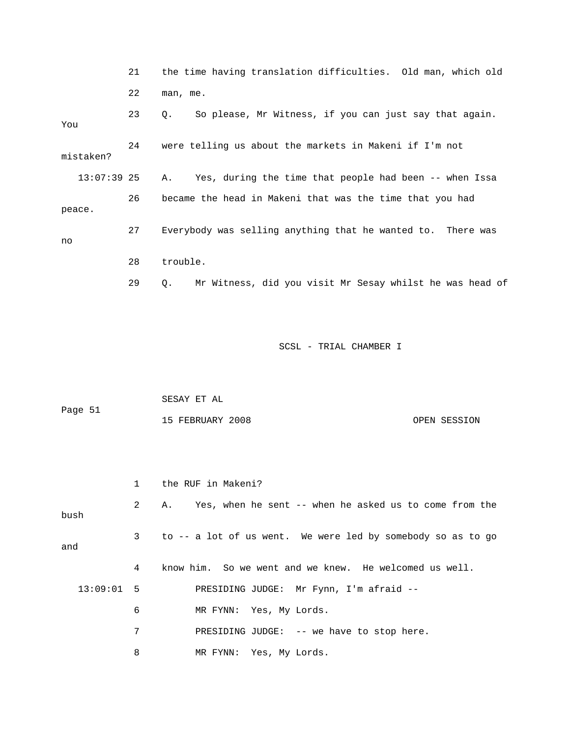21 the time having translation difficulties. Old man, which old

22 man, me.

23 Q. So please, Mr Witness, if you can just say that again. You

24 were telling us about the markets in Makeni if I'm not mistaken?

13:07:39 25 A. Yes, during the time that people had been -- when Issa

26 became the head in Makeni that was the time that you had peace.

27 Everybody was selling anything that he wanted to. There was no

28 trouble.

29 Q. Mr Witness, did you visit Mr Sesay whilst he was head of

1 the RUF in Makeni?

2 A. Yes, when he sent -- when he asked us to come from the bush

3 to -- a lot of us went. We were led by somebody so as to go and

4 know him. So we went and we knew. He welcomed us well.

13:09:01 5 PRESIDING JUDGE: Mr Fynn, I'm afraid --

6 MR FYNN: Yes, My Lords.

7 PRESIDING JUDGE: -- we have to stop here.

8 MR FYNN: Yes, My Lords.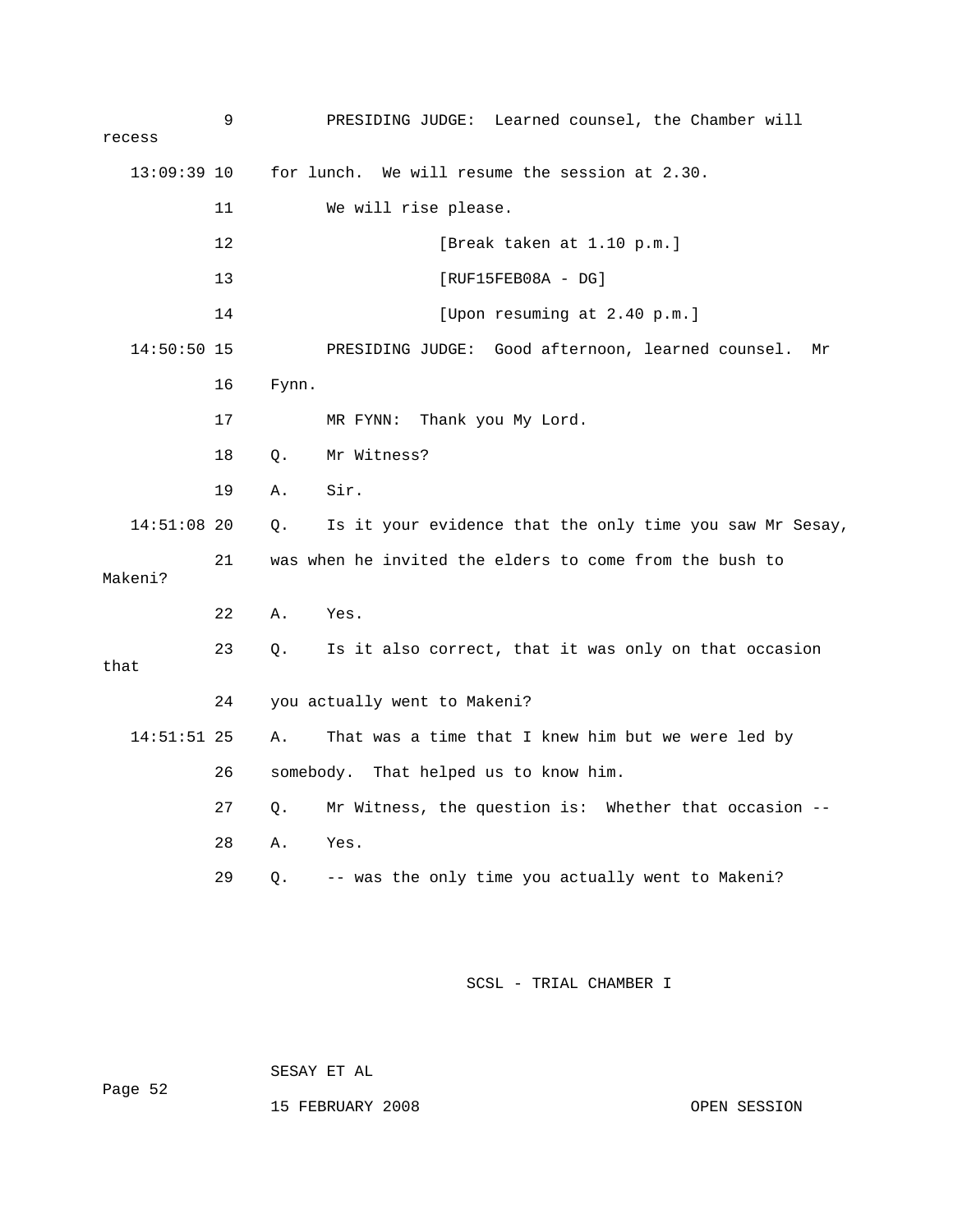9 PRESIDING JUDGE: Learned counsel, the Chamber will recess

13:09:39 10 for lunch. We will resume the session at 2.30.

11 We will rise please.

12 [Break taken at 1.10 p.m.]

13 [RUF15FEB08A - DG]

14 [Upon resuming at 2.40 p.m.]

14:50:50 15 PRESIDING JUDGE: Good afternoon, learned counsel. Mr

16 Fynn.

17 MR FYNN: Thank you My Lord.

18 Q. Mr Witness?

19 A. Sir.

14:51:08 20 Q. Is it your evidence that the only time you saw Mr Sesay,

21 was when he invited the elders to come from the bush to Makeni?

22 A. Yes.

23 Q. Is it also correct, that it was only on that occasion that

24 you actually went to Makeni?

14:51:51 25 A. That was a time that I knew him but we were led by

26 somebody. That helped us to know him.

27 Q. Mr Witness, the question is: Whether that occasion --

28 A. Yes.

29 Q. -- was the only time you actually went to Makeni?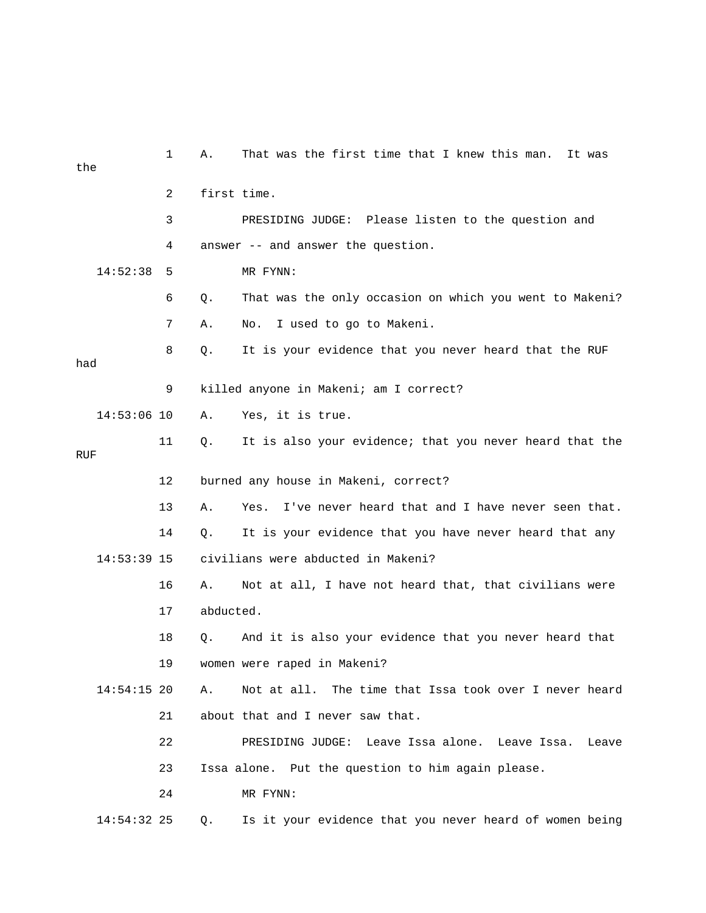1 A. That was the first time that I knew this man. It was the

2 first time.

3 PRESIDING JUDGE: Please listen to the question and

4 answer -- and answer the question.

14:52:38 5 MR FYNN:

6 Q. That was the only occasion on which you went to Makeni?

7 A. No. I used to go to Makeni.

8 Q. It is your evidence that you never heard that the RUF had

9 killed anyone in Makeni; am I correct?

14:53:06 10 A. Yes, it is true.

11 Q. It is also your evidence; that you never heard that the RUF

12 burned any house in Makeni, correct?

13 A. Yes. I've never heard that and I have never seen that.

14 Q. It is your evidence that you have never heard that any

14:53:39 15 civilians were abducted in Makeni?

16 A. Not at all, I have not heard that, that civilians were

17 abducted.

18 Q. And it is also your evidence that you never heard that

19 women were raped in Makeni?

14:54:15 20 A. Not at all. The time that Issa took over I never heard

21 about that and I never saw that.

22 PRESIDING JUDGE: Leave Issa alone. Leave Issa. Leave

23 Issa alone. Put the question to him again please.

24 MR FYNN:

14:54:32 25 Q. Is it your evidence that you never heard of women being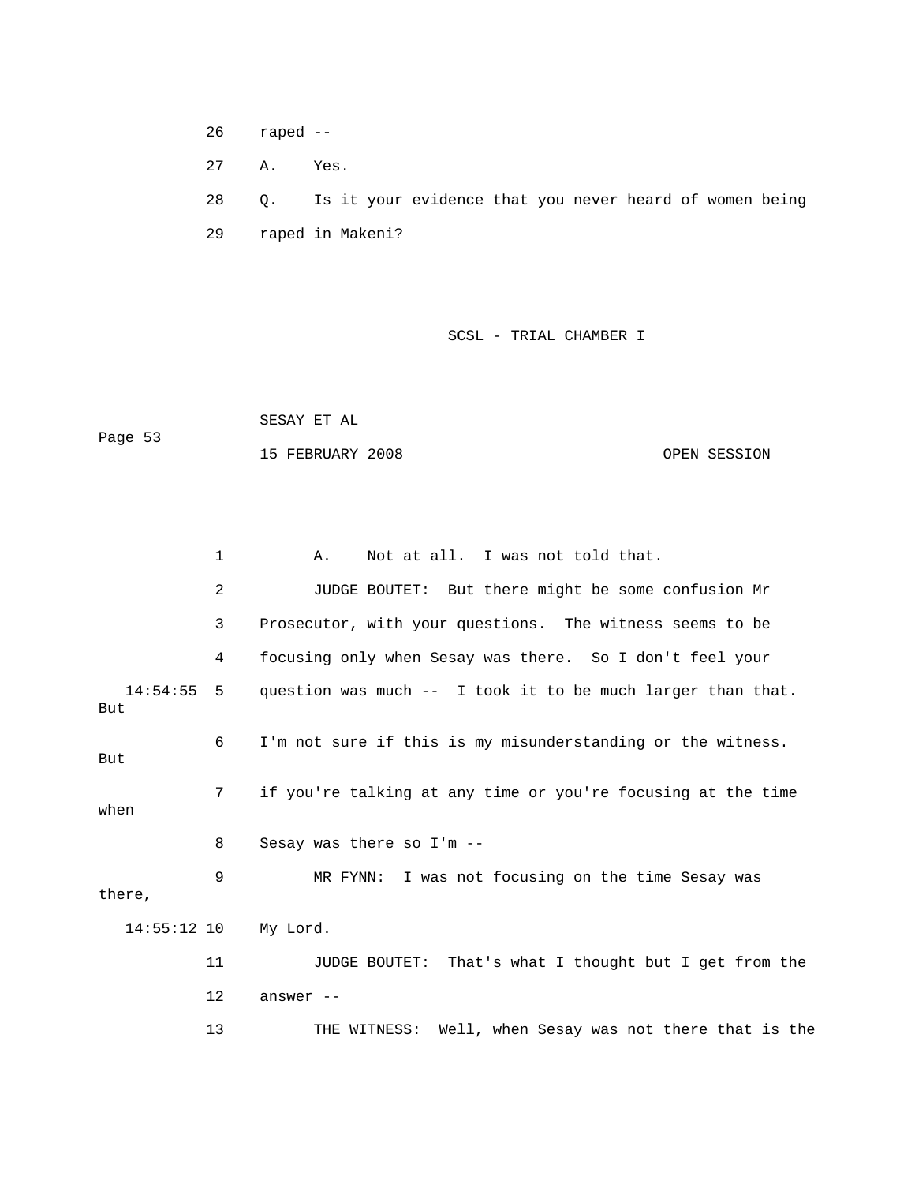26 raped --

27 A. Yes.

28 Q. Is it your evidence that you never heard of women being

29 raped in Makeni?

1 A. Not at all. I was not told that.

2 JUDGE BOUTET: But there might be some confusion Mr

3 Prosecutor, with your questions. The witness seems to be

4 focusing only when Sesay was there. So I don't feel your

14:54:55 5 question was much -- I took it to be much larger than that. But

6 I'm not sure if this is my misunderstanding or the witness. But

7 if you're talking at any time or you're focusing at the time when

8 Sesay was there so I'm --

9 MR FYNN: I was not focusing on the time Sesay was there,

14:55:12 10 My Lord.

11 JUDGE BOUTET: That's what I thought but I get from the

12 answer --

13 THE WITNESS: Well, when Sesay was not there that is the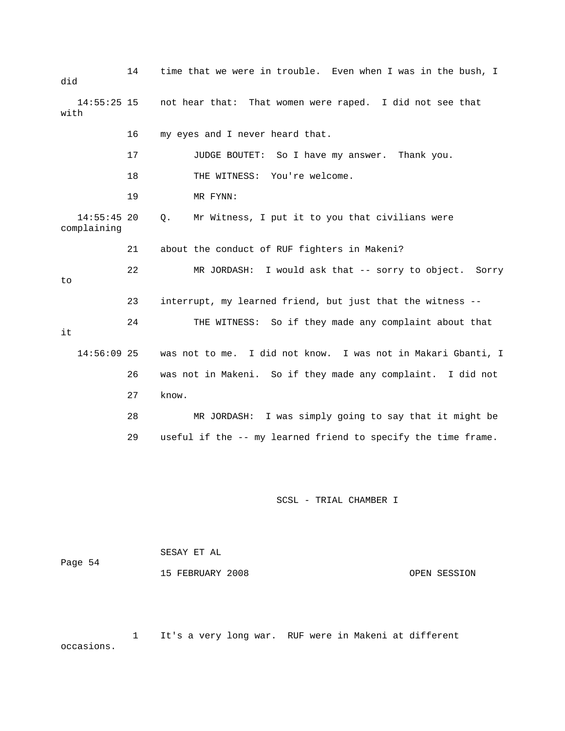14 time that we were in trouble. Even when I was in the bush, I did

14:55:25 15 not hear that: That women were raped. I did not see that with

16 my eyes and I never heard that.

17 JUDGE BOUTET: So I have my answer. Thank you.

18 THE WITNESS: You're welcome.

19 MR FYNN:

14:55:45 20 Q. Mr Witness, I put it to you that civilians were complaining

21 about the conduct of RUF fighters in Makeni?

22 MR JORDASH: I would ask that -- sorry to object. Sorry to

23 interrupt, my learned friend, but just that the witness --

24 THE WITNESS: So if they made any complaint about that it

14:56:09 25 was not to me. I did not know. I was not in Makari Gbanti, I

26 was not in Makeni. So if they made any complaint. I did not

27 know.

28 MR JORDASH: I was simply going to say that it might be

29 useful if the -- my learned friend to specify the time frame.

1 It's a very long war. RUF were in Makeni at different occasions.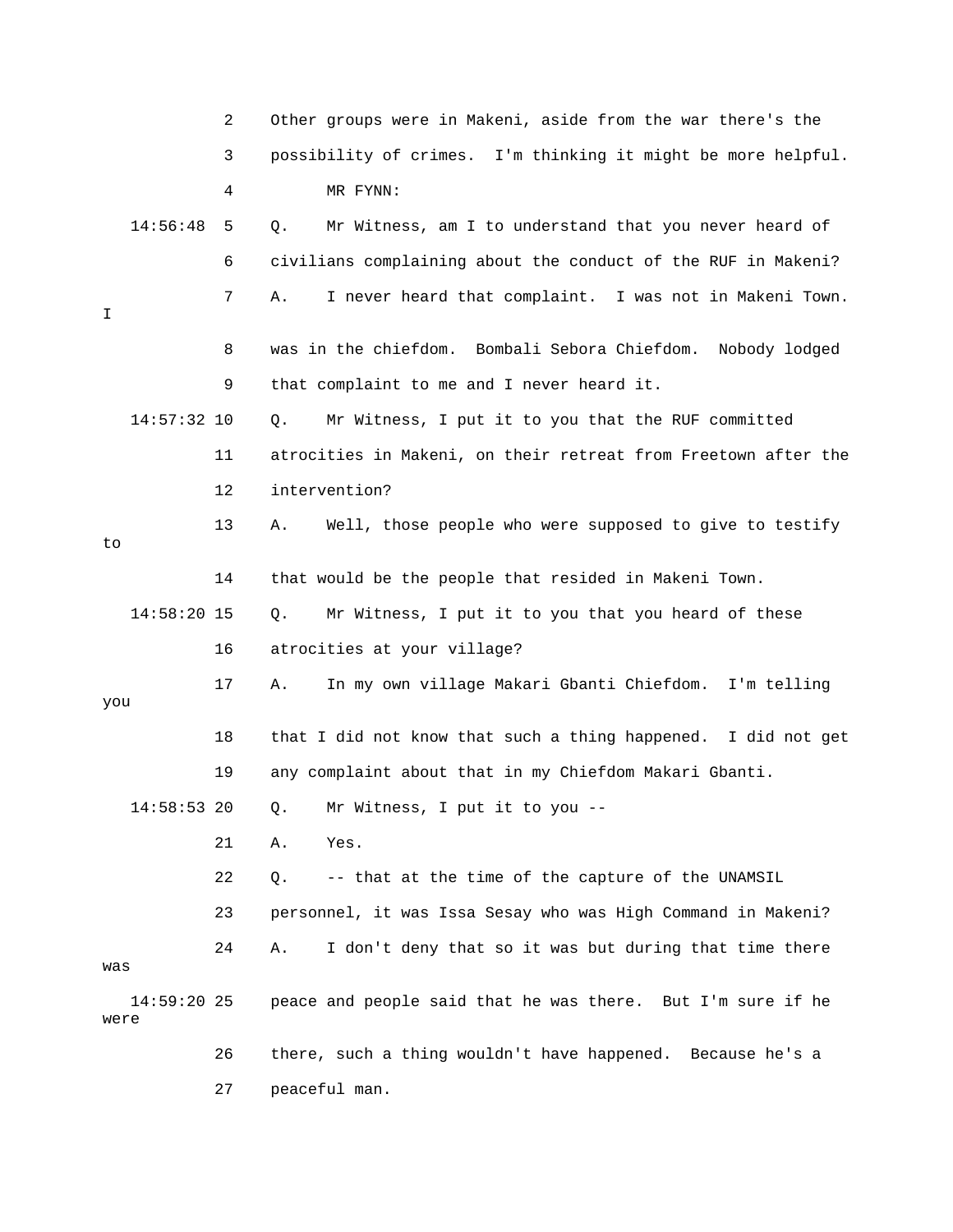Other groups were in Makeni, aside from the war there's the possibility of crimes. I'm thinking it might be more helpful.

MR FYNN:

Q. Mr Witness, am I to understand that you never heard of civilians complaining about the conduct of the RUF in Makeni?

A. I never heard that complaint. I was not in Makeni Town. I was in the chiefdom. Bombali Sebora Chiefdom. Nobody lodged that complaint to me and I never heard it.

Q. Mr Witness, I put it to you that the RUF committed atrocities in Makeni, on their retreat from Freetown after the intervention?

A. Well, those people who were supposed to give to testify to that would be the people that resided in Makeni Town.

Q. Mr Witness, I put it to you that you heard of these atrocities at your village?

A. In my own village Makari Gbanti Chiefdom. I'm telling you that I did not know that such a thing happened. I did not get any complaint about that in my Chiefdom Makari Gbanti.

Q. Mr Witness, I put it to you --

A. Yes.

Q. -- that at the time of the capture of the UNAMSIL personnel, it was Issa Sesay who was High Command in Makeni?

A. I don't deny that so it was but during that time there was peace and people said that he was there. But I'm sure if he were there, such a thing wouldn't have happened. Because he's a peaceful man.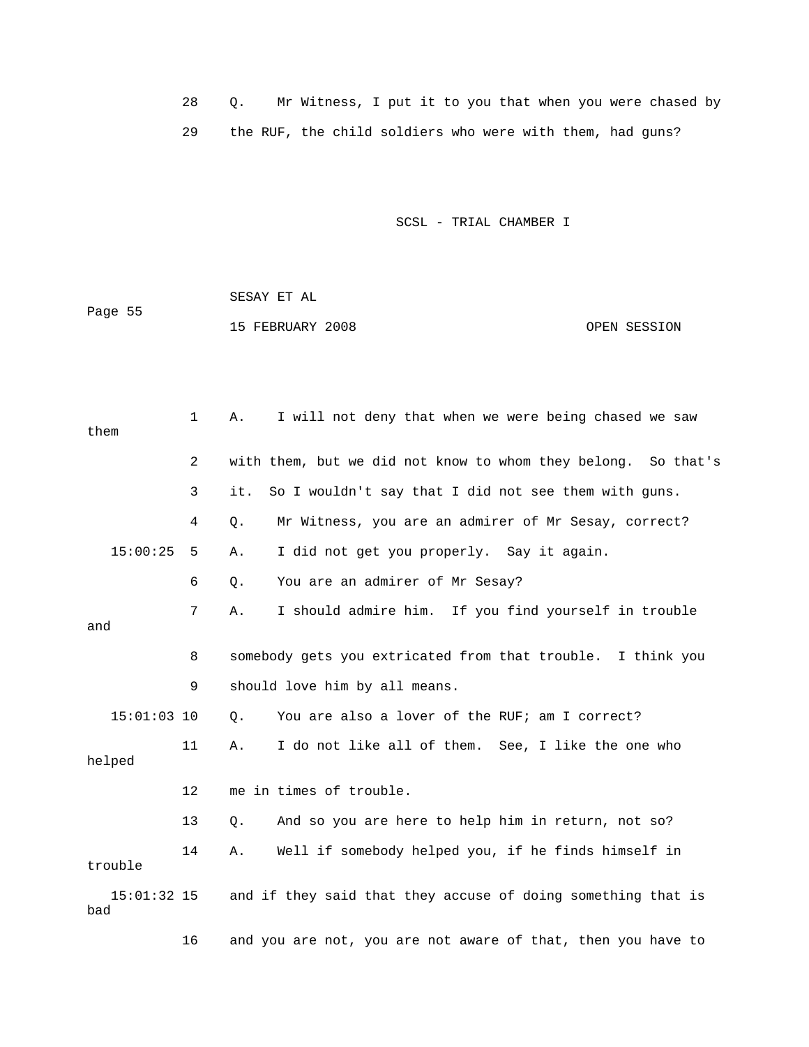28 Q. Mr Witness, I put it to you that when you were chased by

29 the RUF, the child soldiers who were with them, had guns?

SCSL - TRIAL CHAMBER I

SESAY ET AL

15 FEBRUARY 2008 OPEN SESSION

1 A. I will not deny that when we were being chased we saw them

2 with them, but we did not know to whom they belong. So that's

3 it. So I wouldn't say that I did not see them with guns.

4 Q. Mr Witness, you are an admirer of Mr Sesay, correct?

15:00:25 5 A. I did not get you properly. Say it again.

6 Q. You are an admirer of Mr Sesay?

7 A. I should admire him. If you find yourself in trouble and

8 somebody gets you extricated from that trouble. I think you

9 should love him by all means.

15:01:03 10 Q. You are also a lover of the RUF; am I correct?

11 A. I do not like all of them. See, I like the one who helped

12 me in times of trouble.

13 Q. And so you are here to help him in return, not so?

14 A. Well if somebody helped you, if he finds himself in trouble

15:01:32 15 and if they said that they accuse of doing something that is bad

16 and you are not, you are not aware of that, then you have to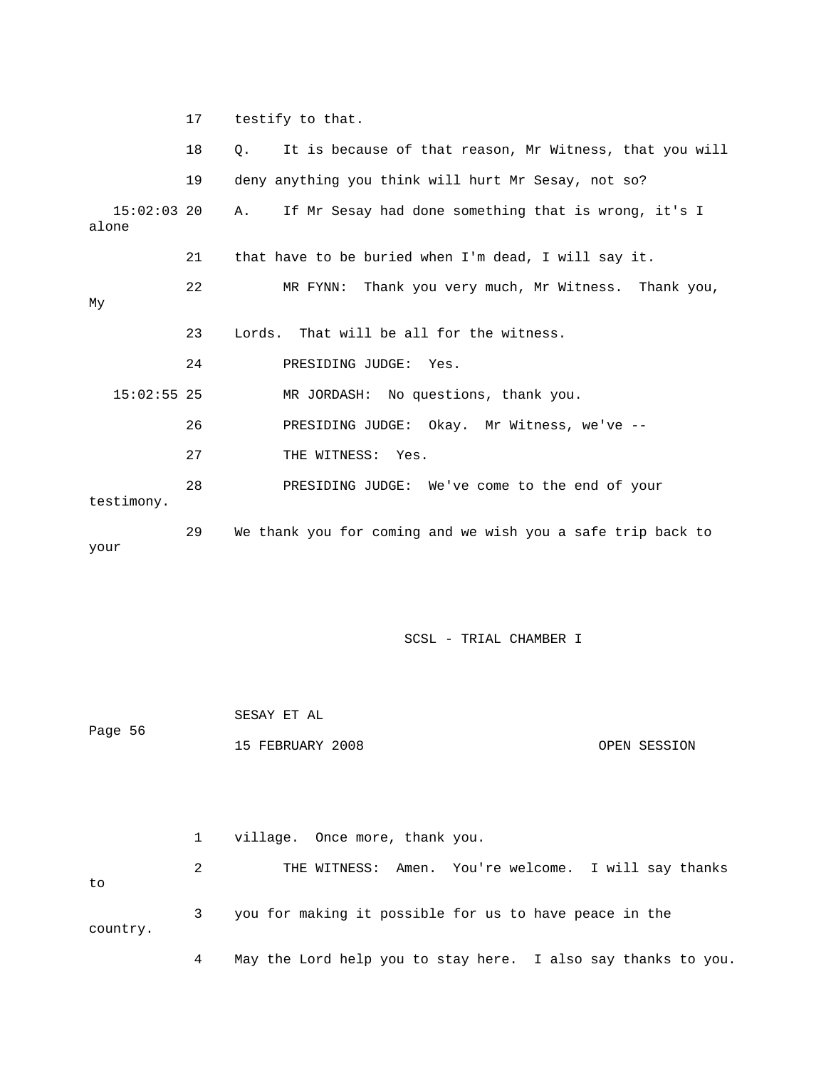17 testify to that.

18 Q. It is because of that reason, Mr Witness, that you will

19 deny anything you think will hurt Mr Sesay, not so?

15:02:03 20 A. If Mr Sesay had done something that is wrong, it's I alone

21 that have to be buried when I'm dead, I will say it.

22 MR FYNN: Thank you very much, Mr Witness. Thank you, My

23 Lords. That will be all for the witness.

24 PRESIDING JUDGE: Yes.

15:02:55 25 MR JORDASH: No questions, thank you.

26 PRESIDING JUDGE: Okay. Mr Witness, we've --

27 THE WITNESS: Yes.

28 PRESIDING JUDGE: We've come to the end of your testimony.

29 We thank you for coming and we wish you a safe trip back to your

1 village. Once more, thank you.

2 THE WITNESS: Amen. You're welcome. I will say thanks to

3 you for making it possible for us to have peace in the country.

4 May the Lord help you to stay here. I also say thanks to you.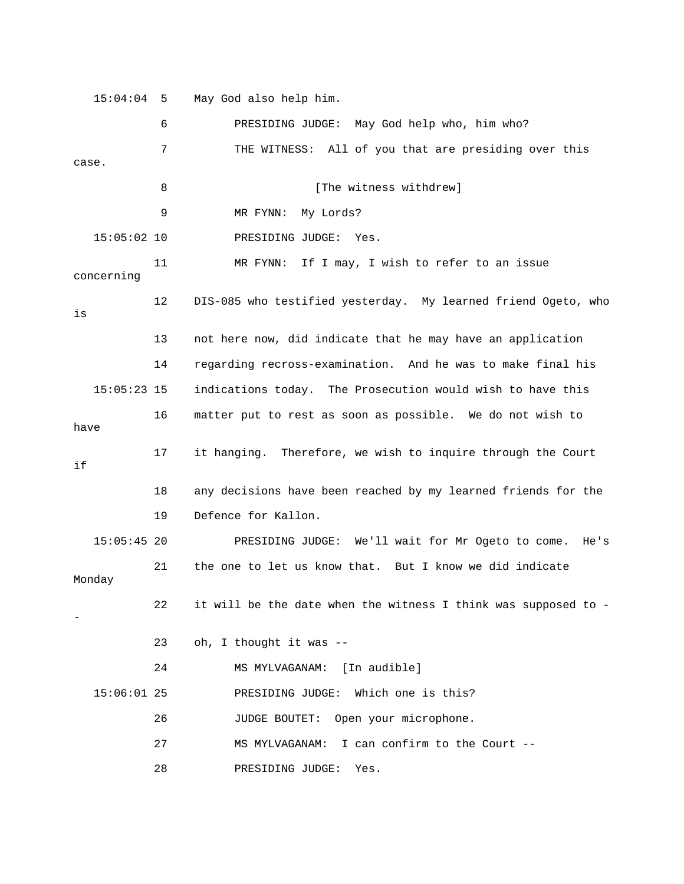15:04:04 5 May God also help him.

6 PRESIDING JUDGE: May God help who, him who?

7 THE WITNESS: All of you that are presiding over this case.

8 [The witness withdrew]

9 MR FYNN: My Lords?

15:05:02 10 PRESIDING JUDGE: Yes.

11 MR FYNN: If I may, I wish to refer to an issue concerning

12 DIS-085 who testified yesterday. My learned friend Ogeto, who is

13 not here now, did indicate that he may have an application

14 regarding recross-examination. And he was to make final his

15:05:23 15 indications today. The Prosecution would wish to have this

16 matter put to rest as soon as possible. We do not wish to have

17 it hanging. Therefore, we wish to inquire through the Court if

18 any decisions have been reached by my learned friends for the

19 Defence for Kallon.

15:05:45 20 PRESIDING JUDGE: We'll wait for Mr Ogeto to come. He's

21 the one to let us know that. But I know we did indicate Monday

22 it will be the date when the witness I think was supposed to --

23 oh, I thought it was --

24 MS MYLVAGANAM: [In audible]

15:06:01 25 PRESIDING JUDGE: Which one is this?

26 JUDGE BOUTET: Open your microphone.

27 MS MYLVAGANAM: I can confirm to the Court --

28 PRESIDING JUDGE: Yes.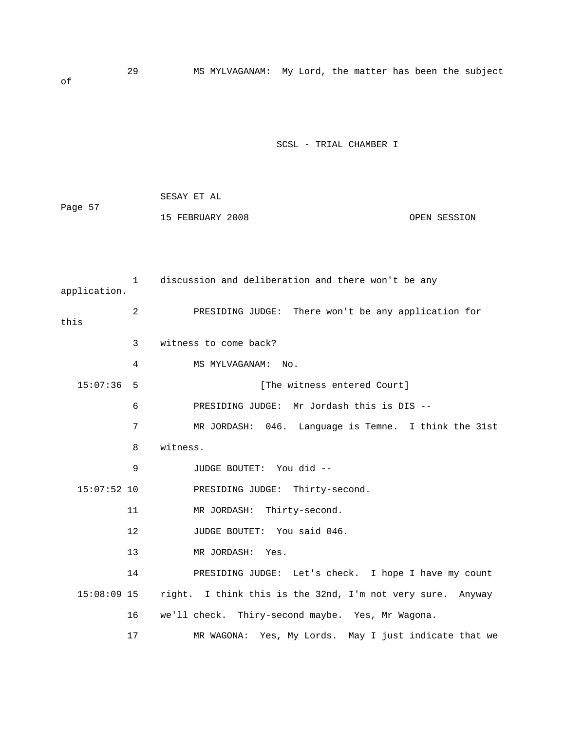29 MS MYLVAGANAM: My Lord, the matter has been the subject of

1 discussion and deliberation and there won't be any application.

2 PRESIDING JUDGE: There won't be any application for this

3 witness to come back?

4 MS MYLVAGANAM: No.

15:07:36 5 [The witness entered Court]

6 PRESIDING JUDGE: Mr Jordash this is DIS --

7 MR JORDASH: 046. Language is Temne. I think the 31st

8 witness.

9 JUDGE BOUTET: You did --

15:07:52 10 PRESIDING JUDGE: Thirty-second.

11 MR JORDASH: Thirty-second.

12 JUDGE BOUTET: You said 046.

13 MR JORDASH: Yes.

14 PRESIDING JUDGE: Let's check. I hope I have my count

15:08:09 15 right. I think this is the 32nd, I'm not very sure. Anyway

16 we'll check. Thiry-second maybe. Yes, Mr Wagona.

17 MR WAGONA: Yes, My Lords. May I just indicate that we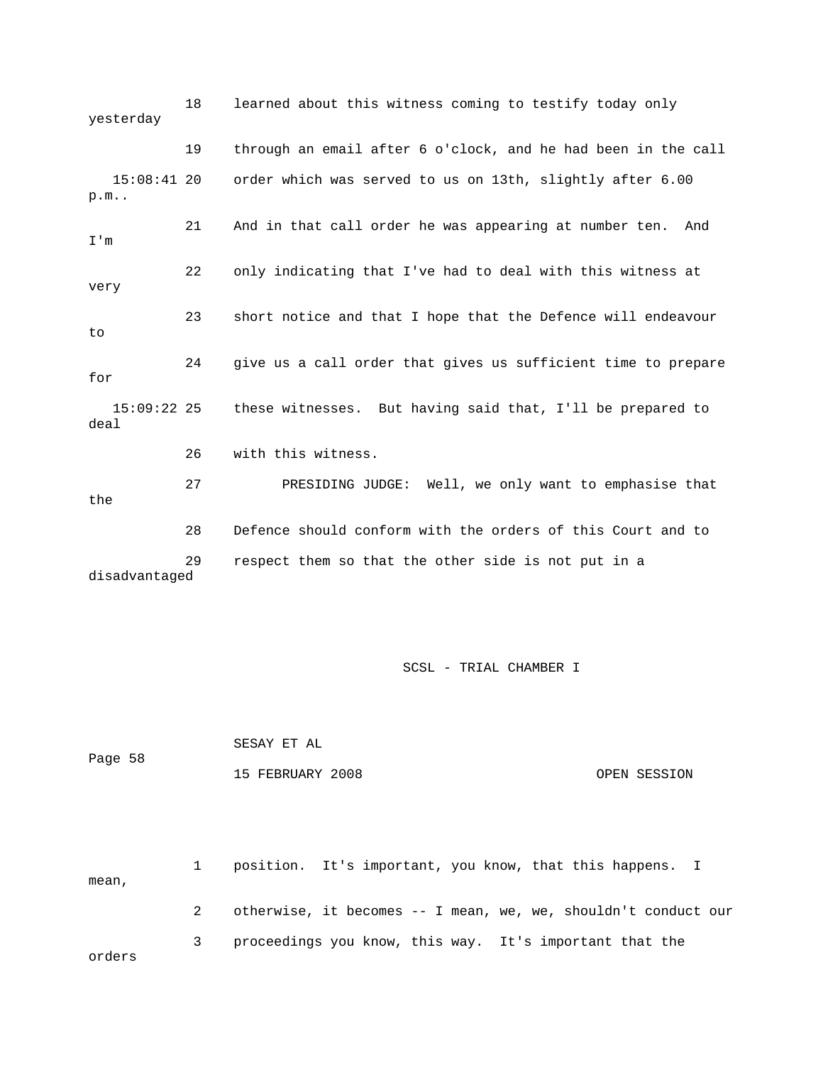18 learned about this witness coming to testify today only yesterday

19 through an email after 6 o'clock, and he had been in the call

15:08:41 20 order which was served to us on 13th, slightly after 6.00 p.m..

21 And in that call order he was appearing at number ten. And I'm

22 only indicating that I've had to deal with this witness at very

23 short notice and that I hope that the Defence will endeavour to

24 give us a call order that gives us sufficient time to prepare for

15:09:22 25 these witnesses. But having said that, I'll be prepared to deal

26 with this witness.

27 PRESIDING JUDGE: Well, we only want to emphasise that the

28 Defence should conform with the orders of this Court and to

29 respect them so that the other side is not put in a disadvantaged

1 position. It's important, you know, that this happens. I mean,

2 otherwise, it becomes -- I mean, we, we, shouldn't conduct our

3 proceedings you know, this way. It's important that the orders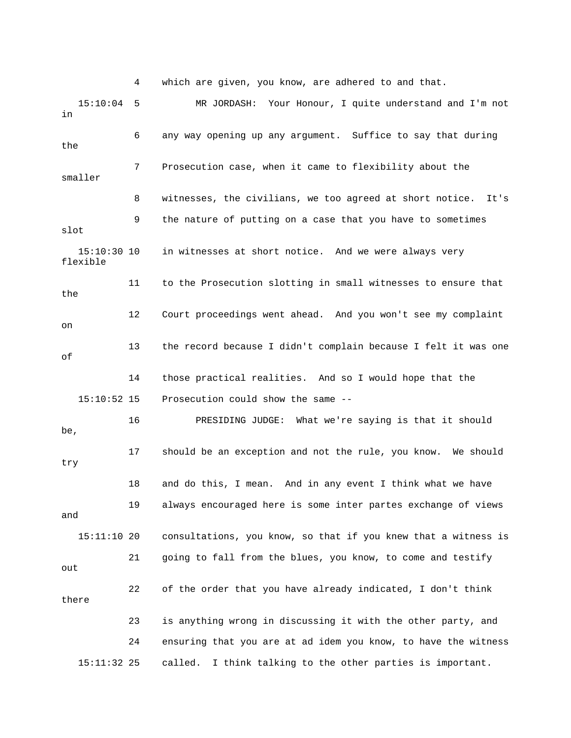4 which are given, you know, are adhered to and that.

15:10:04 5 MR JORDASH: Your Honour, I quite understand and I'm not in

6 any way opening up any argument. Suffice to say that during the

7 Prosecution case, when it came to flexibility about the smaller

8 witnesses, the civilians, we too agreed at short notice. It's

9 the nature of putting on a case that you have to sometimes slot

15:10:30 10 in witnesses at short notice. And we were always very flexible

11 to the Prosecution slotting in small witnesses to ensure that the

12 Court proceedings went ahead. And you won't see my complaint on

13 the record because I didn't complain because I felt it was one of

14 those practical realities. And so I would hope that the

15:10:52 15 Prosecution could show the same --

16 PRESIDING JUDGE: What we're saying is that it should be,

17 should be an exception and not the rule, you know. We should try

18 and do this, I mean. And in any event I think what we have

19 always encouraged here is some inter partes exchange of views and

15:11:10 20 consultations, you know, so that if you knew that a witness is

21 going to fall from the blues, you know, to come and testify out

22 of the order that you have already indicated, I don't think there

23 is anything wrong in discussing it with the other party, and

24 ensuring that you are at ad idem you know, to have the witness

15:11:32 25 called. I think talking to the other parties is important.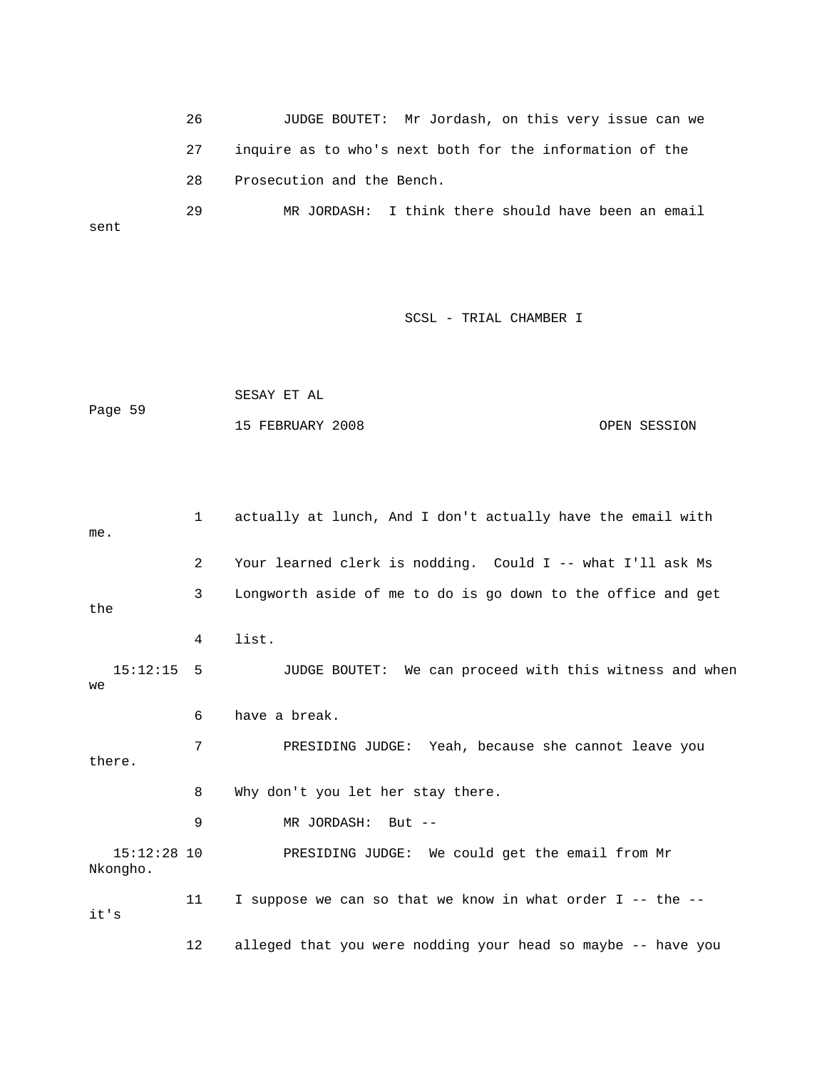26 JUDGE BOUTET: Mr Jordash, on this very issue can we

27 inquire as to who's next both for the information of the

28 Prosecution and the Bench.

29 MR JORDASH: I think there should have been an email sent

1 actually at lunch, And I don't actually have the email with me.

2 Your learned clerk is nodding. Could I -- what I'll ask Ms

3 Longworth aside of me to do is go down to the office and get the

4 list.

15:12:15 5 JUDGE BOUTET: We can proceed with this witness and when we

6 have a break.

7 PRESIDING JUDGE: Yeah, because she cannot leave you there.

8 Why don't you let her stay there.

9 MR JORDASH: But --

15:12:28 10 PRESIDING JUDGE: We could get the email from Mr Nkongho.

11 I suppose we can so that we know in what order I -- the -- it's

12 alleged that you were nodding your head so maybe -- have you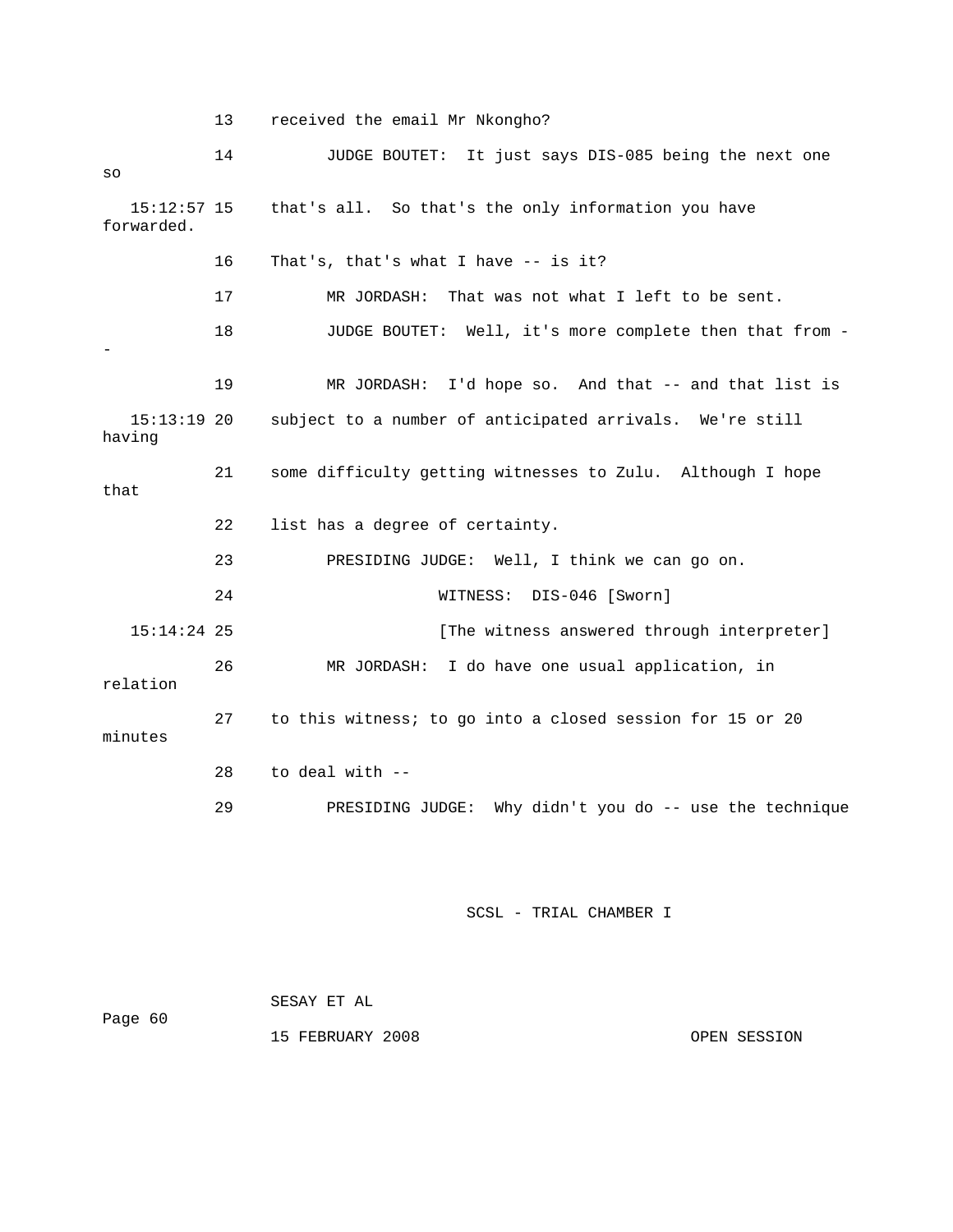13 received the email Mr Nkongho?

14 JUDGE BOUTET: It just says DIS-085 being the next one so

15:12:57 15 that's all. So that's the only information you have forwarded.

16 That's, that's what I have -- is it?

17 MR JORDASH: That was not what I left to be sent.

18 JUDGE BOUTET: Well, it's more complete then that from --

19 MR JORDASH: I'd hope so. And that -- and that list is

15:13:19 20 subject to a number of anticipated arrivals. We're still having

21 some difficulty getting witnesses to Zulu. Although I hope that

22 list has a degree of certainty.

23 PRESIDING JUDGE: Well, I think we can go on.

24 WITNESS: DIS-046 [Sworn]

15:14:24 25 [The witness answered through interpreter]

26 MR JORDASH: I do have one usual application, in relation

27 to this witness; to go into a closed session for 15 or 20 minutes

28 to deal with --

29 PRESIDING JUDGE: Why didn't you do -- use the technique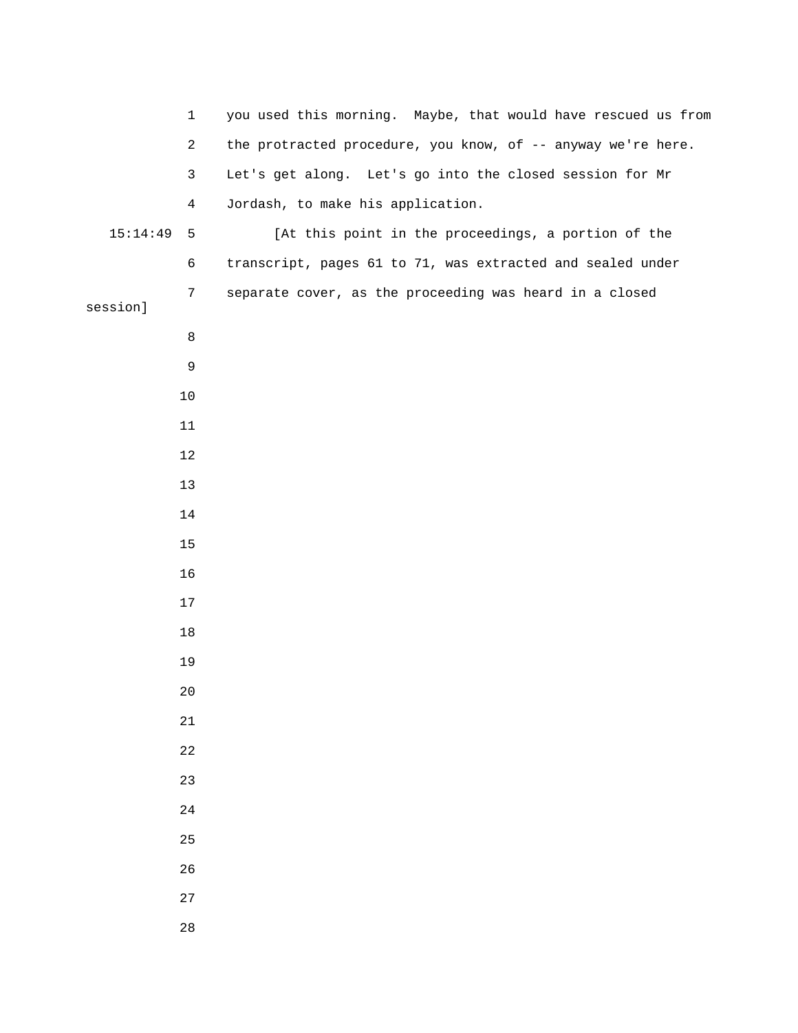1 you used this morning. Maybe, that would have rescued us from

2 the protracted procedure, you know, of -- anyway we're here.

3 Let's get along. Let's go into the closed session for Mr

4 Jordash, to make his application.

15:14:49 5 [At this point in the proceedings, a portion of the

6 transcript, pages 61 to 71, was extracted and sealed under

7 separate cover, as the proceeding was heard in a closed session]

8

9

10

11

12

13

14

15

16

17

18

19

20

21

22

23

24

25

26

27

28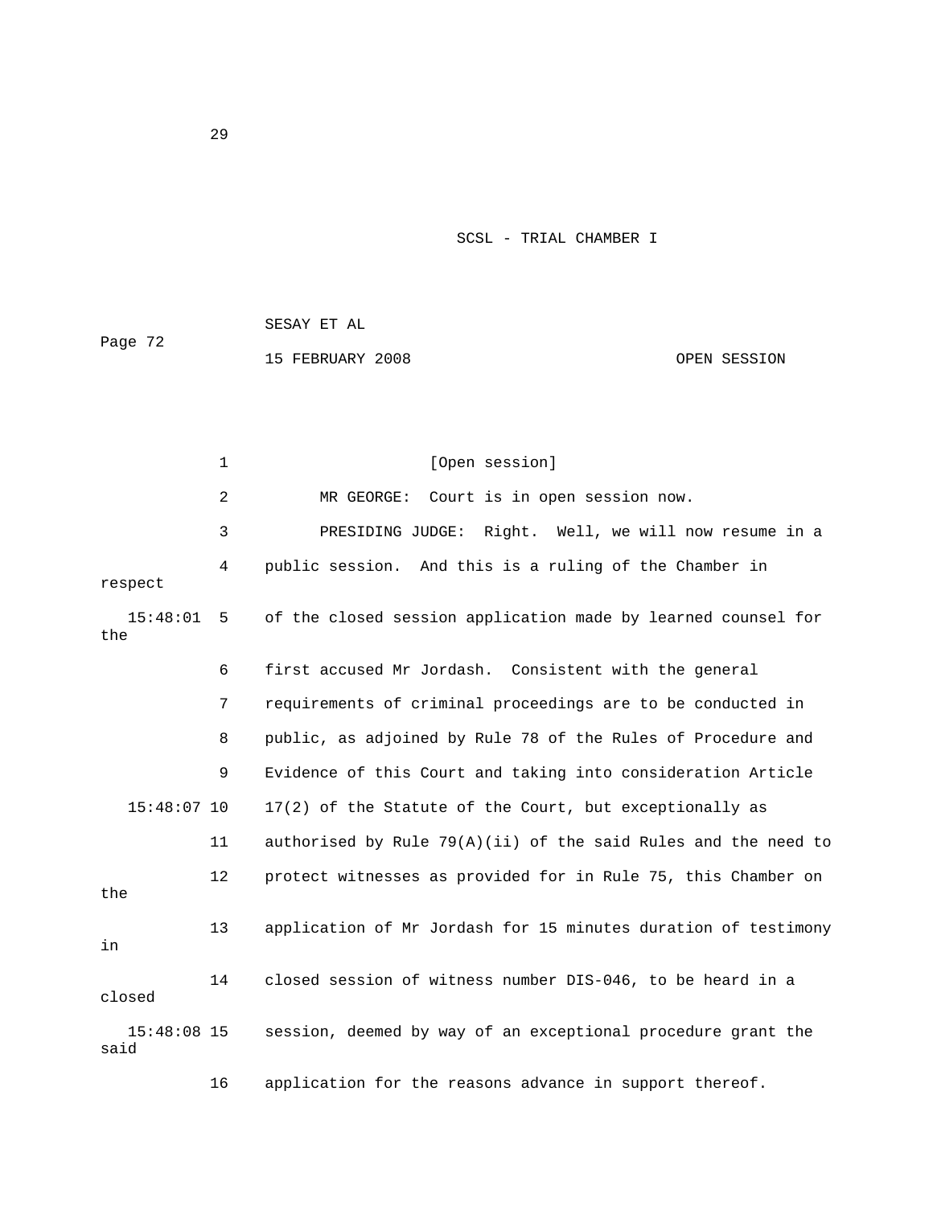[Open session]

MR GEORGE: Court is in open session now.

PRESIDING JUDGE: Right. Well, we will now resume in a public session. And this is a ruling of the Chamber in respect of the closed session application made by learned counsel for the first accused Mr Jordash. Consistent with the general requirements of criminal proceedings are to be conducted in public, as adjoined by Rule 78 of the Rules of Procedure and Evidence of this Court and taking into consideration Article 17(2) of the Statute of the Court, but exceptionally as authorised by Rule 79(A)(ii) of the said Rules and the need to protect witnesses as provided for in Rule 75, this Chamber on the application of Mr Jordash for 15 minutes duration of testimony in closed session of witness number DIS-046, to be heard in a closed session, deemed by way of an exceptional procedure grant the said application for the reasons advance in support thereof.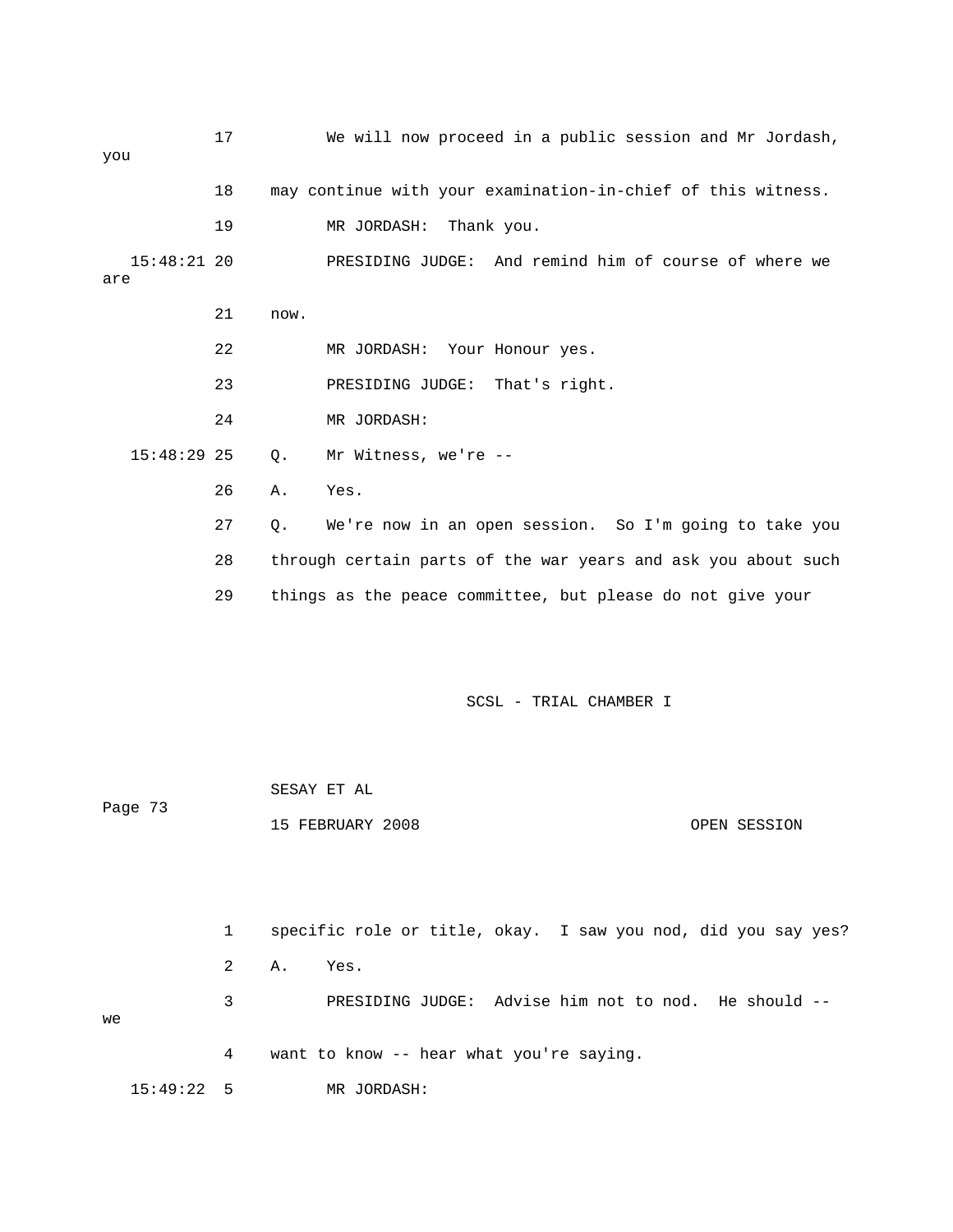17 We will now proceed in a public session and Mr Jordash, you

18 may continue with your examination-in-chief of this witness.

19 MR JORDASH: Thank you.

15:48:21 20 PRESIDING JUDGE: And remind him of course of where we are

21 now.

22 MR JORDASH: Your Honour yes.

23 PRESIDING JUDGE: That's right.

24 MR JORDASH:

15:48:29 25 Q. Mr Witness, we're --

26 A. Yes.

27 Q. We're now in an open session. So I'm going to take you

28 through certain parts of the war years and ask you about such

29 things as the peace committee, but please do not give your

1 specific role or title, okay. I saw you nod, did you say yes?

2 A. Yes.

3 PRESIDING JUDGE: Advise him not to nod. He should -- we

4 want to know -- hear what you're saying.

15:49:22 5 MR JORDASH: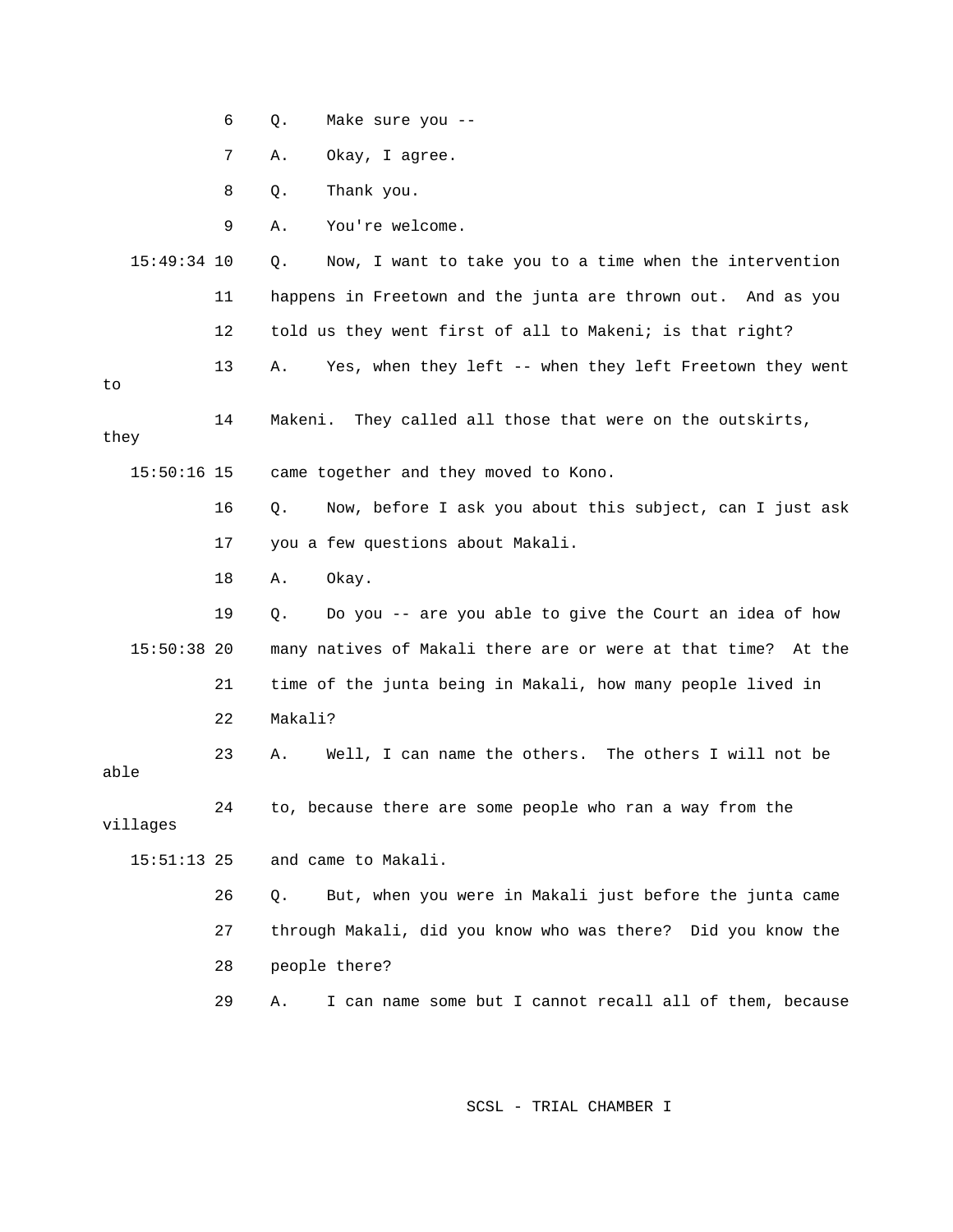6 Q. Make sure you --

7 A. Okay, I agree.

8 Q. Thank you.

9 A. You're welcome.

15:49:34 10 Q. Now, I want to take you to a time when the intervention

11 happens in Freetown and the junta are thrown out. And as you

12 told us they went first of all to Makeni; is that right?

13 A. Yes, when they left -- when they left Freetown they went to

14 Makeni. They called all those that were on the outskirts, they

15:50:16 15 came together and they moved to Kono.

16 Q. Now, before I ask you about this subject, can I just ask

17 you a few questions about Makali.

18 A. Okay.

19 Q. Do you -- are you able to give the Court an idea of how

15:50:38 20 many natives of Makali there are or were at that time? At the

21 time of the junta being in Makali, how many people lived in

22 Makali?

23 A. Well, I can name the others. The others I will not be able

24 to, because there are some people who ran a way from the villages

15:51:13 25 and came to Makali.

26 Q. But, when you were in Makali just before the junta came

27 through Makali, did you know who was there? Did you know the

28 people there?

29 A. I can name some but I cannot recall all of them, because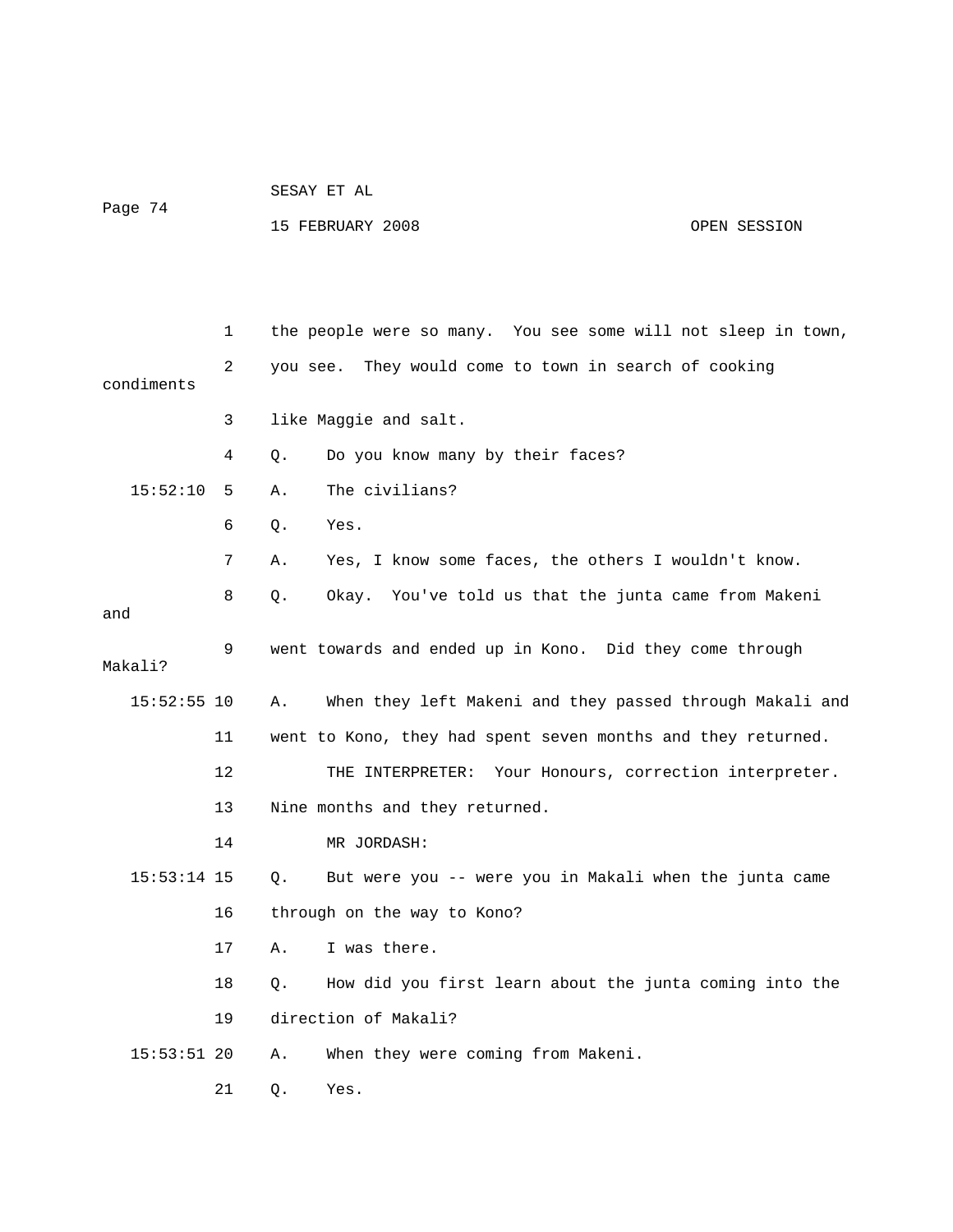1 the people were so many. You see some will not sleep in town,

2 you see. They would come to town in search of cooking condiments

3 like Maggie and salt.

4 Q. Do you know many by their faces?

15:52:10 5 A. The civilians?

6 Q. Yes.

7 A. Yes, I know some faces, the others I wouldn't know.

8 Q. Okay. You've told us that the junta came from Makeni and

9 went towards and ended up in Kono. Did they come through Makali?

15:52:55 10 A. When they left Makeni and they passed through Makali and

11 went to Kono, they had spent seven months and they returned.

12 THE INTERPRETER: Your Honours, correction interpreter.

13 Nine months and they returned.

14 MR JORDASH:

15:53:14 15 Q. But were you -- were you in Makali when the junta came

16 through on the way to Kono?

17 A. I was there.

18 Q. How did you first learn about the junta coming into the

19 direction of Makali?

15:53:51 20 A. When they were coming from Makeni.

21 Q. Yes.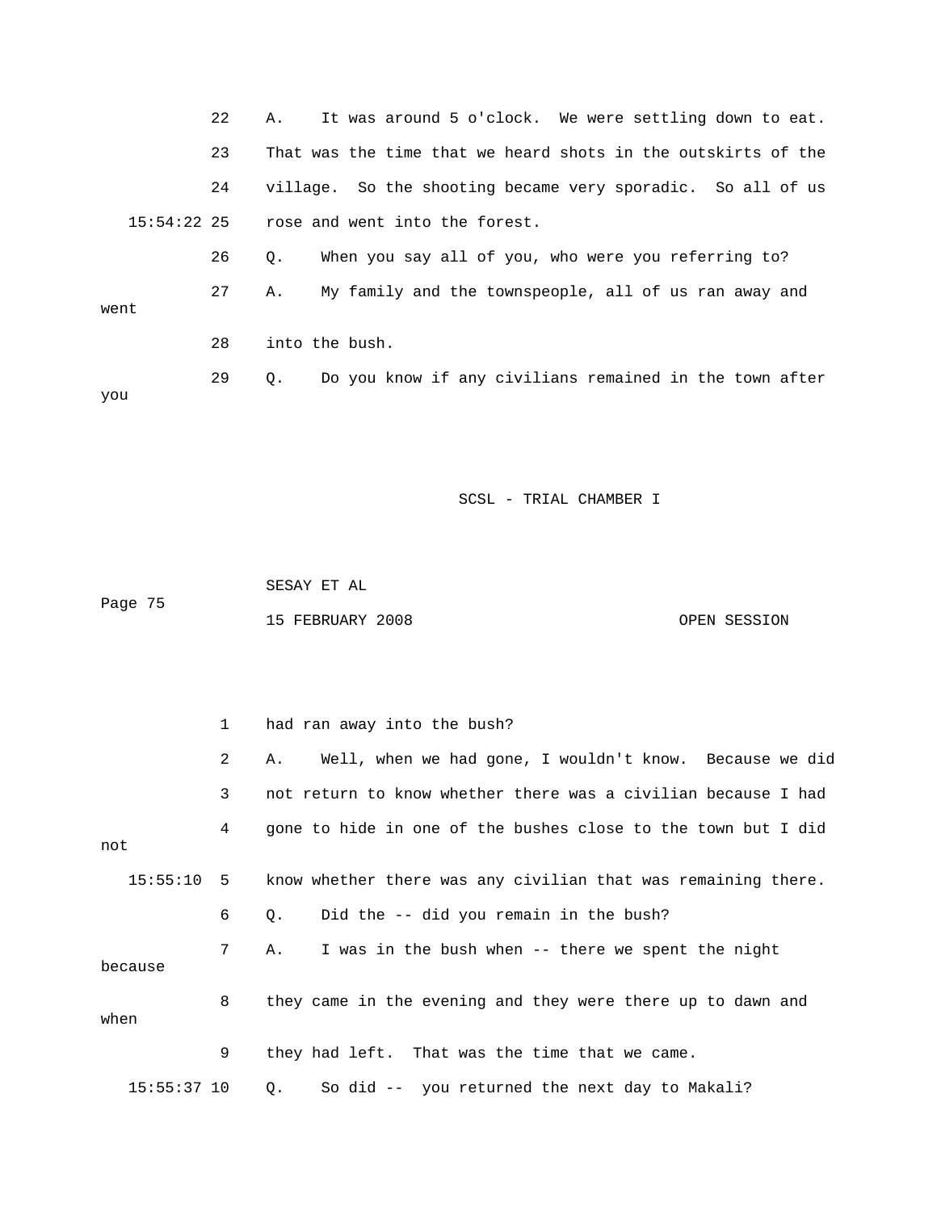22 A. It was around 5 o'clock. We were settling down to eat.

23 That was the time that we heard shots in the outskirts of the

24 village. So the shooting became very sporadic. So all of us

15:54:22 25 rose and went into the forest.

26 Q. When you say all of you, who were you referring to?

27 A. My family and the townspeople, all of us ran away and went

28 into the bush.

29 Q. Do you know if any civilians remained in the town after you

1 had ran away into the bush?

2 A. Well, when we had gone, I wouldn't know. Because we did

3 not return to know whether there was a civilian because I had

4 gone to hide in one of the bushes close to the town but I did not

15:55:10 5 know whether there was any civilian that was remaining there.

6 Q. Did the -- did you remain in the bush?

7 A. I was in the bush when -- there we spent the night because

8 they came in the evening and they were there up to dawn and when

9 they had left. That was the time that we came.

15:55:37 10 Q. So did -- you returned the next day to Makali?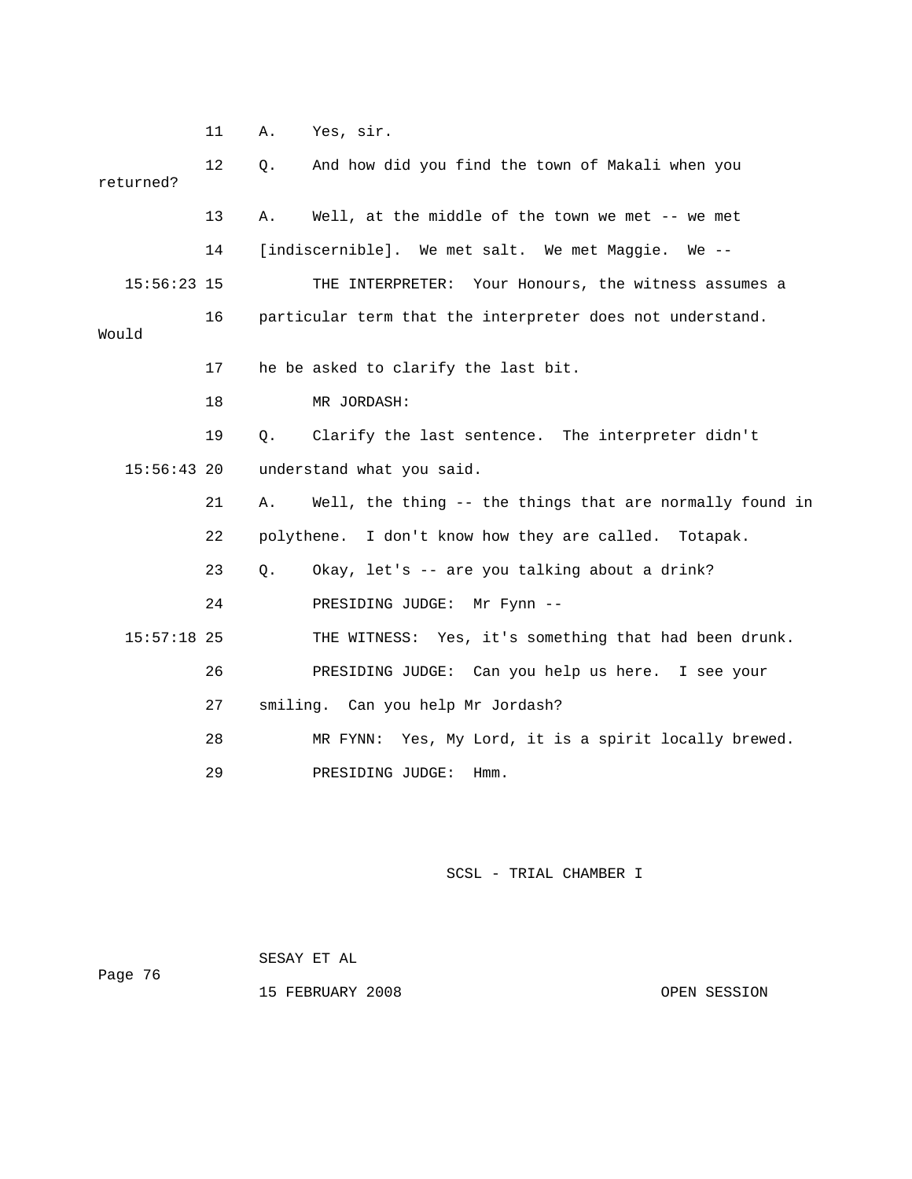11 A. Yes, sir.

12 Q. And how did you find the town of Makali when you returned?

13 A. Well, at the middle of the town we met -- we met

14 [indiscernible]. We met salt. We met Maggie. We --

15:56:23 15 THE INTERPRETER: Your Honours, the witness assumes a

16 particular term that the interpreter does not understand. Would

17 he be asked to clarify the last bit.

18 MR JORDASH:

19 Q. Clarify the last sentence. The interpreter didn't

15:56:43 20 understand what you said.

21 A. Well, the thing -- the things that are normally found in

22 polythene. I don't know how they are called. Totapak.

23 Q. Okay, let's -- are you talking about a drink?

24 PRESIDING JUDGE: Mr Fynn --

15:57:18 25 THE WITNESS: Yes, it's something that had been drunk.

26 PRESIDING JUDGE: Can you help us here. I see your

27 smiling. Can you help Mr Jordash?

28 MR FYNN: Yes, My Lord, it is a spirit locally brewed.

29 PRESIDING JUDGE: Hmm.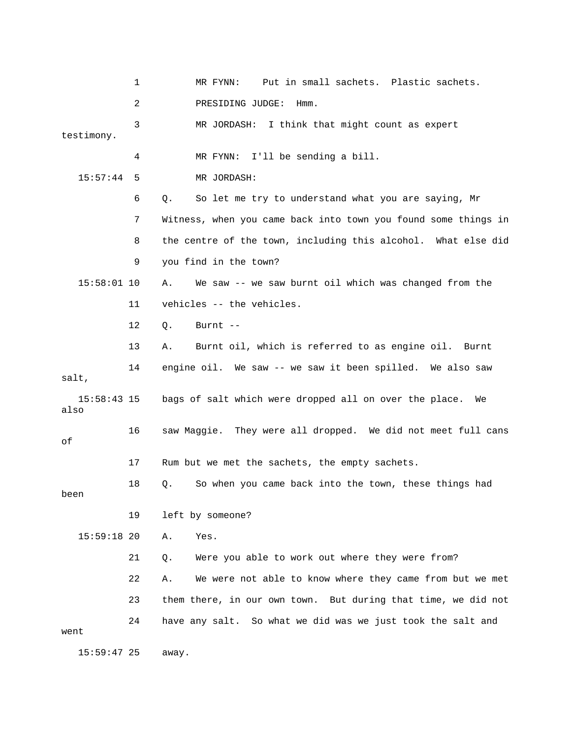MR FYNN: Put in small sachets. Plastic sachets.

PRESIDING JUDGE: Hmm.

MR JORDASH: I think that might count as expert testimony.

MR FYNN: I'll be sending a bill.

MR JORDASH:

Q. So let me try to understand what you are saying, Mr Witness, when you came back into town you found some things in the centre of the town, including this alcohol. What else did you find in the town?

A. We saw -- we saw burnt oil which was changed from the vehicles -- the vehicles.

Q. Burnt --

A. Burnt oil, which is referred to as engine oil. Burnt engine oil. We saw -- we saw it been spilled. We also saw salt, bags of salt which were dropped all on over the place. We also saw Maggie. They were all dropped. We did not meet full cans of Rum but we met the sachets, the empty sachets.

Q. So when you came back into the town, these things had been left by someone?

A. Yes.

Q. Were you able to work out where they were from?

A. We were not able to know where they came from but we met them there, in our own town. But during that time, we did not have any salt. So what we did was we just took the salt and went away.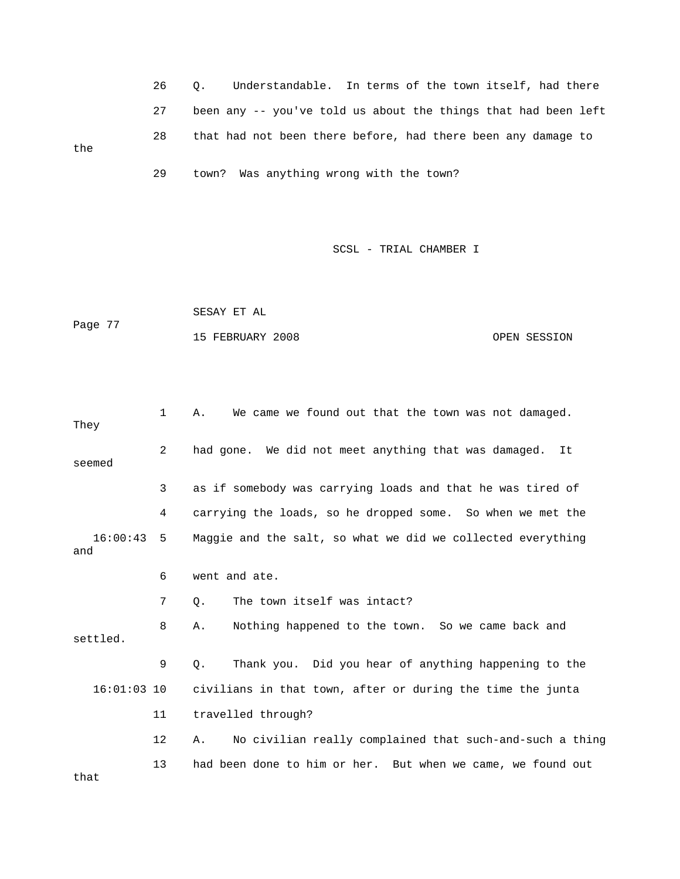26 Q. Understandable. In terms of the town itself, had there
27 been any -- you've told us about the things that had been left
28 that had not been there before, had there been any damage to the
29 town? Was anything wrong with the town?

1 A. We came we found out that the town was not damaged. They
2 had gone. We did not meet anything that was damaged. It seemed
3 as if somebody was carrying loads and that he was tired of
4 carrying the loads, so he dropped some. So when we met the
16:00:43 5 Maggie and the salt, so what we did we collected everything and
6 went and ate.
7 Q. The town itself was intact?
8 A. Nothing happened to the town. So we came back and settled.
9 Q. Thank you. Did you hear of anything happening to the
16:01:03 10 civilians in that town, after or during the time the junta
11 travelled through?
12 A. No civilian really complained that such-and-such a thing
13 had been done to him or her. But when we came, we found out that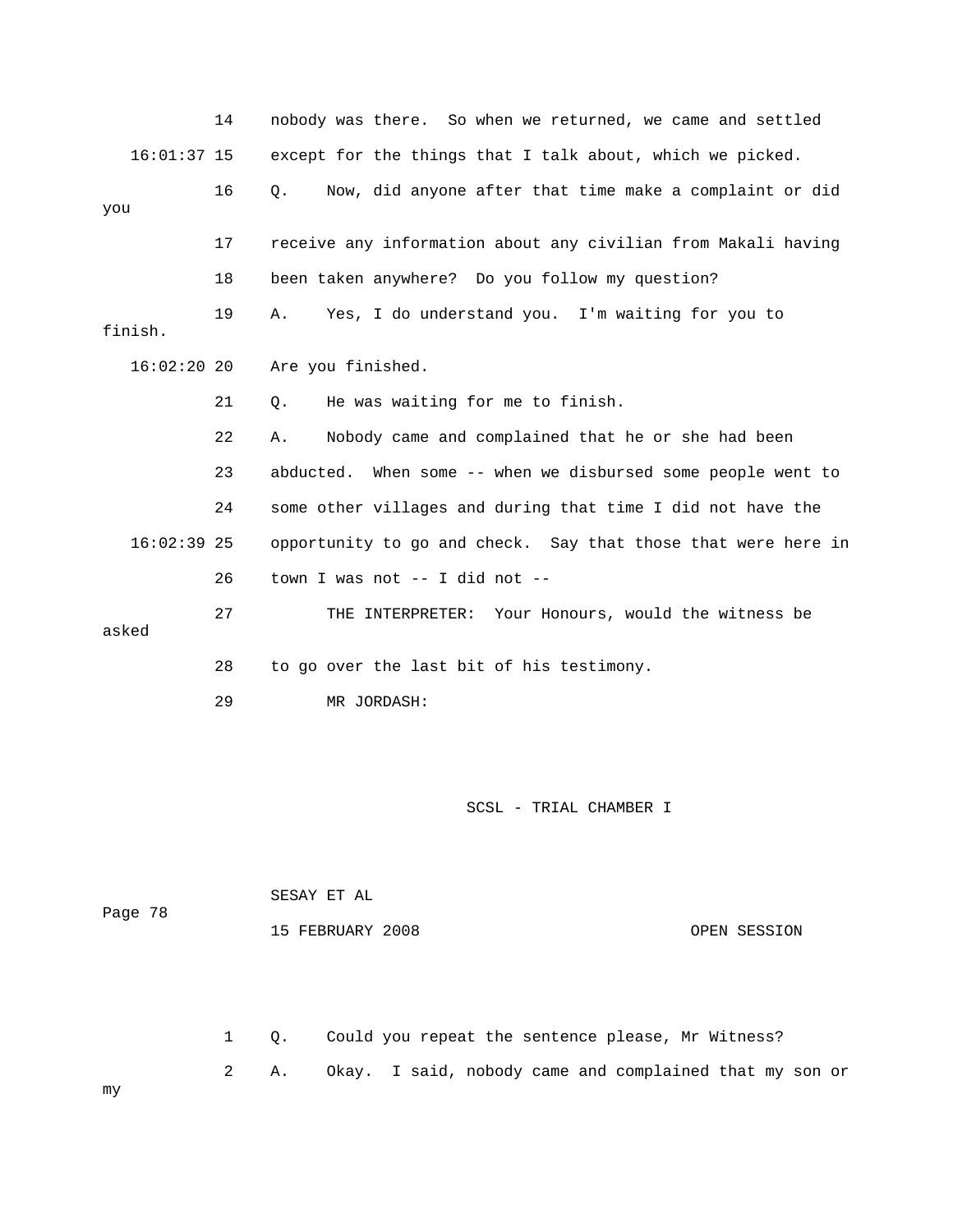14 nobody was there. So when we returned, we came and settled

16:01:37 15 except for the things that I talk about, which we picked.

16 Q. Now, did anyone after that time make a complaint or did you

17 receive any information about any civilian from Makali having

18 been taken anywhere? Do you follow my question?

19 A. Yes, I do understand you. I'm waiting for you to finish.

16:02:20 20 Are you finished.

21 Q. He was waiting for me to finish.

22 A. Nobody came and complained that he or she had been

23 abducted. When some -- when we disbursed some people went to

24 some other villages and during that time I did not have the

16:02:39 25 opportunity to go and check. Say that those that were here in

26 town I was not -- I did not --

27 THE INTERPRETER: Your Honours, would the witness be asked

28 to go over the last bit of his testimony.

29 MR JORDASH:

1 Q. Could you repeat the sentence please, Mr Witness?

2 A. Okay. I said, nobody came and complained that my son or my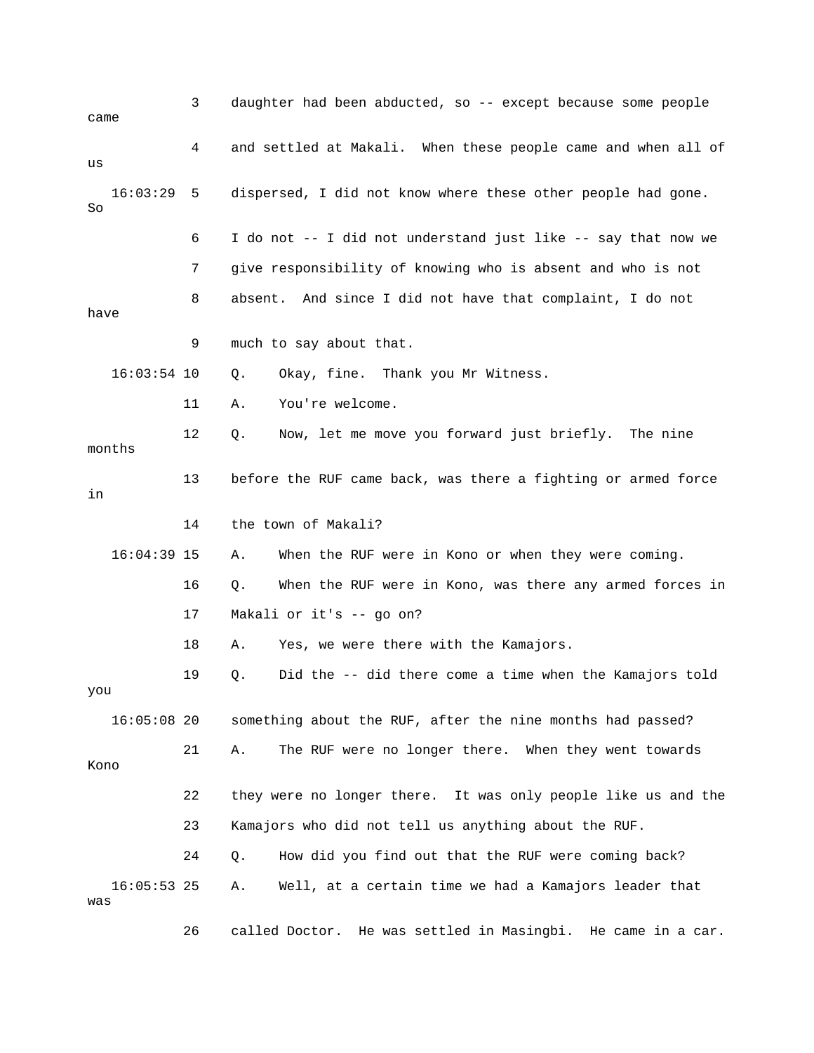3 daughter had been abducted, so -- except because some people came

4 and settled at Makali. When these people came and when all of us

16:03:29 5 dispersed, I did not know where these other people had gone. So

6 I do not -- I did not understand just like -- say that now we

7 give responsibility of knowing who is absent and who is not

8 absent. And since I did not have that complaint, I do not have

9 much to say about that.

16:03:54 10 Q. Okay, fine. Thank you Mr Witness.

11 A. You're welcome.

12 Q. Now, let me move you forward just briefly. The nine months

13 before the RUF came back, was there a fighting or armed force in

14 the town of Makali?

16:04:39 15 A. When the RUF were in Kono or when they were coming.

16 Q. When the RUF were in Kono, was there any armed forces in

17 Makali or it's -- go on?

18 A. Yes, we were there with the Kamajors.

19 Q. Did the -- did there come a time when the Kamajors told you

16:05:08 20 something about the RUF, after the nine months had passed?

21 A. The RUF were no longer there. When they went towards Kono

22 they were no longer there. It was only people like us and the

23 Kamajors who did not tell us anything about the RUF.

24 Q. How did you find out that the RUF were coming back?

16:05:53 25 A. Well, at a certain time we had a Kamajors leader that was

26 called Doctor. He was settled in Masingbi. He came in a car.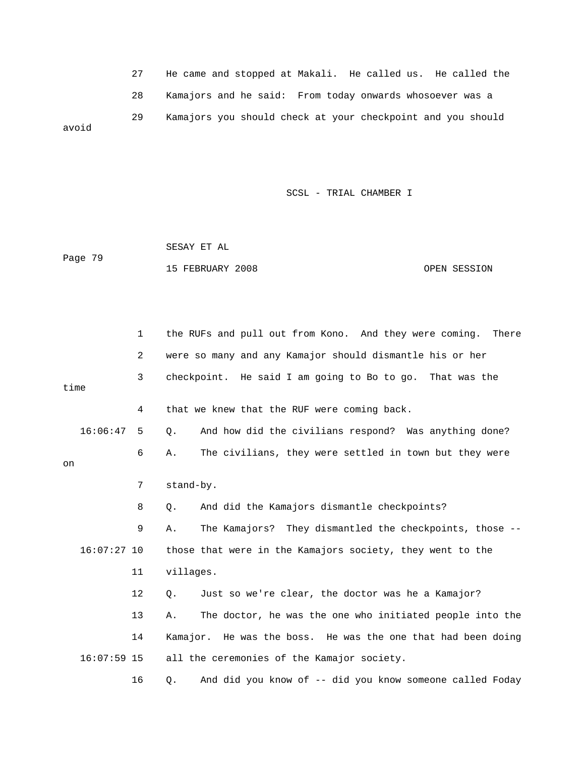27 He came and stopped at Makali. He called us. He called the

28 Kamajors and he said: From today onwards whosoever was a

29 Kamajors you should check at your checkpoint and you should avoid

1 the RUFs and pull out from Kono. And they were coming. There

2 were so many and any Kamajor should dismantle his or her

3 checkpoint. He said I am going to Bo to go. That was the time

4 that we knew that the RUF were coming back.

16:06:47 5 Q. And how did the civilians respond? Was anything done?

6 A. The civilians, they were settled in town but they were on

7 stand-by.

8 Q. And did the Kamajors dismantle checkpoints?

9 A. The Kamajors? They dismantled the checkpoints, those --

16:07:27 10 those that were in the Kamajors society, they went to the

11 villages.

12 Q. Just so we're clear, the doctor was he a Kamajor?

13 A. The doctor, he was the one who initiated people into the

14 Kamajor. He was the boss. He was the one that had been doing

16:07:59 15 all the ceremonies of the Kamajor society.

16 Q. And did you know of -- did you know someone called Foday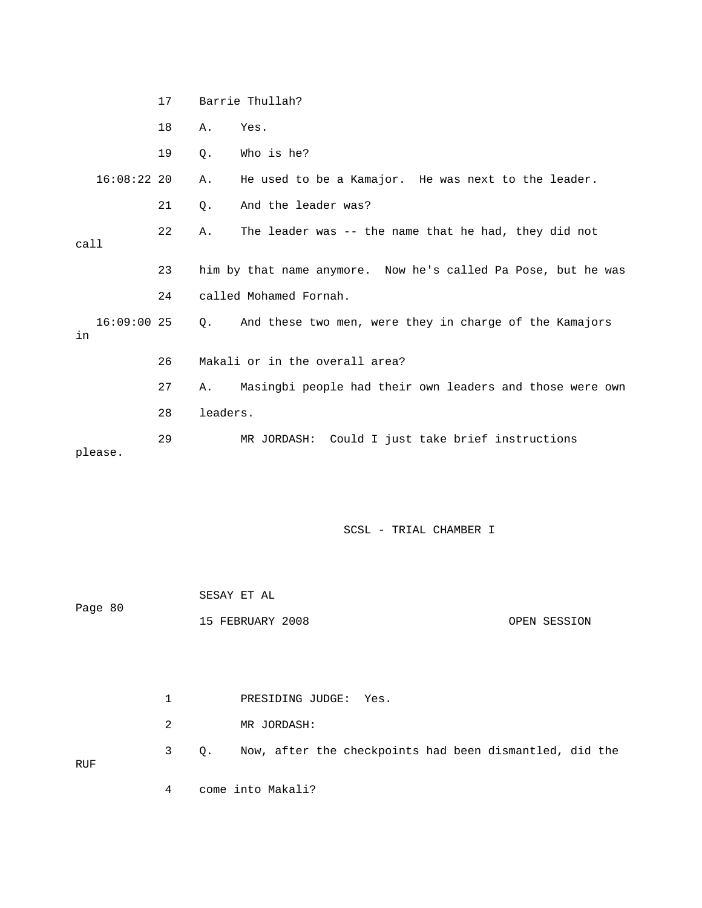17 Barrie Thullah?

18 A. Yes.

19 Q. Who is he?

16:08:22 20 A. He used to be a Kamajor. He was next to the leader.

21 Q. And the leader was?

22 A. The leader was -- the name that he had, they did not call

23 him by that name anymore. Now he's called Pa Pose, but he was

24 called Mohamed Fornah.

16:09:00 25 Q. And these two men, were they in charge of the Kamajors in

26 Makali or in the overall area?

27 A. Masingbi people had their own leaders and those were own

28 leaders.

29 MR JORDASH: Could I just take brief instructions please.

1 PRESIDING JUDGE: Yes.

2 MR JORDASH:

3 Q. Now, after the checkpoints had been dismantled, did the RUF

4 come into Makali?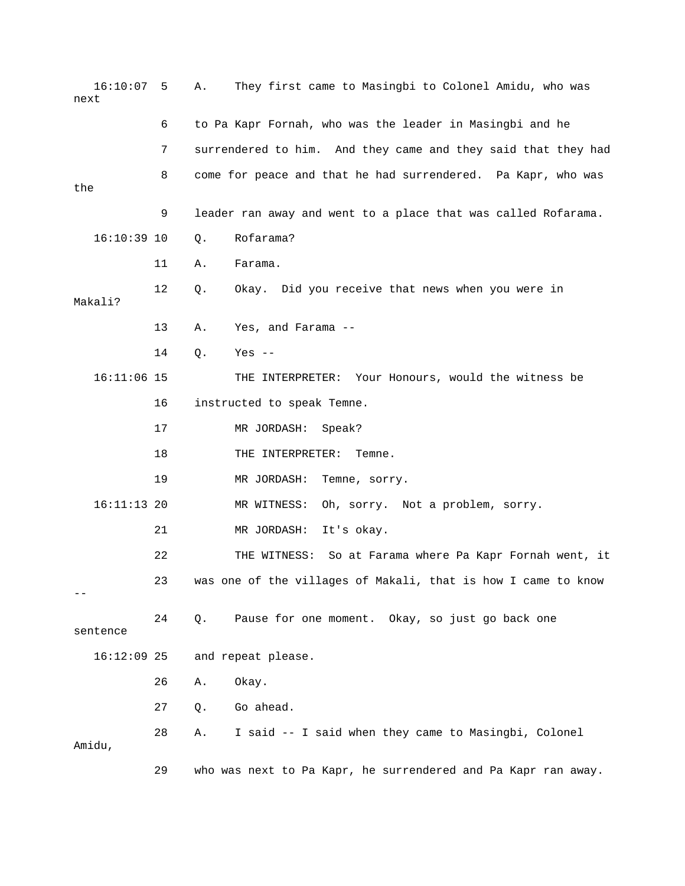16:10:07 5 A. They first came to Masingbi to Colonel Amidu, who was next

6 to Pa Kapr Fornah, who was the leader in Masingbi and he

7 surrendered to him. And they came and they said that they had

8 come for peace and that he had surrendered. Pa Kapr, who was the

9 leader ran away and went to a place that was called Rofarama.

16:10:39 10 Q. Rofarama?

11 A. Farama.

12 Q. Okay. Did you receive that news when you were in Makali?

13 A. Yes, and Farama --

14 Q. Yes --

16:11:06 15 THE INTERPRETER: Your Honours, would the witness be

16 instructed to speak Temne.

17 MR JORDASH: Speak?

18 THE INTERPRETER: Temne.

19 MR JORDASH: Temne, sorry.

16:11:13 20 MR WITNESS: Oh, sorry. Not a problem, sorry.

21 MR JORDASH: It's okay.

22 THE WITNESS: So at Farama where Pa Kapr Fornah went, it

23 was one of the villages of Makali, that is how I came to know --

24 Q. Pause for one moment. Okay, so just go back one sentence

16:12:09 25 and repeat please.

26 A. Okay.

27 Q. Go ahead.

28 A. I said -- I said when they came to Masingbi, Colonel Amidu,

29 who was next to Pa Kapr, he surrendered and Pa Kapr ran away.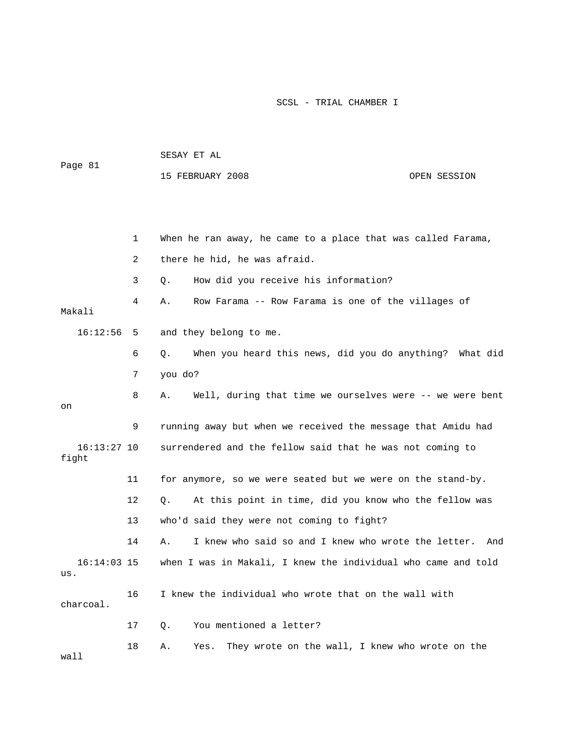1 When he ran away, he came to a place that was called Farama,

2 there he hid, he was afraid.

3 Q. How did you receive his information?

4 A. Row Farama -- Row Farama is one of the villages of Makali

16:12:56 5 and they belong to me.

6 Q. When you heard this news, did you do anything? What did

7 you do?

8 A. Well, during that time we ourselves were -- we were bent on

9 running away but when we received the message that Amidu had

16:13:27 10 surrendered and the fellow said that he was not coming to fight

11 for anymore, so we were seated but we were on the stand-by.

12 Q. At this point in time, did you know who the fellow was

13 who'd said they were not coming to fight?

14 A. I knew who said so and I knew who wrote the letter. And

16:14:03 15 when I was in Makali, I knew the individual who came and told us.

16 I knew the individual who wrote that on the wall with charcoal.

17 Q. You mentioned a letter?

18 A. Yes. They wrote on the wall, I knew who wrote on the wall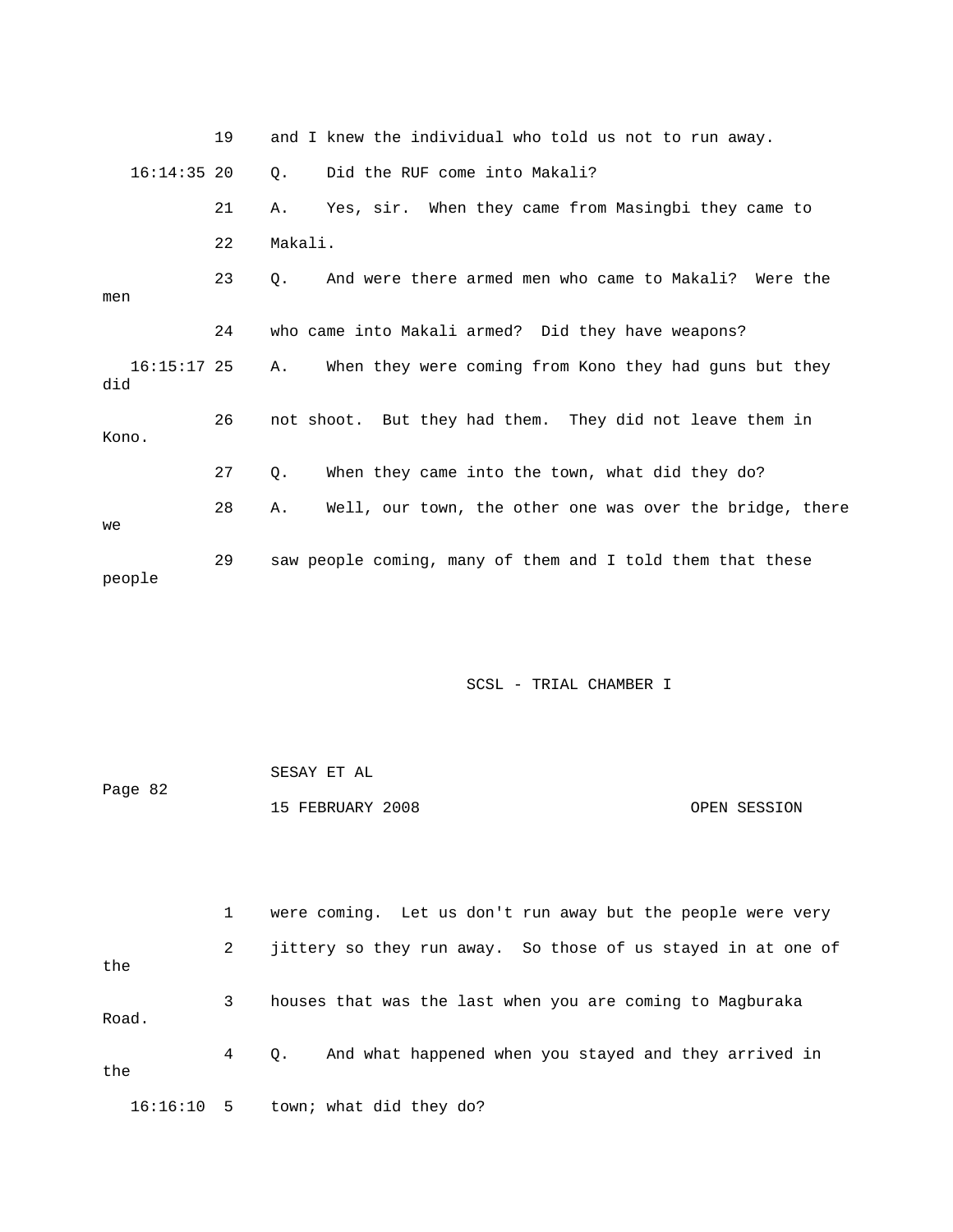19 and I knew the individual who told us not to run away.

16:14:35 20 Q. Did the RUF come into Makali?

21 A. Yes, sir. When they came from Masingbi they came to

22 Makali.

23 Q. And were there armed men who came to Makali? Were the men

24 who came into Makali armed? Did they have weapons?

16:15:17 25 A. When they were coming from Kono they had guns but they did

26 not shoot. But they had them. They did not leave them in Kono.

27 Q. When they came into the town, what did they do?

28 A. Well, our town, the other one was over the bridge, there we

29 saw people coming, many of them and I told them that these people

1 were coming. Let us don't run away but the people were very

2 jittery so they run away. So those of us stayed in at one of the

3 houses that was the last when you are coming to Magburaka Road.

4 Q. And what happened when you stayed and they arrived in the

16:16:10 5 town; what did they do?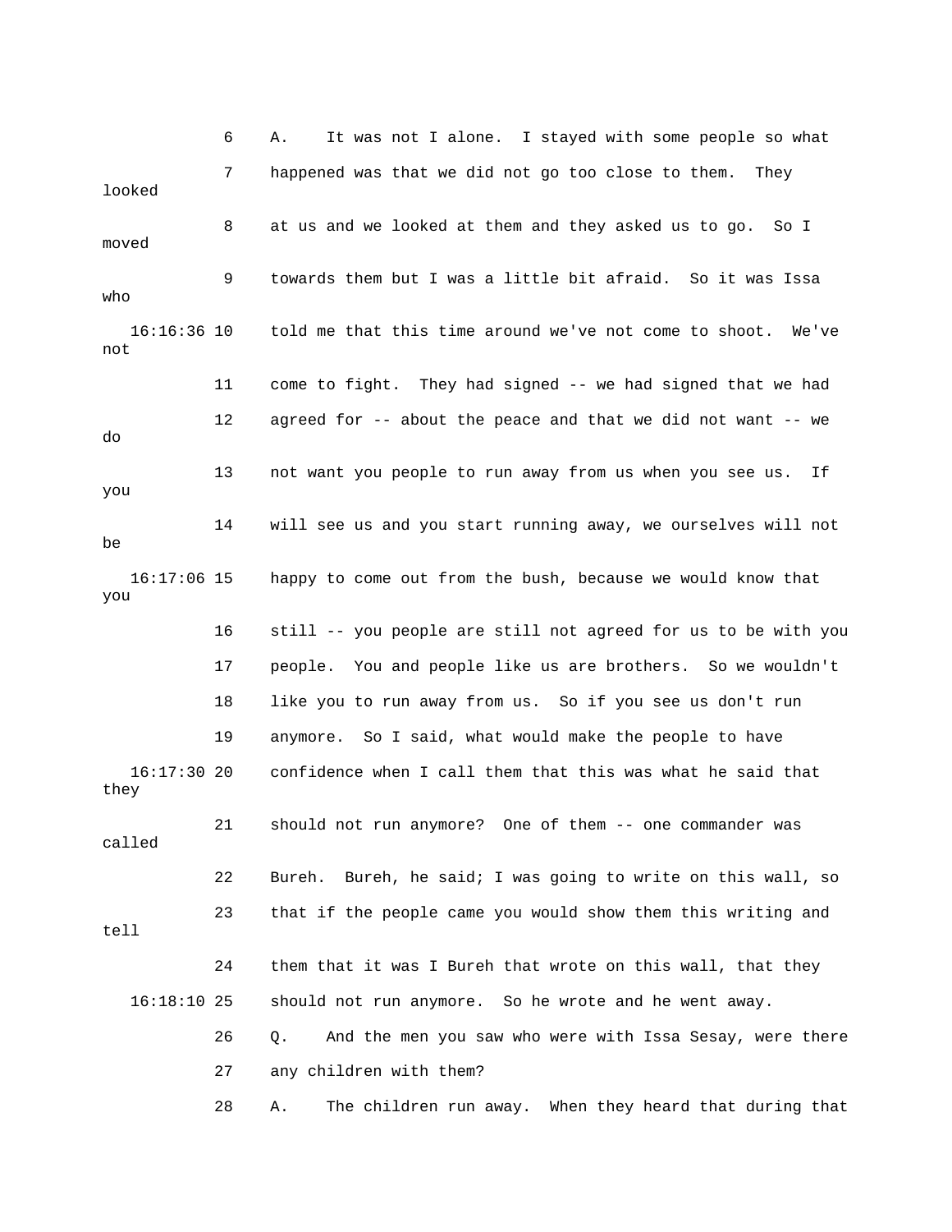6 A. It was not I alone. I stayed with some people so what

7 happened was that we did not go too close to them. They looked

8 at us and we looked at them and they asked us to go. So I moved

9 towards them but I was a little bit afraid. So it was Issa who

16:16:36 10 told me that this time around we've not come to shoot. We've not

11 come to fight. They had signed -- we had signed that we had

12 agreed for -- about the peace and that we did not want -- we do

13 not want you people to run away from us when you see us. If you

14 will see us and you start running away, we ourselves will not be

16:17:06 15 happy to come out from the bush, because we would know that you

16 still -- you people are still not agreed for us to be with you

17 people. You and people like us are brothers. So we wouldn't

18 like you to run away from us. So if you see us don't run

19 anymore. So I said, what would make the people to have

16:17:30 20 confidence when I call them that this was what he said that they

21 should not run anymore? One of them -- one commander was called

22 Bureh. Bureh, he said; I was going to write on this wall, so

23 that if the people came you would show them this writing and tell

24 them that it was I Bureh that wrote on this wall, that they

16:18:10 25 should not run anymore. So he wrote and he went away.

26 Q. And the men you saw who were with Issa Sesay, were there

27 any children with them?

28 A. The children run away. When they heard that during that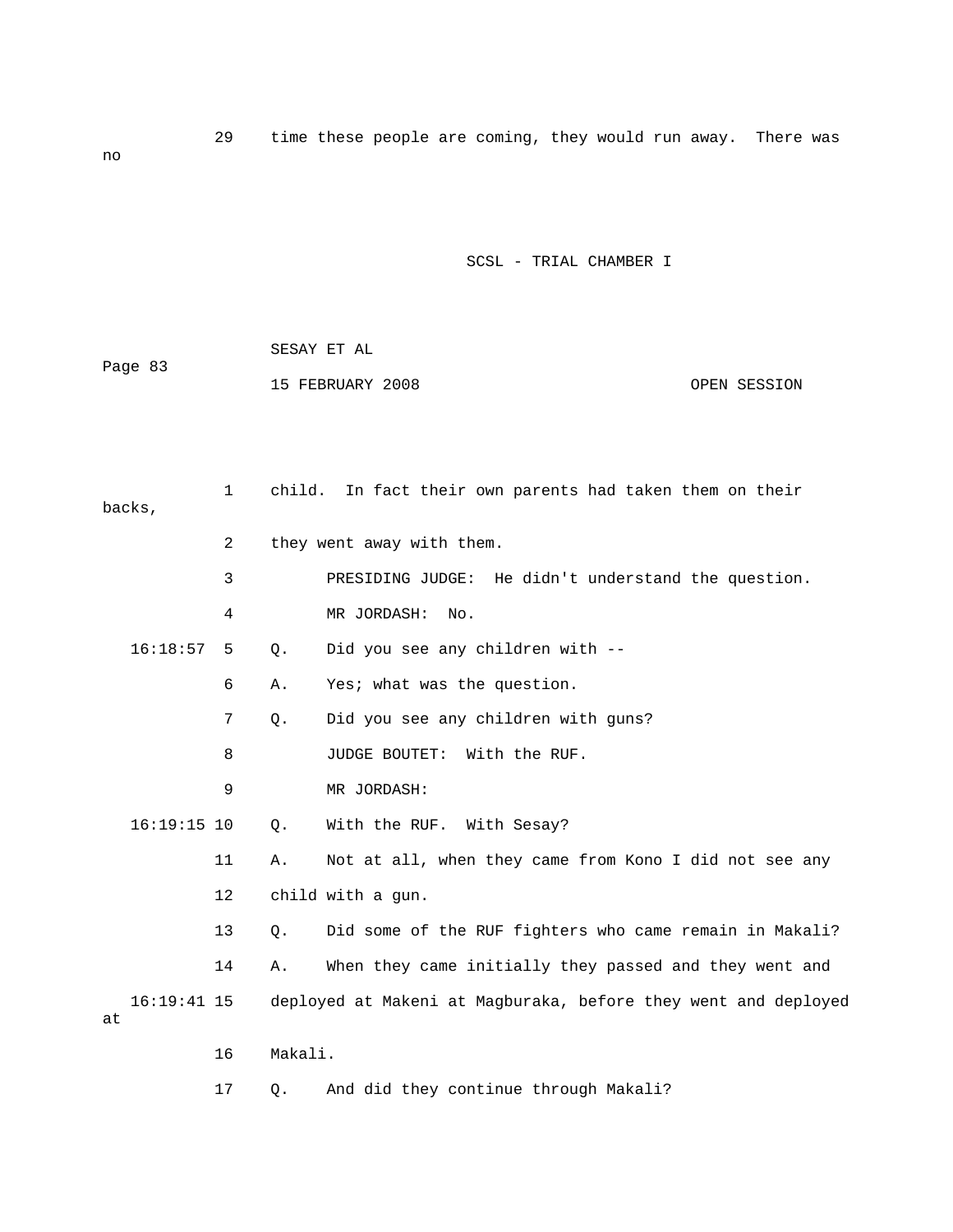29 time these people are coming, they would run away. There was no

1 child. In fact their own parents had taken them on their backs,

2 they went away with them.

3 PRESIDING JUDGE: He didn't understand the question.

4 MR JORDASH: No.

16:18:57 5 Q. Did you see any children with --

6 A. Yes; what was the question.

7 Q. Did you see any children with guns?

8 JUDGE BOUTET: With the RUF.

9 MR JORDASH:

16:19:15 10 Q. With the RUF. With Sesay?

11 A. Not at all, when they came from Kono I did not see any

12 child with a gun.

13 Q. Did some of the RUF fighters who came remain in Makali?

14 A. When they came initially they passed and they went and

16:19:41 15 deployed at Makeni at Magburaka, before they went and deployed at

16 Makali.

17 Q. And did they continue through Makali?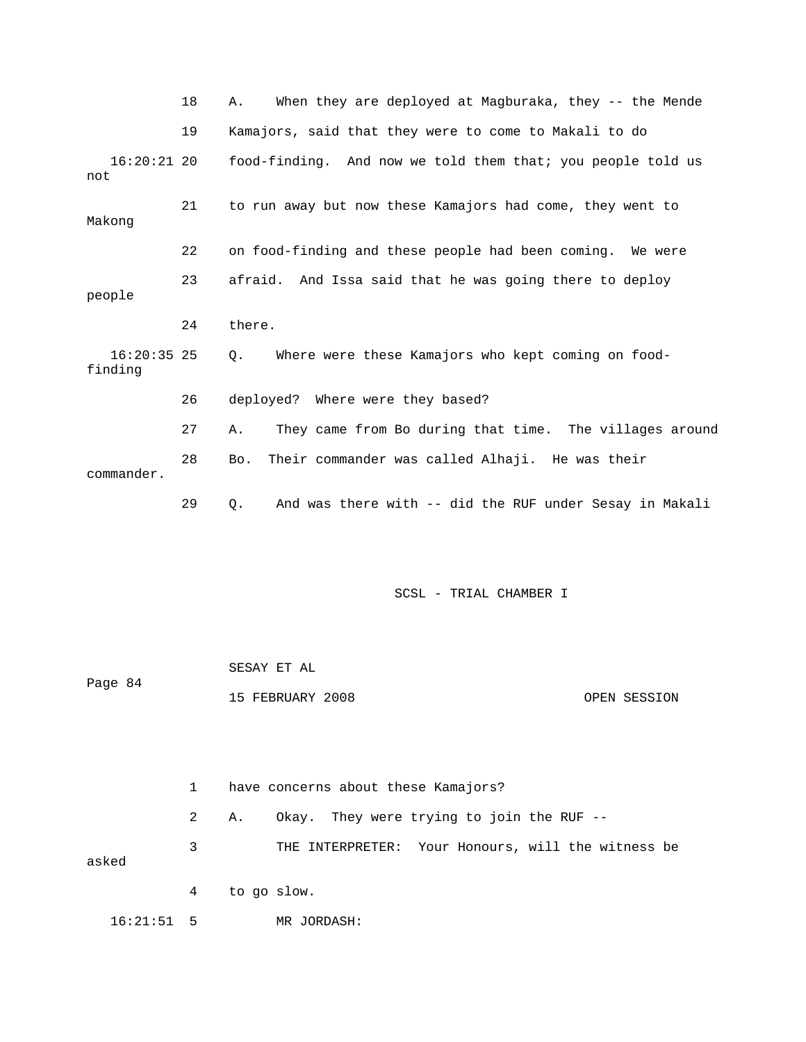18 A. When they are deployed at Magburaka, they -- the Mende

19 Kamajors, said that they were to come to Makali to do

16:20:21 20 food-finding. And now we told them that; you people told us not

21 to run away but now these Kamajors had come, they went to Makong

22 on food-finding and these people had been coming. We were

23 afraid. And Issa said that he was going there to deploy people

24 there.

16:20:35 25 Q. Where were these Kamajors who kept coming on food-finding

26 deployed? Where were they based?

27 A. They came from Bo during that time. The villages around

28 Bo. Their commander was called Alhaji. He was their commander.

29 Q. And was there with -- did the RUF under Sesay in Makali

1 have concerns about these Kamajors?

2 A. Okay. They were trying to join the RUF --

3 THE INTERPRETER: Your Honours, will the witness be asked

4 to go slow.

16:21:51 5 MR JORDASH: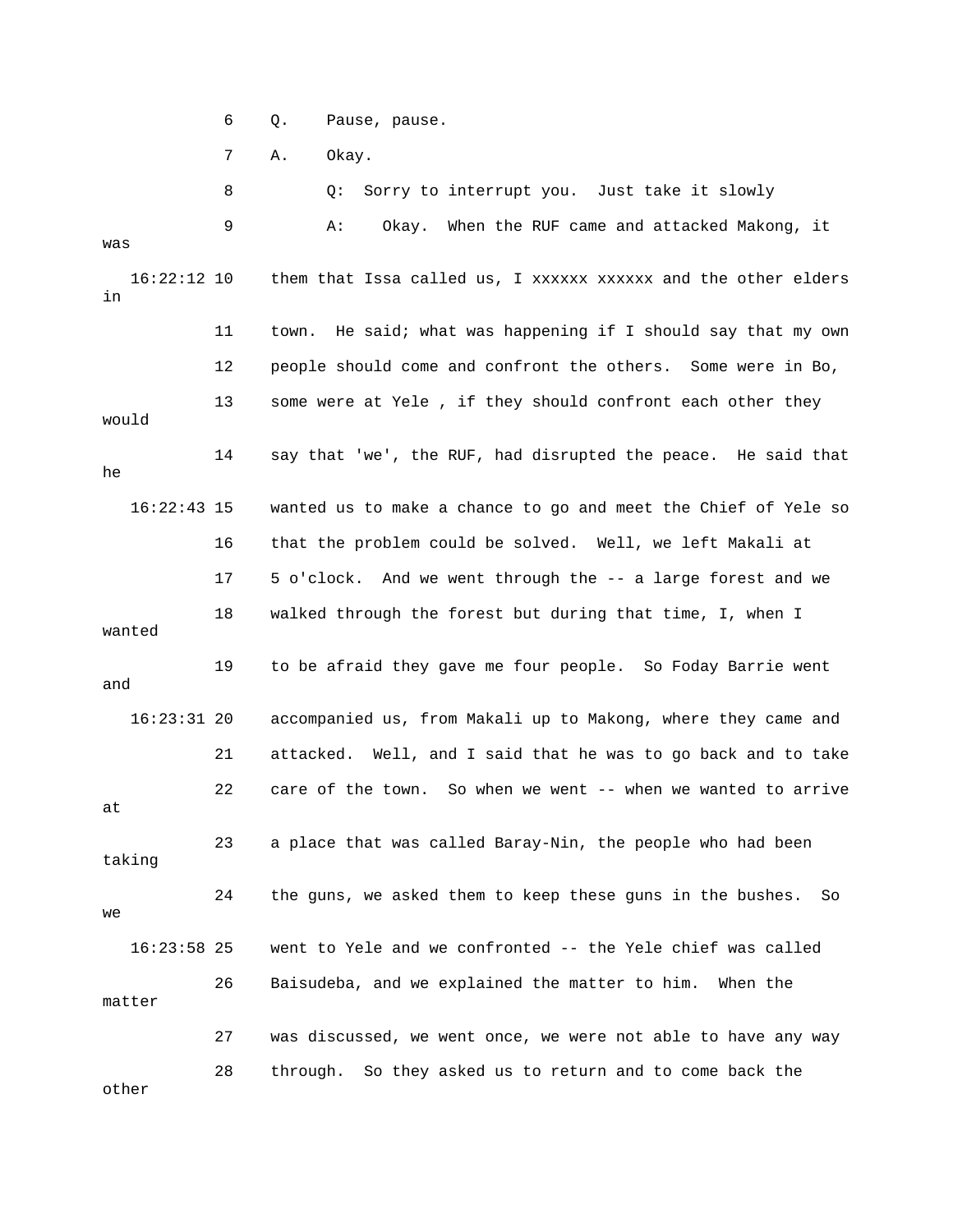6 Q. Pause, pause.

7 A. Okay.

8 Q: Sorry to interrupt you. Just take it slowly

9 A: Okay. When the RUF came and attacked Makong, it was

16:22:12 10 them that Issa called us, I xxxxxx xxxxxx and the other elders in

11 town. He said; what was happening if I should say that my own

12 people should come and confront the others. Some were in Bo,

13 some were at Yele , if they should confront each other they would

14 say that 'we', the RUF, had disrupted the peace. He said that he

16:22:43 15 wanted us to make a chance to go and meet the Chief of Yele so

16 that the problem could be solved. Well, we left Makali at

17 5 o'clock. And we went through the -- a large forest and we

18 walked through the forest but during that time, I, when I wanted

19 to be afraid they gave me four people. So Foday Barrie went and

16:23:31 20 accompanied us, from Makali up to Makong, where they came and

21 attacked. Well, and I said that he was to go back and to take

22 care of the town. So when we went -- when we wanted to arrive at

23 a place that was called Baray-Nin, the people who had been taking

24 the guns, we asked them to keep these guns in the bushes. So we

16:23:58 25 went to Yele and we confronted -- the Yele chief was called

26 Baisudeba, and we explained the matter to him. When the matter

27 was discussed, we went once, we were not able to have any way

28 through. So they asked us to return and to come back the other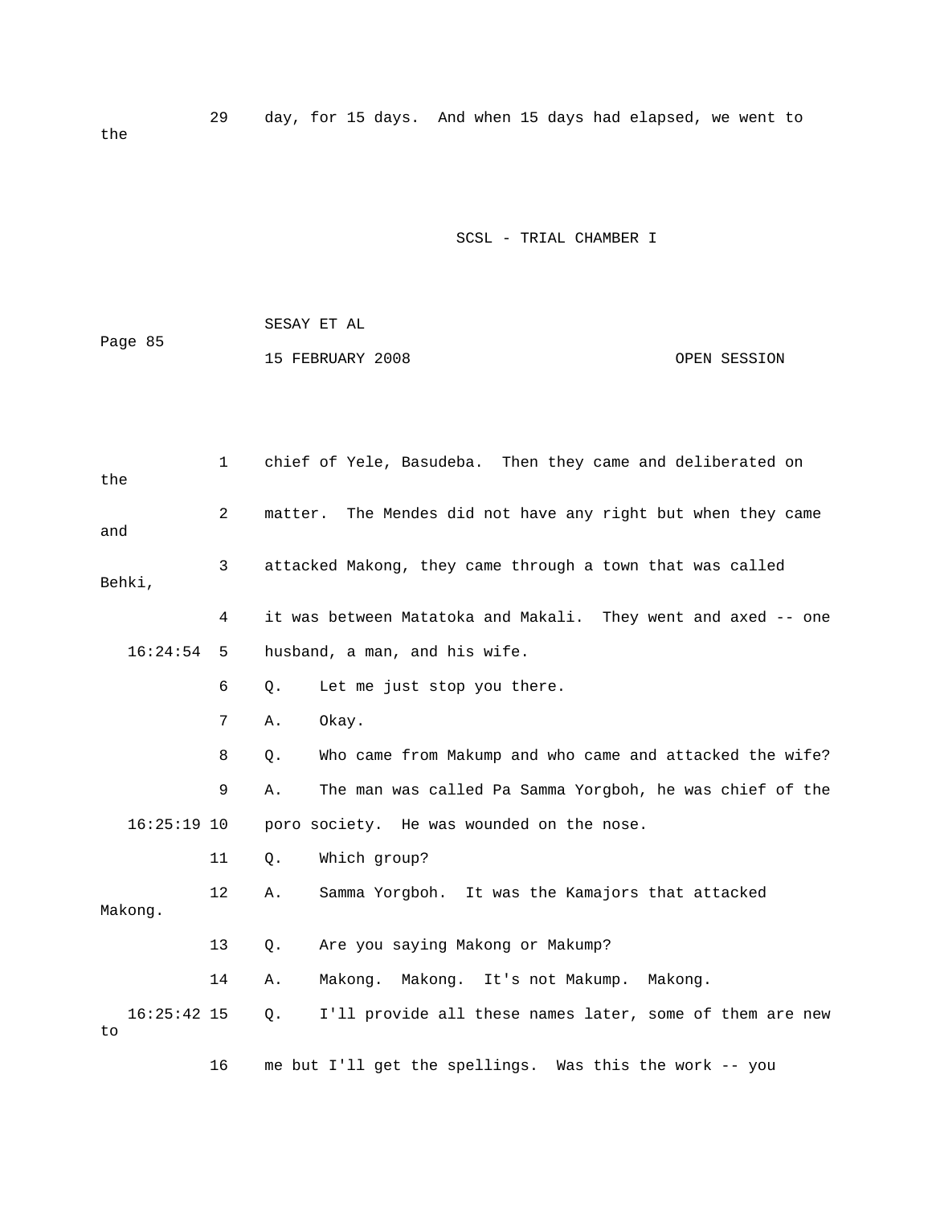29 day, for 15 days. And when 15 days had elapsed, we went to the

1 chief of Yele, Basudeba. Then they came and deliberated on the

2 matter. The Mendes did not have any right but when they came and

3 attacked Makong, they came through a town that was called Behki,

4 it was between Matatoka and Makali. They went and axed -- one

16:24:54 5 husband, a man, and his wife.

6 Q. Let me just stop you there.

7 A. Okay.

8 Q. Who came from Makump and who came and attacked the wife?

9 A. The man was called Pa Samma Yorgboh, he was chief of the

16:25:19 10 poro society. He was wounded on the nose.

11 Q. Which group?

12 A. Samma Yorgboh. It was the Kamajors that attacked Makong.

13 Q. Are you saying Makong or Makump?

14 A. Makong. Makong. It's not Makump. Makong.

16:25:42 15 Q. I'll provide all these names later, some of them are new to

16 me but I'll get the spellings. Was this the work -- you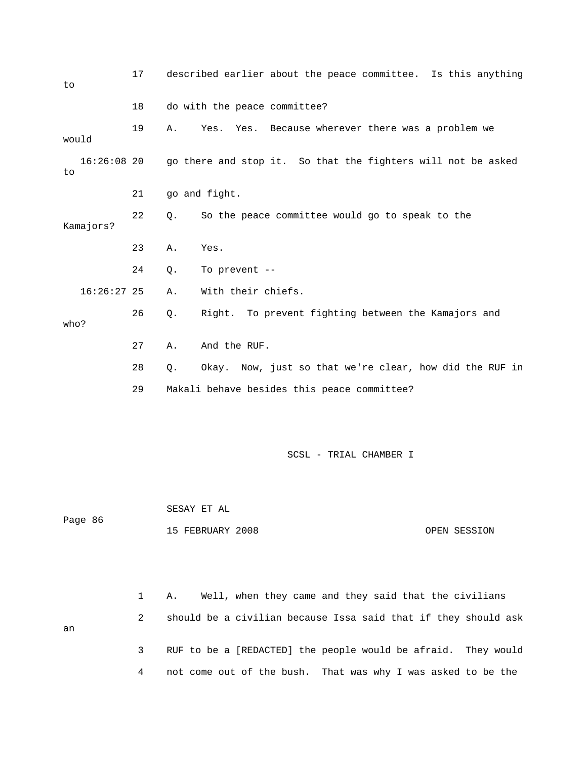17 described earlier about the peace committee. Is this anything to

18 do with the peace committee?

19 A. Yes. Yes. Because wherever there was a problem we would

16:26:08 20 go there and stop it. So that the fighters will not be asked to

21 go and fight.

22 Q. So the peace committee would go to speak to the Kamajors?

23 A. Yes.

24 Q. To prevent --

16:26:27 25 A. With their chiefs.

26 Q. Right. To prevent fighting between the Kamajors and who?

27 A. And the RUF.

28 Q. Okay. Now, just so that we're clear, how did the RUF in

29 Makali behave besides this peace committee?

Page 86

1 A. Well, when they came and they said that the civilians

2 should be a civilian because Issa said that if they should ask an

3 RUF to be a [REDACTED] the people would be afraid. They would

4 not come out of the bush. That was why I was asked to be the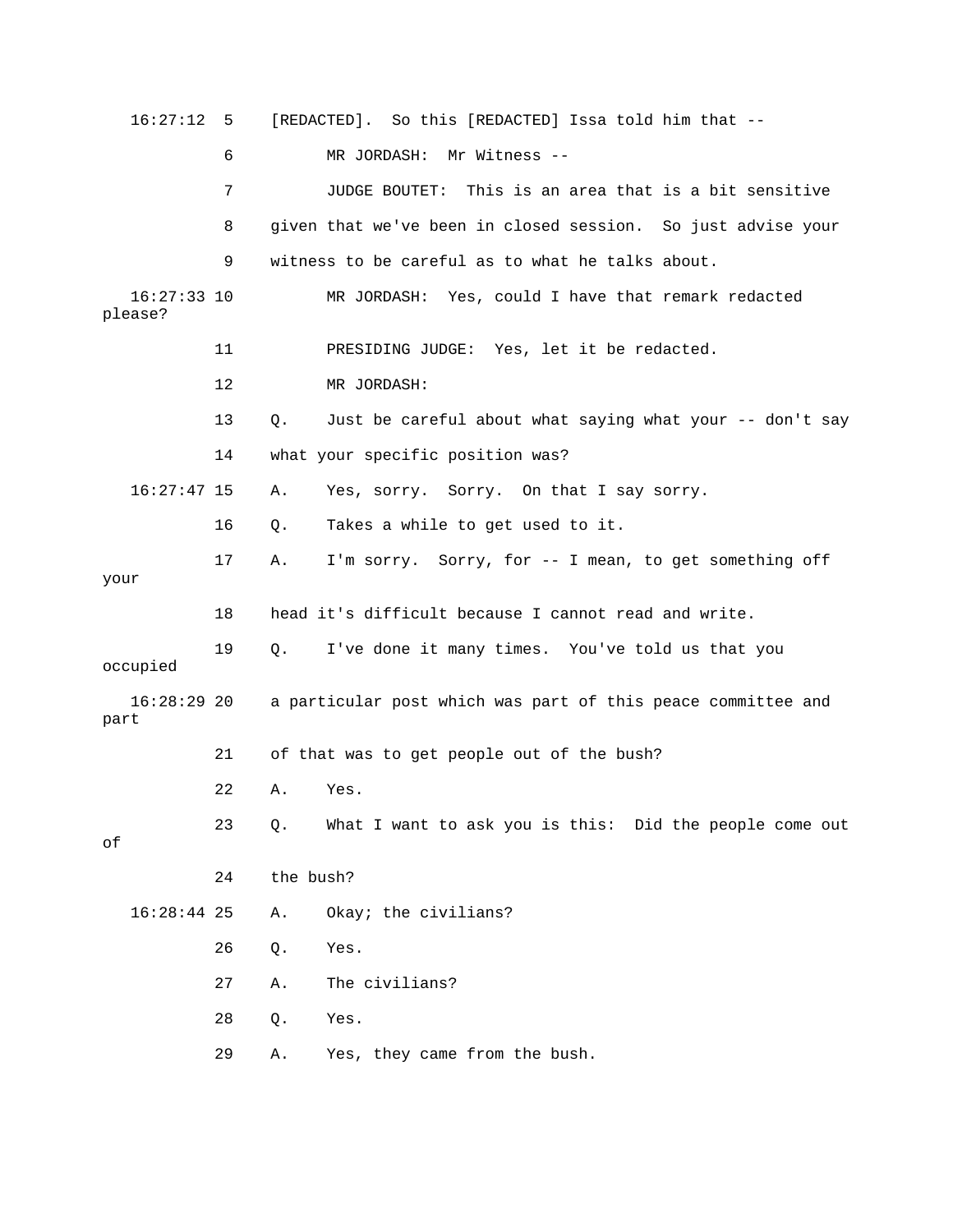16:27:12 5 [REDACTED]. So this [REDACTED] Issa told him that --

6 MR JORDASH: Mr Witness --

7 JUDGE BOUTET: This is an area that is a bit sensitive

8 given that we've been in closed session. So just advise your

9 witness to be careful as to what he talks about.

16:27:33 10 MR JORDASH: Yes, could I have that remark redacted please?

11 PRESIDING JUDGE: Yes, let it be redacted.

12 MR JORDASH:

13 Q. Just be careful about what saying what your -- don't say

14 what your specific position was?

16:27:47 15 A. Yes, sorry. Sorry. On that I say sorry.

16 Q. Takes a while to get used to it.

17 A. I'm sorry. Sorry, for -- I mean, to get something off your

18 head it's difficult because I cannot read and write.

19 Q. I've done it many times. You've told us that you occupied

16:28:29 20 a particular post which was part of this peace committee and part

21 of that was to get people out of the bush?

22 A. Yes.

23 Q. What I want to ask you is this: Did the people come out of

24 the bush?

16:28:44 25 A. Okay; the civilians?

26 Q. Yes.

27 A. The civilians?

28 Q. Yes.

29 A. Yes, they came from the bush.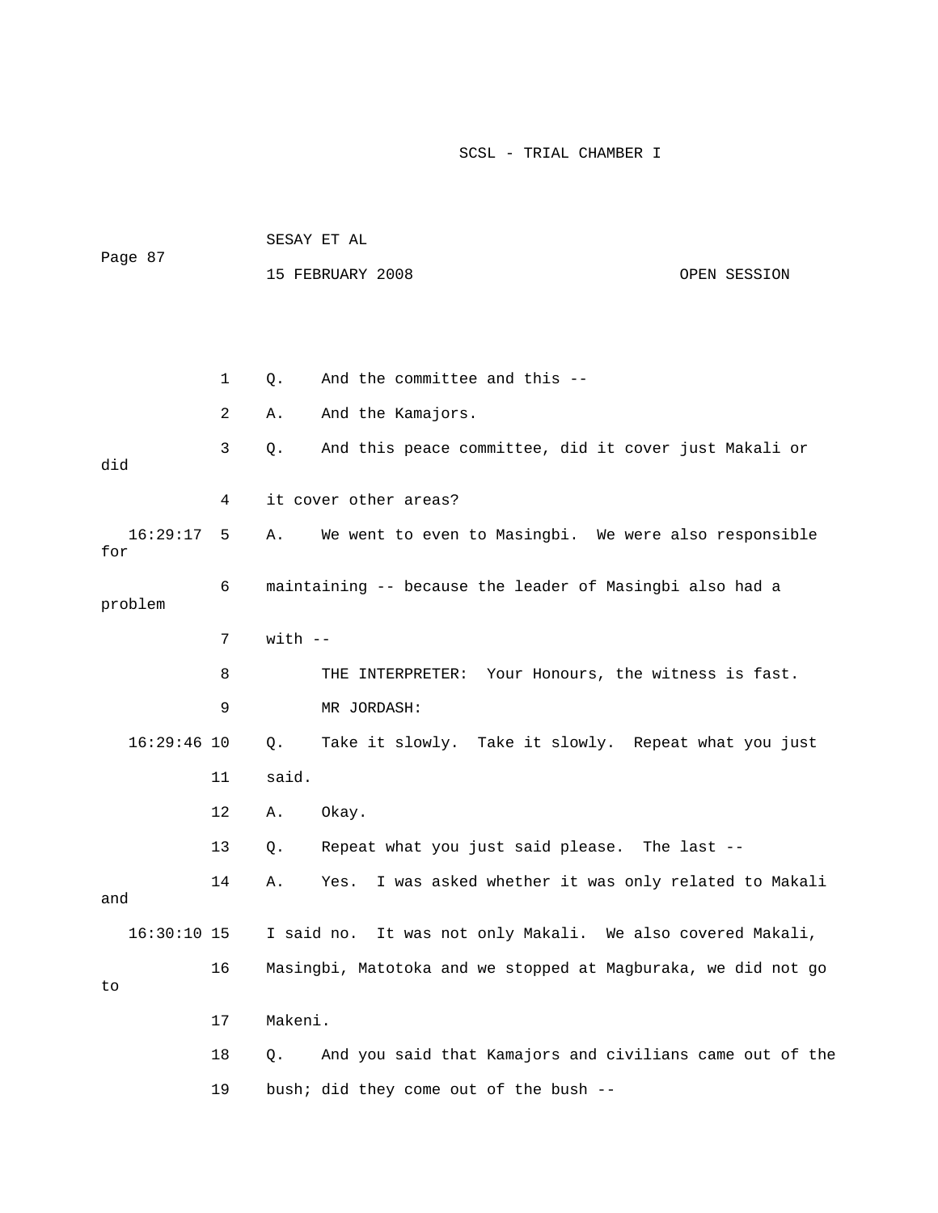1 Q. And the committee and this --

2 A. And the Kamajors.

3 Q. And this peace committee, did it cover just Makali or did

4 it cover other areas?

16:29:17 5 A. We went to even to Masingbi. We were also responsible for

6 maintaining -- because the leader of Masingbi also had a problem

7 with --

8 THE INTERPRETER: Your Honours, the witness is fast.

9 MR JORDASH:

16:29:46 10 Q. Take it slowly. Take it slowly. Repeat what you just

11 said.

12 A. Okay.

13 Q. Repeat what you just said please. The last --

14 A. Yes. I was asked whether it was only related to Makali and

16:30:10 15 I said no. It was not only Makali. We also covered Makali,

16 Masingbi, Matotoka and we stopped at Magburaka, we did not go to

17 Makeni.

18 Q. And you said that Kamajors and civilians came out of the

19 bush; did they come out of the bush --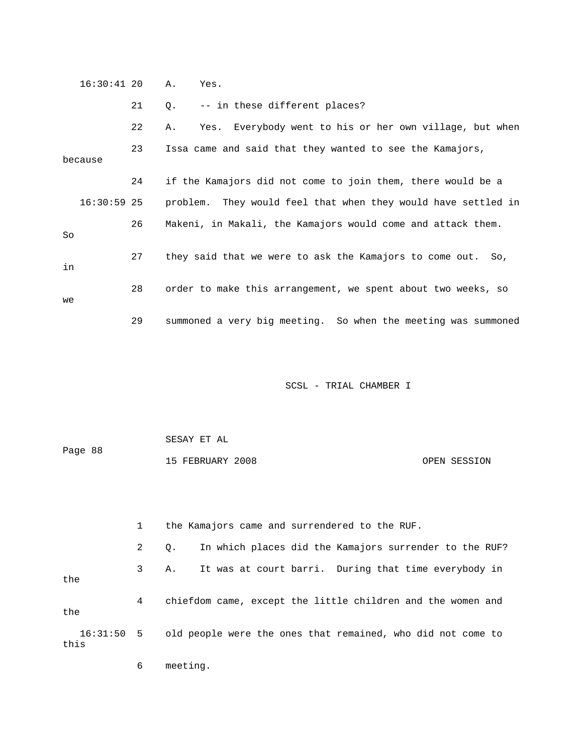16:30:41 20 A. Yes.

21 Q. -- in these different places?

22 A. Yes. Everybody went to his or her own village, but when

23 Issa came and said that they wanted to see the Kamajors, because

24 if the Kamajors did not come to join them, there would be a

16:30:59 25 problem. They would feel that when they would have settled in

26 Makeni, in Makali, the Kamajors would come and attack them. So

27 they said that we were to ask the Kamajors to come out. So, in

28 order to make this arrangement, we spent about two weeks, so we

29 summoned a very big meeting. So when the meeting was summoned

1 the Kamajors came and surrendered to the RUF.

2 Q. In which places did the Kamajors surrender to the RUF?

3 A. It was at court barri. During that time everybody in the

4 chiefdom came, except the little children and the women and the

16:31:50 5 old people were the ones that remained, who did not come to this

6 meeting.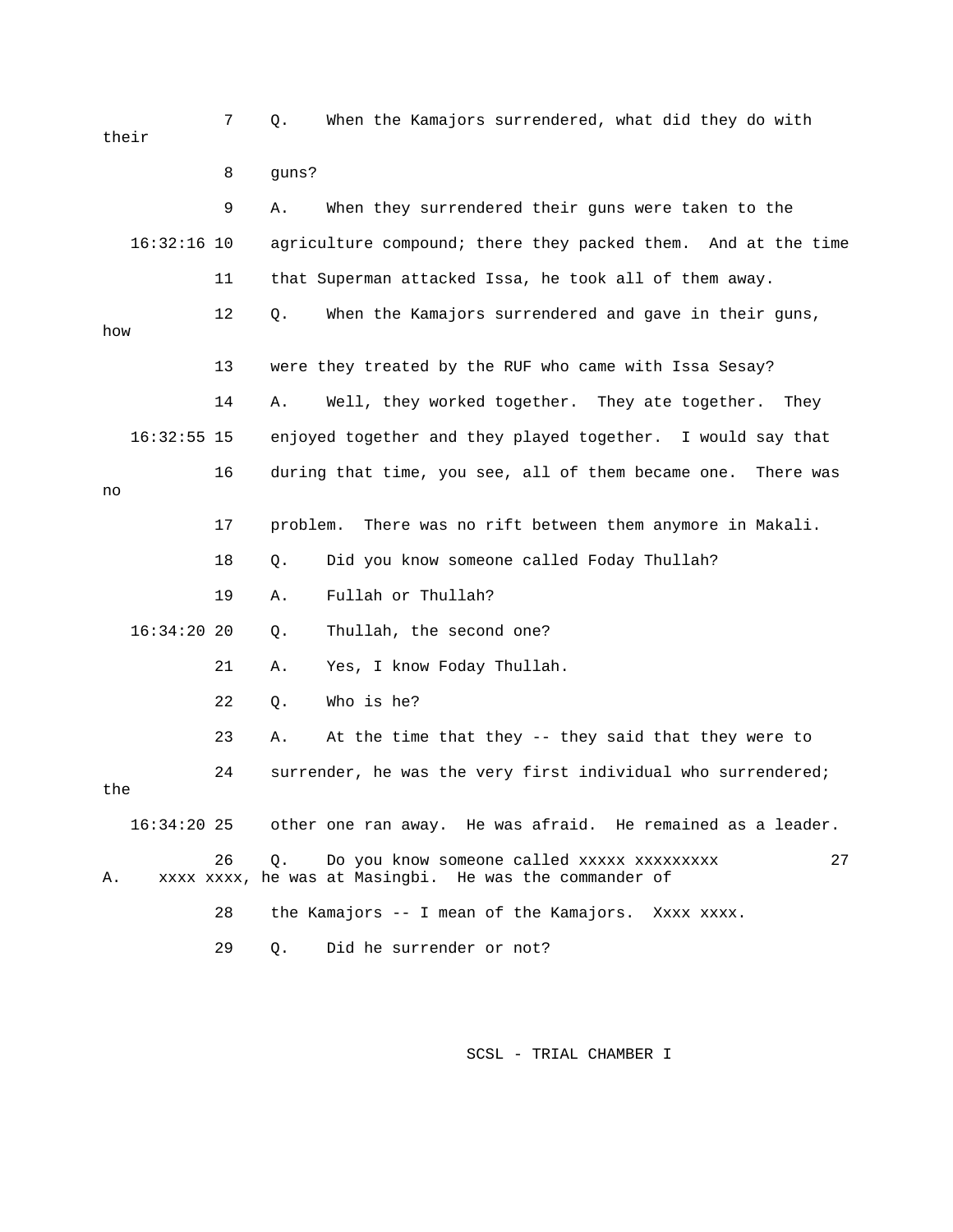7 Q. When the Kamajors surrendered, what did they do with their

8 guns?

9 A. When they surrendered their guns were taken to the

16:32:16 10 agriculture compound; there they packed them. And at the time

11 that Superman attacked Issa, he took all of them away.

12 Q. When the Kamajors surrendered and gave in their guns, how

13 were they treated by the RUF who came with Issa Sesay?

14 A. Well, they worked together. They ate together. They

16:32:55 15 enjoyed together and they played together. I would say that

16 during that time, you see, all of them became one. There was no

17 problem. There was no rift between them anymore in Makali.

18 Q. Did you know someone called Foday Thullah?

19 A. Fullah or Thullah?

16:34:20 20 Q. Thullah, the second one?

21 A. Yes, I know Foday Thullah.

22 Q. Who is he?

23 A. At the time that they -- they said that they were to

24 surrender, he was the very first individual who surrendered; the

16:34:20 25 other one ran away. He was afraid. He remained as a leader.

26 Q. Do you know someone called xxxxx xxxxxxxxx

27 A. xxxx xxxx, he was at Masingbi. He was the commander of

28 the Kamajors -- I mean of the Kamajors. Xxxx xxxx.

29 Q. Did he surrender or not?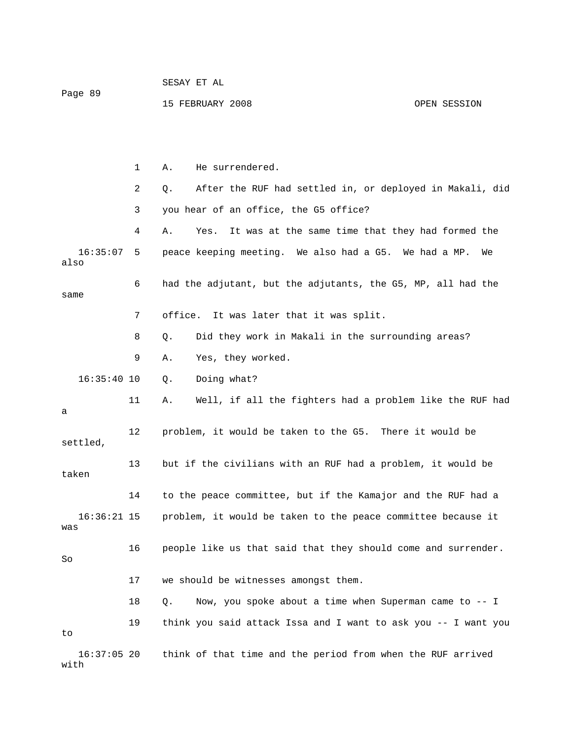1 A. He surrendered.

2 Q. After the RUF had settled in, or deployed in Makali, did

3 you hear of an office, the G5 office?

4 A. Yes. It was at the same time that they had formed the

16:35:07 5 peace keeping meeting. We also had a G5. We had a MP. We also

6 had the adjutant, but the adjutants, the G5, MP, all had the same

7 office. It was later that it was split.

8 Q. Did they work in Makali in the surrounding areas?

9 A. Yes, they worked.

16:35:40 10 Q. Doing what?

11 A. Well, if all the fighters had a problem like the RUF had a

12 problem, it would be taken to the G5. There it would be settled,

13 but if the civilians with an RUF had a problem, it would be taken

14 to the peace committee, but if the Kamajor and the RUF had a

16:36:21 15 problem, it would be taken to the peace committee because it was

16 people like us that said that they should come and surrender. So

17 we should be witnesses amongst them.

18 Q. Now, you spoke about a time when Superman came to -- I

19 think you said attack Issa and I want to ask you -- I want you to

16:37:05 20 think of that time and the period from when the RUF arrived with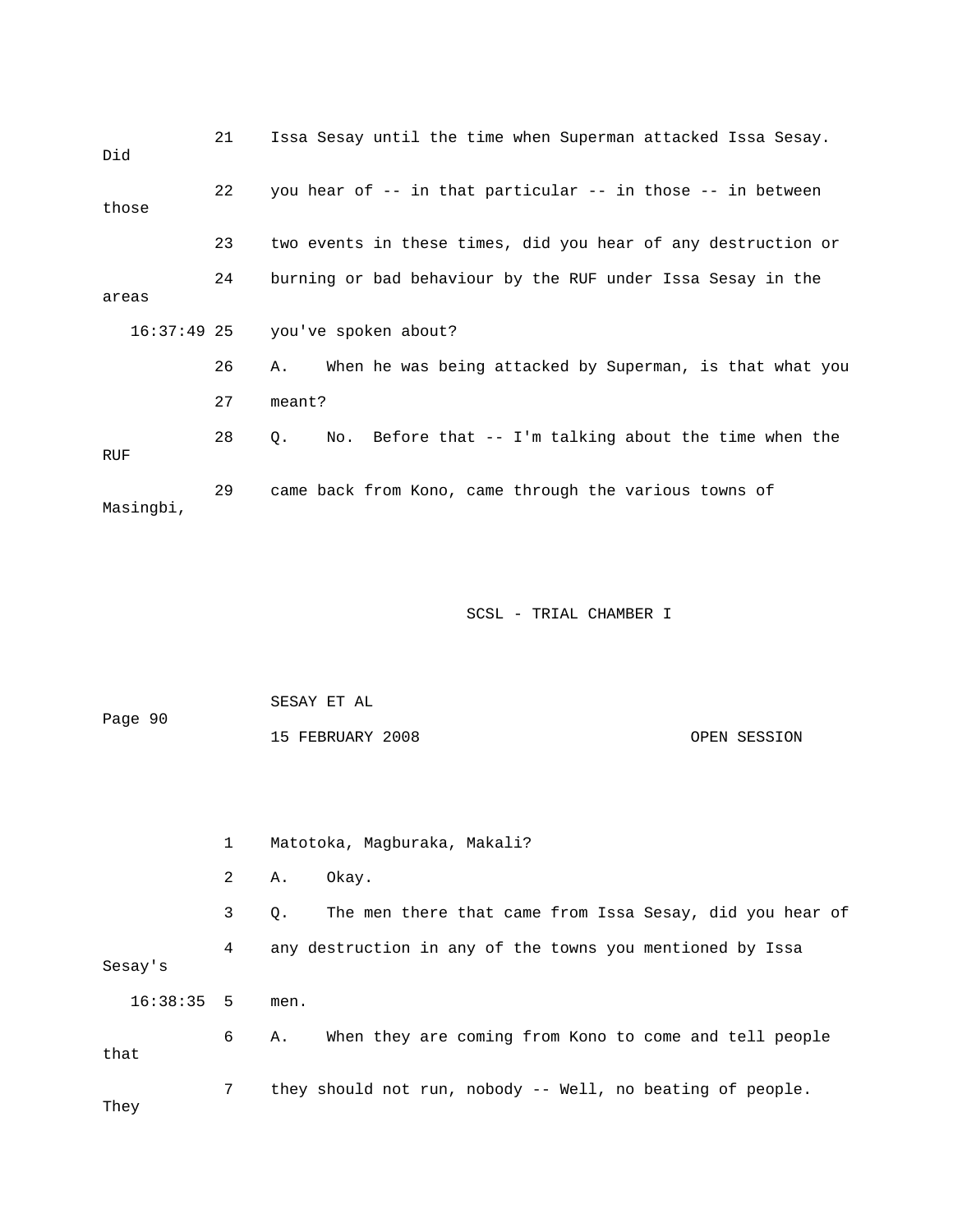21 Issa Sesay until the time when Superman attacked Issa Sesay. Did

22 you hear of -- in that particular -- in those -- in between those

23 two events in these times, did you hear of any destruction or

24 burning or bad behaviour by the RUF under Issa Sesay in the areas

16:37:49 25 you've spoken about?

26 A. When he was being attacked by Superman, is that what you

27 meant?

28 Q. No. Before that -- I'm talking about the time when the RUF

29 came back from Kono, came through the various towns of Masingbi,

1 Matotoka, Magburaka, Makali?

2 A. Okay.

3 Q. The men there that came from Issa Sesay, did you hear of

4 any destruction in any of the towns you mentioned by Issa Sesay's

16:38:35 5 men.

6 A. When they are coming from Kono to come and tell people that

7 they should not run, nobody -- Well, no beating of people. They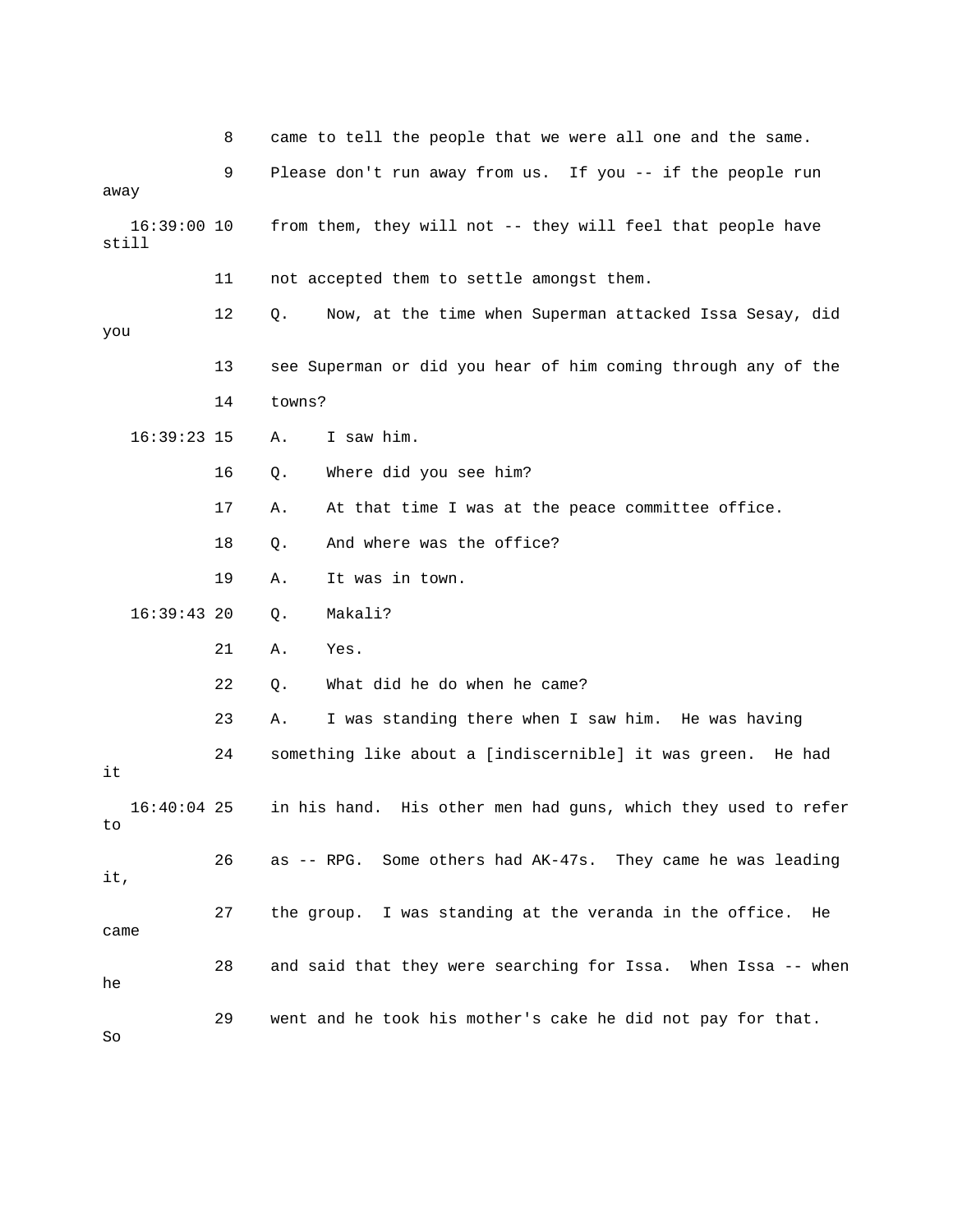8 came to tell the people that we were all one and the same.

9 Please don't run away from us. If you -- if the people run away

16:39:00 10 from them, they will not -- they will feel that people have still

11 not accepted them to settle amongst them.

12 Q. Now, at the time when Superman attacked Issa Sesay, did you

13 see Superman or did you hear of him coming through any of the

14 towns?

16:39:23 15 A. I saw him.

16 Q. Where did you see him?

17 A. At that time I was at the peace committee office.

18 Q. And where was the office?

19 A. It was in town.

16:39:43 20 Q. Makali?

21 A. Yes.

22 Q. What did he do when he came?

23 A. I was standing there when I saw him. He was having

24 something like about a [indiscernible] it was green. He had it

16:40:04 25 in his hand. His other men had guns, which they used to refer to

26 as -- RPG. Some others had AK-47s. They came he was leading it,

27 the group. I was standing at the veranda in the office. He came

28 and said that they were searching for Issa. When Issa -- when he

29 went and he took his mother's cake he did not pay for that. So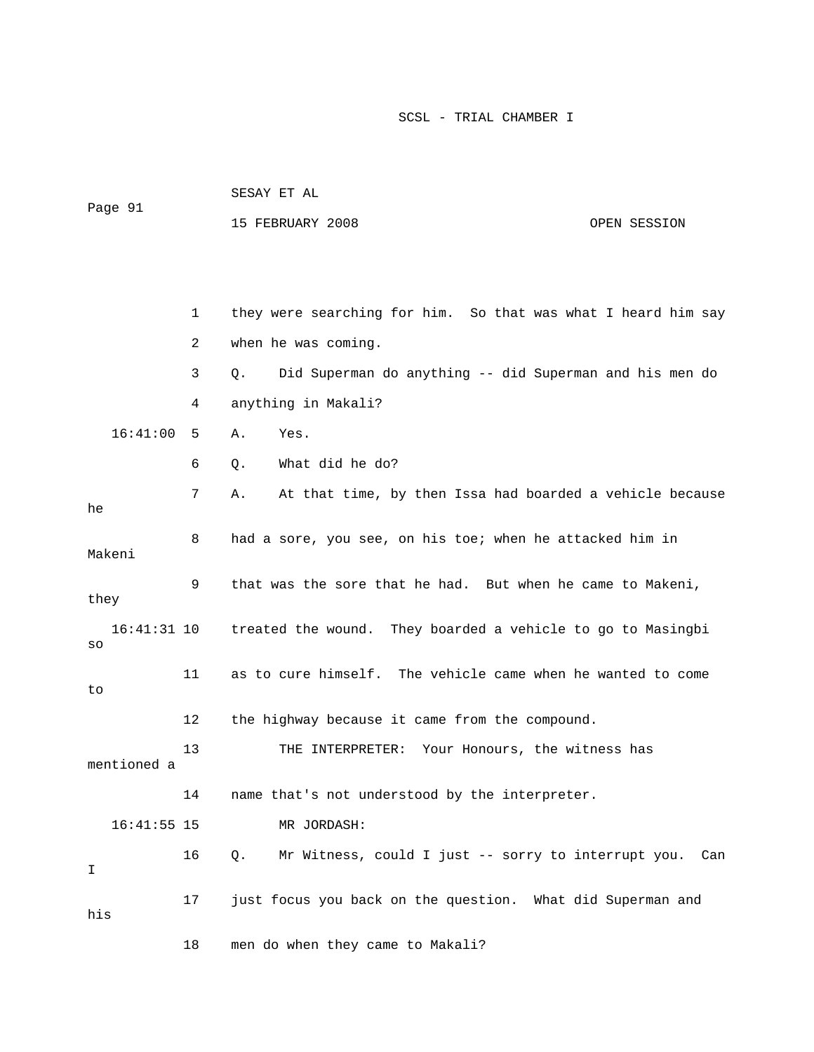they were searching for him. So that was what I heard him say when he was coming.

Q. Did Superman do anything -- did Superman and his men do anything in Makali?

A. Yes.

Q. What did he do?

A. At that time, by then Issa had boarded a vehicle because he had a sore, you see, on his toe; when he attacked him in Makeni that was the sore that he had. But when he came to Makeni, they treated the wound. They boarded a vehicle to go to Masingbi so as to cure himself. The vehicle came when he wanted to come to the highway because it came from the compound.

THE INTERPRETER: Your Honours, the witness has mentioned a name that's not understood by the interpreter.

MR JORDASH:

Q. Mr Witness, could I just -- sorry to interrupt you. Can I just focus you back on the question. What did Superman and his men do when they came to Makali?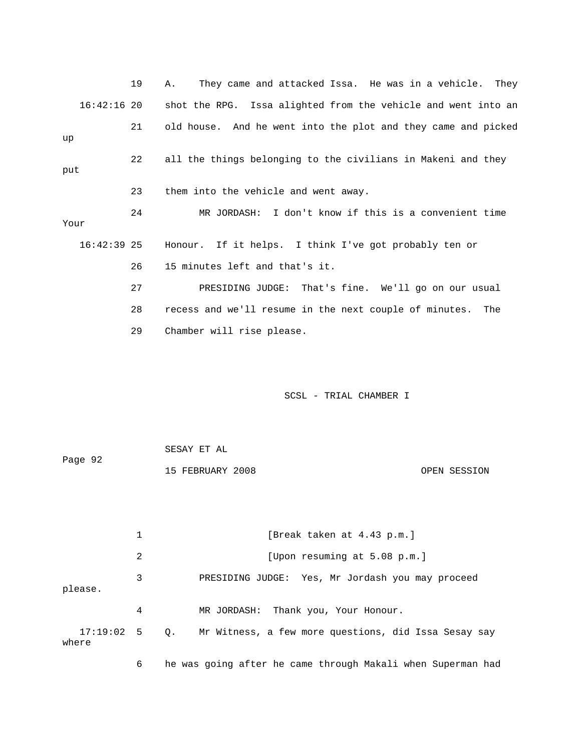19 A. They came and attacked Issa. He was in a vehicle. They

16:42:16 20 shot the RPG. Issa alighted from the vehicle and went into an

21 old house. And he went into the plot and they came and picked up

22 all the things belonging to the civilians in Makeni and they put

23 them into the vehicle and went away.

24 MR JORDASH: I don't know if this is a convenient time Your

16:42:39 25 Honour. If it helps. I think I've got probably ten or

26 15 minutes left and that's it.

27 PRESIDING JUDGE: That's fine. We'll go on our usual

28 recess and we'll resume in the next couple of minutes. The

29 Chamber will rise please.

SCSL - TRIAL CHAMBER I

SESAY ET AL

15 FEBRUARY 2008 OPEN SESSION

1 [Break taken at 4.43 p.m.]

2 [Upon resuming at 5.08 p.m.]

3 PRESIDING JUDGE: Yes, Mr Jordash you may proceed please.

4 MR JORDASH: Thank you, Your Honour.

17:19:02 5 Q. Mr Witness, a few more questions, did Issa Sesay say where

6 he was going after he came through Makali when Superman had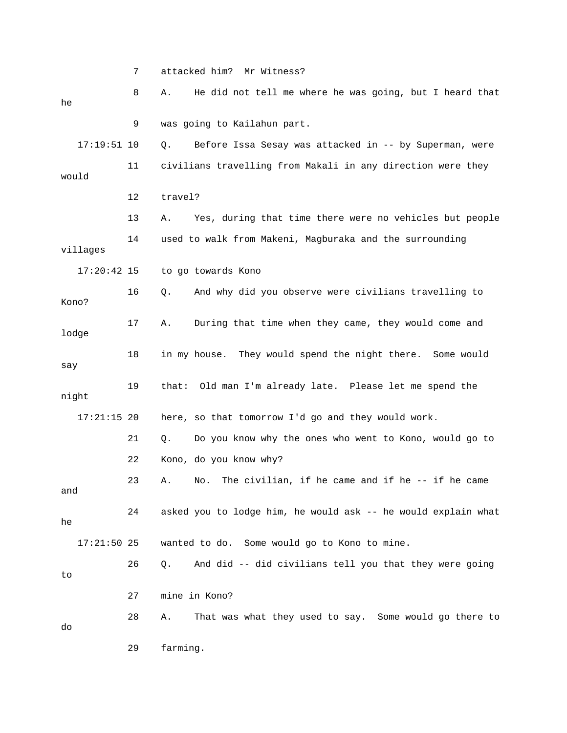7 attacked him? Mr Witness?

8 A. He did not tell me where he was going, but I heard that he

9 was going to Kailahun part.

17:19:51 10 Q. Before Issa Sesay was attacked in -- by Superman, were

11 civilians travelling from Makali in any direction were they would

12 travel?

13 A. Yes, during that time there were no vehicles but people

14 used to walk from Makeni, Magburaka and the surrounding villages

17:20:42 15 to go towards Kono

16 Q. And why did you observe were civilians travelling to Kono?

17 A. During that time when they came, they would come and lodge

18 in my house. They would spend the night there. Some would say

19 that: Old man I'm already late. Please let me spend the night

17:21:15 20 here, so that tomorrow I'd go and they would work.

21 Q. Do you know why the ones who went to Kono, would go to

22 Kono, do you know why?

23 A. No. The civilian, if he came and if he -- if he came and

24 asked you to lodge him, he would ask -- he would explain what he

17:21:50 25 wanted to do. Some would go to Kono to mine.

26 Q. And did -- did civilians tell you that they were going to

27 mine in Kono?

28 A. That was what they used to say. Some would go there to do

29 farming.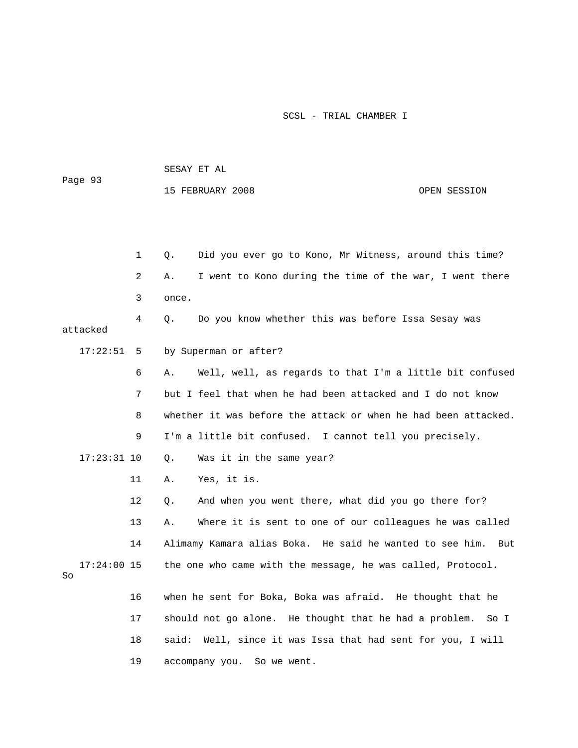1 Q. Did you ever go to Kono, Mr Witness, around this time?

2 A. I went to Kono during the time of the war, I went there

3 once.

4 Q. Do you know whether this was before Issa Sesay was attacked

17:22:51 5 by Superman or after?

6 A. Well, well, as regards to that I'm a little bit confused

7 but I feel that when he had been attacked and I do not know

8 whether it was before the attack or when he had been attacked.

9 I'm a little bit confused. I cannot tell you precisely.

17:23:31 10 Q. Was it in the same year?

11 A. Yes, it is.

12 Q. And when you went there, what did you go there for?

13 A. Where it is sent to one of our colleagues he was called

14 Alimamy Kamara alias Boka. He said he wanted to see him. But

17:24:00 15 the one who came with the message, he was called, Protocol. So

16 when he sent for Boka, Boka was afraid. He thought that he

17 should not go alone. He thought that he had a problem. So I

18 said: Well, since it was Issa that had sent for you, I will

19 accompany you. So we went.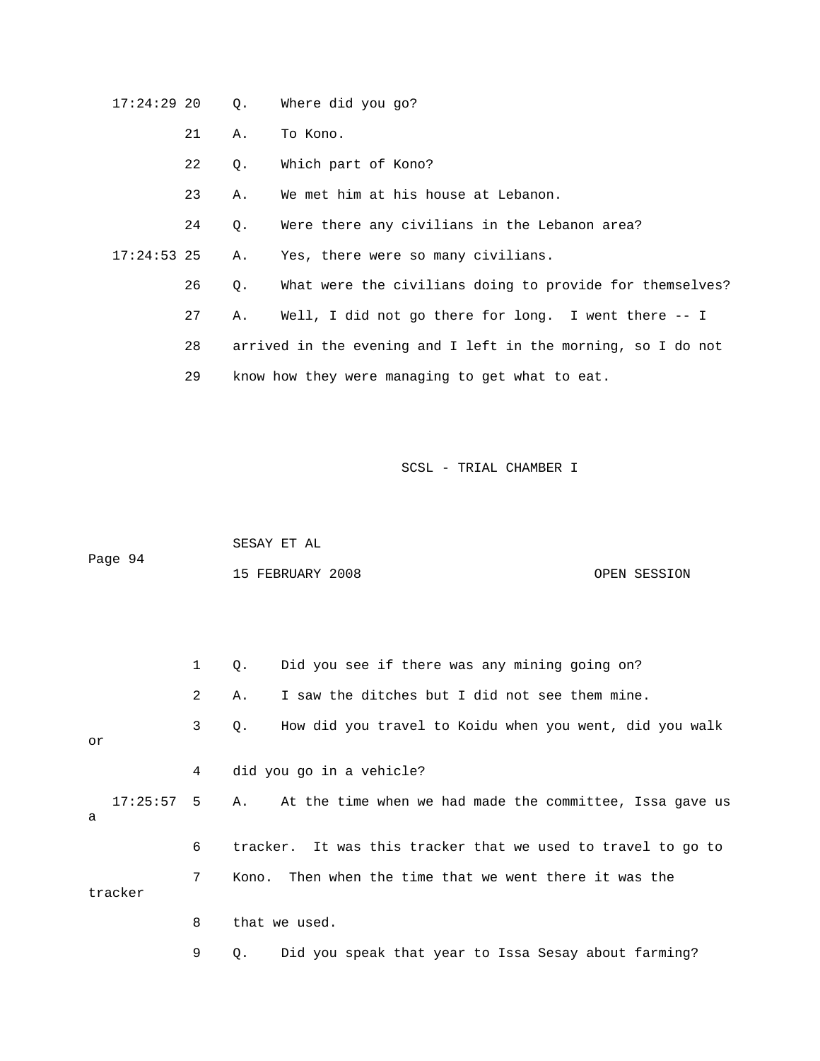17:24:29 20 Q. Where did you go?

21 A. To Kono.

22 Q. Which part of Kono?

23 A. We met him at his house at Lebanon.

24 Q. Were there any civilians in the Lebanon area?

17:24:53 25 A. Yes, there were so many civilians.

26 Q. What were the civilians doing to provide for themselves?

27 A. Well, I did not go there for long. I went there -- I

28 arrived in the evening and I left in the morning, so I do not

29 know how they were managing to get what to eat.

1 Q. Did you see if there was any mining going on?

2 A. I saw the ditches but I did not see them mine.

3 Q. How did you travel to Koidu when you went, did you walk or

4 did you go in a vehicle?

17:25:57 5 A. At the time when we had made the committee, Issa gave us a

6 tracker. It was this tracker that we used to travel to go to

7 Kono. Then when the time that we went there it was the tracker

8 that we used.

9 Q. Did you speak that year to Issa Sesay about farming?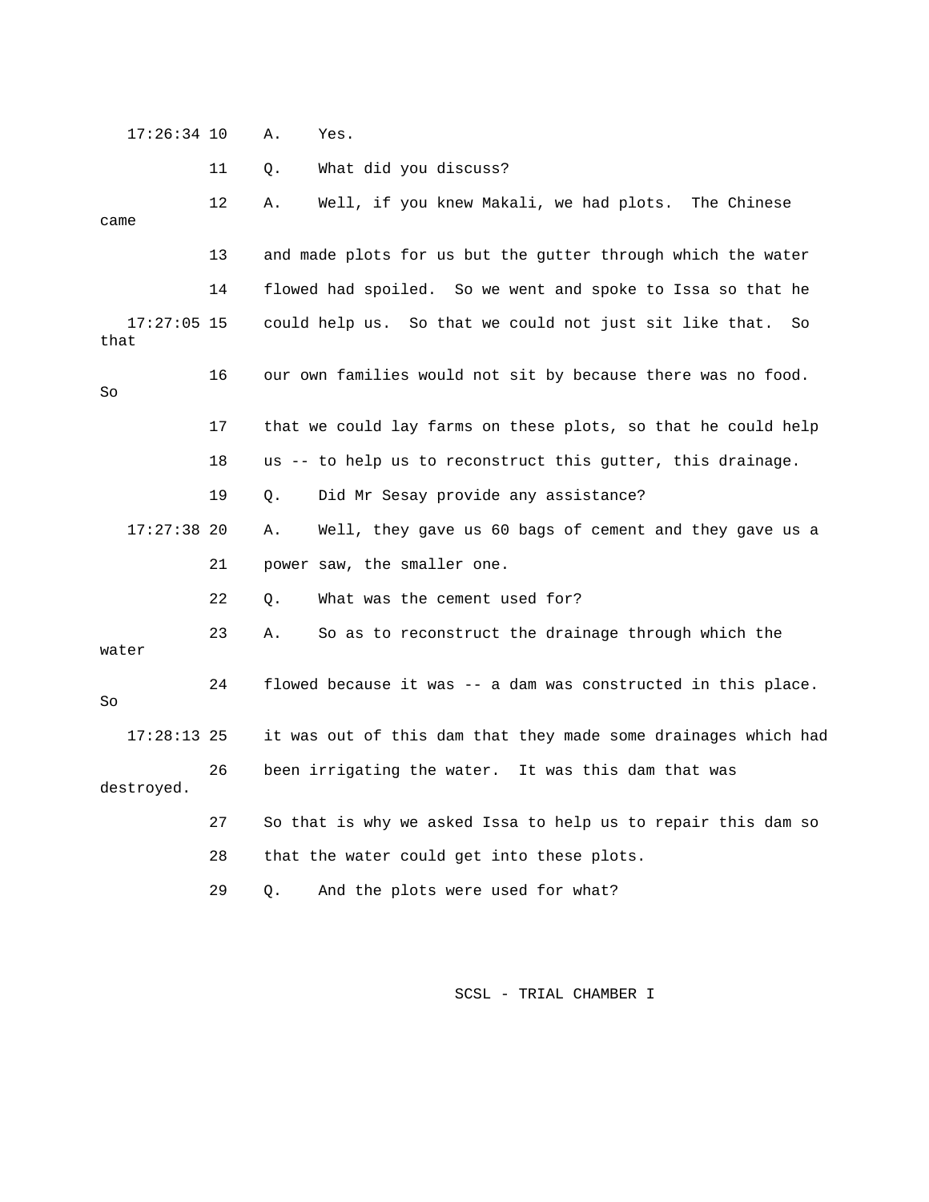17:26:34 10 A. Yes.

11 Q. What did you discuss?

12 A. Well, if you knew Makali, we had plots. The Chinese came

13 and made plots for us but the gutter through which the water

14 flowed had spoiled. So we went and spoke to Issa so that he

17:27:05 15 could help us. So that we could not just sit like that. So that

16 our own families would not sit by because there was no food. So

17 that we could lay farms on these plots, so that he could help

18 us -- to help us to reconstruct this gutter, this drainage.

19 Q. Did Mr Sesay provide any assistance?

17:27:38 20 A. Well, they gave us 60 bags of cement and they gave us a

21 power saw, the smaller one.

22 Q. What was the cement used for?

23 A. So as to reconstruct the drainage through which the water

24 flowed because it was -- a dam was constructed in this place. So

17:28:13 25 it was out of this dam that they made some drainages which had

26 been irrigating the water. It was this dam that was destroyed.

27 So that is why we asked Issa to help us to repair this dam so

28 that the water could get into these plots.

29 Q. And the plots were used for what?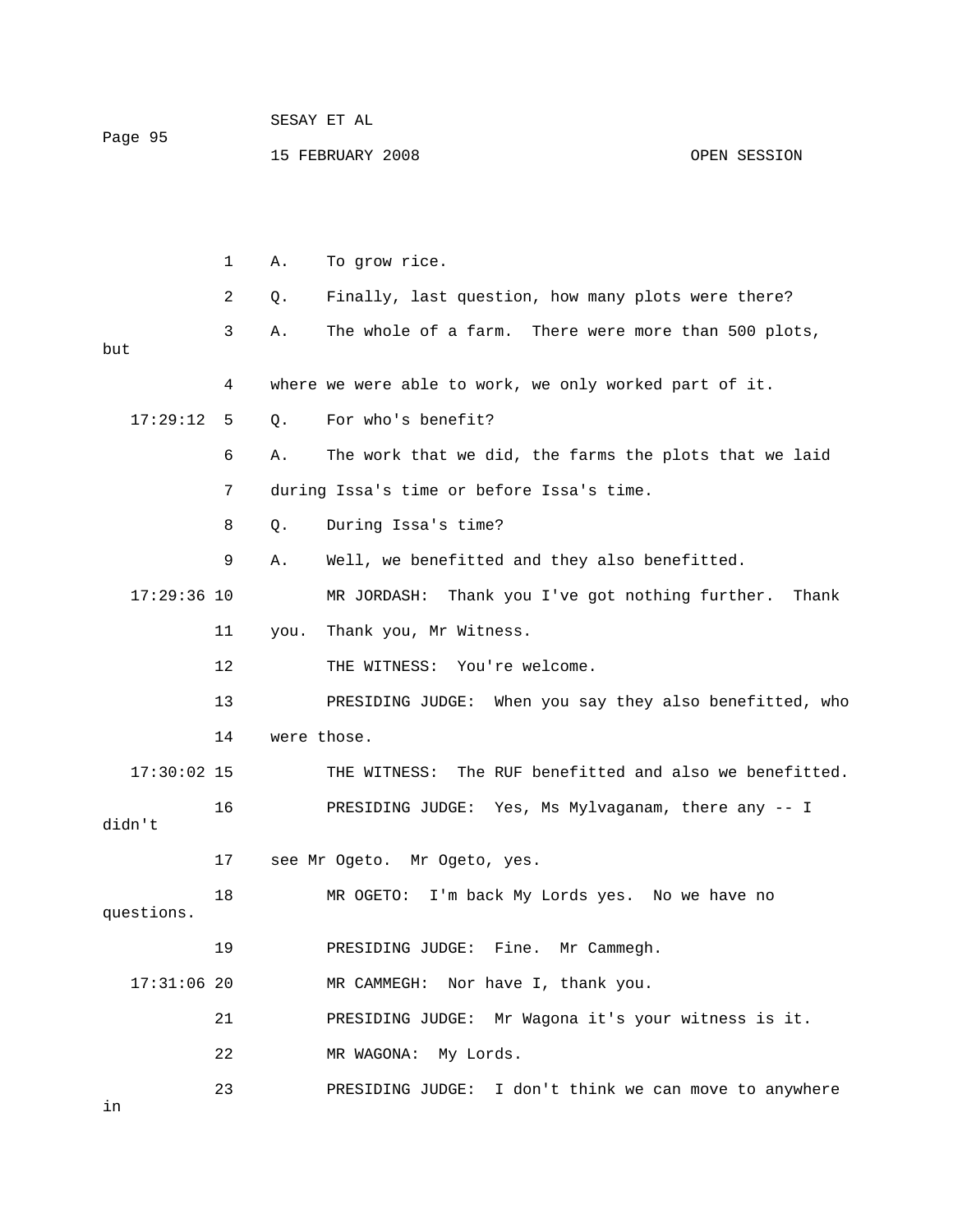1 A. To grow rice.

2 Q. Finally, last question, how many plots were there?

3 A. The whole of a farm. There were more than 500 plots, but

4 where we were able to work, we only worked part of it.

17:29:12 5 Q. For who's benefit?

6 A. The work that we did, the farms the plots that we laid

7 during Issa's time or before Issa's time.

8 Q. During Issa's time?

9 A. Well, we benefitted and they also benefitted.

17:29:36 10 MR JORDASH: Thank you I've got nothing further. Thank

11 you. Thank you, Mr Witness.

12 THE WITNESS: You're welcome.

13 PRESIDING JUDGE: When you say they also benefitted, who

14 were those.

17:30:02 15 THE WITNESS: The RUF benefitted and also we benefitted.

16 PRESIDING JUDGE: Yes, Ms Mylvaganam, there any -- I didn't

17 see Mr Ogeto. Mr Ogeto, yes.

18 MR OGETO: I'm back My Lords yes. No we have no questions.

19 PRESIDING JUDGE: Fine. Mr Cammegh.

17:31:06 20 MR CAMMEGH: Nor have I, thank you.

21 PRESIDING JUDGE: Mr Wagona it's your witness is it.

22 MR WAGONA: My Lords.

23 PRESIDING JUDGE: I don't think we can move to anywhere in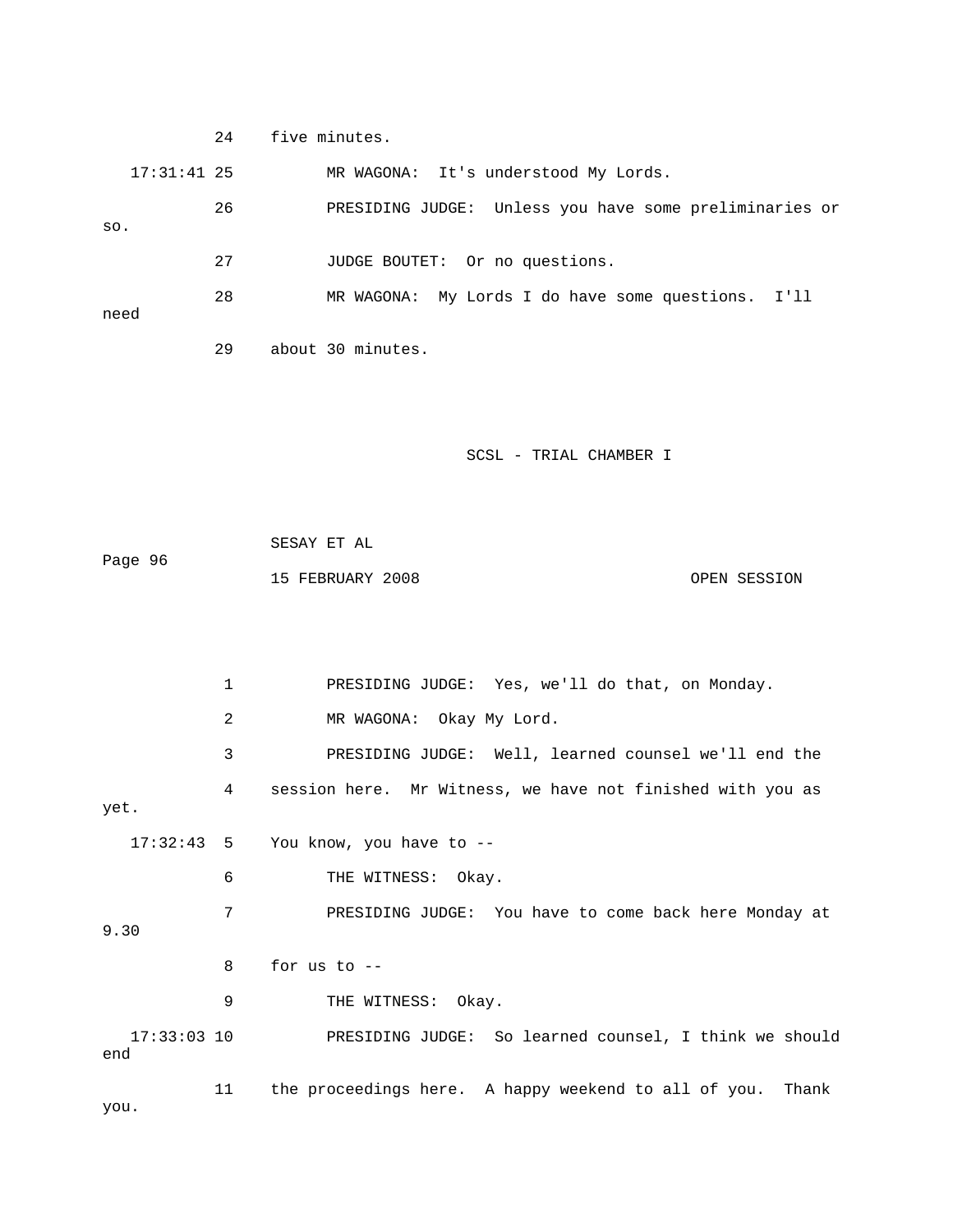24 five minutes.

17:31:41 25 MR WAGONA: It's understood My Lords.

26 PRESIDING JUDGE: Unless you have some preliminaries or so.

27 JUDGE BOUTET: Or no questions.

28 MR WAGONA: My Lords I do have some questions. I'll need

29 about 30 minutes.

1 PRESIDING JUDGE: Yes, we'll do that, on Monday.

2 MR WAGONA: Okay My Lord.

3 PRESIDING JUDGE: Well, learned counsel we'll end the

4 session here. Mr Witness, we have not finished with you as yet.

17:32:43 5 You know, you have to --

6 THE WITNESS: Okay.

7 PRESIDING JUDGE: You have to come back here Monday at 9.30

8 for us to --

9 THE WITNESS: Okay.

17:33:03 10 PRESIDING JUDGE: So learned counsel, I think we should end

11 the proceedings here. A happy weekend to all of you. Thank you.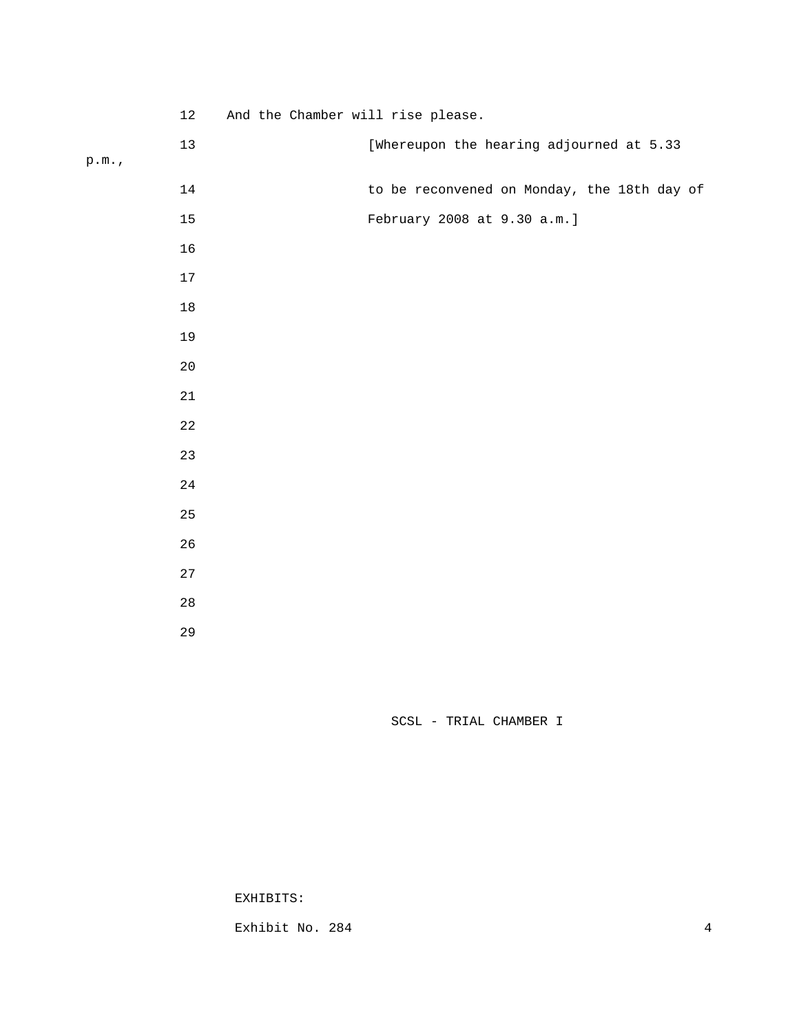12 And the Chamber will rise please.

13 [Whereupon the hearing adjourned at 5.33 p.m.,

14 to be reconvened on Monday, the 18th day of

15 February 2008 at 9.30 a.m.]

16

17

18

19

20

21

22

23

24

25

26

27

28

29

SCSL - TRIAL CHAMBER I

EXHIBITS:

Exhibit No. 284 4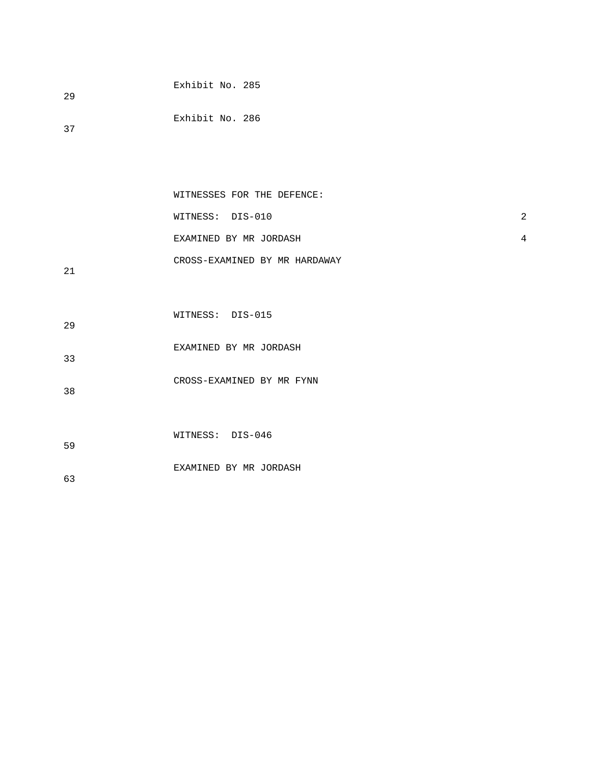Exhibit No. 285 29

Exhibit No. 286 37

WITNESSES FOR THE DEFENCE:

WITNESS: DIS-010 2

EXAMINED BY MR JORDASH 4

CROSS-EXAMINED BY MR HARDAWAY 21

WITNESS: DIS-015 29

EXAMINED BY MR JORDASH 33

CROSS-EXAMINED BY MR FYNN 38

WITNESS: DIS-046 59

EXAMINED BY MR JORDASH 63